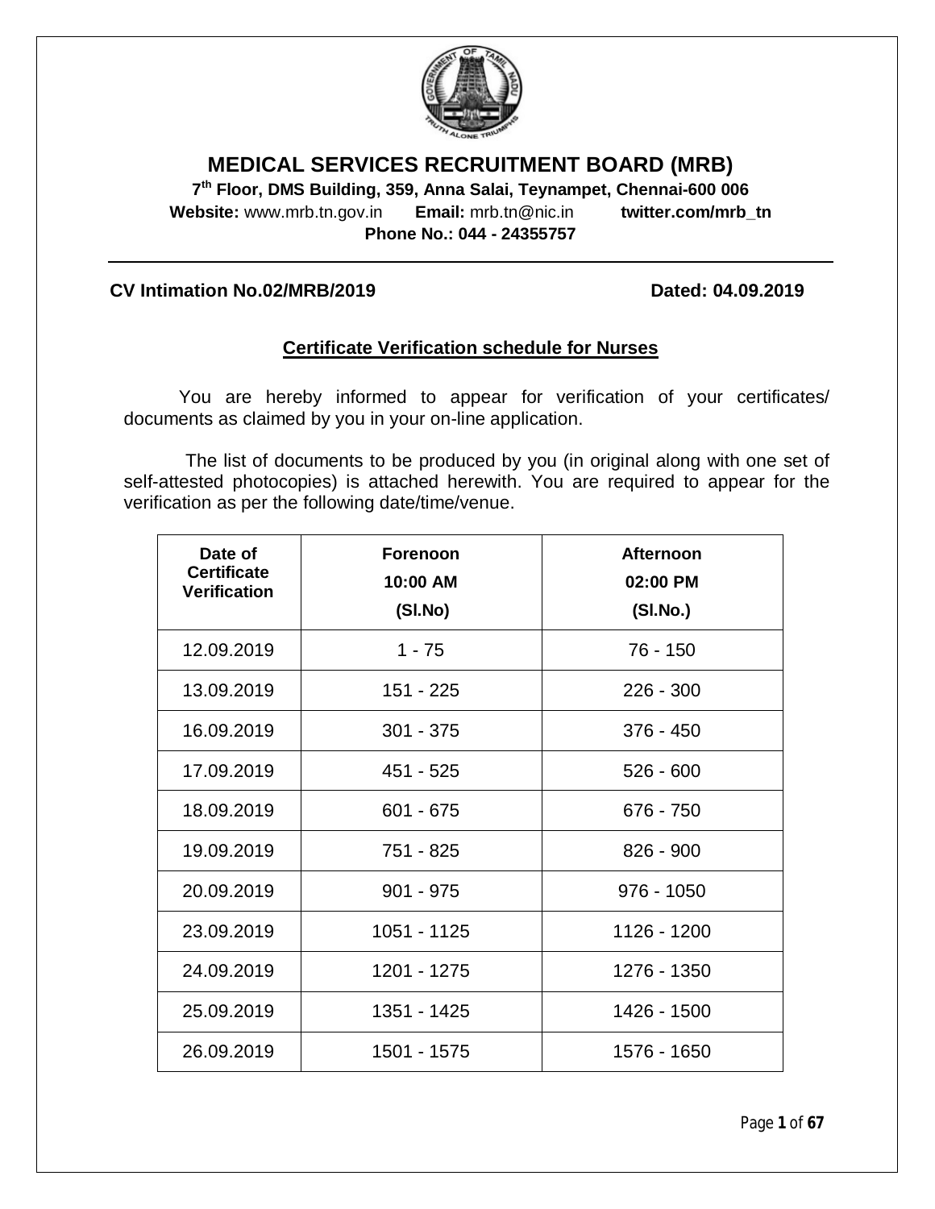# MEDICAL SERVICES RECRUITMENT BOARD (MRB)

**7th Floor, DMS Building, 359, Anna Salai, Teynampet, Chennai-600 006**

**Website:** www.mrb.tn.gov.in **Email:** mrb.tn@nic.in **twitter.com/mrb_tn**

**Phone No.: 044 - 24355757**

---

**CV Intimation No.02/MRB/2019** **Dated: 04.09.2019**

## Certificate Verification schedule for Nurses

You are hereby informed to appear for verification of your certificates/ documents as claimed by you in your on-line application.

The list of documents to be produced by you (in original along with one set of self-attested photocopies) is attached herewith. You are required to appear for the verification as per the following date/time/venue.

| Date of Certificate Verification | Forenoon 10:00 AM (Sl.No) | Afternoon 02:00 PM (Sl.No.) |
|---|---|---|
| 12.09.2019 | 1 - 75 | 76 - 150 |
| 13.09.2019 | 151 - 225 | 226 - 300 |
| 16.09.2019 | 301 - 375 | 376 - 450 |
| 17.09.2019 | 451 - 525 | 526 - 600 |
| 18.09.2019 | 601 - 675 | 676 - 750 |
| 19.09.2019 | 751 - 825 | 826 - 900 |
| 20.09.2019 | 901 - 975 | 976 - 1050 |
| 23.09.2019 | 1051 - 1125 | 1126 - 1200 |
| 24.09.2019 | 1201 - 1275 | 1276 - 1350 |
| 25.09.2019 | 1351 - 1425 | 1426 - 1500 |
| 26.09.2019 | 1501 - 1575 | 1576 - 1650 |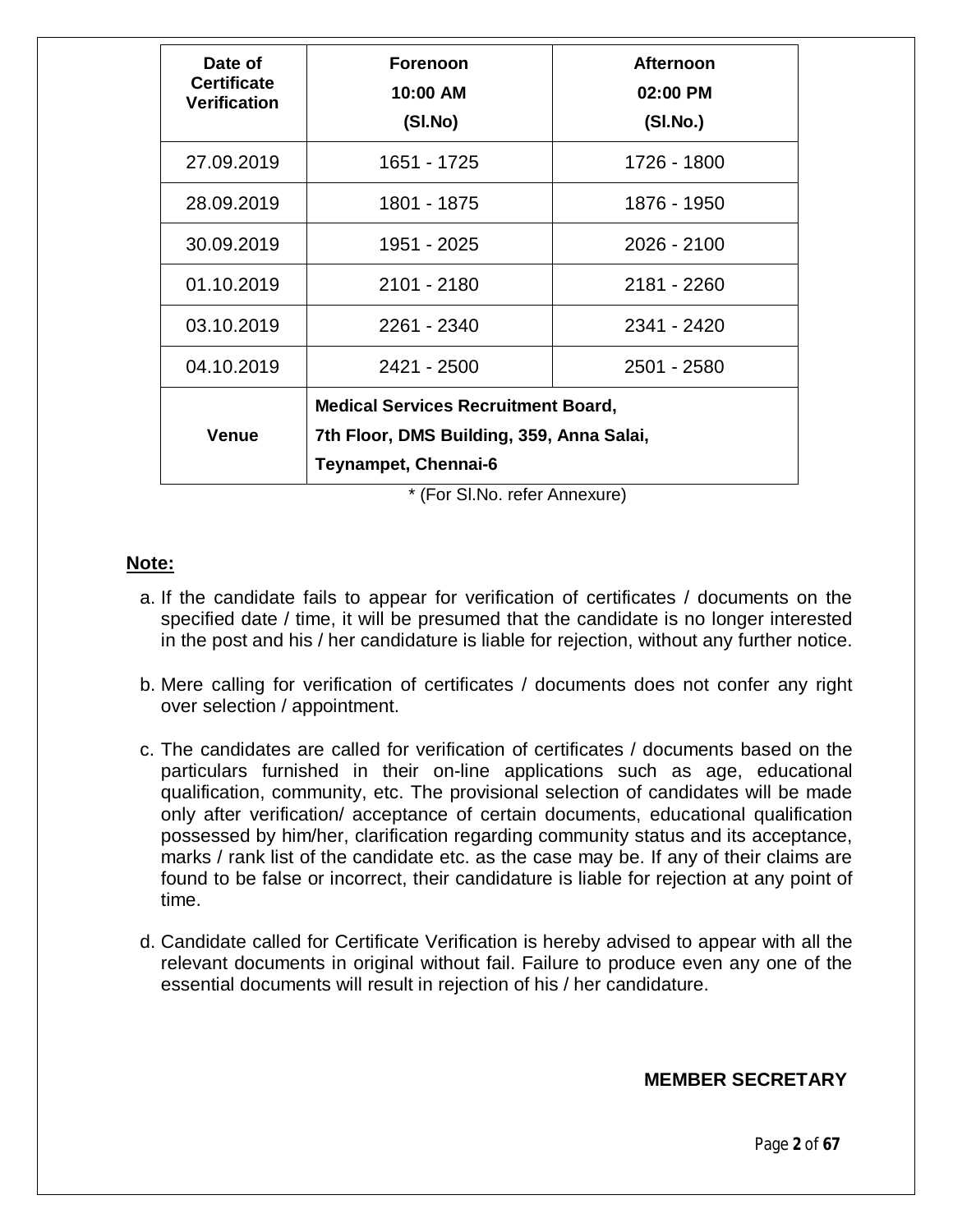| Date of Certificate Verification | Forenoon 10:00 AM (Sl.No) | Afternoon 02:00 PM (Sl.No.) |
|---|---|---|
| 27.09.2019 | 1651 - 1725 | 1726 - 1800 |
| 28.09.2019 | 1801 - 1875 | 1876 - 1950 |
| 30.09.2019 | 1951 - 2025 | 2026 - 2100 |
| 01.10.2019 | 2101 - 2180 | 2181 - 2260 |
| 03.10.2019 | 2261 - 2340 | 2341 - 2420 |
| 04.10.2019 | 2421 - 2500 | 2501 - 2580 |
| **Venue** | **Medical Services Recruitment Board, 7th Floor, DMS Building, 359, Anna Salai, Teynampet, Chennai-6** | |

* (For Sl.No. refer Annexure)

**Note:**

a. If the candidate fails to appear for verification of certificates / documents on the specified date / time, it will be presumed that the candidate is no longer interested in the post and his / her candidature is liable for rejection, without any further notice.

b. Mere calling for verification of certificates / documents does not confer any right over selection / appointment.

c. The candidates are called for verification of certificates / documents based on the particulars furnished in their on-line applications such as age, educational qualification, community, etc. The provisional selection of candidates will be made only after verification/ acceptance of certain documents, educational qualification possessed by him/her, clarification regarding community status and its acceptance, marks / rank list of the candidate etc. as the case may be. If any of their claims are found to be false or incorrect, their candidature is liable for rejection at any point of time.

d. Candidate called for Certificate Verification is hereby advised to appear with all the relevant documents in original without fail. Failure to produce even any one of the essential documents will result in rejection of his / her candidature.

**MEMBER SECRETARY**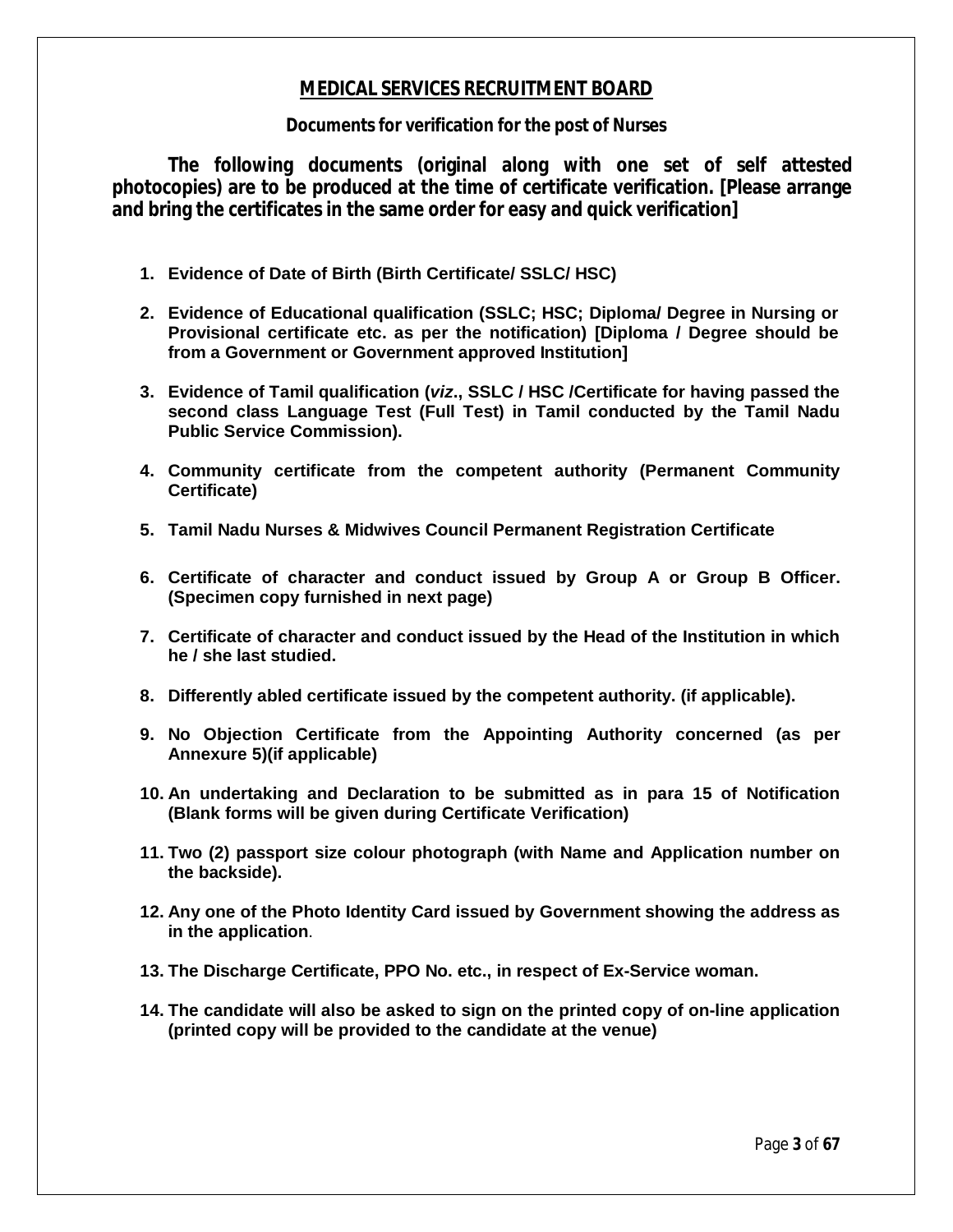# MEDICAL SERVICES RECRUITMENT BOARD

## Documents for verification for the post of Nurses

**The following documents (original along with one set of self attested photocopies) are to be produced at the time of certificate verification. [Please arrange and bring the certificates in the same order for easy and quick verification]**

1. **Evidence of Date of Birth (Birth Certificate/ SSLC/ HSC)**
2. **Evidence of Educational qualification (SSLC; HSC; Diploma/ Degree in Nursing or Provisional certificate etc. as per the notification) [Diploma / Degree should be from a Government or Government approved Institution]**
3. **Evidence of Tamil qualification (*viz*., SSLC / HSC /Certificate for having passed the second class Language Test (Full Test) in Tamil conducted by the Tamil Nadu Public Service Commission).**
4. **Community certificate from the competent authority (Permanent Community Certificate)**
5. **Tamil Nadu Nurses & Midwives Council Permanent Registration Certificate**
6. **Certificate of character and conduct issued by Group A or Group B Officer. (Specimen copy furnished in next page)**
7. **Certificate of character and conduct issued by the Head of the Institution in which he / she last studied.**
8. **Differently abled certificate issued by the competent authority. (if applicable).**
9. **No Objection Certificate from the Appointing Authority concerned (as per Annexure 5)(if applicable)**
10. **An undertaking and Declaration to be submitted as in para 15 of Notification (Blank forms will be given during Certificate Verification)**
11. **Two (2) passport size colour photograph (with Name and Application number on the backside).**
12. **Any one of the Photo Identity Card issued by Government showing the address as in the application**.
13. **The Discharge Certificate, PPO No. etc., in respect of Ex-Service woman.**
14. **The candidate will also be asked to sign on the printed copy of on-line application (printed copy will be provided to the candidate at the venue)**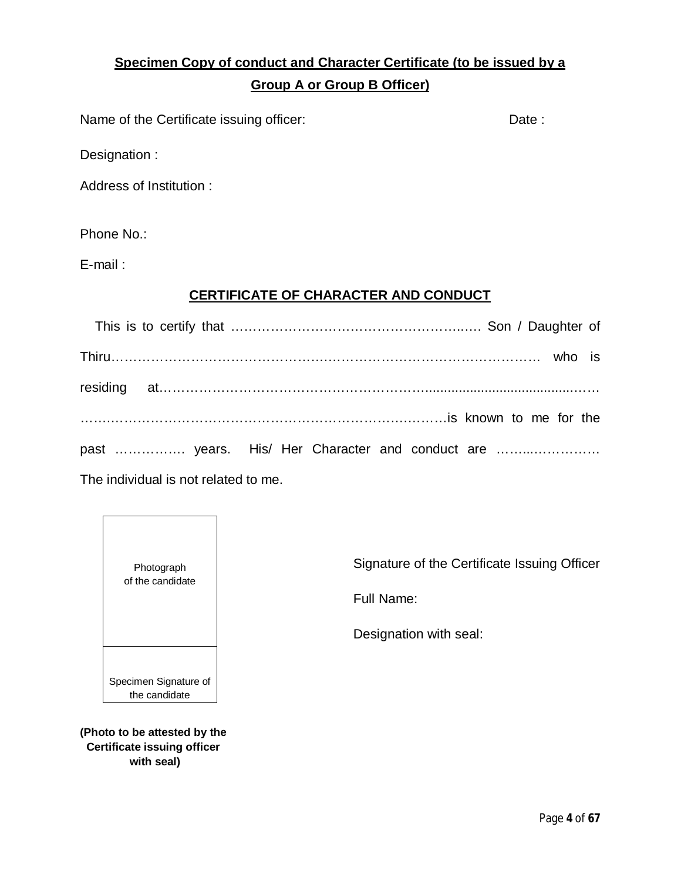**Specimen Copy of conduct and Character Certificate (to be issued by a Group A or Group B Officer)**

Name of the Certificate issuing officer: Date :

Designation :

Address of Institution :

Phone No.:

E-mail :

**CERTIFICATE OF CHARACTER AND CONDUCT**

This is to certify that ……………………………………………………. Son / Daughter of Thiru………………………………………………………………………………………. who is residing at…………………………………………………………………………………… ………………………………………………………………………….is known to me for the past ……………. years. His/ Her Character and conduct are ……..…………… The individual is not related to me.

| Photograph of the candidate |
| --- |
| Specimen Signature of the candidate |

**(Photo to be attested by the Certificate issuing officer with seal)**

Signature of the Certificate Issuing Officer

Full Name:

Designation with seal: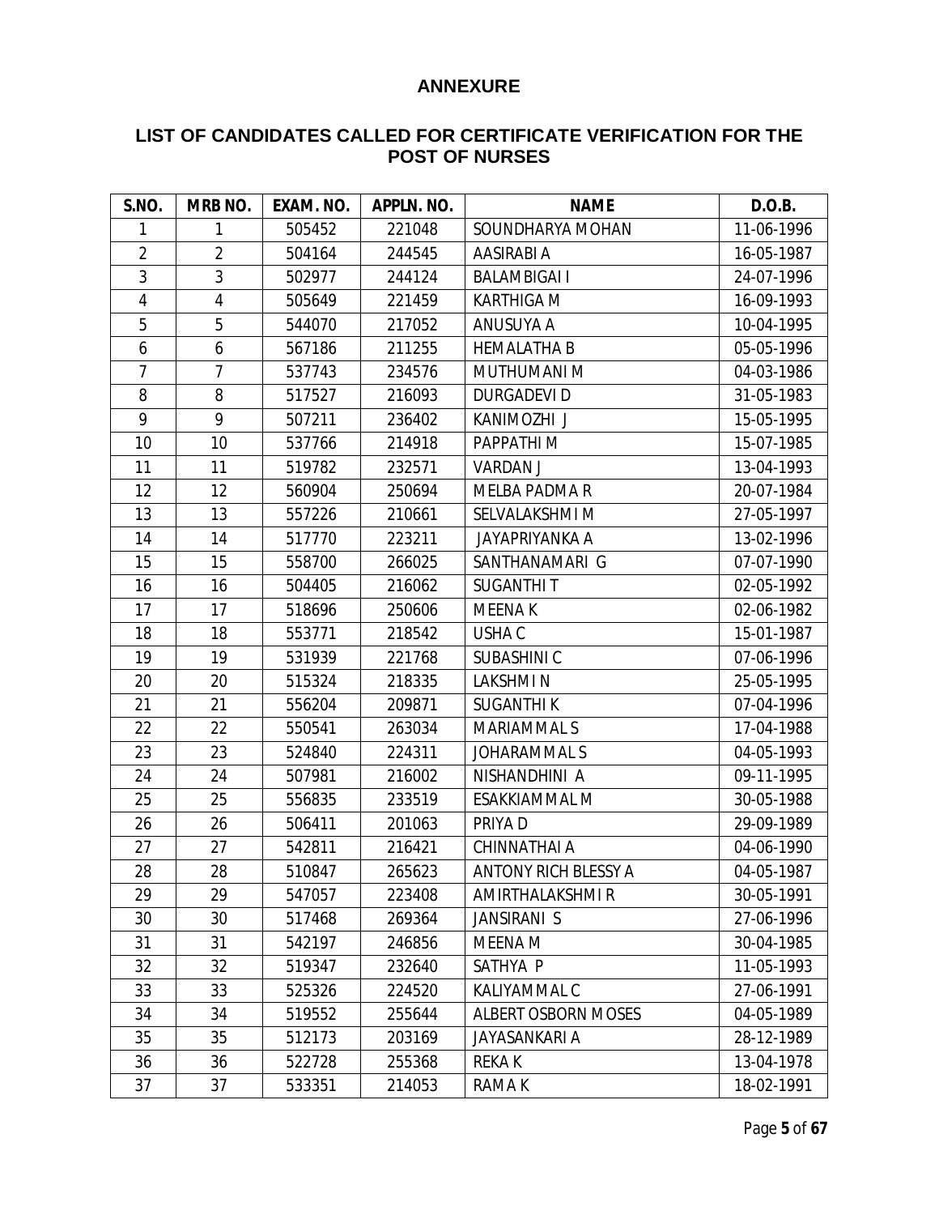## ANNEXURE

## LIST OF CANDIDATES CALLED FOR CERTIFICATE VERIFICATION FOR THE POST OF NURSES

| S.NO. | MRB NO. | EXAM. NO. | APPLN. NO. | NAME | D.O.B. |
|---|---|---|---|---|---|
| 1 | 1 | 505452 | 221048 | SOUNDHARYA MOHAN | 11-06-1996 |
| 2 | 2 | 504164 | 244545 | AASIRABI A | 16-05-1987 |
| 3 | 3 | 502977 | 244124 | BALAMBIGAI I | 24-07-1996 |
| 4 | 4 | 505649 | 221459 | KARTHIGA M | 16-09-1993 |
| 5 | 5 | 544070 | 217052 | ANUSUYA A | 10-04-1995 |
| 6 | 6 | 567186 | 211255 | HEMALATHA B | 05-05-1996 |
| 7 | 7 | 537743 | 234576 | MUTHUMANI M | 04-03-1986 |
| 8 | 8 | 517527 | 216093 | DURGADEVI D | 31-05-1983 |
| 9 | 9 | 507211 | 236402 | KANIMOZHI J | 15-05-1995 |
| 10 | 10 | 537766 | 214918 | PAPPATHI M | 15-07-1985 |
| 11 | 11 | 519782 | 232571 | VARDAN J | 13-04-1993 |
| 12 | 12 | 560904 | 250694 | MELBA PADMA R | 20-07-1984 |
| 13 | 13 | 557226 | 210661 | SELVALAKSHMI M | 27-05-1997 |
| 14 | 14 | 517770 | 223211 | JAYAPRIYANKA A | 13-02-1996 |
| 15 | 15 | 558700 | 266025 | SANTHANAMARI G | 07-07-1990 |
| 16 | 16 | 504405 | 216062 | SUGANTHI T | 02-05-1992 |
| 17 | 17 | 518696 | 250606 | MEENA K | 02-06-1982 |
| 18 | 18 | 553771 | 218542 | USHA C | 15-01-1987 |
| 19 | 19 | 531939 | 221768 | SUBASHINI C | 07-06-1996 |
| 20 | 20 | 515324 | 218335 | LAKSHMI N | 25-05-1995 |
| 21 | 21 | 556204 | 209871 | SUGANTHI K | 07-04-1996 |
| 22 | 22 | 550541 | 263034 | MARIAMMAL S | 17-04-1988 |
| 23 | 23 | 524840 | 224311 | JOHARAMMAL S | 04-05-1993 |
| 24 | 24 | 507981 | 216002 | NISHANDHINI A | 09-11-1995 |
| 25 | 25 | 556835 | 233519 | ESAKKIAMMAL M | 30-05-1988 |
| 26 | 26 | 506411 | 201063 | PRIYA D | 29-09-1989 |
| 27 | 27 | 542811 | 216421 | CHINNATHAI A | 04-06-1990 |
| 28 | 28 | 510847 | 265623 | ANTONY RICH BLESSY A | 04-05-1987 |
| 29 | 29 | 547057 | 223408 | AMIRTHALAKSHMI R | 30-05-1991 |
| 30 | 30 | 517468 | 269364 | JANSIRANI S | 27-06-1996 |
| 31 | 31 | 542197 | 246856 | MEENA M | 30-04-1985 |
| 32 | 32 | 519347 | 232640 | SATHYA P | 11-05-1993 |
| 33 | 33 | 525326 | 224520 | KALIYAMMAL C | 27-06-1991 |
| 34 | 34 | 519552 | 255644 | ALBERT OSBORN MOSES | 04-05-1989 |
| 35 | 35 | 512173 | 203169 | JAYASANKARI A | 28-12-1989 |
| 36 | 36 | 522728 | 255368 | REKA K | 13-04-1978 |
| 37 | 37 | 533351 | 214053 | RAMA K | 18-02-1991 |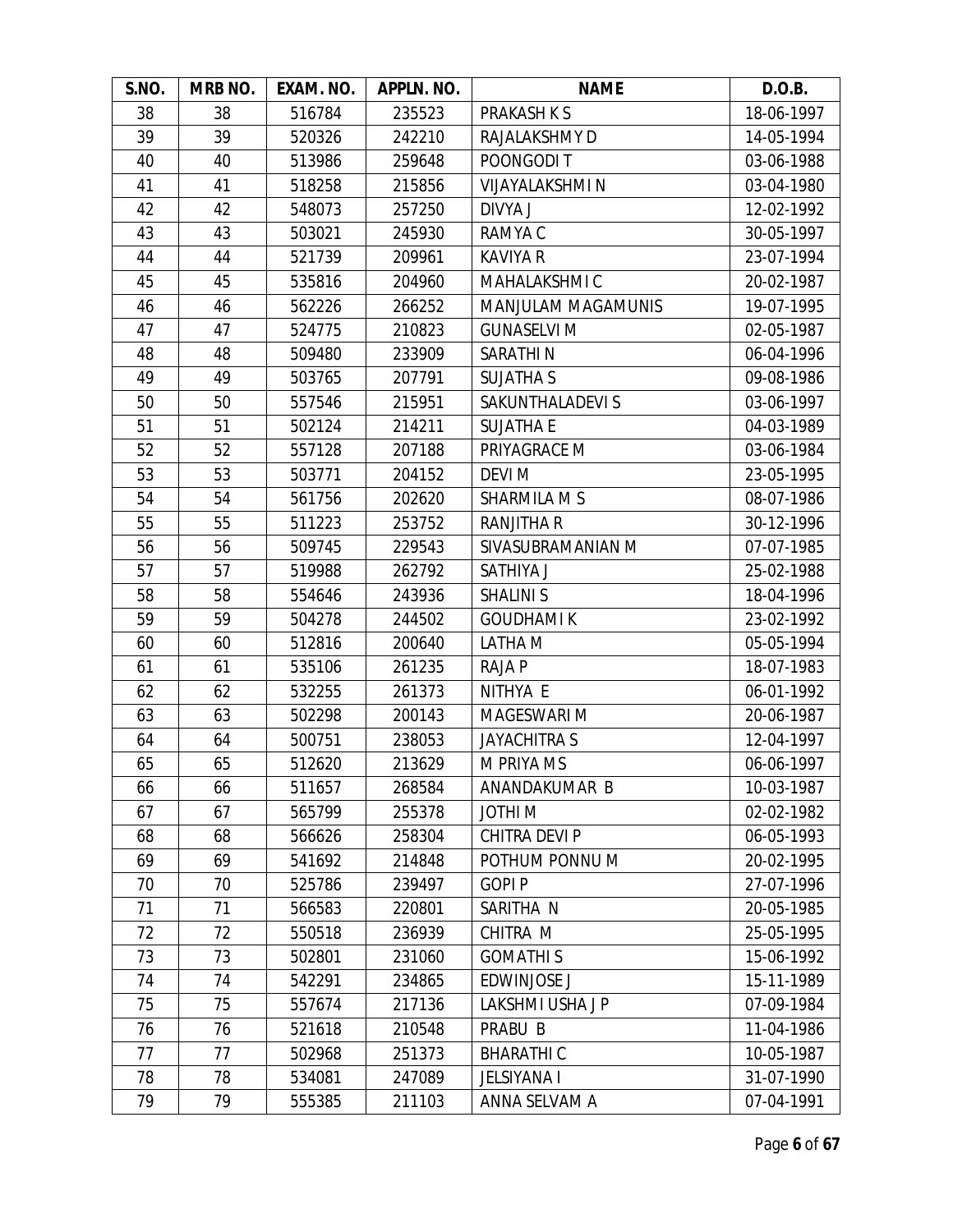| S.NO. | MRB NO. | EXAM. NO. | APPLN. NO. | NAME | D.O.B. |
|---|---|---|---|---|---|
| 38 | 38 | 516784 | 235523 | PRAKASH K S | 18-06-1997 |
| 39 | 39 | 520326 | 242210 | RAJALAKSHMY D | 14-05-1994 |
| 40 | 40 | 513986 | 259648 | POONGODI T | 03-06-1988 |
| 41 | 41 | 518258 | 215856 | VIJAYALAKSHMI N | 03-04-1980 |
| 42 | 42 | 548073 | 257250 | DIVYA J | 12-02-1992 |
| 43 | 43 | 503021 | 245930 | RAMYA C | 30-05-1997 |
| 44 | 44 | 521739 | 209961 | KAVIYA R | 23-07-1994 |
| 45 | 45 | 535816 | 204960 | MAHALAKSHMI C | 20-02-1987 |
| 46 | 46 | 562226 | 266252 | MANJULAM MAGAMUNIS | 19-07-1995 |
| 47 | 47 | 524775 | 210823 | GUNASELVI M | 02-05-1987 |
| 48 | 48 | 509480 | 233909 | SARATHI N | 06-04-1996 |
| 49 | 49 | 503765 | 207791 | SUJATHA S | 09-08-1986 |
| 50 | 50 | 557546 | 215951 | SAKUNTHALADEVI S | 03-06-1997 |
| 51 | 51 | 502124 | 214211 | SUJATHA E | 04-03-1989 |
| 52 | 52 | 557128 | 207188 | PRIYAGRACE M | 03-06-1984 |
| 53 | 53 | 503771 | 204152 | DEVI M | 23-05-1995 |
| 54 | 54 | 561756 | 202620 | SHARMILA M S | 08-07-1986 |
| 55 | 55 | 511223 | 253752 | RANJITHA R | 30-12-1996 |
| 56 | 56 | 509745 | 229543 | SIVASUBRAMANIAN M | 07-07-1985 |
| 57 | 57 | 519988 | 262792 | SATHIYA J | 25-02-1988 |
| 58 | 58 | 554646 | 243936 | SHALINI S | 18-04-1996 |
| 59 | 59 | 504278 | 244502 | GOUDHAMI K | 23-02-1992 |
| 60 | 60 | 512816 | 200640 | LATHA M | 05-05-1994 |
| 61 | 61 | 535106 | 261235 | RAJA P | 18-07-1983 |
| 62 | 62 | 532255 | 261373 | NITHYA E | 06-01-1992 |
| 63 | 63 | 502298 | 200143 | MAGESWARI M | 20-06-1987 |
| 64 | 64 | 500751 | 238053 | JAYACHITRA S | 12-04-1997 |
| 65 | 65 | 512620 | 213629 | M PRIYA M S | 06-06-1997 |
| 66 | 66 | 511657 | 268584 | ANANDAKUMAR B | 10-03-1987 |
| 67 | 67 | 565799 | 255378 | JOTHI M | 02-02-1982 |
| 68 | 68 | 566626 | 258304 | CHITRA DEVI P | 06-05-1993 |
| 69 | 69 | 541692 | 214848 | POTHUM PONNU M | 20-02-1995 |
| 70 | 70 | 525786 | 239497 | GOPI P | 27-07-1996 |
| 71 | 71 | 566583 | 220801 | SARITHA N | 20-05-1985 |
| 72 | 72 | 550518 | 236939 | CHITRA M | 25-05-1995 |
| 73 | 73 | 502801 | 231060 | GOMATHI S | 15-06-1992 |
| 74 | 74 | 542291 | 234865 | EDWINJOSE J | 15-11-1989 |
| 75 | 75 | 557674 | 217136 | LAKSHMI USHA J P | 07-09-1984 |
| 76 | 76 | 521618 | 210548 | PRABU B | 11-04-1986 |
| 77 | 77 | 502968 | 251373 | BHARATHI C | 10-05-1987 |
| 78 | 78 | 534081 | 247089 | JELSIYANA I | 31-07-1990 |
| 79 | 79 | 555385 | 211103 | ANNA SELVAM A | 07-04-1991 |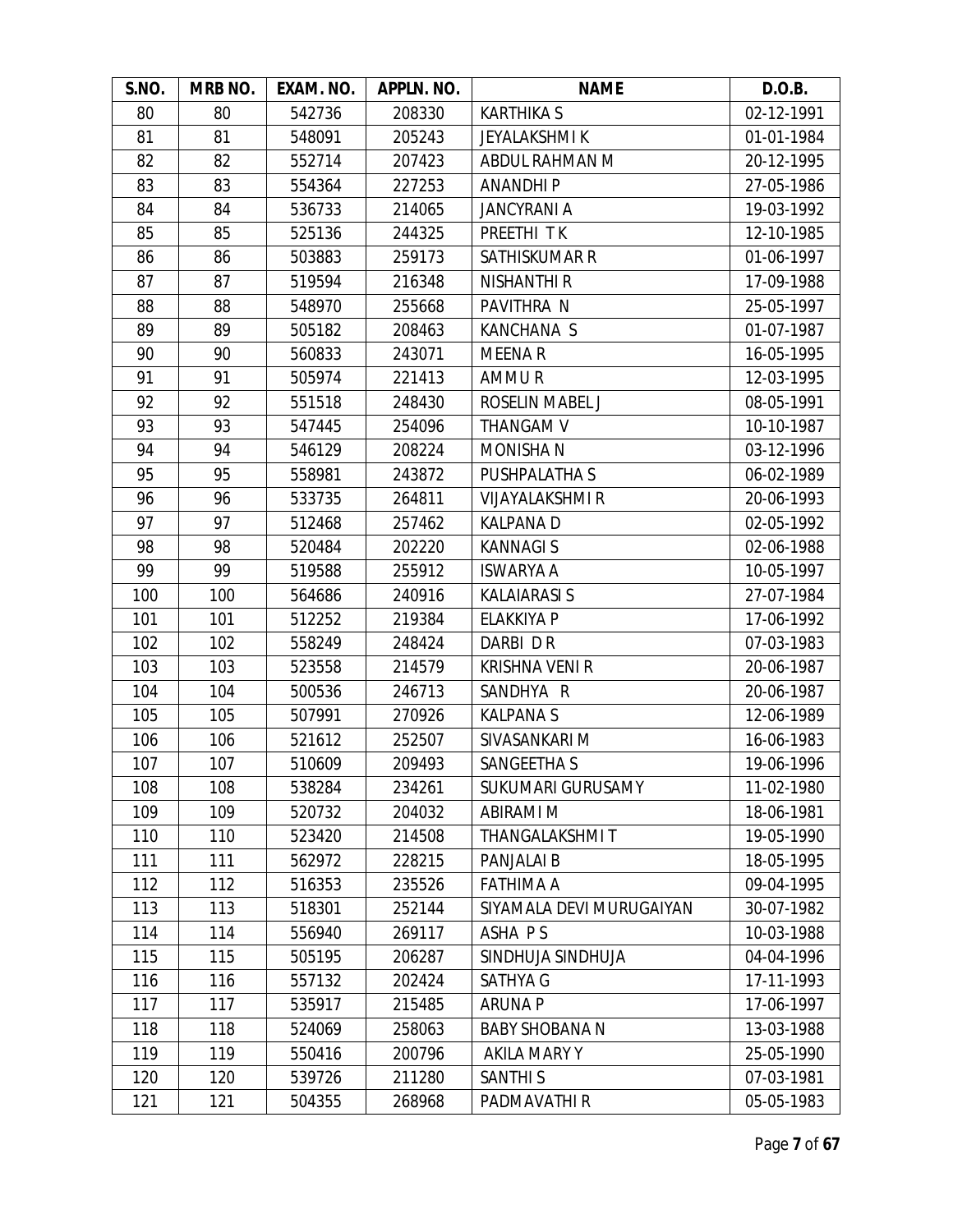| S.NO. | MRB NO. | EXAM. NO. | APPLN. NO. | NAME | D.O.B. |
|---|---|---|---|---|---|
| 80 | 80 | 542736 | 208330 | KARTHIKA S | 02-12-1991 |
| 81 | 81 | 548091 | 205243 | JEYALAKSHMI K | 01-01-1984 |
| 82 | 82 | 552714 | 207423 | ABDUL RAHMAN M | 20-12-1995 |
| 83 | 83 | 554364 | 227253 | ANANDHI P | 27-05-1986 |
| 84 | 84 | 536733 | 214065 | JANCYRANI A | 19-03-1992 |
| 85 | 85 | 525136 | 244325 | PREETHI T K | 12-10-1985 |
| 86 | 86 | 503883 | 259173 | SATHISKUMAR R | 01-06-1997 |
| 87 | 87 | 519594 | 216348 | NISHANTHI R | 17-09-1988 |
| 88 | 88 | 548970 | 255668 | PAVITHRA N | 25-05-1997 |
| 89 | 89 | 505182 | 208463 | KANCHANA S | 01-07-1987 |
| 90 | 90 | 560833 | 243071 | MEENA R | 16-05-1995 |
| 91 | 91 | 505974 | 221413 | AMMU R | 12-03-1995 |
| 92 | 92 | 551518 | 248430 | ROSELIN MABEL J | 08-05-1991 |
| 93 | 93 | 547445 | 254096 | THANGAM V | 10-10-1987 |
| 94 | 94 | 546129 | 208224 | MONISHA N | 03-12-1996 |
| 95 | 95 | 558981 | 243872 | PUSHPALATHA S | 06-02-1989 |
| 96 | 96 | 533735 | 264811 | VIJAYALAKSHMI R | 20-06-1993 |
| 97 | 97 | 512468 | 257462 | KALPANA D | 02-05-1992 |
| 98 | 98 | 520484 | 202220 | KANNAGI S | 02-06-1988 |
| 99 | 99 | 519588 | 255912 | ISWARYA A | 10-05-1997 |
| 100 | 100 | 564686 | 240916 | KALAIARASI S | 27-07-1984 |
| 101 | 101 | 512252 | 219384 | ELAKKIYA P | 17-06-1992 |
| 102 | 102 | 558249 | 248424 | DARBI D R | 07-03-1983 |
| 103 | 103 | 523558 | 214579 | KRISHNA VENI R | 20-06-1987 |
| 104 | 104 | 500536 | 246713 | SANDHYA R | 20-06-1987 |
| 105 | 105 | 507991 | 270926 | KALPANA S | 12-06-1989 |
| 106 | 106 | 521612 | 252507 | SIVASANKARI M | 16-06-1983 |
| 107 | 107 | 510609 | 209493 | SANGEETHA S | 19-06-1996 |
| 108 | 108 | 538284 | 234261 | SUKUMARI GURUSAMY | 11-02-1980 |
| 109 | 109 | 520732 | 204032 | ABIRAMI M | 18-06-1981 |
| 110 | 110 | 523420 | 214508 | THANGALAKSHMI T | 19-05-1990 |
| 111 | 111 | 562972 | 228215 | PANJALAI B | 18-05-1995 |
| 112 | 112 | 516353 | 235526 | FATHIMA A | 09-04-1995 |
| 113 | 113 | 518301 | 252144 | SIYAMALA DEVI MURUGAIYAN | 30-07-1982 |
| 114 | 114 | 556940 | 269117 | ASHA P S | 10-03-1988 |
| 115 | 115 | 505195 | 206287 | SINDHUJA SINDHUJA | 04-04-1996 |
| 116 | 116 | 557132 | 202424 | SATHYA G | 17-11-1993 |
| 117 | 117 | 535917 | 215485 | ARUNA P | 17-06-1997 |
| 118 | 118 | 524069 | 258063 | BABY SHOBANA N | 13-03-1988 |
| 119 | 119 | 550416 | 200796 | AKILA MARY Y | 25-05-1990 |
| 120 | 120 | 539726 | 211280 | SANTHI S | 07-03-1981 |
| 121 | 121 | 504355 | 268968 | PADMAVATHI R | 05-05-1983 |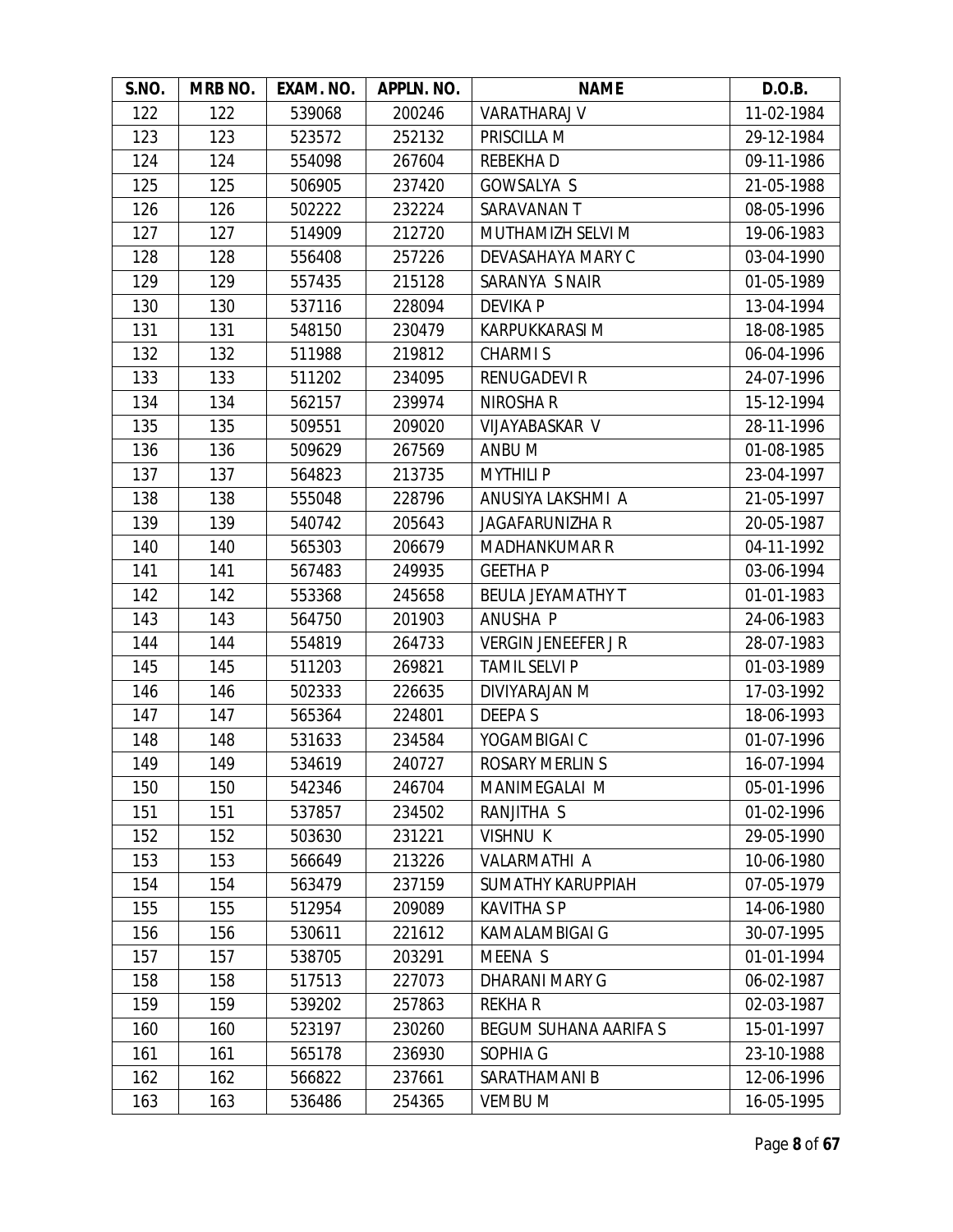| S.NO. | MRB NO. | EXAM. NO. | APPLN. NO. | NAME | D.O.B. |
|---|---|---|---|---|---|
| 122 | 122 | 539068 | 200246 | VARATHARAJ V | 11-02-1984 |
| 123 | 123 | 523572 | 252132 | PRISCILLA M | 29-12-1984 |
| 124 | 124 | 554098 | 267604 | REBEKHA D | 09-11-1986 |
| 125 | 125 | 506905 | 237420 | GOWSALYA S | 21-05-1988 |
| 126 | 126 | 502222 | 232224 | SARAVANAN T | 08-05-1996 |
| 127 | 127 | 514909 | 212720 | MUTHAMIZH SELVI M | 19-06-1983 |
| 128 | 128 | 556408 | 257226 | DEVASAHAYA MARY C | 03-04-1990 |
| 129 | 129 | 557435 | 215128 | SARANYA S NAIR | 01-05-1989 |
| 130 | 130 | 537116 | 228094 | DEVIKA P | 13-04-1994 |
| 131 | 131 | 548150 | 230479 | KARPUKKARASI M | 18-08-1985 |
| 132 | 132 | 511988 | 219812 | CHARMI S | 06-04-1996 |
| 133 | 133 | 511202 | 234095 | RENUGADEVI R | 24-07-1996 |
| 134 | 134 | 562157 | 239974 | NIROSHA R | 15-12-1994 |
| 135 | 135 | 509551 | 209020 | VIJAYABASKAR V | 28-11-1996 |
| 136 | 136 | 509629 | 267569 | ANBU M | 01-08-1985 |
| 137 | 137 | 564823 | 213735 | MYTHILI P | 23-04-1997 |
| 138 | 138 | 555048 | 228796 | ANUSIYA LAKSHMI A | 21-05-1997 |
| 139 | 139 | 540742 | 205643 | JAGAFARUNIZHA R | 20-05-1987 |
| 140 | 140 | 565303 | 206679 | MADHANKUMAR R | 04-11-1992 |
| 141 | 141 | 567483 | 249935 | GEETHA P | 03-06-1994 |
| 142 | 142 | 553368 | 245658 | BEULA JEYAMATHY T | 01-01-1983 |
| 143 | 143 | 564750 | 201903 | ANUSHA P | 24-06-1983 |
| 144 | 144 | 554819 | 264733 | VERGIN JENEEFER J R | 28-07-1983 |
| 145 | 145 | 511203 | 269821 | TAMIL SELVI P | 01-03-1989 |
| 146 | 146 | 502333 | 226635 | DIVIYARAJAN M | 17-03-1992 |
| 147 | 147 | 565364 | 224801 | DEEPA S | 18-06-1993 |
| 148 | 148 | 531633 | 234584 | YOGAMBIGAI C | 01-07-1996 |
| 149 | 149 | 534619 | 240727 | ROSARY MERLIN S | 16-07-1994 |
| 150 | 150 | 542346 | 246704 | MANIMEGALAI M | 05-01-1996 |
| 151 | 151 | 537857 | 234502 | RANJITHA S | 01-02-1996 |
| 152 | 152 | 503630 | 231221 | VISHNU K | 29-05-1990 |
| 153 | 153 | 566649 | 213226 | VALARMATHI A | 10-06-1980 |
| 154 | 154 | 563479 | 237159 | SUMATHY KARUPPIAH | 07-05-1979 |
| 155 | 155 | 512954 | 209089 | KAVITHA S P | 14-06-1980 |
| 156 | 156 | 530611 | 221612 | KAMALAMBIGAI G | 30-07-1995 |
| 157 | 157 | 538705 | 203291 | MEENA S | 01-01-1994 |
| 158 | 158 | 517513 | 227073 | DHARANI MARY G | 06-02-1987 |
| 159 | 159 | 539202 | 257863 | REKHA R | 02-03-1987 |
| 160 | 160 | 523197 | 230260 | BEGUM SUHANA AARIFA S | 15-01-1997 |
| 161 | 161 | 565178 | 236930 | SOPHIA G | 23-10-1988 |
| 162 | 162 | 566822 | 237661 | SARATHAMANI B | 12-06-1996 |
| 163 | 163 | 536486 | 254365 | VEMBU M | 16-05-1995 |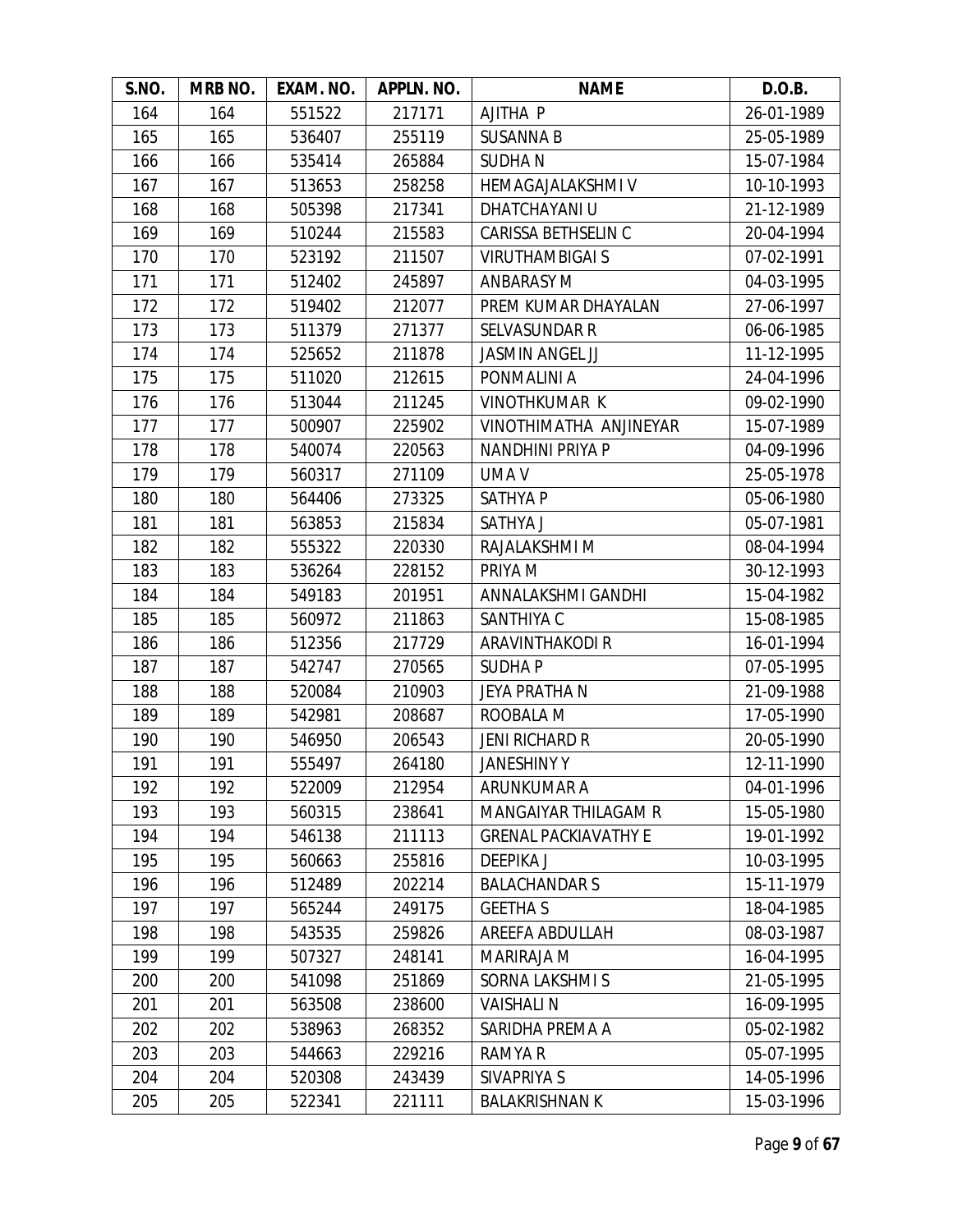| S.NO. | MRB NO. | EXAM. NO. | APPLN. NO. | NAME | D.O.B. |
|---|---|---|---|---|---|
| 164 | 164 | 551522 | 217171 | AJITHA P | 26-01-1989 |
| 165 | 165 | 536407 | 255119 | SUSANNA B | 25-05-1989 |
| 166 | 166 | 535414 | 265884 | SUDHA N | 15-07-1984 |
| 167 | 167 | 513653 | 258258 | HEMAGAJALAKSHMI V | 10-10-1993 |
| 168 | 168 | 505398 | 217341 | DHATCHAYANI U | 21-12-1989 |
| 169 | 169 | 510244 | 215583 | CARISSA BETHSELIN C | 20-04-1994 |
| 170 | 170 | 523192 | 211507 | VIRUTHAMBIGAI S | 07-02-1991 |
| 171 | 171 | 512402 | 245897 | ANBARASY M | 04-03-1995 |
| 172 | 172 | 519402 | 212077 | PREM KUMAR DHAYALAN | 27-06-1997 |
| 173 | 173 | 511379 | 271377 | SELVASUNDAR R | 06-06-1985 |
| 174 | 174 | 525652 | 211878 | JASMIN ANGEL JJ | 11-12-1995 |
| 175 | 175 | 511020 | 212615 | PONMALINI A | 24-04-1996 |
| 176 | 176 | 513044 | 211245 | VINOTHKUMAR K | 09-02-1990 |
| 177 | 177 | 500907 | 225902 | VINOTHIMATHA ANJINEYAR | 15-07-1989 |
| 178 | 178 | 540074 | 220563 | NANDHINI PRIYA P | 04-09-1996 |
| 179 | 179 | 560317 | 271109 | UMA V | 25-05-1978 |
| 180 | 180 | 564406 | 273325 | SATHYA P | 05-06-1980 |
| 181 | 181 | 563853 | 215834 | SATHYA J | 05-07-1981 |
| 182 | 182 | 555322 | 220330 | RAJALAKSHMI M | 08-04-1994 |
| 183 | 183 | 536264 | 228152 | PRIYA M | 30-12-1993 |
| 184 | 184 | 549183 | 201951 | ANNALAKSHMI GANDHI | 15-04-1982 |
| 185 | 185 | 560972 | 211863 | SANTHIYA C | 15-08-1985 |
| 186 | 186 | 512356 | 217729 | ARAVINTHAKODI R | 16-01-1994 |
| 187 | 187 | 542747 | 270565 | SUDHA P | 07-05-1995 |
| 188 | 188 | 520084 | 210903 | JEYA PRATHA N | 21-09-1988 |
| 189 | 189 | 542981 | 208687 | ROOBALA M | 17-05-1990 |
| 190 | 190 | 546950 | 206543 | JENI RICHARD R | 20-05-1990 |
| 191 | 191 | 555497 | 264180 | JANESHINY Y | 12-11-1990 |
| 192 | 192 | 522009 | 212954 | ARUNKUMAR A | 04-01-1996 |
| 193 | 193 | 560315 | 238641 | MANGAIYAR THILAGAM R | 15-05-1980 |
| 194 | 194 | 546138 | 211113 | GRENAL PACKIAVATHY E | 19-01-1992 |
| 195 | 195 | 560663 | 255816 | DEEPIKA J | 10-03-1995 |
| 196 | 196 | 512489 | 202214 | BALACHANDAR S | 15-11-1979 |
| 197 | 197 | 565244 | 249175 | GEETHA S | 18-04-1985 |
| 198 | 198 | 543535 | 259826 | AREEFA ABDULLAH | 08-03-1987 |
| 199 | 199 | 507327 | 248141 | MARIRAJA M | 16-04-1995 |
| 200 | 200 | 541098 | 251869 | SORNA LAKSHMI S | 21-05-1995 |
| 201 | 201 | 563508 | 238600 | VAISHALI N | 16-09-1995 |
| 202 | 202 | 538963 | 268352 | SARIDHA PREMA A | 05-02-1982 |
| 203 | 203 | 544663 | 229216 | RAMYA R | 05-07-1995 |
| 204 | 204 | 520308 | 243439 | SIVAPRIYA S | 14-05-1996 |
| 205 | 205 | 522341 | 221111 | BALAKRISHNAN K | 15-03-1996 |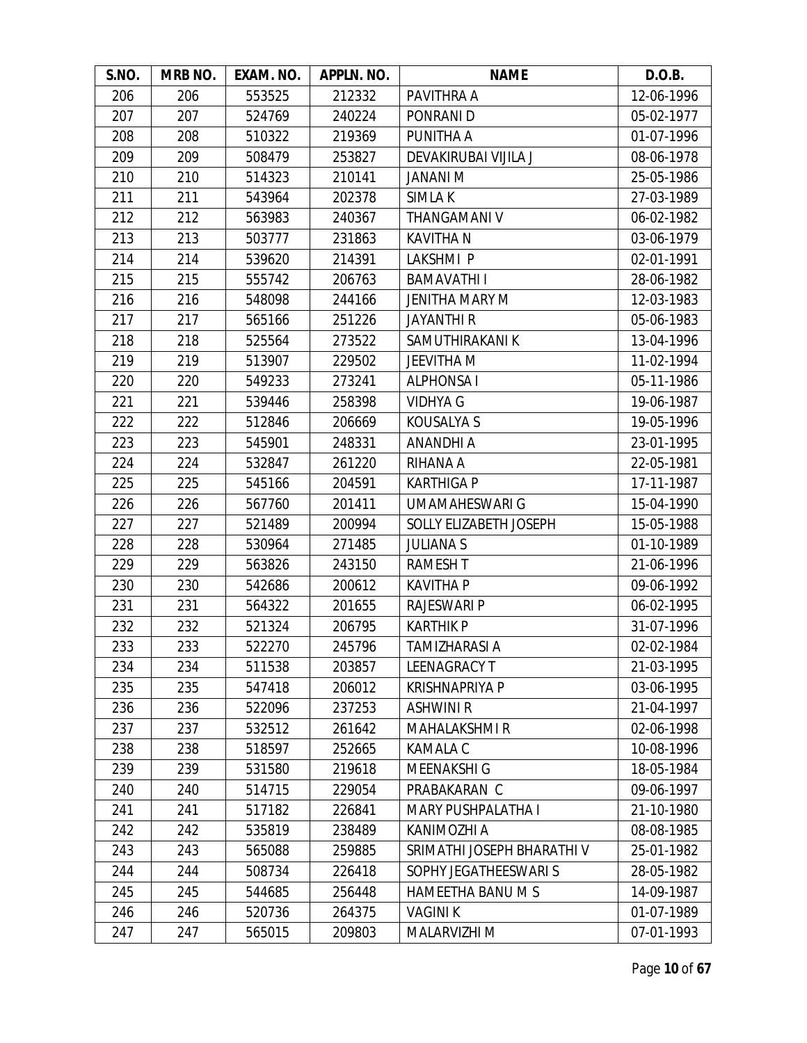| S.NO. | MRB NO. | EXAM. NO. | APPLN. NO. | NAME | D.O.B. |
|---|---|---|---|---|---|
| 206 | 206 | 553525 | 212332 | PAVITHRA A | 12-06-1996 |
| 207 | 207 | 524769 | 240224 | PONRANI D | 05-02-1977 |
| 208 | 208 | 510322 | 219369 | PUNITHA A | 01-07-1996 |
| 209 | 209 | 508479 | 253827 | DEVAKIRUBAI VIJILA J | 08-06-1978 |
| 210 | 210 | 514323 | 210141 | JANANI M | 25-05-1986 |
| 211 | 211 | 543964 | 202378 | SIMLA K | 27-03-1989 |
| 212 | 212 | 563983 | 240367 | THANGAMANI V | 06-02-1982 |
| 213 | 213 | 503777 | 231863 | KAVITHA N | 03-06-1979 |
| 214 | 214 | 539620 | 214391 | LAKSHMI P | 02-01-1991 |
| 215 | 215 | 555742 | 206763 | BAMAVATHI I | 28-06-1982 |
| 216 | 216 | 548098 | 244166 | JENITHA MARY M | 12-03-1983 |
| 217 | 217 | 565166 | 251226 | JAYANTHI R | 05-06-1983 |
| 218 | 218 | 525564 | 273522 | SAMUTHIRAKANI K | 13-04-1996 |
| 219 | 219 | 513907 | 229502 | JEEVITHA M | 11-02-1994 |
| 220 | 220 | 549233 | 273241 | ALPHONSA I | 05-11-1986 |
| 221 | 221 | 539446 | 258398 | VIDHYA G | 19-06-1987 |
| 222 | 222 | 512846 | 206669 | KOUSALYA S | 19-05-1996 |
| 223 | 223 | 545901 | 248331 | ANANDHI A | 23-01-1995 |
| 224 | 224 | 532847 | 261220 | RIHANA A | 22-05-1981 |
| 225 | 225 | 545166 | 204591 | KARTHIGA P | 17-11-1987 |
| 226 | 226 | 567760 | 201411 | UMAMAHESWARI G | 15-04-1990 |
| 227 | 227 | 521489 | 200994 | SOLLY ELIZABETH JOSEPH | 15-05-1988 |
| 228 | 228 | 530964 | 271485 | JULIANA S | 01-10-1989 |
| 229 | 229 | 563826 | 243150 | RAMESH T | 21-06-1996 |
| 230 | 230 | 542686 | 200612 | KAVITHA P | 09-06-1992 |
| 231 | 231 | 564322 | 201655 | RAJESWARI P | 06-02-1995 |
| 232 | 232 | 521324 | 206795 | KARTHIK P | 31-07-1996 |
| 233 | 233 | 522270 | 245796 | TAMIZHARASI A | 02-02-1984 |
| 234 | 234 | 511538 | 203857 | LEENAGRACY T | 21-03-1995 |
| 235 | 235 | 547418 | 206012 | KRISHNAPRIYA P | 03-06-1995 |
| 236 | 236 | 522096 | 237253 | ASHWINI R | 21-04-1997 |
| 237 | 237 | 532512 | 261642 | MAHALAKSHMI R | 02-06-1998 |
| 238 | 238 | 518597 | 252665 | KAMALA C | 10-08-1996 |
| 239 | 239 | 531580 | 219618 | MEENAKSHI G | 18-05-1984 |
| 240 | 240 | 514715 | 229054 | PRABAKARAN C | 09-06-1997 |
| 241 | 241 | 517182 | 226841 | MARY PUSHPALATHA I | 21-10-1980 |
| 242 | 242 | 535819 | 238489 | KANIMOZHI A | 08-08-1985 |
| 243 | 243 | 565088 | 259885 | SRIMATHI JOSEPH BHARATHI V | 25-01-1982 |
| 244 | 244 | 508734 | 226418 | SOPHY JEGATHEESWARI S | 28-05-1982 |
| 245 | 245 | 544685 | 256448 | HAMEETHA BANU M S | 14-09-1987 |
| 246 | 246 | 520736 | 264375 | VAGINI K | 01-07-1989 |
| 247 | 247 | 565015 | 209803 | MALARVIZHI M | 07-01-1993 |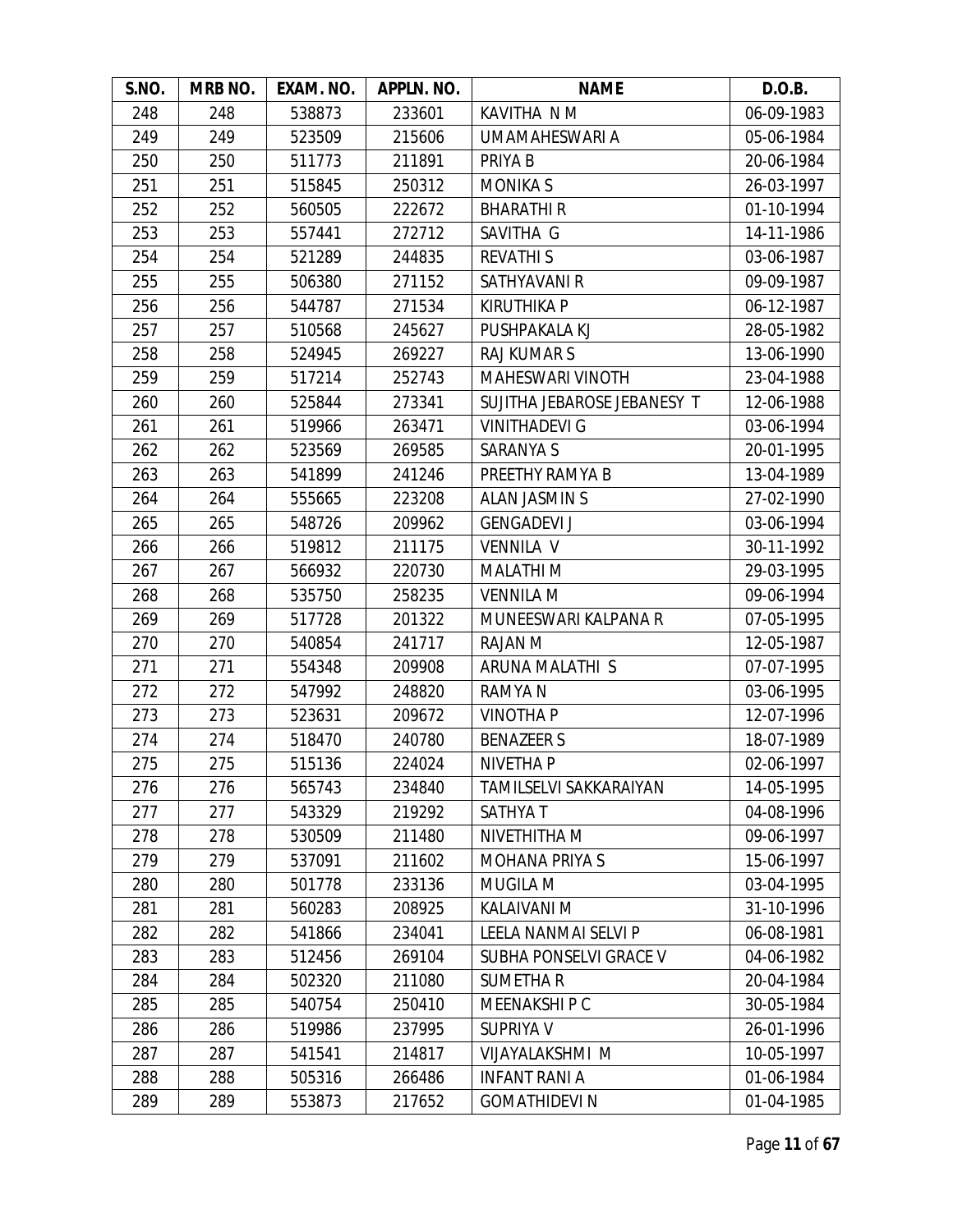| S.NO. | MRB NO. | EXAM. NO. | APPLN. NO. | NAME | D.O.B. |
|---|---|---|---|---|---|
| 248 | 248 | 538873 | 233601 | KAVITHA N M | 06-09-1983 |
| 249 | 249 | 523509 | 215606 | UMAMAHESWARI A | 05-06-1984 |
| 250 | 250 | 511773 | 211891 | PRIYA B | 20-06-1984 |
| 251 | 251 | 515845 | 250312 | MONIKA S | 26-03-1997 |
| 252 | 252 | 560505 | 222672 | BHARATHI R | 01-10-1994 |
| 253 | 253 | 557441 | 272712 | SAVITHA G | 14-11-1986 |
| 254 | 254 | 521289 | 244835 | REVATHI S | 03-06-1987 |
| 255 | 255 | 506380 | 271152 | SATHYAVANI R | 09-09-1987 |
| 256 | 256 | 544787 | 271534 | KIRUTHIKA P | 06-12-1987 |
| 257 | 257 | 510568 | 245627 | PUSHPAKALA KJ | 28-05-1982 |
| 258 | 258 | 524945 | 269227 | RAJ KUMAR S | 13-06-1990 |
| 259 | 259 | 517214 | 252743 | MAHESWARI VINOTH | 23-04-1988 |
| 260 | 260 | 525844 | 273341 | SUJITHA JEBAROSE JEBANESY T | 12-06-1988 |
| 261 | 261 | 519966 | 263471 | VINITHADEVI G | 03-06-1994 |
| 262 | 262 | 523569 | 269585 | SARANYA S | 20-01-1995 |
| 263 | 263 | 541899 | 241246 | PREETHY RAMYA B | 13-04-1989 |
| 264 | 264 | 555665 | 223208 | ALAN JASMIN S | 27-02-1990 |
| 265 | 265 | 548726 | 209962 | GENGADEVI J | 03-06-1994 |
| 266 | 266 | 519812 | 211175 | VENNILA V | 30-11-1992 |
| 267 | 267 | 566932 | 220730 | MALATHI M | 29-03-1995 |
| 268 | 268 | 535750 | 258235 | VENNILA M | 09-06-1994 |
| 269 | 269 | 517728 | 201322 | MUNEESWARI KALPANA R | 07-05-1995 |
| 270 | 270 | 540854 | 241717 | RAJAN M | 12-05-1987 |
| 271 | 271 | 554348 | 209908 | ARUNA MALATHI S | 07-07-1995 |
| 272 | 272 | 547992 | 248820 | RAMYA N | 03-06-1995 |
| 273 | 273 | 523631 | 209672 | VINOTHA P | 12-07-1996 |
| 274 | 274 | 518470 | 240780 | BENAZEER S | 18-07-1989 |
| 275 | 275 | 515136 | 224024 | NIVETHA P | 02-06-1997 |
| 276 | 276 | 565743 | 234840 | TAMILSELVI SAKKARAIYAN | 14-05-1995 |
| 277 | 277 | 543329 | 219292 | SATHYA T | 04-08-1996 |
| 278 | 278 | 530509 | 211480 | NIVETHITHA M | 09-06-1997 |
| 279 | 279 | 537091 | 211602 | MOHANA PRIYA S | 15-06-1997 |
| 280 | 280 | 501778 | 233136 | MUGILA M | 03-04-1995 |
| 281 | 281 | 560283 | 208925 | KALAIVANI M | 31-10-1996 |
| 282 | 282 | 541866 | 234041 | LEELA NANMAI SELVI P | 06-08-1981 |
| 283 | 283 | 512456 | 269104 | SUBHA PONSELVI GRACE V | 04-06-1982 |
| 284 | 284 | 502320 | 211080 | SUMETHA R | 20-04-1984 |
| 285 | 285 | 540754 | 250410 | MEENAKSHI P C | 30-05-1984 |
| 286 | 286 | 519986 | 237995 | SUPRIYA V | 26-01-1996 |
| 287 | 287 | 541541 | 214817 | VIJAYALAKSHMI M | 10-05-1997 |
| 288 | 288 | 505316 | 266486 | INFANT RANI A | 01-06-1984 |
| 289 | 289 | 553873 | 217652 | GOMATHIDEVI N | 01-04-1985 |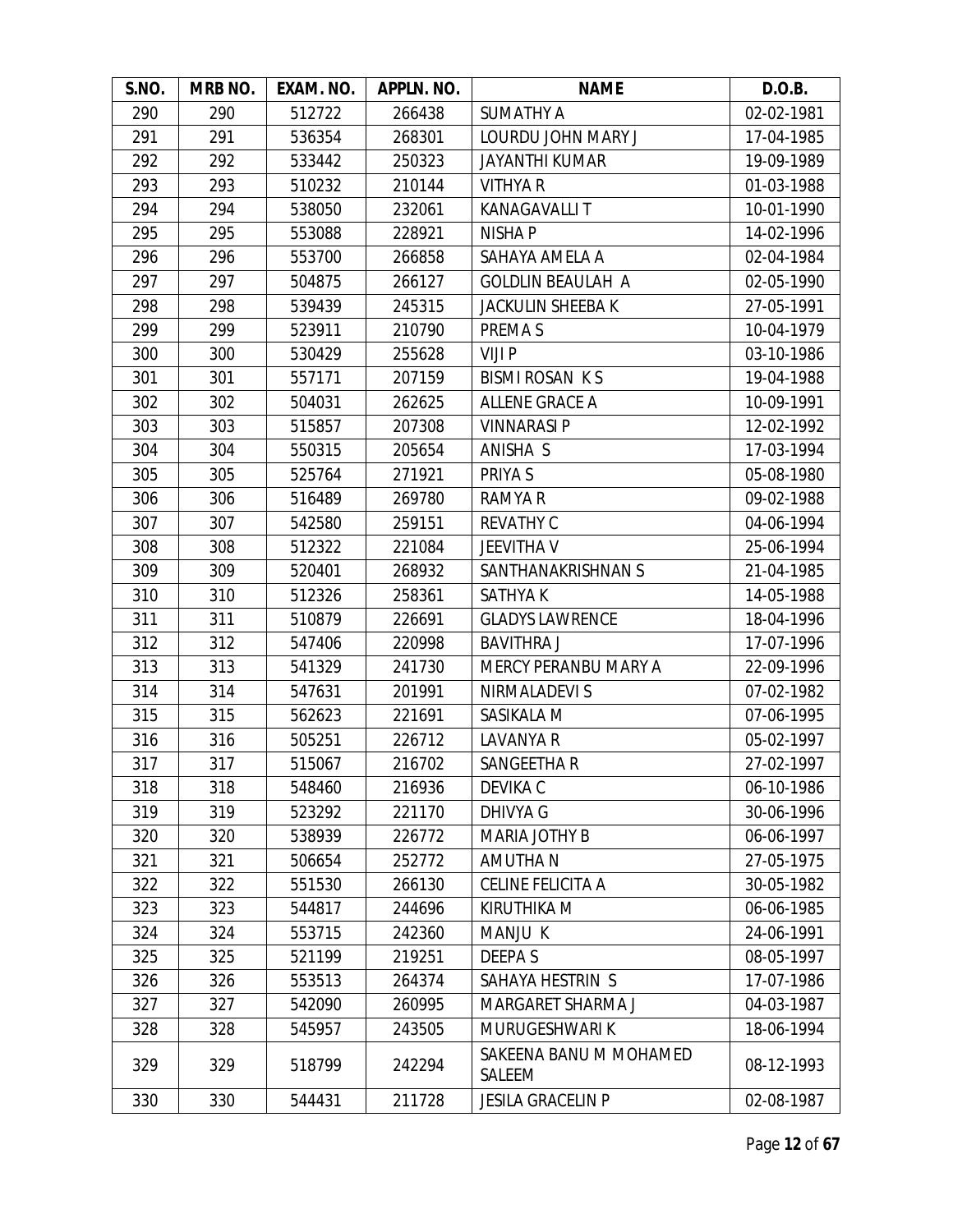| S.NO. | MRB NO. | EXAM. NO. | APPLN. NO. | NAME | D.O.B. |
|---|---|---|---|---|---|
| 290 | 290 | 512722 | 266438 | SUMATHY A | 02-02-1981 |
| 291 | 291 | 536354 | 268301 | LOURDU JOHN MARY J | 17-04-1985 |
| 292 | 292 | 533442 | 250323 | JAYANTHI KUMAR | 19-09-1989 |
| 293 | 293 | 510232 | 210144 | VITHYA R | 01-03-1988 |
| 294 | 294 | 538050 | 232061 | KANAGAVALLI T | 10-01-1990 |
| 295 | 295 | 553088 | 228921 | NISHA P | 14-02-1996 |
| 296 | 296 | 553700 | 266858 | SAHAYA AMELA A | 02-04-1984 |
| 297 | 297 | 504875 | 266127 | GOLDLIN BEAULAH A | 02-05-1990 |
| 298 | 298 | 539439 | 245315 | JACKULIN SHEEBA K | 27-05-1991 |
| 299 | 299 | 523911 | 210790 | PREMA S | 10-04-1979 |
| 300 | 300 | 530429 | 255628 | VIJI P | 03-10-1986 |
| 301 | 301 | 557171 | 207159 | BISMI ROSAN K S | 19-04-1988 |
| 302 | 302 | 504031 | 262625 | ALLENE GRACE A | 10-09-1991 |
| 303 | 303 | 515857 | 207308 | VINNARASI P | 12-02-1992 |
| 304 | 304 | 550315 | 205654 | ANISHA S | 17-03-1994 |
| 305 | 305 | 525764 | 271921 | PRIYA S | 05-08-1980 |
| 306 | 306 | 516489 | 269780 | RAMYA R | 09-02-1988 |
| 307 | 307 | 542580 | 259151 | REVATHY C | 04-06-1994 |
| 308 | 308 | 512322 | 221084 | JEEVITHA V | 25-06-1994 |
| 309 | 309 | 520401 | 268932 | SANTHANAKRISHNAN S | 21-04-1985 |
| 310 | 310 | 512326 | 258361 | SATHYA K | 14-05-1988 |
| 311 | 311 | 510879 | 226691 | GLADYS LAWRENCE | 18-04-1996 |
| 312 | 312 | 547406 | 220998 | BAVITHRA J | 17-07-1996 |
| 313 | 313 | 541329 | 241730 | MERCY PERANBU MARY A | 22-09-1996 |
| 314 | 314 | 547631 | 201991 | NIRMALADEVI S | 07-02-1982 |
| 315 | 315 | 562623 | 221691 | SASIKALA M | 07-06-1995 |
| 316 | 316 | 505251 | 226712 | LAVANYA R | 05-02-1997 |
| 317 | 317 | 515067 | 216702 | SANGEETHA R | 27-02-1997 |
| 318 | 318 | 548460 | 216936 | DEVIKA C | 06-10-1986 |
| 319 | 319 | 523292 | 221170 | DHIVYA G | 30-06-1996 |
| 320 | 320 | 538939 | 226772 | MARIA JOTHY B | 06-06-1997 |
| 321 | 321 | 506654 | 252772 | AMUTHA N | 27-05-1975 |
| 322 | 322 | 551530 | 266130 | CELINE FELICITA A | 30-05-1982 |
| 323 | 323 | 544817 | 244696 | KIRUTHIKA M | 06-06-1985 |
| 324 | 324 | 553715 | 242360 | MANJU K | 24-06-1991 |
| 325 | 325 | 521199 | 219251 | DEEPA S | 08-05-1997 |
| 326 | 326 | 553513 | 264374 | SAHAYA HESTRIN S | 17-07-1986 |
| 327 | 327 | 542090 | 260995 | MARGARET SHARMA J | 04-03-1987 |
| 328 | 328 | 545957 | 243505 | MURUGESHWARI K | 18-06-1994 |
| 329 | 329 | 518799 | 242294 | SAKEENA BANU M MOHAMED SALEEM | 08-12-1993 |
| 330 | 330 | 544431 | 211728 | JESILA GRACELIN P | 02-08-1987 |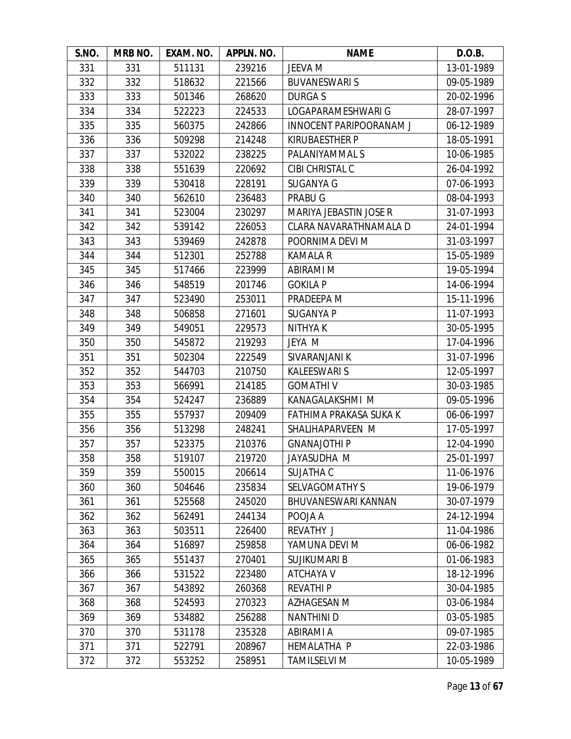| S.NO. | MRB NO. | EXAM. NO. | APPLN. NO. | NAME | D.O.B. |
|---|---|---|---|---|---|
| 331 | 331 | 511131 | 239216 | JEEVA M | 13-01-1989 |
| 332 | 332 | 518632 | 221566 | BUVANESWARI S | 09-05-1989 |
| 333 | 333 | 501346 | 268620 | DURGA S | 20-02-1996 |
| 334 | 334 | 522223 | 224533 | LOGAPARAMESHWARI G | 28-07-1997 |
| 335 | 335 | 560375 | 242866 | INNOCENT PARIPOORANAM J | 06-12-1989 |
| 336 | 336 | 509298 | 214248 | KIRUBAESTHER P | 18-05-1991 |
| 337 | 337 | 532022 | 238225 | PALANIYAMMAL S | 10-06-1985 |
| 338 | 338 | 551639 | 220692 | CIBI CHRISTAL C | 26-04-1992 |
| 339 | 339 | 530418 | 228191 | SUGANYA G | 07-06-1993 |
| 340 | 340 | 562610 | 236483 | PRABU G | 08-04-1993 |
| 341 | 341 | 523004 | 230297 | MARIYA JEBASTIN JOSE R | 31-07-1993 |
| 342 | 342 | 539142 | 226053 | CLARA NAVARATHNAMALA D | 24-01-1994 |
| 343 | 343 | 539469 | 242878 | POORNIMA DEVI M | 31-03-1997 |
| 344 | 344 | 512301 | 252788 | KAMALA R | 15-05-1989 |
| 345 | 345 | 517466 | 223999 | ABIRAMI M | 19-05-1994 |
| 346 | 346 | 548519 | 201746 | GOKILA P | 14-06-1994 |
| 347 | 347 | 523490 | 253011 | PRADEEPA M | 15-11-1996 |
| 348 | 348 | 506858 | 271601 | SUGANYA P | 11-07-1993 |
| 349 | 349 | 549051 | 229573 | NITHYA K | 30-05-1995 |
| 350 | 350 | 545872 | 219293 | JEYA M | 17-04-1996 |
| 351 | 351 | 502304 | 222549 | SIVARANJANI K | 31-07-1996 |
| 352 | 352 | 544703 | 210750 | KALEESWARI S | 12-05-1997 |
| 353 | 353 | 566991 | 214185 | GOMATHI V | 30-03-1985 |
| 354 | 354 | 524247 | 236889 | KANAGALAKSHMI M | 09-05-1996 |
| 355 | 355 | 557937 | 209409 | FATHIMA PRAKASA SUKA K | 06-06-1997 |
| 356 | 356 | 513298 | 248241 | SHALIHAPARVEEN M | 17-05-1997 |
| 357 | 357 | 523375 | 210376 | GNANAJOTHI P | 12-04-1990 |
| 358 | 358 | 519107 | 219720 | JAYASUDHA M | 25-01-1997 |
| 359 | 359 | 550015 | 206614 | SUJATHA C | 11-06-1976 |
| 360 | 360 | 504646 | 235834 | SELVAGOMATHY S | 19-06-1979 |
| 361 | 361 | 525568 | 245020 | BHUVANESWARI KANNAN | 30-07-1979 |
| 362 | 362 | 562491 | 244134 | POOJA A | 24-12-1994 |
| 363 | 363 | 503511 | 226400 | REVATHY J | 11-04-1986 |
| 364 | 364 | 516897 | 259858 | YAMUNA DEVI M | 06-06-1982 |
| 365 | 365 | 551437 | 270401 | SUJIKUMARI B | 01-06-1983 |
| 366 | 366 | 531522 | 223480 | ATCHAYA V | 18-12-1996 |
| 367 | 367 | 543892 | 260368 | REVATHI P | 30-04-1985 |
| 368 | 368 | 524593 | 270323 | AZHAGESAN M | 03-06-1984 |
| 369 | 369 | 534882 | 256288 | NANTHINI D | 03-05-1985 |
| 370 | 370 | 531178 | 235328 | ABIRAMI A | 09-07-1985 |
| 371 | 371 | 522791 | 208967 | HEMALATHA P | 22-03-1986 |
| 372 | 372 | 553252 | 258951 | TAMILSELVI M | 10-05-1989 |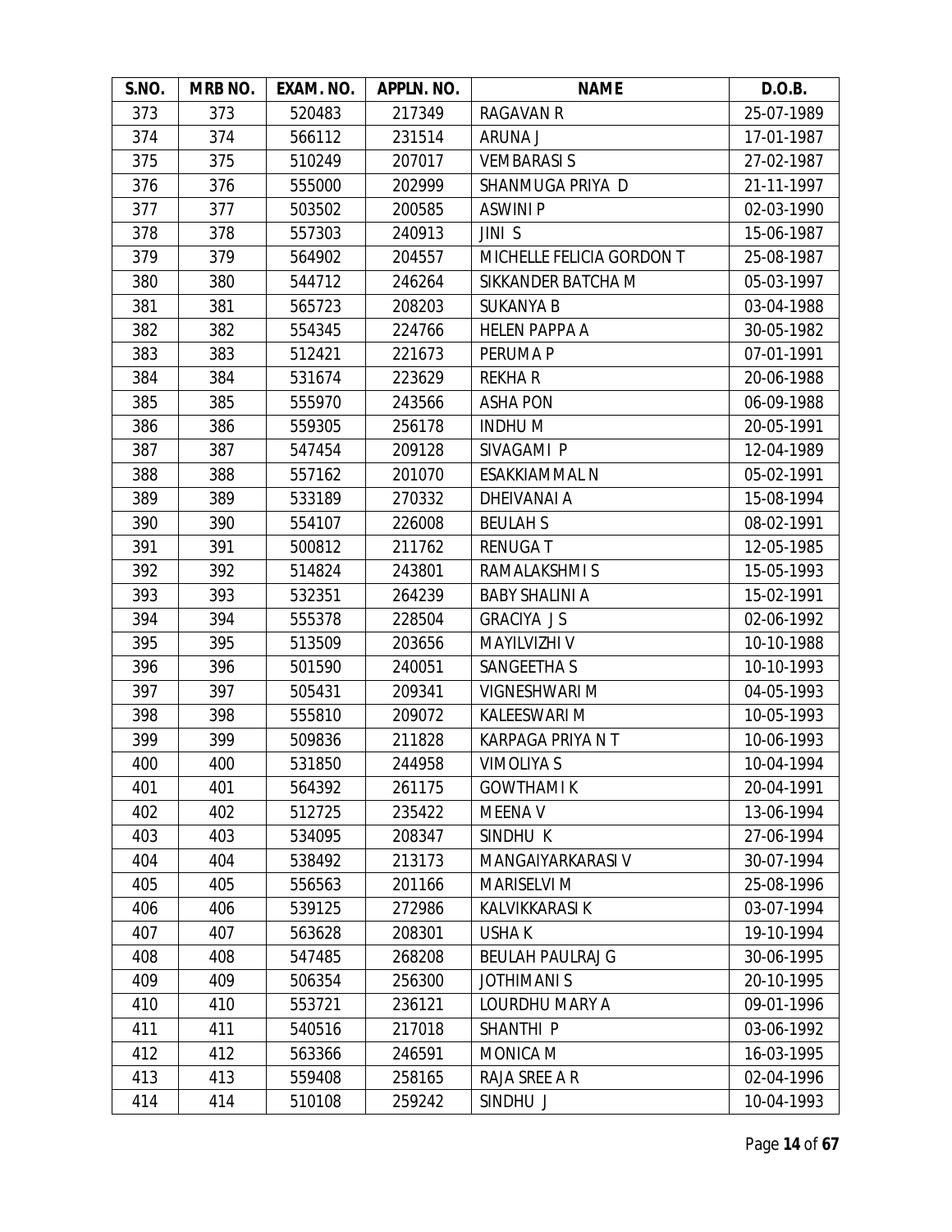| S.NO. | MRB NO. | EXAM. NO. | APPLN. NO. | NAME | D.O.B. |
|---|---|---|---|---|---|
| 373 | 373 | 520483 | 217349 | RAGAVAN R | 25-07-1989 |
| 374 | 374 | 566112 | 231514 | ARUNA J | 17-01-1987 |
| 375 | 375 | 510249 | 207017 | VEMBARASI S | 27-02-1987 |
| 376 | 376 | 555000 | 202999 | SHANMUGA PRIYA D | 21-11-1997 |
| 377 | 377 | 503502 | 200585 | ASWINI P | 02-03-1990 |
| 378 | 378 | 557303 | 240913 | JINI S | 15-06-1987 |
| 379 | 379 | 564902 | 204557 | MICHELLE FELICIA GORDON T | 25-08-1987 |
| 380 | 380 | 544712 | 246264 | SIKKANDER BATCHA M | 05-03-1997 |
| 381 | 381 | 565723 | 208203 | SUKANYA B | 03-04-1988 |
| 382 | 382 | 554345 | 224766 | HELEN PAPPA A | 30-05-1982 |
| 383 | 383 | 512421 | 221673 | PERUMA P | 07-01-1991 |
| 384 | 384 | 531674 | 223629 | REKHA R | 20-06-1988 |
| 385 | 385 | 555970 | 243566 | ASHA PON | 06-09-1988 |
| 386 | 386 | 559305 | 256178 | INDHU M | 20-05-1991 |
| 387 | 387 | 547454 | 209128 | SIVAGAMI P | 12-04-1989 |
| 388 | 388 | 557162 | 201070 | ESAKKIAMMAL N | 05-02-1991 |
| 389 | 389 | 533189 | 270332 | DHEIVANAI A | 15-08-1994 |
| 390 | 390 | 554107 | 226008 | BEULAH S | 08-02-1991 |
| 391 | 391 | 500812 | 211762 | RENUGA T | 12-05-1985 |
| 392 | 392 | 514824 | 243801 | RAMALAKSHMI S | 15-05-1993 |
| 393 | 393 | 532351 | 264239 | BABY SHALINI A | 15-02-1991 |
| 394 | 394 | 555378 | 228504 | GRACIYA J S | 02-06-1992 |
| 395 | 395 | 513509 | 203656 | MAYILVIZHI V | 10-10-1988 |
| 396 | 396 | 501590 | 240051 | SANGEETHA S | 10-10-1993 |
| 397 | 397 | 505431 | 209341 | VIGNESHWARI M | 04-05-1993 |
| 398 | 398 | 555810 | 209072 | KALEESWARI M | 10-05-1993 |
| 399 | 399 | 509836 | 211828 | KARPAGA PRIYA N T | 10-06-1993 |
| 400 | 400 | 531850 | 244958 | VIMOLIYA S | 10-04-1994 |
| 401 | 401 | 564392 | 261175 | GOWTHAMI K | 20-04-1991 |
| 402 | 402 | 512725 | 235422 | MEENA V | 13-06-1994 |
| 403 | 403 | 534095 | 208347 | SINDHU K | 27-06-1994 |
| 404 | 404 | 538492 | 213173 | MANGAIYARKARASI V | 30-07-1994 |
| 405 | 405 | 556563 | 201166 | MARISELVI M | 25-08-1996 |
| 406 | 406 | 539125 | 272986 | KALVIKKARASI K | 03-07-1994 |
| 407 | 407 | 563628 | 208301 | USHA K | 19-10-1994 |
| 408 | 408 | 547485 | 268208 | BEULAH PAULRAJ G | 30-06-1995 |
| 409 | 409 | 506354 | 256300 | JOTHIMANI S | 20-10-1995 |
| 410 | 410 | 553721 | 236121 | LOURDHU MARY A | 09-01-1996 |
| 411 | 411 | 540516 | 217018 | SHANTHI P | 03-06-1992 |
| 412 | 412 | 563366 | 246591 | MONICA M | 16-03-1995 |
| 413 | 413 | 559408 | 258165 | RAJA SREE A R | 02-04-1996 |
| 414 | 414 | 510108 | 259242 | SINDHU J | 10-04-1993 |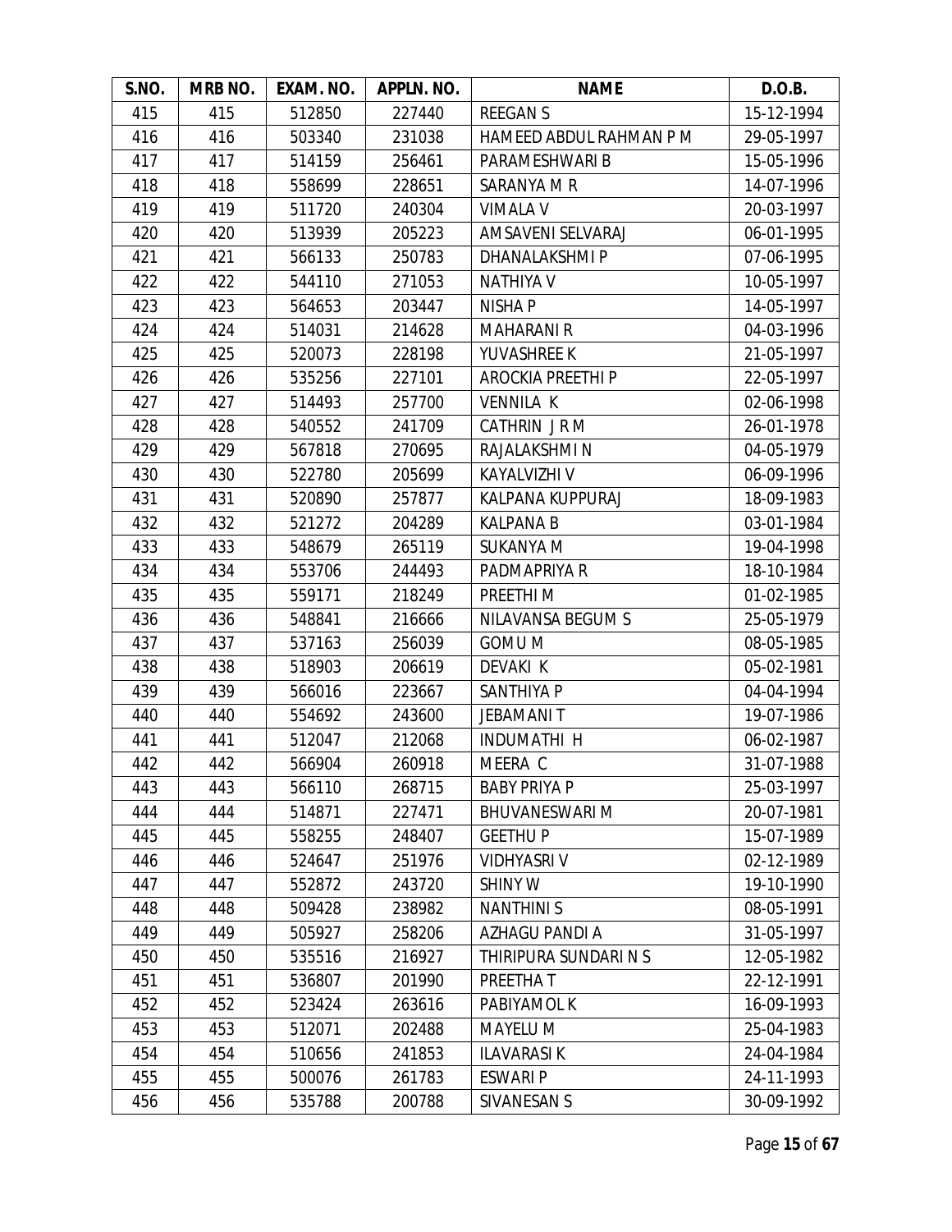| S.NO. | MRB NO. | EXAM. NO. | APPLN. NO. | NAME | D.O.B. |
|---|---|---|---|---|---|
| 415 | 415 | 512850 | 227440 | REEGAN S | 15-12-1994 |
| 416 | 416 | 503340 | 231038 | HAMEED ABDUL RAHMAN P M | 29-05-1997 |
| 417 | 417 | 514159 | 256461 | PARAMESHWARI B | 15-05-1996 |
| 418 | 418 | 558699 | 228651 | SARANYA M R | 14-07-1996 |
| 419 | 419 | 511720 | 240304 | VIMALA V | 20-03-1997 |
| 420 | 420 | 513939 | 205223 | AMSAVENI SELVARAJ | 06-01-1995 |
| 421 | 421 | 566133 | 250783 | DHANALAKSHMI P | 07-06-1995 |
| 422 | 422 | 544110 | 271053 | NATHIYA V | 10-05-1997 |
| 423 | 423 | 564653 | 203447 | NISHA P | 14-05-1997 |
| 424 | 424 | 514031 | 214628 | MAHARANI R | 04-03-1996 |
| 425 | 425 | 520073 | 228198 | YUVASHREE K | 21-05-1997 |
| 426 | 426 | 535256 | 227101 | AROCKIA PREETHI P | 22-05-1997 |
| 427 | 427 | 514493 | 257700 | VENNILA K | 02-06-1998 |
| 428 | 428 | 540552 | 241709 | CATHRIN J R M | 26-01-1978 |
| 429 | 429 | 567818 | 270695 | RAJALAKSHMI N | 04-05-1979 |
| 430 | 430 | 522780 | 205699 | KAYALVIZHI V | 06-09-1996 |
| 431 | 431 | 520890 | 257877 | KALPANA KUPPURAJ | 18-09-1983 |
| 432 | 432 | 521272 | 204289 | KALPANA B | 03-01-1984 |
| 433 | 433 | 548679 | 265119 | SUKANYA M | 19-04-1998 |
| 434 | 434 | 553706 | 244493 | PADMAPRIYA R | 18-10-1984 |
| 435 | 435 | 559171 | 218249 | PREETHI M | 01-02-1985 |
| 436 | 436 | 548841 | 216666 | NILAVANSA BEGUM S | 25-05-1979 |
| 437 | 437 | 537163 | 256039 | GOMU M | 08-05-1985 |
| 438 | 438 | 518903 | 206619 | DEVAKI K | 05-02-1981 |
| 439 | 439 | 566016 | 223667 | SANTHIYA P | 04-04-1994 |
| 440 | 440 | 554692 | 243600 | JEBAMANI T | 19-07-1986 |
| 441 | 441 | 512047 | 212068 | INDUMATHI H | 06-02-1987 |
| 442 | 442 | 566904 | 260918 | MEERA C | 31-07-1988 |
| 443 | 443 | 566110 | 268715 | BABY PRIYA P | 25-03-1997 |
| 444 | 444 | 514871 | 227471 | BHUVANESWARI M | 20-07-1981 |
| 445 | 445 | 558255 | 248407 | GEETHU P | 15-07-1989 |
| 446 | 446 | 524647 | 251976 | VIDHYASRI V | 02-12-1989 |
| 447 | 447 | 552872 | 243720 | SHINY W | 19-10-1990 |
| 448 | 448 | 509428 | 238982 | NANTHINI S | 08-05-1991 |
| 449 | 449 | 505927 | 258206 | AZHAGU PANDI A | 31-05-1997 |
| 450 | 450 | 535516 | 216927 | THIRIPURA SUNDARI N S | 12-05-1982 |
| 451 | 451 | 536807 | 201990 | PREETHA T | 22-12-1991 |
| 452 | 452 | 523424 | 263616 | PABIYAMOL K | 16-09-1993 |
| 453 | 453 | 512071 | 202488 | MAYELU M | 25-04-1983 |
| 454 | 454 | 510656 | 241853 | ILAVARASI K | 24-04-1984 |
| 455 | 455 | 500076 | 261783 | ESWARI P | 24-11-1993 |
| 456 | 456 | 535788 | 200788 | SIVANESAN S | 30-09-1992 |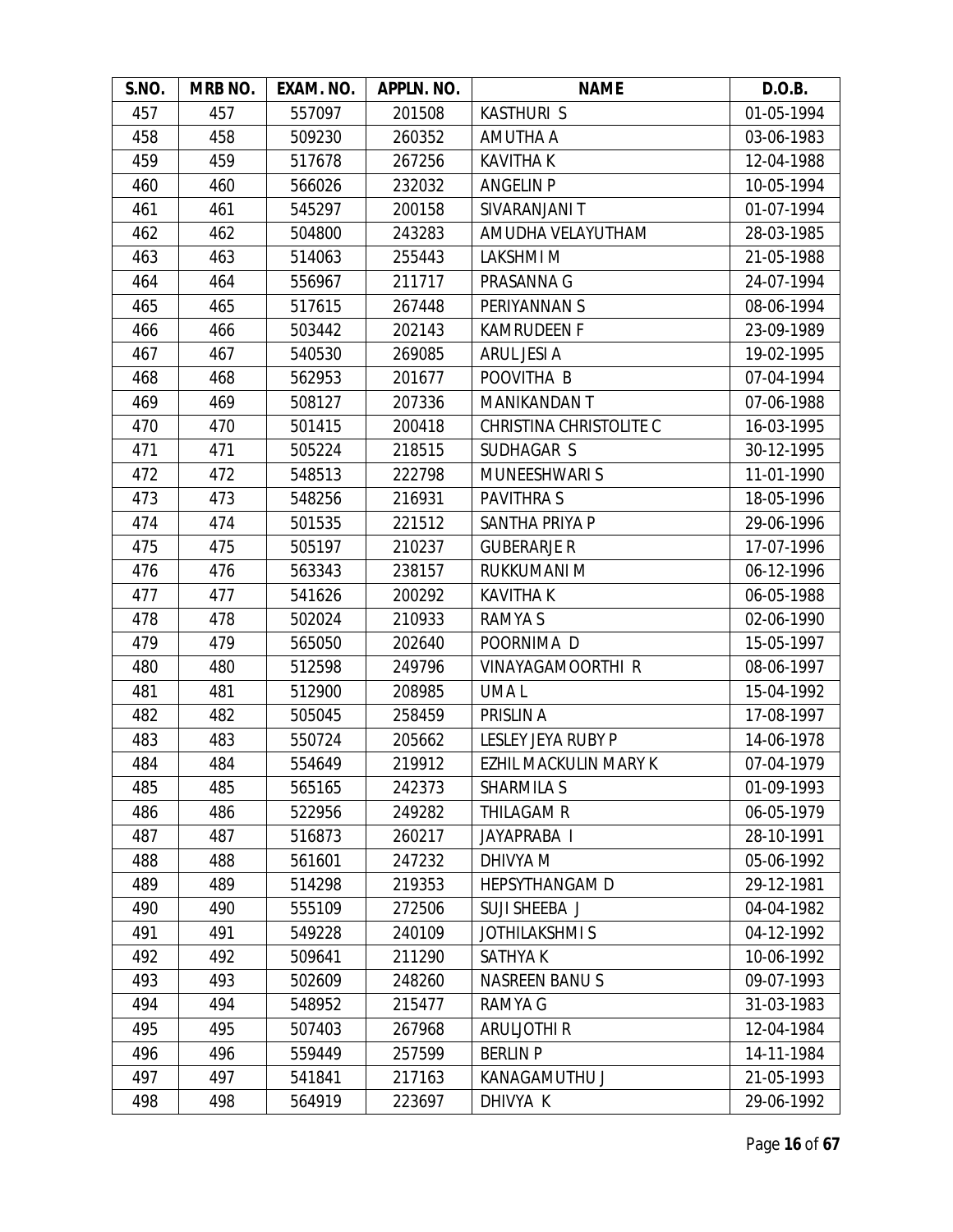| S.NO. | MRB NO. | EXAM. NO. | APPLN. NO. | NAME | D.O.B. |
|---|---|---|---|---|---|
| 457 | 457 | 557097 | 201508 | KASTHURI S | 01-05-1994 |
| 458 | 458 | 509230 | 260352 | AMUTHA A | 03-06-1983 |
| 459 | 459 | 517678 | 267256 | KAVITHA K | 12-04-1988 |
| 460 | 460 | 566026 | 232032 | ANGELIN P | 10-05-1994 |
| 461 | 461 | 545297 | 200158 | SIVARANJANI T | 01-07-1994 |
| 462 | 462 | 504800 | 243283 | AMUDHA VELAYUTHAM | 28-03-1985 |
| 463 | 463 | 514063 | 255443 | LAKSHMI M | 21-05-1988 |
| 464 | 464 | 556967 | 211717 | PRASANNA G | 24-07-1994 |
| 465 | 465 | 517615 | 267448 | PERIYANNAN S | 08-06-1994 |
| 466 | 466 | 503442 | 202143 | KAMRUDEEN F | 23-09-1989 |
| 467 | 467 | 540530 | 269085 | ARUL JESI A | 19-02-1995 |
| 468 | 468 | 562953 | 201677 | POOVITHA B | 07-04-1994 |
| 469 | 469 | 508127 | 207336 | MANIKANDAN T | 07-06-1988 |
| 470 | 470 | 501415 | 200418 | CHRISTINA CHRISTOLITE C | 16-03-1995 |
| 471 | 471 | 505224 | 218515 | SUDHAGAR S | 30-12-1995 |
| 472 | 472 | 548513 | 222798 | MUNEESHWARI S | 11-01-1990 |
| 473 | 473 | 548256 | 216931 | PAVITHRA S | 18-05-1996 |
| 474 | 474 | 501535 | 221512 | SANTHA PRIYA P | 29-06-1996 |
| 475 | 475 | 505197 | 210237 | GUBERARJE R | 17-07-1996 |
| 476 | 476 | 563343 | 238157 | RUKKUMANI M | 06-12-1996 |
| 477 | 477 | 541626 | 200292 | KAVITHA K | 06-05-1988 |
| 478 | 478 | 502024 | 210933 | RAMYA S | 02-06-1990 |
| 479 | 479 | 565050 | 202640 | POORNIMA D | 15-05-1997 |
| 480 | 480 | 512598 | 249796 | VINAYAGAMOORTHI R | 08-06-1997 |
| 481 | 481 | 512900 | 208985 | UMA L | 15-04-1992 |
| 482 | 482 | 505045 | 258459 | PRISLIN A | 17-08-1997 |
| 483 | 483 | 550724 | 205662 | LESLEY JEYA RUBY P | 14-06-1978 |
| 484 | 484 | 554649 | 219912 | EZHIL MACKULIN MARY K | 07-04-1979 |
| 485 | 485 | 565165 | 242373 | SHARMILA S | 01-09-1993 |
| 486 | 486 | 522956 | 249282 | THILAGAM R | 06-05-1979 |
| 487 | 487 | 516873 | 260217 | JAYAPRABA I | 28-10-1991 |
| 488 | 488 | 561601 | 247232 | DHIVYA M | 05-06-1992 |
| 489 | 489 | 514298 | 219353 | HEPSYTHANGAM D | 29-12-1981 |
| 490 | 490 | 555109 | 272506 | SUJI SHEEBA J | 04-04-1982 |
| 491 | 491 | 549228 | 240109 | JOTHILAKSHMI S | 04-12-1992 |
| 492 | 492 | 509641 | 211290 | SATHYA K | 10-06-1992 |
| 493 | 493 | 502609 | 248260 | NASREEN BANU S | 09-07-1993 |
| 494 | 494 | 548952 | 215477 | RAMYA G | 31-03-1983 |
| 495 | 495 | 507403 | 267968 | ARULJOTHI R | 12-04-1984 |
| 496 | 496 | 559449 | 257599 | BERLIN P | 14-11-1984 |
| 497 | 497 | 541841 | 217163 | KANAGAMUTHU J | 21-05-1993 |
| 498 | 498 | 564919 | 223697 | DHIVYA K | 29-06-1992 |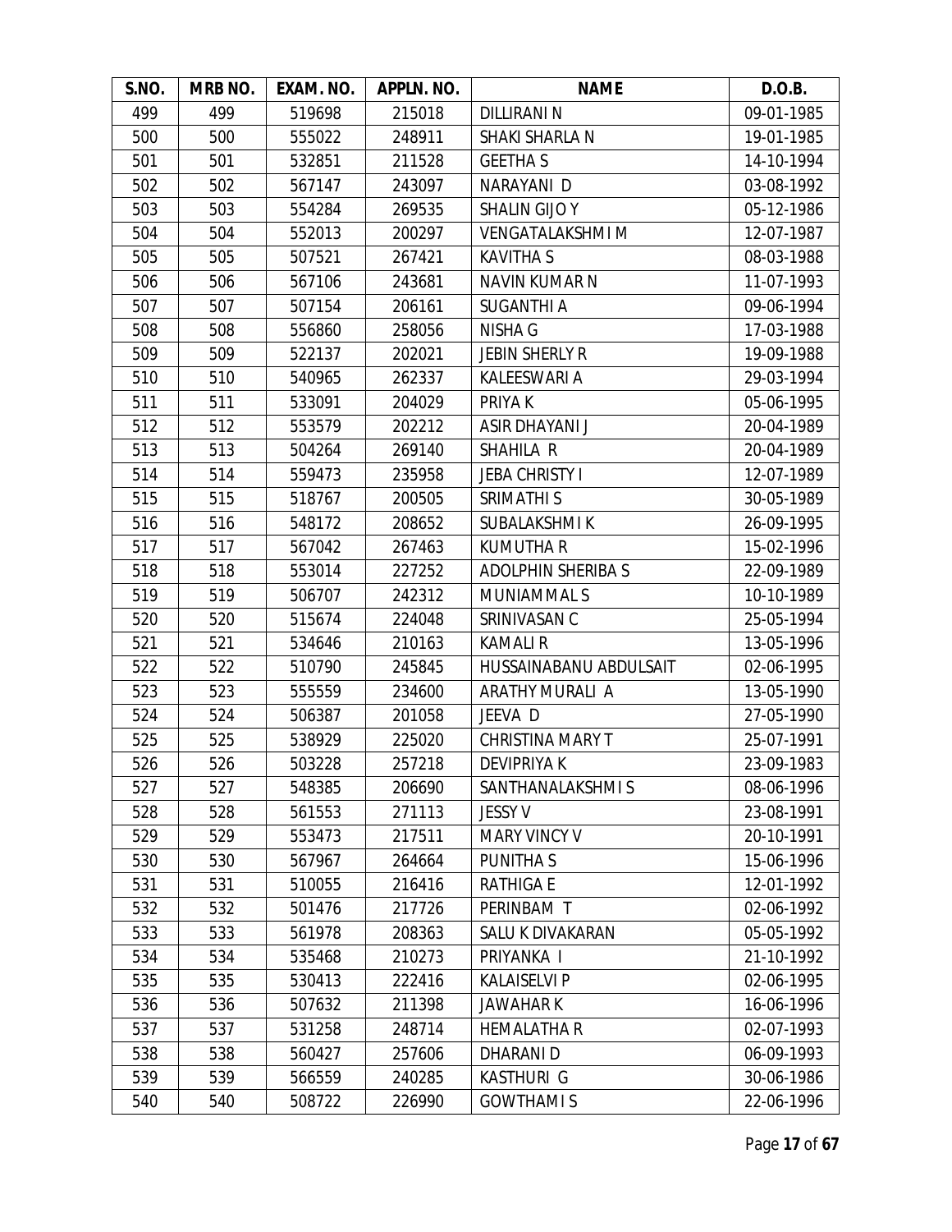| S.NO. | MRB NO. | EXAM. NO. | APPLN. NO. | NAME | D.O.B. |
|---|---|---|---|---|---|
| 499 | 499 | 519698 | 215018 | DILLIRANI N | 09-01-1985 |
| 500 | 500 | 555022 | 248911 | SHAKI SHARLA N | 19-01-1985 |
| 501 | 501 | 532851 | 211528 | GEETHA S | 14-10-1994 |
| 502 | 502 | 567147 | 243097 | NARAYANI D | 03-08-1992 |
| 503 | 503 | 554284 | 269535 | SHALIN GIJO Y | 05-12-1986 |
| 504 | 504 | 552013 | 200297 | VENGATALAKSHMI M | 12-07-1987 |
| 505 | 505 | 507521 | 267421 | KAVITHA S | 08-03-1988 |
| 506 | 506 | 567106 | 243681 | NAVIN KUMAR N | 11-07-1993 |
| 507 | 507 | 507154 | 206161 | SUGANTHI A | 09-06-1994 |
| 508 | 508 | 556860 | 258056 | NISHA G | 17-03-1988 |
| 509 | 509 | 522137 | 202021 | JEBIN SHERLY R | 19-09-1988 |
| 510 | 510 | 540965 | 262337 | KALEESWARI A | 29-03-1994 |
| 511 | 511 | 533091 | 204029 | PRIYA K | 05-06-1995 |
| 512 | 512 | 553579 | 202212 | ASIR DHAYANI J | 20-04-1989 |
| 513 | 513 | 504264 | 269140 | SHAHILA R | 20-04-1989 |
| 514 | 514 | 559473 | 235958 | JEBA CHRISTY I | 12-07-1989 |
| 515 | 515 | 518767 | 200505 | SRIMATHI S | 30-05-1989 |
| 516 | 516 | 548172 | 208652 | SUBALAKSHMI K | 26-09-1995 |
| 517 | 517 | 567042 | 267463 | KUMUTHA R | 15-02-1996 |
| 518 | 518 | 553014 | 227252 | ADOLPHIN SHERIBA S | 22-09-1989 |
| 519 | 519 | 506707 | 242312 | MUNIAMMAL S | 10-10-1989 |
| 520 | 520 | 515674 | 224048 | SRINIVASAN C | 25-05-1994 |
| 521 | 521 | 534646 | 210163 | KAMALI R | 13-05-1996 |
| 522 | 522 | 510790 | 245845 | HUSSAINABANU ABDULSAIT | 02-06-1995 |
| 523 | 523 | 555559 | 234600 | ARATHY MURALI A | 13-05-1990 |
| 524 | 524 | 506387 | 201058 | JEEVA D | 27-05-1990 |
| 525 | 525 | 538929 | 225020 | CHRISTINA MARY T | 25-07-1991 |
| 526 | 526 | 503228 | 257218 | DEVIPRIYA K | 23-09-1983 |
| 527 | 527 | 548385 | 206690 | SANTHANALAKSHMI S | 08-06-1996 |
| 528 | 528 | 561553 | 271113 | JESSY V | 23-08-1991 |
| 529 | 529 | 553473 | 217511 | MARY VINCY V | 20-10-1991 |
| 530 | 530 | 567967 | 264664 | PUNITHA S | 15-06-1996 |
| 531 | 531 | 510055 | 216416 | RATHIGA E | 12-01-1992 |
| 532 | 532 | 501476 | 217726 | PERINBAM T | 02-06-1992 |
| 533 | 533 | 561978 | 208363 | SALU K DIVAKARAN | 05-05-1992 |
| 534 | 534 | 535468 | 210273 | PRIYANKA I | 21-10-1992 |
| 535 | 535 | 530413 | 222416 | KALAISELVI P | 02-06-1995 |
| 536 | 536 | 507632 | 211398 | JAWAHAR K | 16-06-1996 |
| 537 | 537 | 531258 | 248714 | HEMALATHA R | 02-07-1993 |
| 538 | 538 | 560427 | 257606 | DHARANI D | 06-09-1993 |
| 539 | 539 | 566559 | 240285 | KASTHURI G | 30-06-1986 |
| 540 | 540 | 508722 | 226990 | GOWTHAMI S | 22-06-1996 |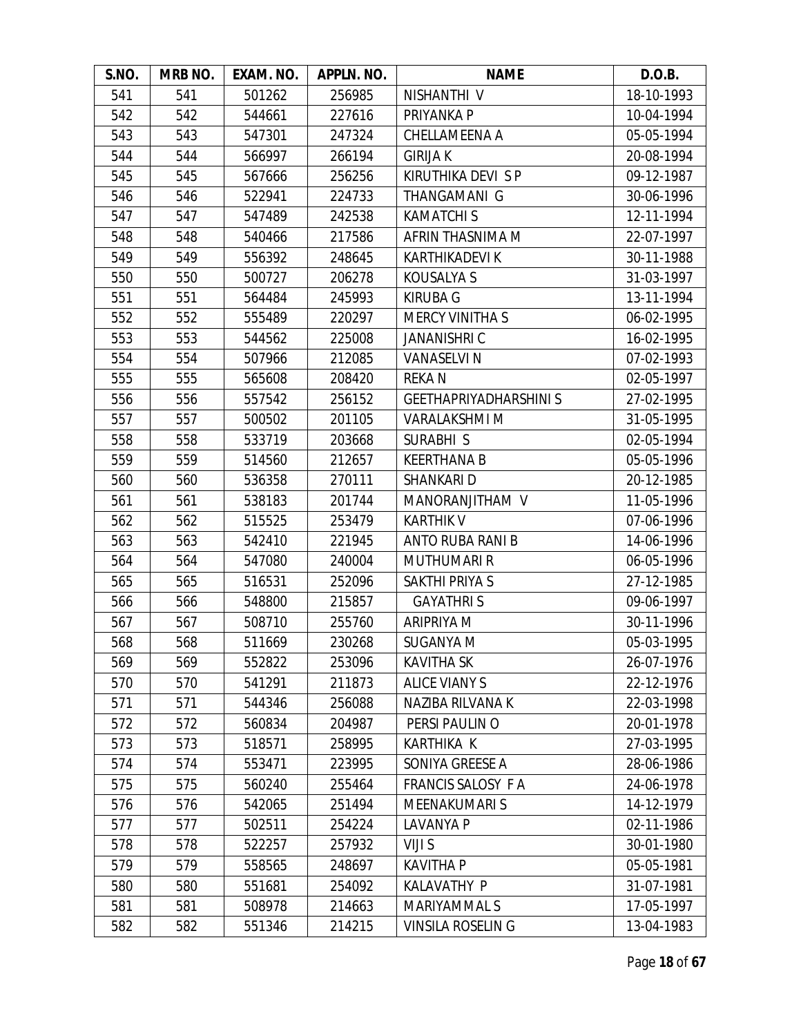| S.NO. | MRB NO. | EXAM. NO. | APPLN. NO. | NAME | D.O.B. |
|---|---|---|---|---|---|
| 541 | 541 | 501262 | 256985 | NISHANTHI V | 18-10-1993 |
| 542 | 542 | 544661 | 227616 | PRIYANKA P | 10-04-1994 |
| 543 | 543 | 547301 | 247324 | CHELLAMEENA A | 05-05-1994 |
| 544 | 544 | 566997 | 266194 | GIRIJA K | 20-08-1994 |
| 545 | 545 | 567666 | 256256 | KIRUTHIKA DEVI S P | 09-12-1987 |
| 546 | 546 | 522941 | 224733 | THANGAMANI G | 30-06-1996 |
| 547 | 547 | 547489 | 242538 | KAMATCHI S | 12-11-1994 |
| 548 | 548 | 540466 | 217586 | AFRIN THASNIMA M | 22-07-1997 |
| 549 | 549 | 556392 | 248645 | KARTHIKADEVI K | 30-11-1988 |
| 550 | 550 | 500727 | 206278 | KOUSALYA S | 31-03-1997 |
| 551 | 551 | 564484 | 245993 | KIRUBA G | 13-11-1994 |
| 552 | 552 | 555489 | 220297 | MERCY VINITHA S | 06-02-1995 |
| 553 | 553 | 544562 | 225008 | JANANISHRI C | 16-02-1995 |
| 554 | 554 | 507966 | 212085 | VANASELVI N | 07-02-1993 |
| 555 | 555 | 565608 | 208420 | REKA N | 02-05-1997 |
| 556 | 556 | 557542 | 256152 | GEETHAPRIYADHARSHINI S | 27-02-1995 |
| 557 | 557 | 500502 | 201105 | VARALAKSHMI M | 31-05-1995 |
| 558 | 558 | 533719 | 203668 | SURABHI S | 02-05-1994 |
| 559 | 559 | 514560 | 212657 | KEERTHANA B | 05-05-1996 |
| 560 | 560 | 536358 | 270111 | SHANKARI D | 20-12-1985 |
| 561 | 561 | 538183 | 201744 | MANORANJITHAM V | 11-05-1996 |
| 562 | 562 | 515525 | 253479 | KARTHIK V | 07-06-1996 |
| 563 | 563 | 542410 | 221945 | ANTO RUBA RANI B | 14-06-1996 |
| 564 | 564 | 547080 | 240004 | MUTHUMARI R | 06-05-1996 |
| 565 | 565 | 516531 | 252096 | SAKTHI PRIYA S | 27-12-1985 |
| 566 | 566 | 548800 | 215857 | GAYATHRI S | 09-06-1997 |
| 567 | 567 | 508710 | 255760 | ARIPRIYA M | 30-11-1996 |
| 568 | 568 | 511669 | 230268 | SUGANYA M | 05-03-1995 |
| 569 | 569 | 552822 | 253096 | KAVITHA SK | 26-07-1976 |
| 570 | 570 | 541291 | 211873 | ALICE VIANY S | 22-12-1976 |
| 571 | 571 | 544346 | 256088 | NAZIBA RILVANA K | 22-03-1998 |
| 572 | 572 | 560834 | 204987 | PERSI PAULIN O | 20-01-1978 |
| 573 | 573 | 518571 | 258995 | KARTHIKA K | 27-03-1995 |
| 574 | 574 | 553471 | 223995 | SONIYA GREESE A | 28-06-1986 |
| 575 | 575 | 560240 | 255464 | FRANCIS SALOSY F A | 24-06-1978 |
| 576 | 576 | 542065 | 251494 | MEENAKUMARI S | 14-12-1979 |
| 577 | 577 | 502511 | 254224 | LAVANYA P | 02-11-1986 |
| 578 | 578 | 522257 | 257932 | VIJI S | 30-01-1980 |
| 579 | 579 | 558565 | 248697 | KAVITHA P | 05-05-1981 |
| 580 | 580 | 551681 | 254092 | KALAVATHY P | 31-07-1981 |
| 581 | 581 | 508978 | 214663 | MARIYAMMAL S | 17-05-1997 |
| 582 | 582 | 551346 | 214215 | VINSILA ROSELIN G | 13-04-1983 |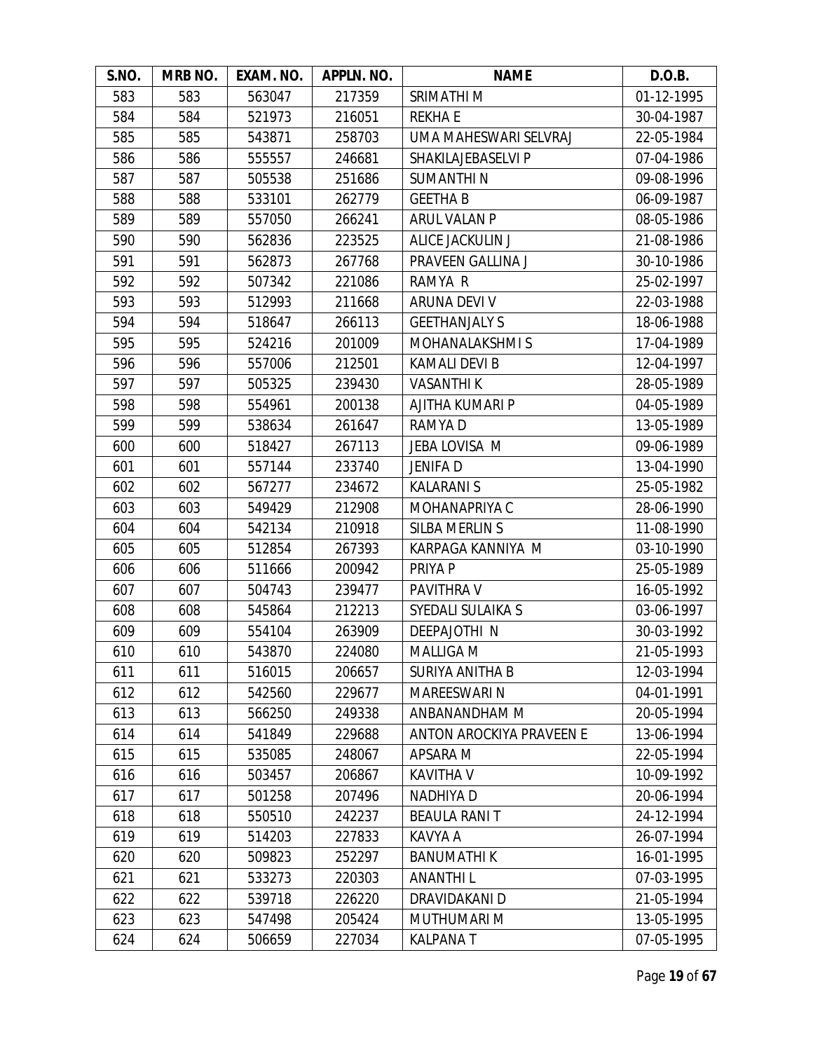| S.NO. | MRB NO. | EXAM. NO. | APPLN. NO. | NAME | D.O.B. |
|---|---|---|---|---|---|
| 583 | 583 | 563047 | 217359 | SRIMATHI M | 01-12-1995 |
| 584 | 584 | 521973 | 216051 | REKHA E | 30-04-1987 |
| 585 | 585 | 543871 | 258703 | UMA MAHESWARI SELVRAJ | 22-05-1984 |
| 586 | 586 | 555557 | 246681 | SHAKILAJEBASELVI P | 07-04-1986 |
| 587 | 587 | 505538 | 251686 | SUMANTHI N | 09-08-1996 |
| 588 | 588 | 533101 | 262779 | GEETHA B | 06-09-1987 |
| 589 | 589 | 557050 | 266241 | ARUL VALAN P | 08-05-1986 |
| 590 | 590 | 562836 | 223525 | ALICE JACKULIN J | 21-08-1986 |
| 591 | 591 | 562873 | 267768 | PRAVEEN GALLINA J | 30-10-1986 |
| 592 | 592 | 507342 | 221086 | RAMYA R | 25-02-1997 |
| 593 | 593 | 512993 | 211668 | ARUNA DEVI V | 22-03-1988 |
| 594 | 594 | 518647 | 266113 | GEETHANJALY S | 18-06-1988 |
| 595 | 595 | 524216 | 201009 | MOHANALAKSHMI S | 17-04-1989 |
| 596 | 596 | 557006 | 212501 | KAMALI DEVI B | 12-04-1997 |
| 597 | 597 | 505325 | 239430 | VASANTHI K | 28-05-1989 |
| 598 | 598 | 554961 | 200138 | AJITHA KUMARI P | 04-05-1989 |
| 599 | 599 | 538634 | 261647 | RAMYA D | 13-05-1989 |
| 600 | 600 | 518427 | 267113 | JEBA LOVISA M | 09-06-1989 |
| 601 | 601 | 557144 | 233740 | JENIFA D | 13-04-1990 |
| 602 | 602 | 567277 | 234672 | KALARANI S | 25-05-1982 |
| 603 | 603 | 549429 | 212908 | MOHANAPRIYA C | 28-06-1990 |
| 604 | 604 | 542134 | 210918 | SILBA MERLIN S | 11-08-1990 |
| 605 | 605 | 512854 | 267393 | KARPAGA KANNIYA M | 03-10-1990 |
| 606 | 606 | 511666 | 200942 | PRIYA P | 25-05-1989 |
| 607 | 607 | 504743 | 239477 | PAVITHRA V | 16-05-1992 |
| 608 | 608 | 545864 | 212213 | SYEDALI SULAIKA S | 03-06-1997 |
| 609 | 609 | 554104 | 263909 | DEEPAJOTHI N | 30-03-1992 |
| 610 | 610 | 543870 | 224080 | MALLIGA M | 21-05-1993 |
| 611 | 611 | 516015 | 206657 | SURIYA ANITHA B | 12-03-1994 |
| 612 | 612 | 542560 | 229677 | MAREESWARI N | 04-01-1991 |
| 613 | 613 | 566250 | 249338 | ANBANANDHAM M | 20-05-1994 |
| 614 | 614 | 541849 | 229688 | ANTON AROCKIYA PRAVEEN E | 13-06-1994 |
| 615 | 615 | 535085 | 248067 | APSARA M | 22-05-1994 |
| 616 | 616 | 503457 | 206867 | KAVITHA V | 10-09-1992 |
| 617 | 617 | 501258 | 207496 | NADHIYA D | 20-06-1994 |
| 618 | 618 | 550510 | 242237 | BEAULA RANI T | 24-12-1994 |
| 619 | 619 | 514203 | 227833 | KAVYA A | 26-07-1994 |
| 620 | 620 | 509823 | 252297 | BANUMATHI K | 16-01-1995 |
| 621 | 621 | 533273 | 220303 | ANANTHI L | 07-03-1995 |
| 622 | 622 | 539718 | 226220 | DRAVIDAKANI D | 21-05-1994 |
| 623 | 623 | 547498 | 205424 | MUTHUMARI M | 13-05-1995 |
| 624 | 624 | 506659 | 227034 | KALPANA T | 07-05-1995 |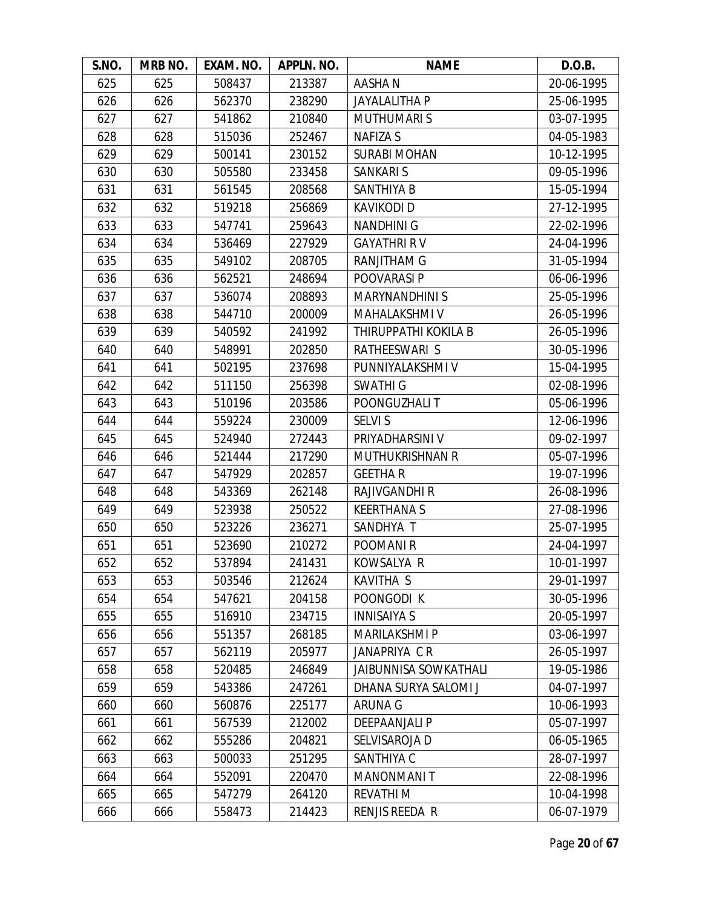| S.NO. | MRB NO. | EXAM. NO. | APPLN. NO. | NAME | D.O.B. |
|---|---|---|---|---|---|
| 625 | 625 | 508437 | 213387 | AASHA N | 20-06-1995 |
| 626 | 626 | 562370 | 238290 | JAYALALITHA P | 25-06-1995 |
| 627 | 627 | 541862 | 210840 | MUTHUMARI S | 03-07-1995 |
| 628 | 628 | 515036 | 252467 | NAFIZA S | 04-05-1983 |
| 629 | 629 | 500141 | 230152 | SURABI MOHAN | 10-12-1995 |
| 630 | 630 | 505580 | 233458 | SANKARI S | 09-05-1996 |
| 631 | 631 | 561545 | 208568 | SANTHIYA B | 15-05-1994 |
| 632 | 632 | 519218 | 256869 | KAVIKODI D | 27-12-1995 |
| 633 | 633 | 547741 | 259643 | NANDHINI G | 22-02-1996 |
| 634 | 634 | 536469 | 227929 | GAYATHRI R V | 24-04-1996 |
| 635 | 635 | 549102 | 208705 | RANJITHAM G | 31-05-1994 |
| 636 | 636 | 562521 | 248694 | POOVARASI P | 06-06-1996 |
| 637 | 637 | 536074 | 208893 | MARYNANDHINI S | 25-05-1996 |
| 638 | 638 | 544710 | 200009 | MAHALAKSHMI V | 26-05-1996 |
| 639 | 639 | 540592 | 241992 | THIRUPPATHI KOKILA B | 26-05-1996 |
| 640 | 640 | 548991 | 202850 | RATHEESWARI S | 30-05-1996 |
| 641 | 641 | 502195 | 237698 | PUNNIYALAKSHMI V | 15-04-1995 |
| 642 | 642 | 511150 | 256398 | SWATHI G | 02-08-1996 |
| 643 | 643 | 510196 | 203586 | POONGUZHALI T | 05-06-1996 |
| 644 | 644 | 559224 | 230009 | SELVI S | 12-06-1996 |
| 645 | 645 | 524940 | 272443 | PRIYADHARSINI V | 09-02-1997 |
| 646 | 646 | 521444 | 217290 | MUTHUKRISHNAN R | 05-07-1996 |
| 647 | 647 | 547929 | 202857 | GEETHA R | 19-07-1996 |
| 648 | 648 | 543369 | 262148 | RAJIVGANDHI R | 26-08-1996 |
| 649 | 649 | 523938 | 250522 | KEERTHANA S | 27-08-1996 |
| 650 | 650 | 523226 | 236271 | SANDHYA T | 25-07-1995 |
| 651 | 651 | 523690 | 210272 | POOMANI R | 24-04-1997 |
| 652 | 652 | 537894 | 241431 | KOWSALYA R | 10-01-1997 |
| 653 | 653 | 503546 | 212624 | KAVITHA S | 29-01-1997 |
| 654 | 654 | 547621 | 204158 | POONGODI K | 30-05-1996 |
| 655 | 655 | 516910 | 234715 | INNISAIYA S | 20-05-1997 |
| 656 | 656 | 551357 | 268185 | MARILAKSHMI P | 03-06-1997 |
| 657 | 657 | 562119 | 205977 | JANAPRIYA C R | 26-05-1997 |
| 658 | 658 | 520485 | 246849 | JAIBUNNISA SOWKATHALI | 19-05-1986 |
| 659 | 659 | 543386 | 247261 | DHANA SURYA SALOMI J | 04-07-1997 |
| 660 | 660 | 560876 | 225177 | ARUNA G | 10-06-1993 |
| 661 | 661 | 567539 | 212002 | DEEPAANJALI P | 05-07-1997 |
| 662 | 662 | 555286 | 204821 | SELVISAROJA D | 06-05-1965 |
| 663 | 663 | 500033 | 251295 | SANTHIYA C | 28-07-1997 |
| 664 | 664 | 552091 | 220470 | MANONMANI T | 22-08-1996 |
| 665 | 665 | 547279 | 264120 | REVATHI M | 10-04-1998 |
| 666 | 666 | 558473 | 214423 | RENJIS REEDA R | 06-07-1979 |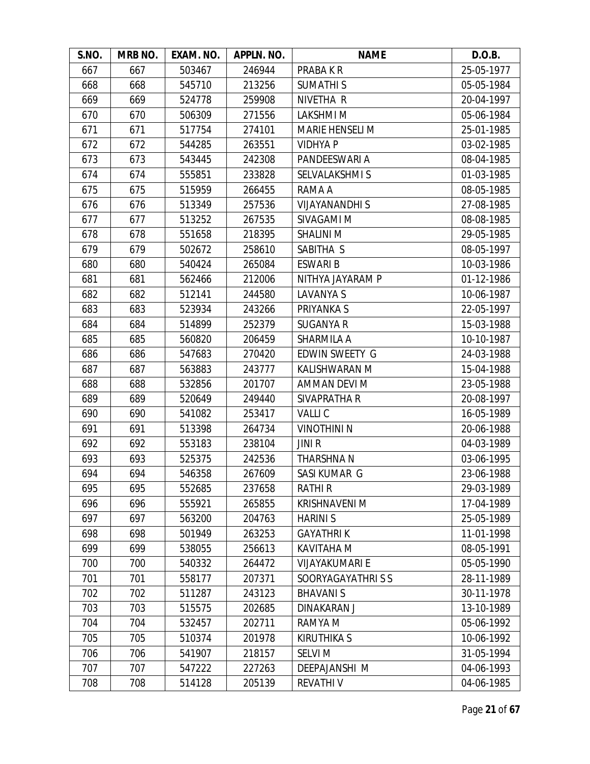| S.NO. | MRB NO. | EXAM. NO. | APPLN. NO. | NAME | D.O.B. |
|---|---|---|---|---|---|
| 667 | 667 | 503467 | 246944 | PRABA K R | 25-05-1977 |
| 668 | 668 | 545710 | 213256 | SUMATHI S | 05-05-1984 |
| 669 | 669 | 524778 | 259908 | NIVETHA R | 20-04-1997 |
| 670 | 670 | 506309 | 271556 | LAKSHMI M | 05-06-1984 |
| 671 | 671 | 517754 | 274101 | MARIE HENSELI M | 25-01-1985 |
| 672 | 672 | 544285 | 263551 | VIDHYA P | 03-02-1985 |
| 673 | 673 | 543445 | 242308 | PANDEESWARI A | 08-04-1985 |
| 674 | 674 | 555851 | 233828 | SELVALAKSHMI S | 01-03-1985 |
| 675 | 675 | 515959 | 266455 | RAMA A | 08-05-1985 |
| 676 | 676 | 513349 | 257536 | VIJAYANANDHI S | 27-08-1985 |
| 677 | 677 | 513252 | 267535 | SIVAGAMI M | 08-08-1985 |
| 678 | 678 | 551658 | 218395 | SHALINI M | 29-05-1985 |
| 679 | 679 | 502672 | 258610 | SABITHA S | 08-05-1997 |
| 680 | 680 | 540424 | 265084 | ESWARI B | 10-03-1986 |
| 681 | 681 | 562466 | 212006 | NITHYA JAYARAM P | 01-12-1986 |
| 682 | 682 | 512141 | 244580 | LAVANYA S | 10-06-1987 |
| 683 | 683 | 523934 | 243266 | PRIYANKA S | 22-05-1997 |
| 684 | 684 | 514899 | 252379 | SUGANYA R | 15-03-1988 |
| 685 | 685 | 560820 | 206459 | SHARMILA A | 10-10-1987 |
| 686 | 686 | 547683 | 270420 | EDWIN SWEETY G | 24-03-1988 |
| 687 | 687 | 563883 | 243777 | KALISHWARAN M | 15-04-1988 |
| 688 | 688 | 532856 | 201707 | AMMAN DEVI M | 23-05-1988 |
| 689 | 689 | 520649 | 249440 | SIVAPRATHA R | 20-08-1997 |
| 690 | 690 | 541082 | 253417 | VALLI C | 16-05-1989 |
| 691 | 691 | 513398 | 264734 | VINOTHINI N | 20-06-1988 |
| 692 | 692 | 553183 | 238104 | JINI R | 04-03-1989 |
| 693 | 693 | 525375 | 242536 | THARSHNA N | 03-06-1995 |
| 694 | 694 | 546358 | 267609 | SASI KUMAR G | 23-06-1988 |
| 695 | 695 | 552685 | 237658 | RATHI R | 29-03-1989 |
| 696 | 696 | 555921 | 265855 | KRISHNAVENI M | 17-04-1989 |
| 697 | 697 | 563200 | 204763 | HARINI S | 25-05-1989 |
| 698 | 698 | 501949 | 263253 | GAYATHRI K | 11-01-1998 |
| 699 | 699 | 538055 | 256613 | KAVITAHA M | 08-05-1991 |
| 700 | 700 | 540332 | 264472 | VIJAYAKUMARI E | 05-05-1990 |
| 701 | 701 | 558177 | 207371 | SOORYAGAYATHRI S S | 28-11-1989 |
| 702 | 702 | 511287 | 243123 | BHAVANI S | 30-11-1978 |
| 703 | 703 | 515575 | 202685 | DINAKARAN J | 13-10-1989 |
| 704 | 704 | 532457 | 202711 | RAMYA M | 05-06-1992 |
| 705 | 705 | 510374 | 201978 | KIRUTHIKA S | 10-06-1992 |
| 706 | 706 | 541907 | 218157 | SELVI M | 31-05-1994 |
| 707 | 707 | 547222 | 227263 | DEEPAJANSHI M | 04-06-1993 |
| 708 | 708 | 514128 | 205139 | REVATHI V | 04-06-1985 |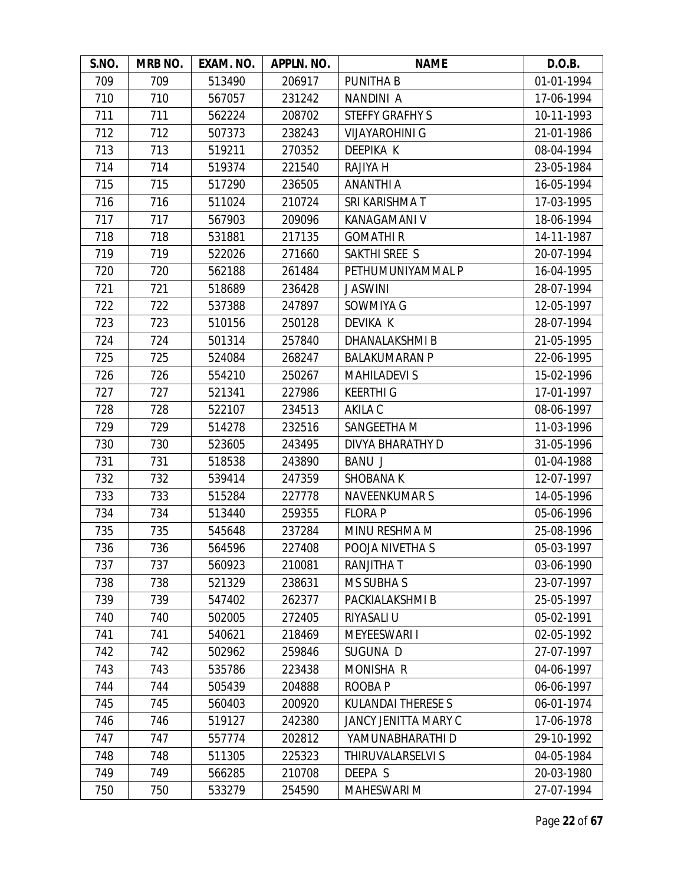| S.NO. | MRB NO. | EXAM. NO. | APPLN. NO. | NAME | D.O.B. |
|---|---|---|---|---|---|
| 709 | 709 | 513490 | 206917 | PUNITHA B | 01-01-1994 |
| 710 | 710 | 567057 | 231242 | NANDINI A | 17-06-1994 |
| 711 | 711 | 562224 | 208702 | STEFFY GRAFHY S | 10-11-1993 |
| 712 | 712 | 507373 | 238243 | VIJAYAROHINI G | 21-01-1986 |
| 713 | 713 | 519211 | 270352 | DEEPIKA K | 08-04-1994 |
| 714 | 714 | 519374 | 221540 | RAJIYA H | 23-05-1984 |
| 715 | 715 | 517290 | 236505 | ANANTHI A | 16-05-1994 |
| 716 | 716 | 511024 | 210724 | SRI KARISHMA T | 17-03-1995 |
| 717 | 717 | 567903 | 209096 | KANAGAMANI V | 18-06-1994 |
| 718 | 718 | 531881 | 217135 | GOMATHI R | 14-11-1987 |
| 719 | 719 | 522026 | 271660 | SAKTHI SREE S | 20-07-1994 |
| 720 | 720 | 562188 | 261484 | PETHUMUNIYAMMAL P | 16-04-1995 |
| 721 | 721 | 518689 | 236428 | J ASWINI | 28-07-1994 |
| 722 | 722 | 537388 | 247897 | SOWMIYA G | 12-05-1997 |
| 723 | 723 | 510156 | 250128 | DEVIKA K | 28-07-1994 |
| 724 | 724 | 501314 | 257840 | DHANALAKSHMI B | 21-05-1995 |
| 725 | 725 | 524084 | 268247 | BALAKUMARAN P | 22-06-1995 |
| 726 | 726 | 554210 | 250267 | MAHILADEVI S | 15-02-1996 |
| 727 | 727 | 521341 | 227986 | KEERTHI G | 17-01-1997 |
| 728 | 728 | 522107 | 234513 | AKILA C | 08-06-1997 |
| 729 | 729 | 514278 | 232516 | SANGEETHA M | 11-03-1996 |
| 730 | 730 | 523605 | 243495 | DIVYA BHARATHY D | 31-05-1996 |
| 731 | 731 | 518538 | 243890 | BANU J | 01-04-1988 |
| 732 | 732 | 539414 | 247359 | SHOBANA K | 12-07-1997 |
| 733 | 733 | 515284 | 227778 | NAVEENKUMAR S | 14-05-1996 |
| 734 | 734 | 513440 | 259355 | FLORA P | 05-06-1996 |
| 735 | 735 | 545648 | 237284 | MINU RESHMA M | 25-08-1996 |
| 736 | 736 | 564596 | 227408 | POOJA NIVETHA S | 05-03-1997 |
| 737 | 737 | 560923 | 210081 | RANJITHA T | 03-06-1990 |
| 738 | 738 | 521329 | 238631 | MS SUBHA S | 23-07-1997 |
| 739 | 739 | 547402 | 262377 | PACKIALAKSHMI B | 25-05-1997 |
| 740 | 740 | 502005 | 272405 | RIYASALI U | 05-02-1991 |
| 741 | 741 | 540621 | 218469 | MEYEESWARI I | 02-05-1992 |
| 742 | 742 | 502962 | 259846 | SUGUNA D | 27-07-1997 |
| 743 | 743 | 535786 | 223438 | MONISHA R | 04-06-1997 |
| 744 | 744 | 505439 | 204888 | ROOBA P | 06-06-1997 |
| 745 | 745 | 560403 | 200920 | KULANDAI THERESE S | 06-01-1974 |
| 746 | 746 | 519127 | 242380 | JANCY JENITTA MARY C | 17-06-1978 |
| 747 | 747 | 557774 | 202812 | YAMUNABHARATHI D | 29-10-1992 |
| 748 | 748 | 511305 | 225323 | THIRUVALARSELVI S | 04-05-1984 |
| 749 | 749 | 566285 | 210708 | DEEPA S | 20-03-1980 |
| 750 | 750 | 533279 | 254590 | MAHESWARI M | 27-07-1994 |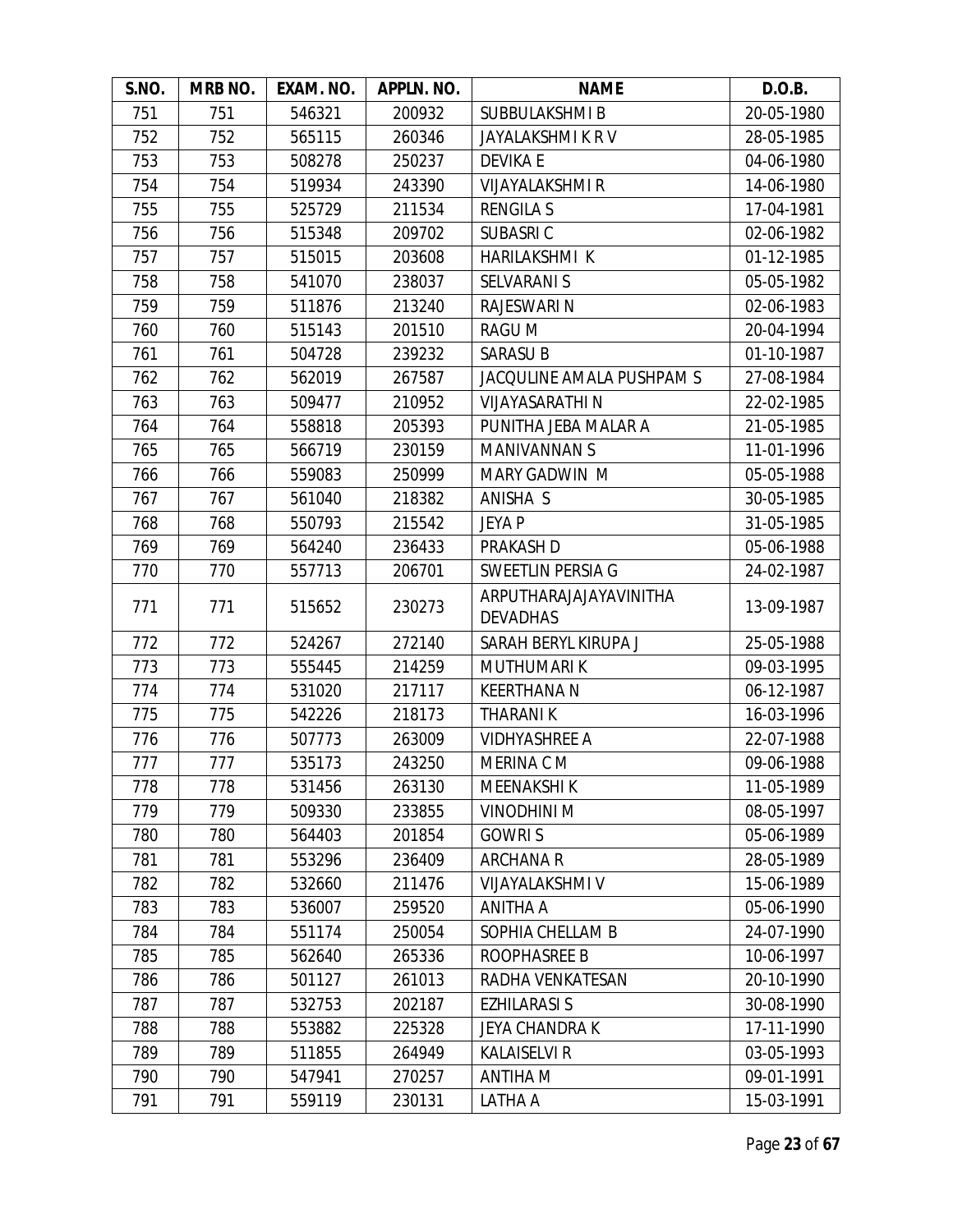| S.NO. | MRB NO. | EXAM. NO. | APPLN. NO. | NAME | D.O.B. |
|---|---|---|---|---|---|
| 751 | 751 | 546321 | 200932 | SUBBULAKSHMI B | 20-05-1980 |
| 752 | 752 | 565115 | 260346 | JAYALAKSHMI K R V | 28-05-1985 |
| 753 | 753 | 508278 | 250237 | DEVIKA E | 04-06-1980 |
| 754 | 754 | 519934 | 243390 | VIJAYALAKSHMI R | 14-06-1980 |
| 755 | 755 | 525729 | 211534 | RENGILA S | 17-04-1981 |
| 756 | 756 | 515348 | 209702 | SUBASRI C | 02-06-1982 |
| 757 | 757 | 515015 | 203608 | HARILAKSHMI K | 01-12-1985 |
| 758 | 758 | 541070 | 238037 | SELVARANI S | 05-05-1982 |
| 759 | 759 | 511876 | 213240 | RAJESWARI N | 02-06-1983 |
| 760 | 760 | 515143 | 201510 | RAGU M | 20-04-1994 |
| 761 | 761 | 504728 | 239232 | SARASU B | 01-10-1987 |
| 762 | 762 | 562019 | 267587 | JACQULINE AMALA PUSHPAM S | 27-08-1984 |
| 763 | 763 | 509477 | 210952 | VIJAYASARATHI N | 22-02-1985 |
| 764 | 764 | 558818 | 205393 | PUNITHA JEBA MALAR A | 21-05-1985 |
| 765 | 765 | 566719 | 230159 | MANIVANNAN S | 11-01-1996 |
| 766 | 766 | 559083 | 250999 | MARY GADWIN M | 05-05-1988 |
| 767 | 767 | 561040 | 218382 | ANISHA S | 30-05-1985 |
| 768 | 768 | 550793 | 215542 | JEYA P | 31-05-1985 |
| 769 | 769 | 564240 | 236433 | PRAKASH D | 05-06-1988 |
| 770 | 770 | 557713 | 206701 | SWEETLIN PERSIA G | 24-02-1987 |
| 771 | 771 | 515652 | 230273 | ARPUTHARAJAJAYAVINITHA DEVADHAS | 13-09-1987 |
| 772 | 772 | 524267 | 272140 | SARAH BERYL KIRUPA J | 25-05-1988 |
| 773 | 773 | 555445 | 214259 | MUTHUMARI K | 09-03-1995 |
| 774 | 774 | 531020 | 217117 | KEERTHANA N | 06-12-1987 |
| 775 | 775 | 542226 | 218173 | THARANI K | 16-03-1996 |
| 776 | 776 | 507773 | 263009 | VIDHYASHREE A | 22-07-1988 |
| 777 | 777 | 535173 | 243250 | MERINA C M | 09-06-1988 |
| 778 | 778 | 531456 | 263130 | MEENAKSHI K | 11-05-1989 |
| 779 | 779 | 509330 | 233855 | VINODHINI M | 08-05-1997 |
| 780 | 780 | 564403 | 201854 | GOWRI S | 05-06-1989 |
| 781 | 781 | 553296 | 236409 | ARCHANA R | 28-05-1989 |
| 782 | 782 | 532660 | 211476 | VIJAYALAKSHMI V | 15-06-1989 |
| 783 | 783 | 536007 | 259520 | ANITHA A | 05-06-1990 |
| 784 | 784 | 551174 | 250054 | SOPHIA CHELLAM B | 24-07-1990 |
| 785 | 785 | 562640 | 265336 | ROOPHASREE B | 10-06-1997 |
| 786 | 786 | 501127 | 261013 | RADHA VENKATESAN | 20-10-1990 |
| 787 | 787 | 532753 | 202187 | EZHILARASI S | 30-08-1990 |
| 788 | 788 | 553882 | 225328 | JEYA CHANDRA K | 17-11-1990 |
| 789 | 789 | 511855 | 264949 | KALAISELVI R | 03-05-1993 |
| 790 | 790 | 547941 | 270257 | ANTIHA M | 09-01-1991 |
| 791 | 791 | 559119 | 230131 | LATHA A | 15-03-1991 |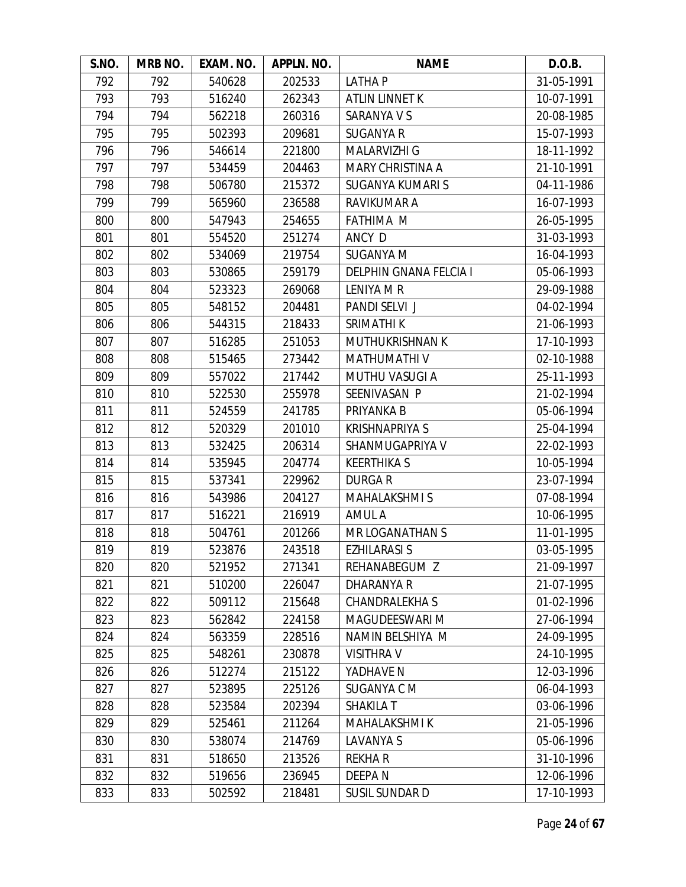| S.NO. | MRB NO. | EXAM. NO. | APPLN. NO. | NAME | D.O.B. |
|---|---|---|---|---|---|
| 792 | 792 | 540628 | 202533 | LATHA P | 31-05-1991 |
| 793 | 793 | 516240 | 262343 | ATLIN LINNET K | 10-07-1991 |
| 794 | 794 | 562218 | 260316 | SARANYA V S | 20-08-1985 |
| 795 | 795 | 502393 | 209681 | SUGANYA R | 15-07-1993 |
| 796 | 796 | 546614 | 221800 | MALARVIZHI G | 18-11-1992 |
| 797 | 797 | 534459 | 204463 | MARY CHRISTINA A | 21-10-1991 |
| 798 | 798 | 506780 | 215372 | SUGANYA KUMARI S | 04-11-1986 |
| 799 | 799 | 565960 | 236588 | RAVIKUMAR A | 16-07-1993 |
| 800 | 800 | 547943 | 254655 | FATHIMA M | 26-05-1995 |
| 801 | 801 | 554520 | 251274 | ANCY D | 31-03-1993 |
| 802 | 802 | 534069 | 219754 | SUGANYA M | 16-04-1993 |
| 803 | 803 | 530865 | 259179 | DELPHIN GNANA FELCIA I | 05-06-1993 |
| 804 | 804 | 523323 | 269068 | LENIYA M R | 29-09-1988 |
| 805 | 805 | 548152 | 204481 | PANDI SELVI J | 04-02-1994 |
| 806 | 806 | 544315 | 218433 | SRIMATHI K | 21-06-1993 |
| 807 | 807 | 516285 | 251053 | MUTHUKRISHNAN K | 17-10-1993 |
| 808 | 808 | 515465 | 273442 | MATHUMATHI V | 02-10-1988 |
| 809 | 809 | 557022 | 217442 | MUTHU VASUGI A | 25-11-1993 |
| 810 | 810 | 522530 | 255978 | SEENIVASAN P | 21-02-1994 |
| 811 | 811 | 524559 | 241785 | PRIYANKA B | 05-06-1994 |
| 812 | 812 | 520329 | 201010 | KRISHNAPRIYA S | 25-04-1994 |
| 813 | 813 | 532425 | 206314 | SHANMUGAPRIYA V | 22-02-1993 |
| 814 | 814 | 535945 | 204774 | KEERTHIKA S | 10-05-1994 |
| 815 | 815 | 537341 | 229962 | DURGA R | 23-07-1994 |
| 816 | 816 | 543986 | 204127 | MAHALAKSHMI S | 07-08-1994 |
| 817 | 817 | 516221 | 216919 | AMUL A | 10-06-1995 |
| 818 | 818 | 504761 | 201266 | MR LOGANATHAN S | 11-01-1995 |
| 819 | 819 | 523876 | 243518 | EZHILARASI S | 03-05-1995 |
| 820 | 820 | 521952 | 271341 | REHANABEGUM Z | 21-09-1997 |
| 821 | 821 | 510200 | 226047 | DHARANYA R | 21-07-1995 |
| 822 | 822 | 509112 | 215648 | CHANDRALEKHA S | 01-02-1996 |
| 823 | 823 | 562842 | 224158 | MAGUDEESWARI M | 27-06-1994 |
| 824 | 824 | 563359 | 228516 | NAMIN BELSHIYA M | 24-09-1995 |
| 825 | 825 | 548261 | 230878 | VISITHRA V | 24-10-1995 |
| 826 | 826 | 512274 | 215122 | YADHAVE N | 12-03-1996 |
| 827 | 827 | 523895 | 225126 | SUGANYA C M | 06-04-1993 |
| 828 | 828 | 523584 | 202394 | SHAKILA T | 03-06-1996 |
| 829 | 829 | 525461 | 211264 | MAHALAKSHMI K | 21-05-1996 |
| 830 | 830 | 538074 | 214769 | LAVANYA S | 05-06-1996 |
| 831 | 831 | 518650 | 213526 | REKHA R | 31-10-1996 |
| 832 | 832 | 519656 | 236945 | DEEPA N | 12-06-1996 |
| 833 | 833 | 502592 | 218481 | SUSIL SUNDAR D | 17-10-1993 |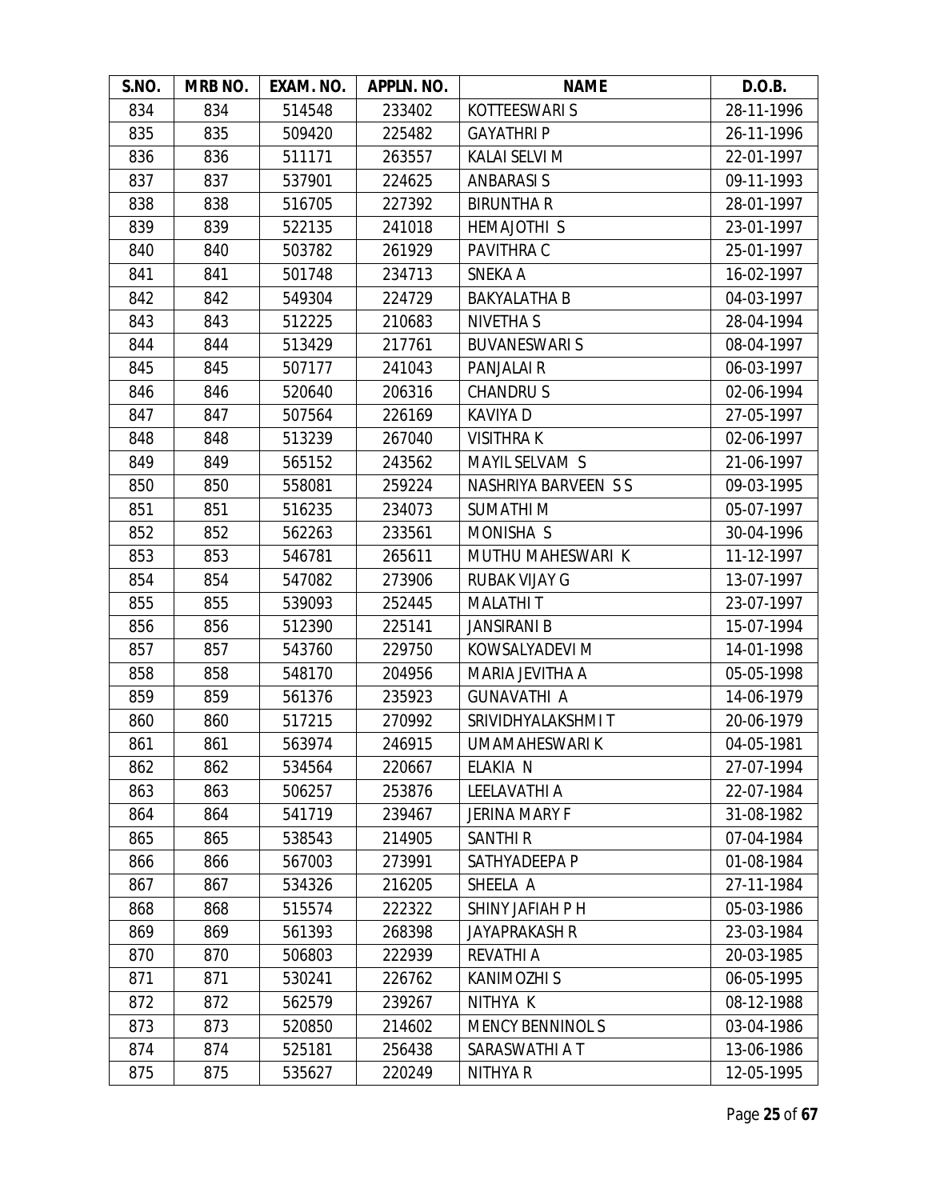| S.NO. | MRB NO. | EXAM. NO. | APPLN. NO. | NAME | D.O.B. |
|---|---|---|---|---|---|
| 834 | 834 | 514548 | 233402 | KOTTEESWARI S | 28-11-1996 |
| 835 | 835 | 509420 | 225482 | GAYATHRI P | 26-11-1996 |
| 836 | 836 | 511171 | 263557 | KALAI SELVI M | 22-01-1997 |
| 837 | 837 | 537901 | 224625 | ANBARASI S | 09-11-1993 |
| 838 | 838 | 516705 | 227392 | BIRUNTHA R | 28-01-1997 |
| 839 | 839 | 522135 | 241018 | HEMAJOTHI S | 23-01-1997 |
| 840 | 840 | 503782 | 261929 | PAVITHRA C | 25-01-1997 |
| 841 | 841 | 501748 | 234713 | SNEKA A | 16-02-1997 |
| 842 | 842 | 549304 | 224729 | BAKYALATHA B | 04-03-1997 |
| 843 | 843 | 512225 | 210683 | NIVETHA S | 28-04-1994 |
| 844 | 844 | 513429 | 217761 | BUVANESWARI S | 08-04-1997 |
| 845 | 845 | 507177 | 241043 | PANJALAI R | 06-03-1997 |
| 846 | 846 | 520640 | 206316 | CHANDRU S | 02-06-1994 |
| 847 | 847 | 507564 | 226169 | KAVIYA D | 27-05-1997 |
| 848 | 848 | 513239 | 267040 | VISITHRA K | 02-06-1997 |
| 849 | 849 | 565152 | 243562 | MAYIL SELVAM S | 21-06-1997 |
| 850 | 850 | 558081 | 259224 | NASHRIYA BARVEEN S S | 09-03-1995 |
| 851 | 851 | 516235 | 234073 | SUMATHI M | 05-07-1997 |
| 852 | 852 | 562263 | 233561 | MONISHA S | 30-04-1996 |
| 853 | 853 | 546781 | 265611 | MUTHU MAHESWARI K | 11-12-1997 |
| 854 | 854 | 547082 | 273906 | RUBAK VIJAY G | 13-07-1997 |
| 855 | 855 | 539093 | 252445 | MALATHI T | 23-07-1997 |
| 856 | 856 | 512390 | 225141 | JANSIRANI B | 15-07-1994 |
| 857 | 857 | 543760 | 229750 | KOWSALYADEVI M | 14-01-1998 |
| 858 | 858 | 548170 | 204956 | MARIA JEVITHA A | 05-05-1998 |
| 859 | 859 | 561376 | 235923 | GUNAVATHI A | 14-06-1979 |
| 860 | 860 | 517215 | 270992 | SRIVIDHYALAKSHMI T | 20-06-1979 |
| 861 | 861 | 563974 | 246915 | UMAMAHESWARI K | 04-05-1981 |
| 862 | 862 | 534564 | 220667 | ELAKIA N | 27-07-1994 |
| 863 | 863 | 506257 | 253876 | LEELAVATHI A | 22-07-1984 |
| 864 | 864 | 541719 | 239467 | JERINA MARY F | 31-08-1982 |
| 865 | 865 | 538543 | 214905 | SANTHI R | 07-04-1984 |
| 866 | 866 | 567003 | 273991 | SATHYADEEPA P | 01-08-1984 |
| 867 | 867 | 534326 | 216205 | SHEELA A | 27-11-1984 |
| 868 | 868 | 515574 | 222322 | SHINY JAFIAH P H | 05-03-1986 |
| 869 | 869 | 561393 | 268398 | JAYAPRAKASH R | 23-03-1984 |
| 870 | 870 | 506803 | 222939 | REVATHI A | 20-03-1985 |
| 871 | 871 | 530241 | 226762 | KANIMOZHI S | 06-05-1995 |
| 872 | 872 | 562579 | 239267 | NITHYA K | 08-12-1988 |
| 873 | 873 | 520850 | 214602 | MENCY BENNINOL S | 03-04-1986 |
| 874 | 874 | 525181 | 256438 | SARASWATHI A T | 13-06-1986 |
| 875 | 875 | 535627 | 220249 | NITHYA R | 12-05-1995 |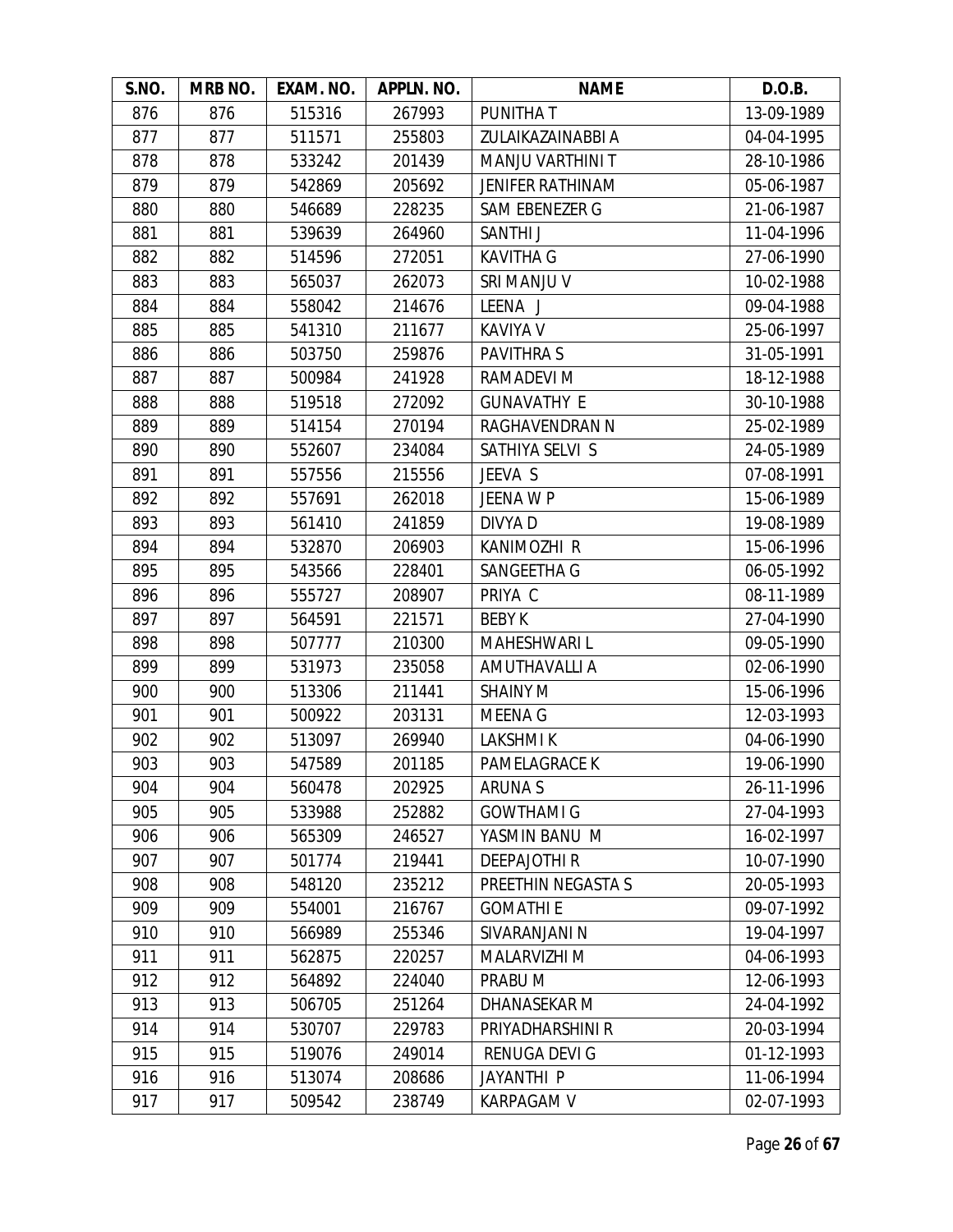| S.NO. | MRB NO. | EXAM. NO. | APPLN. NO. | NAME | D.O.B. |
|---|---|---|---|---|---|
| 876 | 876 | 515316 | 267993 | PUNITHA T | 13-09-1989 |
| 877 | 877 | 511571 | 255803 | ZULAIKAZAINABBI A | 04-04-1995 |
| 878 | 878 | 533242 | 201439 | MANJU VARTHINI T | 28-10-1986 |
| 879 | 879 | 542869 | 205692 | JENIFER RATHINAM | 05-06-1987 |
| 880 | 880 | 546689 | 228235 | SAM EBENEZER G | 21-06-1987 |
| 881 | 881 | 539639 | 264960 | SANTHI J | 11-04-1996 |
| 882 | 882 | 514596 | 272051 | KAVITHA G | 27-06-1990 |
| 883 | 883 | 565037 | 262073 | SRI MANJU V | 10-02-1988 |
| 884 | 884 | 558042 | 214676 | LEENA J | 09-04-1988 |
| 885 | 885 | 541310 | 211677 | KAVIYA V | 25-06-1997 |
| 886 | 886 | 503750 | 259876 | PAVITHRA S | 31-05-1991 |
| 887 | 887 | 500984 | 241928 | RAMADEVI M | 18-12-1988 |
| 888 | 888 | 519518 | 272092 | GUNAVATHY E | 30-10-1988 |
| 889 | 889 | 514154 | 270194 | RAGHAVENDRAN N | 25-02-1989 |
| 890 | 890 | 552607 | 234084 | SATHIYA SELVI S | 24-05-1989 |
| 891 | 891 | 557556 | 215556 | JEEVA S | 07-08-1991 |
| 892 | 892 | 557691 | 262018 | JEENA W P | 15-06-1989 |
| 893 | 893 | 561410 | 241859 | DIVYA D | 19-08-1989 |
| 894 | 894 | 532870 | 206903 | KANIMOZHI R | 15-06-1996 |
| 895 | 895 | 543566 | 228401 | SANGEETHA G | 06-05-1992 |
| 896 | 896 | 555727 | 208907 | PRIYA C | 08-11-1989 |
| 897 | 897 | 564591 | 221571 | BEBY K | 27-04-1990 |
| 898 | 898 | 507777 | 210300 | MAHESHWARI L | 09-05-1990 |
| 899 | 899 | 531973 | 235058 | AMUTHAVALLI A | 02-06-1990 |
| 900 | 900 | 513306 | 211441 | SHAINY M | 15-06-1996 |
| 901 | 901 | 500922 | 203131 | MEENA G | 12-03-1993 |
| 902 | 902 | 513097 | 269940 | LAKSHMI K | 04-06-1990 |
| 903 | 903 | 547589 | 201185 | PAMELAGRACE K | 19-06-1990 |
| 904 | 904 | 560478 | 202925 | ARUNA S | 26-11-1996 |
| 905 | 905 | 533988 | 252882 | GOWTHAMI G | 27-04-1993 |
| 906 | 906 | 565309 | 246527 | YASMIN BANU M | 16-02-1997 |
| 907 | 907 | 501774 | 219441 | DEEPAJOTHI R | 10-07-1990 |
| 908 | 908 | 548120 | 235212 | PREETHIN NEGASTA S | 20-05-1993 |
| 909 | 909 | 554001 | 216767 | GOMATHI E | 09-07-1992 |
| 910 | 910 | 566989 | 255346 | SIVARANJANI N | 19-04-1997 |
| 911 | 911 | 562875 | 220257 | MALARVIZHI M | 04-06-1993 |
| 912 | 912 | 564892 | 224040 | PRABU M | 12-06-1993 |
| 913 | 913 | 506705 | 251264 | DHANASEKAR M | 24-04-1992 |
| 914 | 914 | 530707 | 229783 | PRIYADHARSHINI R | 20-03-1994 |
| 915 | 915 | 519076 | 249014 | RENUGA DEVI G | 01-12-1993 |
| 916 | 916 | 513074 | 208686 | JAYANTHI P | 11-06-1994 |
| 917 | 917 | 509542 | 238749 | KARPAGAM V | 02-07-1993 |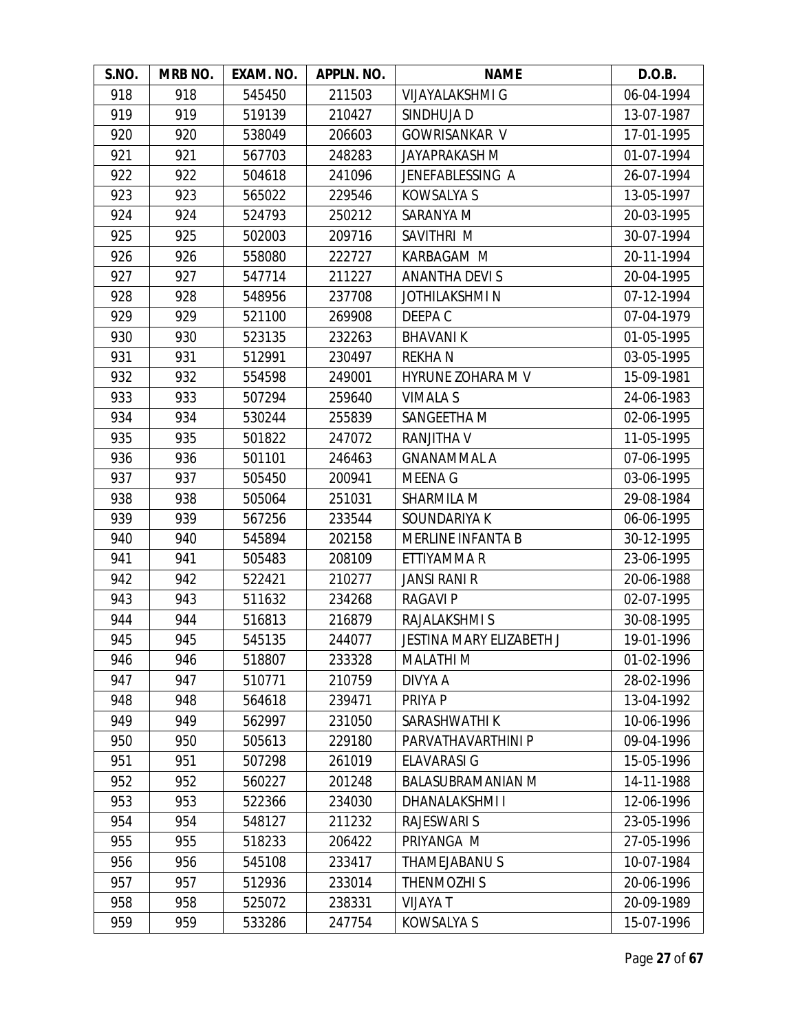| S.NO. | MRB NO. | EXAM. NO. | APPLN. NO. | NAME | D.O.B. |
|---|---|---|---|---|---|
| 918 | 918 | 545450 | 211503 | VIJAYALAKSHMI G | 06-04-1994 |
| 919 | 919 | 519139 | 210427 | SINDHUJA D | 13-07-1987 |
| 920 | 920 | 538049 | 206603 | GOWRISANKAR V | 17-01-1995 |
| 921 | 921 | 567703 | 248283 | JAYAPRAKASH M | 01-07-1994 |
| 922 | 922 | 504618 | 241096 | JENEFABLESSING A | 26-07-1994 |
| 923 | 923 | 565022 | 229546 | KOWSALYA S | 13-05-1997 |
| 924 | 924 | 524793 | 250212 | SARANYA M | 20-03-1995 |
| 925 | 925 | 502003 | 209716 | SAVITHRI M | 30-07-1994 |
| 926 | 926 | 558080 | 222727 | KARBAGAM M | 20-11-1994 |
| 927 | 927 | 547714 | 211227 | ANANTHA DEVI S | 20-04-1995 |
| 928 | 928 | 548956 | 237708 | JOTHILAKSHMI N | 07-12-1994 |
| 929 | 929 | 521100 | 269908 | DEEPA C | 07-04-1979 |
| 930 | 930 | 523135 | 232263 | BHAVANI K | 01-05-1995 |
| 931 | 931 | 512991 | 230497 | REKHA N | 03-05-1995 |
| 932 | 932 | 554598 | 249001 | HYRUNE ZOHARA M V | 15-09-1981 |
| 933 | 933 | 507294 | 259640 | VIMALA S | 24-06-1983 |
| 934 | 934 | 530244 | 255839 | SANGEETHA M | 02-06-1995 |
| 935 | 935 | 501822 | 247072 | RANJITHA V | 11-05-1995 |
| 936 | 936 | 501101 | 246463 | GNANAMMAL A | 07-06-1995 |
| 937 | 937 | 505450 | 200941 | MEENA G | 03-06-1995 |
| 938 | 938 | 505064 | 251031 | SHARMILA M | 29-08-1984 |
| 939 | 939 | 567256 | 233544 | SOUNDARIYA K | 06-06-1995 |
| 940 | 940 | 545894 | 202158 | MERLINE INFANTA B | 30-12-1995 |
| 941 | 941 | 505483 | 208109 | ETTIYAMMA R | 23-06-1995 |
| 942 | 942 | 522421 | 210277 | JANSI RANI R | 20-06-1988 |
| 943 | 943 | 511632 | 234268 | RAGAVI P | 02-07-1995 |
| 944 | 944 | 516813 | 216879 | RAJALAKSHMI S | 30-08-1995 |
| 945 | 945 | 545135 | 244077 | JESTINA MARY ELIZABETH J | 19-01-1996 |
| 946 | 946 | 518807 | 233328 | MALATHI M | 01-02-1996 |
| 947 | 947 | 510771 | 210759 | DIVYA A | 28-02-1996 |
| 948 | 948 | 564618 | 239471 | PRIYA P | 13-04-1992 |
| 949 | 949 | 562997 | 231050 | SARASHWATHI K | 10-06-1996 |
| 950 | 950 | 505613 | 229180 | PARVATHAVARTHINI P | 09-04-1996 |
| 951 | 951 | 507298 | 261019 | ELAVARASI G | 15-05-1996 |
| 952 | 952 | 560227 | 201248 | BALASUBRAMANIAN M | 14-11-1988 |
| 953 | 953 | 522366 | 234030 | DHANALAKSHMI I | 12-06-1996 |
| 954 | 954 | 548127 | 211232 | RAJESWARI S | 23-05-1996 |
| 955 | 955 | 518233 | 206422 | PRIYANGA M | 27-05-1996 |
| 956 | 956 | 545108 | 233417 | THAMEJABANU S | 10-07-1984 |
| 957 | 957 | 512936 | 233014 | THENMOZHI S | 20-06-1996 |
| 958 | 958 | 525072 | 238331 | VIJAYA T | 20-09-1989 |
| 959 | 959 | 533286 | 247754 | KOWSALYA S | 15-07-1996 |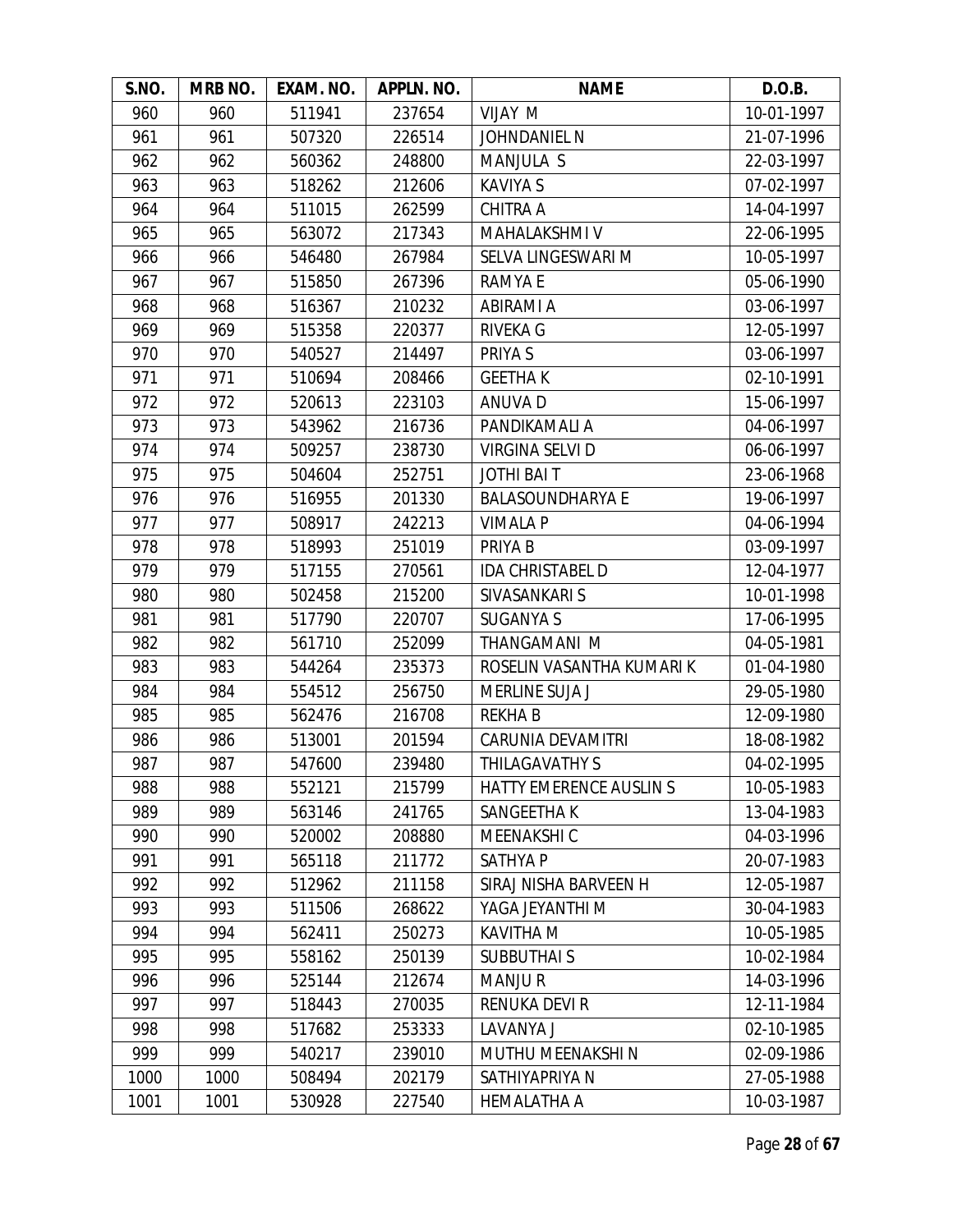| S.NO. | MRB NO. | EXAM. NO. | APPLN. NO. | NAME | D.O.B. |
|---|---|---|---|---|---|
| 960 | 960 | 511941 | 237654 | VIJAY M | 10-01-1997 |
| 961 | 961 | 507320 | 226514 | JOHNDANIEL N | 21-07-1996 |
| 962 | 962 | 560362 | 248800 | MANJULA S | 22-03-1997 |
| 963 | 963 | 518262 | 212606 | KAVIYA S | 07-02-1997 |
| 964 | 964 | 511015 | 262599 | CHITRA A | 14-04-1997 |
| 965 | 965 | 563072 | 217343 | MAHALAKSHMI V | 22-06-1995 |
| 966 | 966 | 546480 | 267984 | SELVA LINGESWARI M | 10-05-1997 |
| 967 | 967 | 515850 | 267396 | RAMYA E | 05-06-1990 |
| 968 | 968 | 516367 | 210232 | ABIRAMI A | 03-06-1997 |
| 969 | 969 | 515358 | 220377 | RIVEKA G | 12-05-1997 |
| 970 | 970 | 540527 | 214497 | PRIYA S | 03-06-1997 |
| 971 | 971 | 510694 | 208466 | GEETHA K | 02-10-1991 |
| 972 | 972 | 520613 | 223103 | ANUVA D | 15-06-1997 |
| 973 | 973 | 543962 | 216736 | PANDIKAMALI A | 04-06-1997 |
| 974 | 974 | 509257 | 238730 | VIRGINA SELVI D | 06-06-1997 |
| 975 | 975 | 504604 | 252751 | JOTHI BAI T | 23-06-1968 |
| 976 | 976 | 516955 | 201330 | BALASOUNDHARYA E | 19-06-1997 |
| 977 | 977 | 508917 | 242213 | VIMALA P | 04-06-1994 |
| 978 | 978 | 518993 | 251019 | PRIYA B | 03-09-1997 |
| 979 | 979 | 517155 | 270561 | IDA CHRISTABEL D | 12-04-1977 |
| 980 | 980 | 502458 | 215200 | SIVASANKARI S | 10-01-1998 |
| 981 | 981 | 517790 | 220707 | SUGANYA S | 17-06-1995 |
| 982 | 982 | 561710 | 252099 | THANGAMANI M | 04-05-1981 |
| 983 | 983 | 544264 | 235373 | ROSELIN VASANTHA KUMARI K | 01-04-1980 |
| 984 | 984 | 554512 | 256750 | MERLINE SUJA J | 29-05-1980 |
| 985 | 985 | 562476 | 216708 | REKHA B | 12-09-1980 |
| 986 | 986 | 513001 | 201594 | CARUNIA DEVAMITRI | 18-08-1982 |
| 987 | 987 | 547600 | 239480 | THILAGAVATHY S | 04-02-1995 |
| 988 | 988 | 552121 | 215799 | HATTY EMERENCE AUSLIN S | 10-05-1983 |
| 989 | 989 | 563146 | 241765 | SANGEETHA K | 13-04-1983 |
| 990 | 990 | 520002 | 208880 | MEENAKSHI C | 04-03-1996 |
| 991 | 991 | 565118 | 211772 | SATHYA P | 20-07-1983 |
| 992 | 992 | 512962 | 211158 | SIRAJ NISHA BARVEEN H | 12-05-1987 |
| 993 | 993 | 511506 | 268622 | YAGA JEYANTHI M | 30-04-1983 |
| 994 | 994 | 562411 | 250273 | KAVITHA M | 10-05-1985 |
| 995 | 995 | 558162 | 250139 | SUBBUTHAI S | 10-02-1984 |
| 996 | 996 | 525144 | 212674 | MANJU R | 14-03-1996 |
| 997 | 997 | 518443 | 270035 | RENUKA DEVI R | 12-11-1984 |
| 998 | 998 | 517682 | 253333 | LAVANYA J | 02-10-1985 |
| 999 | 999 | 540217 | 239010 | MUTHU MEENAKSHI N | 02-09-1986 |
| 1000 | 1000 | 508494 | 202179 | SATHIYAPRIYA N | 27-05-1988 |
| 1001 | 1001 | 530928 | 227540 | HEMALATHA A | 10-03-1987 |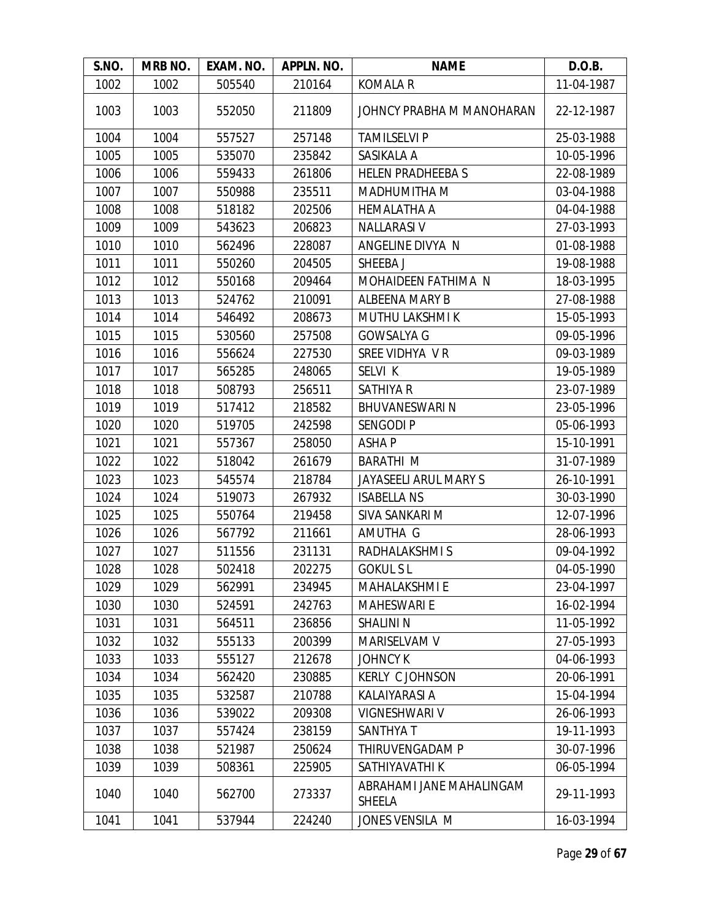| S.NO. | MRB NO. | EXAM. NO. | APPLN. NO. | NAME | D.O.B. |
|---|---|---|---|---|---|
| 1002 | 1002 | 505540 | 210164 | KOMALA R | 11-04-1987 |
| 1003 | 1003 | 552050 | 211809 | JOHNCY PRABHA M MANOHARAN | 22-12-1987 |
| 1004 | 1004 | 557527 | 257148 | TAMILSELVI P | 25-03-1988 |
| 1005 | 1005 | 535070 | 235842 | SASIKALA A | 10-05-1996 |
| 1006 | 1006 | 559433 | 261806 | HELEN PRADHEEBA S | 22-08-1989 |
| 1007 | 1007 | 550988 | 235511 | MADHUMITHA M | 03-04-1988 |
| 1008 | 1008 | 518182 | 202506 | HEMALATHA A | 04-04-1988 |
| 1009 | 1009 | 543623 | 206823 | NALLARASI V | 27-03-1993 |
| 1010 | 1010 | 562496 | 228087 | ANGELINE DIVYA N | 01-08-1988 |
| 1011 | 1011 | 550260 | 204505 | SHEEBA J | 19-08-1988 |
| 1012 | 1012 | 550168 | 209464 | MOHAIDEEN FATHIMA N | 18-03-1995 |
| 1013 | 1013 | 524762 | 210091 | ALBEENA MARY B | 27-08-1988 |
| 1014 | 1014 | 546492 | 208673 | MUTHU LAKSHMI K | 15-05-1993 |
| 1015 | 1015 | 530560 | 257508 | GOWSALYA G | 09-05-1996 |
| 1016 | 1016 | 556624 | 227530 | SREE VIDHYA V R | 09-03-1989 |
| 1017 | 1017 | 565285 | 248065 | SELVI K | 19-05-1989 |
| 1018 | 1018 | 508793 | 256511 | SATHIYA R | 23-07-1989 |
| 1019 | 1019 | 517412 | 218582 | BHUVANESWARI N | 23-05-1996 |
| 1020 | 1020 | 519705 | 242598 | SENGODI P | 05-06-1993 |
| 1021 | 1021 | 557367 | 258050 | ASHA P | 15-10-1991 |
| 1022 | 1022 | 518042 | 261679 | BARATHI M | 31-07-1989 |
| 1023 | 1023 | 545574 | 218784 | JAYASEELI ARUL MARY S | 26-10-1991 |
| 1024 | 1024 | 519073 | 267932 | ISABELLA NS | 30-03-1990 |
| 1025 | 1025 | 550764 | 219458 | SIVA SANKARI M | 12-07-1996 |
| 1026 | 1026 | 567792 | 211661 | AMUTHA G | 28-06-1993 |
| 1027 | 1027 | 511556 | 231131 | RADHALAKSHMI S | 09-04-1992 |
| 1028 | 1028 | 502418 | 202275 | GOKUL S L | 04-05-1990 |
| 1029 | 1029 | 562991 | 234945 | MAHALAKSHMI E | 23-04-1997 |
| 1030 | 1030 | 524591 | 242763 | MAHESWARI E | 16-02-1994 |
| 1031 | 1031 | 564511 | 236856 | SHALINI N | 11-05-1992 |
| 1032 | 1032 | 555133 | 200399 | MARISELVAM V | 27-05-1993 |
| 1033 | 1033 | 555127 | 212678 | JOHNCY K | 04-06-1993 |
| 1034 | 1034 | 562420 | 230885 | KERLY C JOHNSON | 20-06-1991 |
| 1035 | 1035 | 532587 | 210788 | KALAIYARASI A | 15-04-1994 |
| 1036 | 1036 | 539022 | 209308 | VIGNESHWARI V | 26-06-1993 |
| 1037 | 1037 | 557424 | 238159 | SANTHYA T | 19-11-1993 |
| 1038 | 1038 | 521987 | 250624 | THIRUVENGADAM P | 30-07-1996 |
| 1039 | 1039 | 508361 | 225905 | SATHIYAVATHI K | 06-05-1994 |
| 1040 | 1040 | 562700 | 273337 | ABRAHAMI JANE MAHALINGAM SHEELA | 29-11-1993 |
| 1041 | 1041 | 537944 | 224240 | JONES VENSILA M | 16-03-1994 |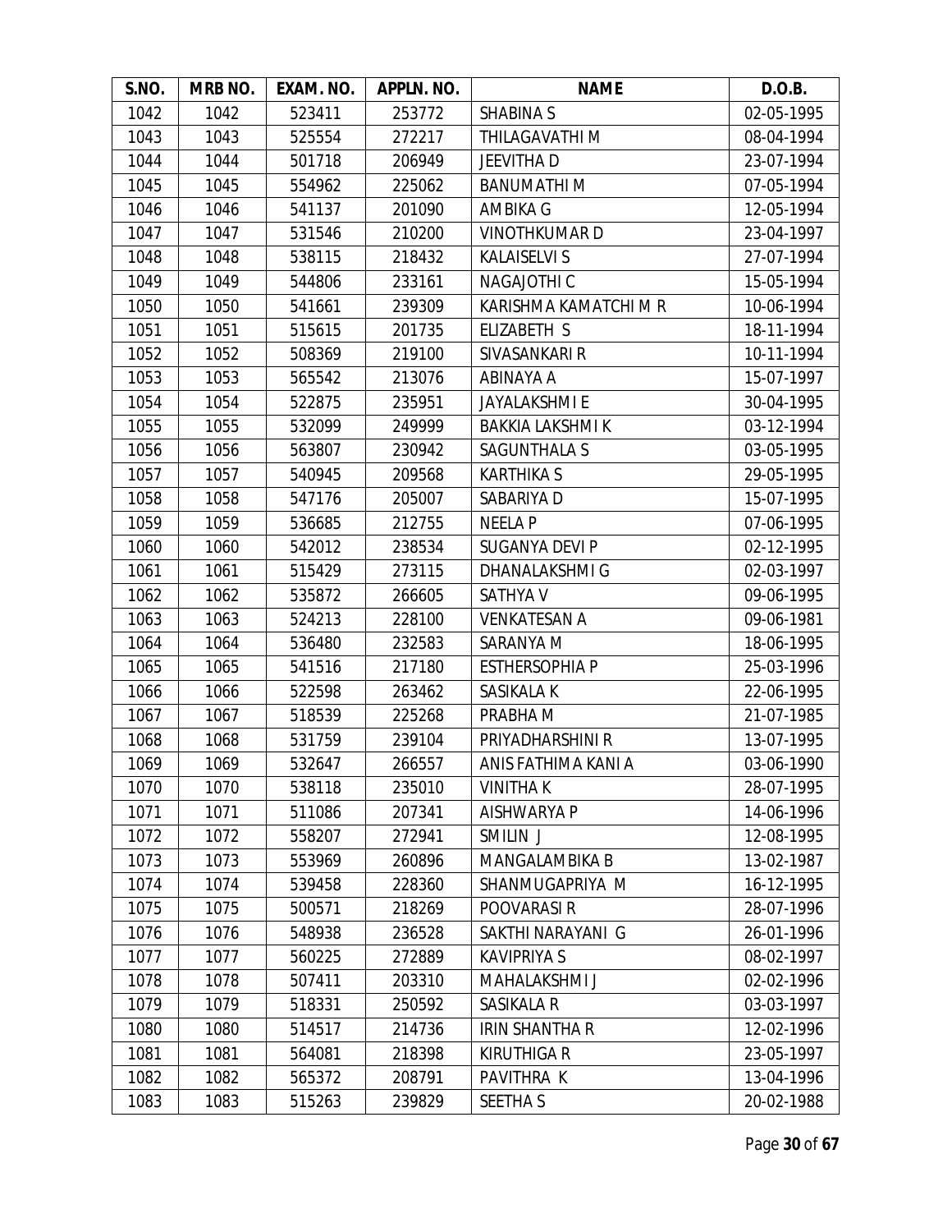| S.NO. | MRB NO. | EXAM. NO. | APPLN. NO. | NAME | D.O.B. |
|---|---|---|---|---|---|
| 1042 | 1042 | 523411 | 253772 | SHABINA S | 02-05-1995 |
| 1043 | 1043 | 525554 | 272217 | THILAGAVATHI M | 08-04-1994 |
| 1044 | 1044 | 501718 | 206949 | JEEVITHA D | 23-07-1994 |
| 1045 | 1045 | 554962 | 225062 | BANUMATHI M | 07-05-1994 |
| 1046 | 1046 | 541137 | 201090 | AMBIKA G | 12-05-1994 |
| 1047 | 1047 | 531546 | 210200 | VINOTHKUMAR D | 23-04-1997 |
| 1048 | 1048 | 538115 | 218432 | KALAISELVI S | 27-07-1994 |
| 1049 | 1049 | 544806 | 233161 | NAGAJOTHI C | 15-05-1994 |
| 1050 | 1050 | 541661 | 239309 | KARISHMA KAMATCHI M R | 10-06-1994 |
| 1051 | 1051 | 515615 | 201735 | ELIZABETH S | 18-11-1994 |
| 1052 | 1052 | 508369 | 219100 | SIVASANKARI R | 10-11-1994 |
| 1053 | 1053 | 565542 | 213076 | ABINAYA A | 15-07-1997 |
| 1054 | 1054 | 522875 | 235951 | JAYALAKSHMI E | 30-04-1995 |
| 1055 | 1055 | 532099 | 249999 | BAKKIA LAKSHMI K | 03-12-1994 |
| 1056 | 1056 | 563807 | 230942 | SAGUNTHALA S | 03-05-1995 |
| 1057 | 1057 | 540945 | 209568 | KARTHIKA S | 29-05-1995 |
| 1058 | 1058 | 547176 | 205007 | SABARIYA D | 15-07-1995 |
| 1059 | 1059 | 536685 | 212755 | NEELA P | 07-06-1995 |
| 1060 | 1060 | 542012 | 238534 | SUGANYA DEVI P | 02-12-1995 |
| 1061 | 1061 | 515429 | 273115 | DHANALAKSHMI G | 02-03-1997 |
| 1062 | 1062 | 535872 | 266605 | SATHYA V | 09-06-1995 |
| 1063 | 1063 | 524213 | 228100 | VENKATESAN A | 09-06-1981 |
| 1064 | 1064 | 536480 | 232583 | SARANYA M | 18-06-1995 |
| 1065 | 1065 | 541516 | 217180 | ESTHERSOPHIA P | 25-03-1996 |
| 1066 | 1066 | 522598 | 263462 | SASIKALA K | 22-06-1995 |
| 1067 | 1067 | 518539 | 225268 | PRABHA M | 21-07-1985 |
| 1068 | 1068 | 531759 | 239104 | PRIYADHARSHINI R | 13-07-1995 |
| 1069 | 1069 | 532647 | 266557 | ANIS FATHIMA KANI A | 03-06-1990 |
| 1070 | 1070 | 538118 | 235010 | VINITHA K | 28-07-1995 |
| 1071 | 1071 | 511086 | 207341 | AISHWARYA P | 14-06-1996 |
| 1072 | 1072 | 558207 | 272941 | SMILIN J | 12-08-1995 |
| 1073 | 1073 | 553969 | 260896 | MANGALAMBIKA B | 13-02-1987 |
| 1074 | 1074 | 539458 | 228360 | SHANMUGAPRIYA M | 16-12-1995 |
| 1075 | 1075 | 500571 | 218269 | POOVARASI R | 28-07-1996 |
| 1076 | 1076 | 548938 | 236528 | SAKTHI NARAYANI G | 26-01-1996 |
| 1077 | 1077 | 560225 | 272889 | KAVIPRIYA S | 08-02-1997 |
| 1078 | 1078 | 507411 | 203310 | MAHALAKSHMI J | 02-02-1996 |
| 1079 | 1079 | 518331 | 250592 | SASIKALA R | 03-03-1997 |
| 1080 | 1080 | 514517 | 214736 | IRIN SHANTHA R | 12-02-1996 |
| 1081 | 1081 | 564081 | 218398 | KIRUTHIGA R | 23-05-1997 |
| 1082 | 1082 | 565372 | 208791 | PAVITHRA K | 13-04-1996 |
| 1083 | 1083 | 515263 | 239829 | SEETHA S | 20-02-1988 |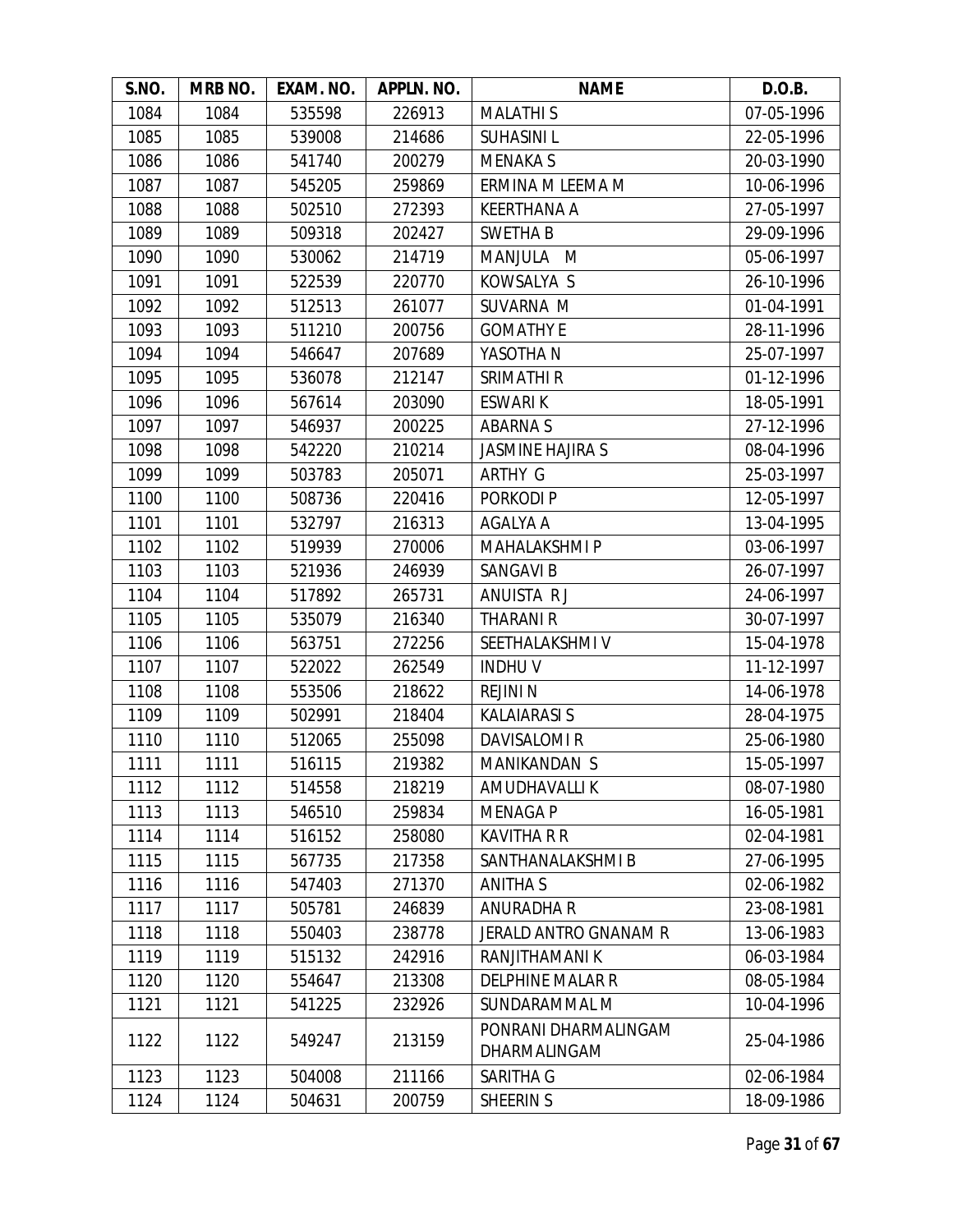| S.NO. | MRB NO. | EXAM. NO. | APPLN. NO. | NAME | D.O.B. |
|---|---|---|---|---|---|
| 1084 | 1084 | 535598 | 226913 | MALATHI S | 07-05-1996 |
| 1085 | 1085 | 539008 | 214686 | SUHASINI L | 22-05-1996 |
| 1086 | 1086 | 541740 | 200279 | MENAKA S | 20-03-1990 |
| 1087 | 1087 | 545205 | 259869 | ERMINA M LEEMA M | 10-06-1996 |
| 1088 | 1088 | 502510 | 272393 | KEERTHANA A | 27-05-1997 |
| 1089 | 1089 | 509318 | 202427 | SWETHA B | 29-09-1996 |
| 1090 | 1090 | 530062 | 214719 | MANJULA M | 05-06-1997 |
| 1091 | 1091 | 522539 | 220770 | KOWSALYA S | 26-10-1996 |
| 1092 | 1092 | 512513 | 261077 | SUVARNA M | 01-04-1991 |
| 1093 | 1093 | 511210 | 200756 | GOMATHY E | 28-11-1996 |
| 1094 | 1094 | 546647 | 207689 | YASOTHA N | 25-07-1997 |
| 1095 | 1095 | 536078 | 212147 | SRIMATHI R | 01-12-1996 |
| 1096 | 1096 | 567614 | 203090 | ESWARI K | 18-05-1991 |
| 1097 | 1097 | 546937 | 200225 | ABARNA S | 27-12-1996 |
| 1098 | 1098 | 542220 | 210214 | JASMINE HAJIRA S | 08-04-1996 |
| 1099 | 1099 | 503783 | 205071 | ARTHY G | 25-03-1997 |
| 1100 | 1100 | 508736 | 220416 | PORKODI P | 12-05-1997 |
| 1101 | 1101 | 532797 | 216313 | AGALYA A | 13-04-1995 |
| 1102 | 1102 | 519939 | 270006 | MAHALAKSHMI P | 03-06-1997 |
| 1103 | 1103 | 521936 | 246939 | SANGAVI B | 26-07-1997 |
| 1104 | 1104 | 517892 | 265731 | ANUISTA R J | 24-06-1997 |
| 1105 | 1105 | 535079 | 216340 | THARANI R | 30-07-1997 |
| 1106 | 1106 | 563751 | 272256 | SEETHALAKSHMI V | 15-04-1978 |
| 1107 | 1107 | 522022 | 262549 | INDHU V | 11-12-1997 |
| 1108 | 1108 | 553506 | 218622 | REJINI N | 14-06-1978 |
| 1109 | 1109 | 502991 | 218404 | KALAIARASI S | 28-04-1975 |
| 1110 | 1110 | 512065 | 255098 | DAVISALOMI R | 25-06-1980 |
| 1111 | 1111 | 516115 | 219382 | MANIKANDAN S | 15-05-1997 |
| 1112 | 1112 | 514558 | 218219 | AMUDHAVALLI K | 08-07-1980 |
| 1113 | 1113 | 546510 | 259834 | MENAGA P | 16-05-1981 |
| 1114 | 1114 | 516152 | 258080 | KAVITHA R R | 02-04-1981 |
| 1115 | 1115 | 567735 | 217358 | SANTHANALAKSHMI B | 27-06-1995 |
| 1116 | 1116 | 547403 | 271370 | ANITHA S | 02-06-1982 |
| 1117 | 1117 | 505781 | 246839 | ANURADHA R | 23-08-1981 |
| 1118 | 1118 | 550403 | 238778 | JERALD ANTRO GNANAM R | 13-06-1983 |
| 1119 | 1119 | 515132 | 242916 | RANJITHAMANI K | 06-03-1984 |
| 1120 | 1120 | 554647 | 213308 | DELPHINE MALAR R | 08-05-1984 |
| 1121 | 1121 | 541225 | 232926 | SUNDARAMMAL M | 10-04-1996 |
| 1122 | 1122 | 549247 | 213159 | PONRANI DHARMALINGAM DHARMALINGAM | 25-04-1986 |
| 1123 | 1123 | 504008 | 211166 | SARITHA G | 02-06-1984 |
| 1124 | 1124 | 504631 | 200759 | SHEERIN S | 18-09-1986 |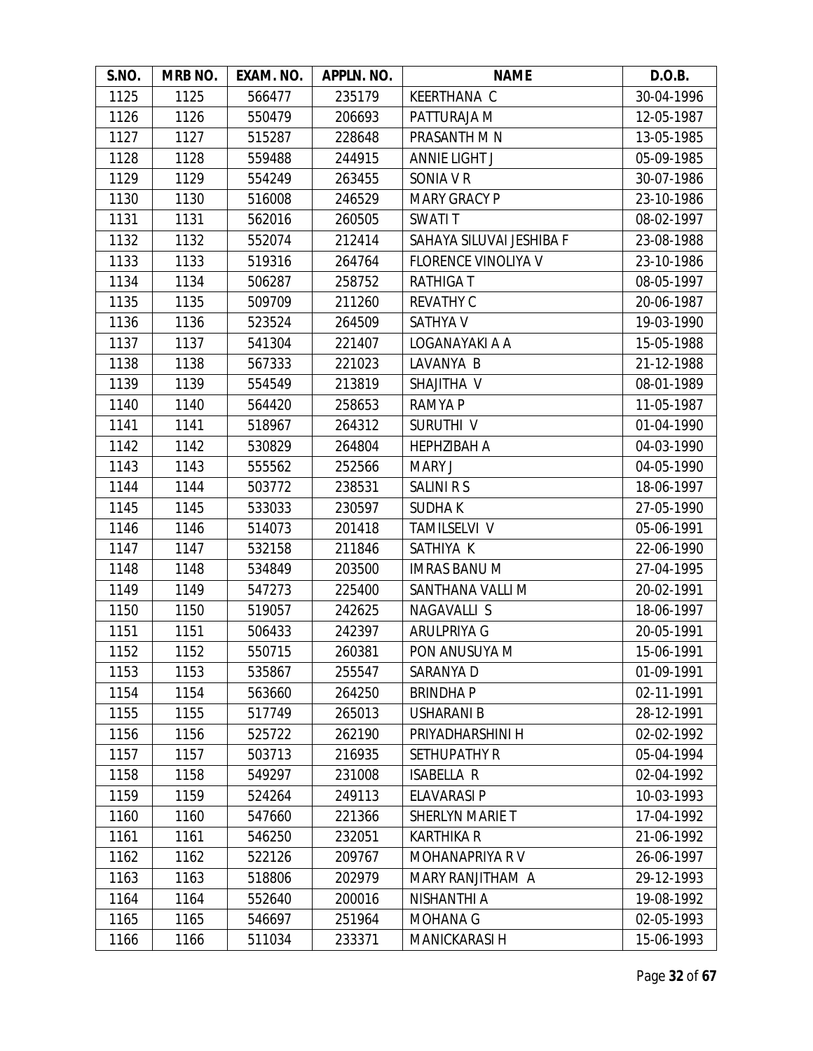| S.NO. | MRB NO. | EXAM. NO. | APPLN. NO. | NAME | D.O.B. |
|---|---|---|---|---|---|
| 1125 | 1125 | 566477 | 235179 | KEERTHANA C | 30-04-1996 |
| 1126 | 1126 | 550479 | 206693 | PATTURAJA M | 12-05-1987 |
| 1127 | 1127 | 515287 | 228648 | PRASANTH M N | 13-05-1985 |
| 1128 | 1128 | 559488 | 244915 | ANNIE LIGHT J | 05-09-1985 |
| 1129 | 1129 | 554249 | 263455 | SONIA V R | 30-07-1986 |
| 1130 | 1130 | 516008 | 246529 | MARY GRACY P | 23-10-1986 |
| 1131 | 1131 | 562016 | 260505 | SWATI T | 08-02-1997 |
| 1132 | 1132 | 552074 | 212414 | SAHAYA SILUVAI JESHIBA F | 23-08-1988 |
| 1133 | 1133 | 519316 | 264764 | FLORENCE VINOLIYA V | 23-10-1986 |
| 1134 | 1134 | 506287 | 258752 | RATHIGA T | 08-05-1997 |
| 1135 | 1135 | 509709 | 211260 | REVATHY C | 20-06-1987 |
| 1136 | 1136 | 523524 | 264509 | SATHYA V | 19-03-1990 |
| 1137 | 1137 | 541304 | 221407 | LOGANAYAKI A A | 15-05-1988 |
| 1138 | 1138 | 567333 | 221023 | LAVANYA B | 21-12-1988 |
| 1139 | 1139 | 554549 | 213819 | SHAJITHA V | 08-01-1989 |
| 1140 | 1140 | 564420 | 258653 | RAMYA P | 11-05-1987 |
| 1141 | 1141 | 518967 | 264312 | SURUTHI V | 01-04-1990 |
| 1142 | 1142 | 530829 | 264804 | HEPHZIBAH A | 04-03-1990 |
| 1143 | 1143 | 555562 | 252566 | MARY J | 04-05-1990 |
| 1144 | 1144 | 503772 | 238531 | SALINI R S | 18-06-1997 |
| 1145 | 1145 | 533033 | 230597 | SUDHA K | 27-05-1990 |
| 1146 | 1146 | 514073 | 201418 | TAMILSELVI V | 05-06-1991 |
| 1147 | 1147 | 532158 | 211846 | SATHIYA K | 22-06-1990 |
| 1148 | 1148 | 534849 | 203500 | IMRAS BANU M | 27-04-1995 |
| 1149 | 1149 | 547273 | 225400 | SANTHANA VALLI M | 20-02-1991 |
| 1150 | 1150 | 519057 | 242625 | NAGAVALLI S | 18-06-1997 |
| 1151 | 1151 | 506433 | 242397 | ARULPRIYA G | 20-05-1991 |
| 1152 | 1152 | 550715 | 260381 | PON ANUSUYA M | 15-06-1991 |
| 1153 | 1153 | 535867 | 255547 | SARANYA D | 01-09-1991 |
| 1154 | 1154 | 563660 | 264250 | BRINDHA P | 02-11-1991 |
| 1155 | 1155 | 517749 | 265013 | USHARANI B | 28-12-1991 |
| 1156 | 1156 | 525722 | 262190 | PRIYADHARSHINI H | 02-02-1992 |
| 1157 | 1157 | 503713 | 216935 | SETHUPATHY R | 05-04-1994 |
| 1158 | 1158 | 549297 | 231008 | ISABELLA R | 02-04-1992 |
| 1159 | 1159 | 524264 | 249113 | ELAVARASI P | 10-03-1993 |
| 1160 | 1160 | 547660 | 221366 | SHERLYN MARIE T | 17-04-1992 |
| 1161 | 1161 | 546250 | 232051 | KARTHIKA R | 21-06-1992 |
| 1162 | 1162 | 522126 | 209767 | MOHANAPRIYA R V | 26-06-1997 |
| 1163 | 1163 | 518806 | 202979 | MARY RANJITHAM A | 29-12-1993 |
| 1164 | 1164 | 552640 | 200016 | NISHANTHI A | 19-08-1992 |
| 1165 | 1165 | 546697 | 251964 | MOHANA G | 02-05-1993 |
| 1166 | 1166 | 511034 | 233371 | MANICKARASI H | 15-06-1993 |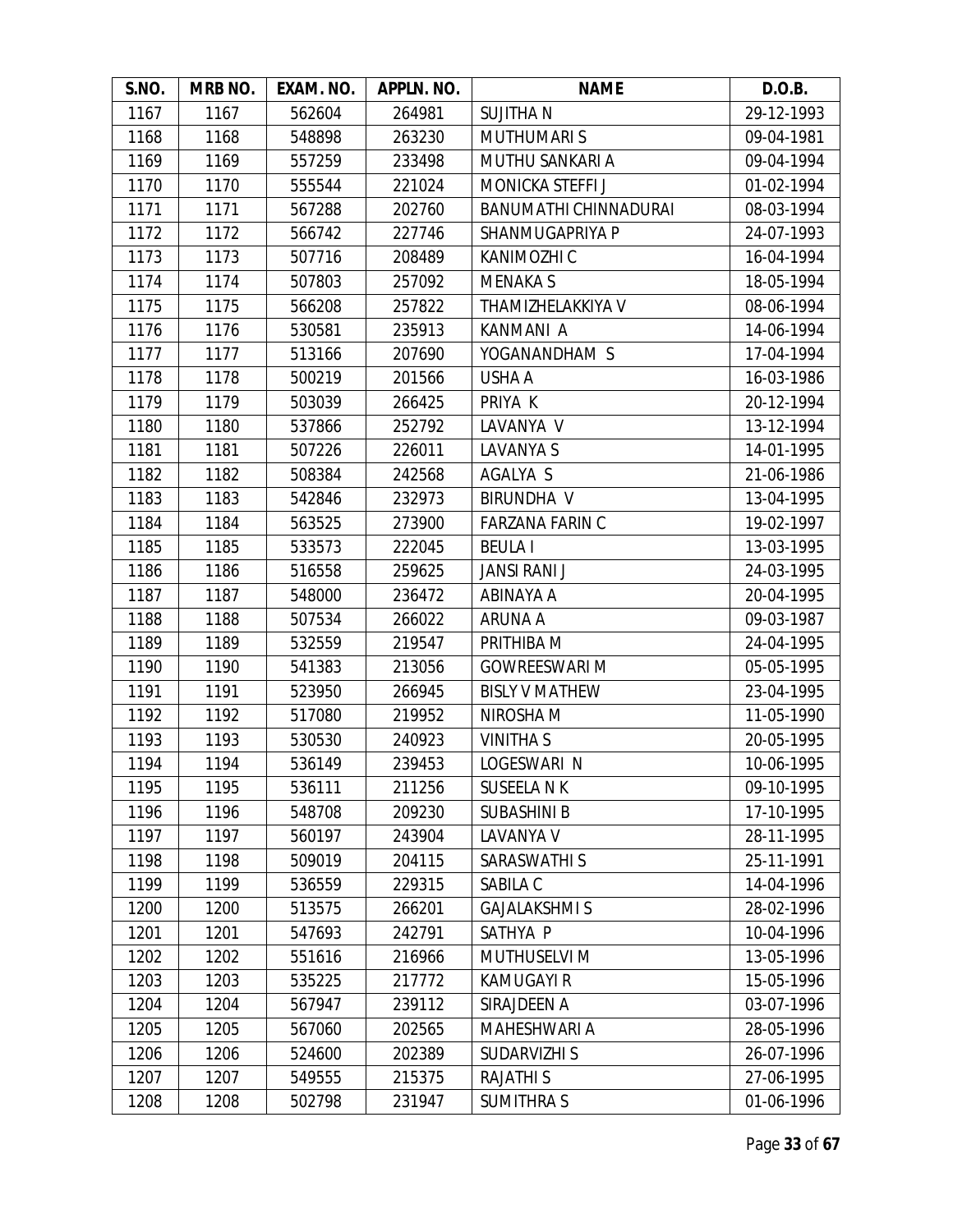| S.NO. | MRB NO. | EXAM. NO. | APPLN. NO. | NAME | D.O.B. |
|---|---|---|---|---|---|
| 1167 | 1167 | 562604 | 264981 | SUJITHA N | 29-12-1993 |
| 1168 | 1168 | 548898 | 263230 | MUTHUMARI S | 09-04-1981 |
| 1169 | 1169 | 557259 | 233498 | MUTHU SANKARI A | 09-04-1994 |
| 1170 | 1170 | 555544 | 221024 | MONICKA STEFFI J | 01-02-1994 |
| 1171 | 1171 | 567288 | 202760 | BANUMATHI CHINNADURAI | 08-03-1994 |
| 1172 | 1172 | 566742 | 227746 | SHANMUGAPRIYA P | 24-07-1993 |
| 1173 | 1173 | 507716 | 208489 | KANIMOZHI C | 16-04-1994 |
| 1174 | 1174 | 507803 | 257092 | MENAKA S | 18-05-1994 |
| 1175 | 1175 | 566208 | 257822 | THAMIZHELAKKIYA V | 08-06-1994 |
| 1176 | 1176 | 530581 | 235913 | KANMANI A | 14-06-1994 |
| 1177 | 1177 | 513166 | 207690 | YOGANANDHAM S | 17-04-1994 |
| 1178 | 1178 | 500219 | 201566 | USHA A | 16-03-1986 |
| 1179 | 1179 | 503039 | 266425 | PRIYA K | 20-12-1994 |
| 1180 | 1180 | 537866 | 252792 | LAVANYA V | 13-12-1994 |
| 1181 | 1181 | 507226 | 226011 | LAVANYA S | 14-01-1995 |
| 1182 | 1182 | 508384 | 242568 | AGALYA S | 21-06-1986 |
| 1183 | 1183 | 542846 | 232973 | BIRUNDHA V | 13-04-1995 |
| 1184 | 1184 | 563525 | 273900 | FARZANA FARIN C | 19-02-1997 |
| 1185 | 1185 | 533573 | 222045 | BEULA I | 13-03-1995 |
| 1186 | 1186 | 516558 | 259625 | JANSI RANI J | 24-03-1995 |
| 1187 | 1187 | 548000 | 236472 | ABINAYA A | 20-04-1995 |
| 1188 | 1188 | 507534 | 266022 | ARUNA A | 09-03-1987 |
| 1189 | 1189 | 532559 | 219547 | PRITHIBA M | 24-04-1995 |
| 1190 | 1190 | 541383 | 213056 | GOWREESWARI M | 05-05-1995 |
| 1191 | 1191 | 523950 | 266945 | BISLY V MATHEW | 23-04-1995 |
| 1192 | 1192 | 517080 | 219952 | NIROSHA M | 11-05-1990 |
| 1193 | 1193 | 530530 | 240923 | VINITHA S | 20-05-1995 |
| 1194 | 1194 | 536149 | 239453 | LOGESWARI N | 10-06-1995 |
| 1195 | 1195 | 536111 | 211256 | SUSEELA N K | 09-10-1995 |
| 1196 | 1196 | 548708 | 209230 | SUBASHINI B | 17-10-1995 |
| 1197 | 1197 | 560197 | 243904 | LAVANYA V | 28-11-1995 |
| 1198 | 1198 | 509019 | 204115 | SARASWATHI S | 25-11-1991 |
| 1199 | 1199 | 536559 | 229315 | SABILA C | 14-04-1996 |
| 1200 | 1200 | 513575 | 266201 | GAJALAKSHMI S | 28-02-1996 |
| 1201 | 1201 | 547693 | 242791 | SATHYA P | 10-04-1996 |
| 1202 | 1202 | 551616 | 216966 | MUTHUSELVI M | 13-05-1996 |
| 1203 | 1203 | 535225 | 217772 | KAMUGAYI R | 15-05-1996 |
| 1204 | 1204 | 567947 | 239112 | SIRAJDEEN A | 03-07-1996 |
| 1205 | 1205 | 567060 | 202565 | MAHESHWARI A | 28-05-1996 |
| 1206 | 1206 | 524600 | 202389 | SUDARVIZHI S | 26-07-1996 |
| 1207 | 1207 | 549555 | 215375 | RAJATHI S | 27-06-1995 |
| 1208 | 1208 | 502798 | 231947 | SUMITHRA S | 01-06-1996 |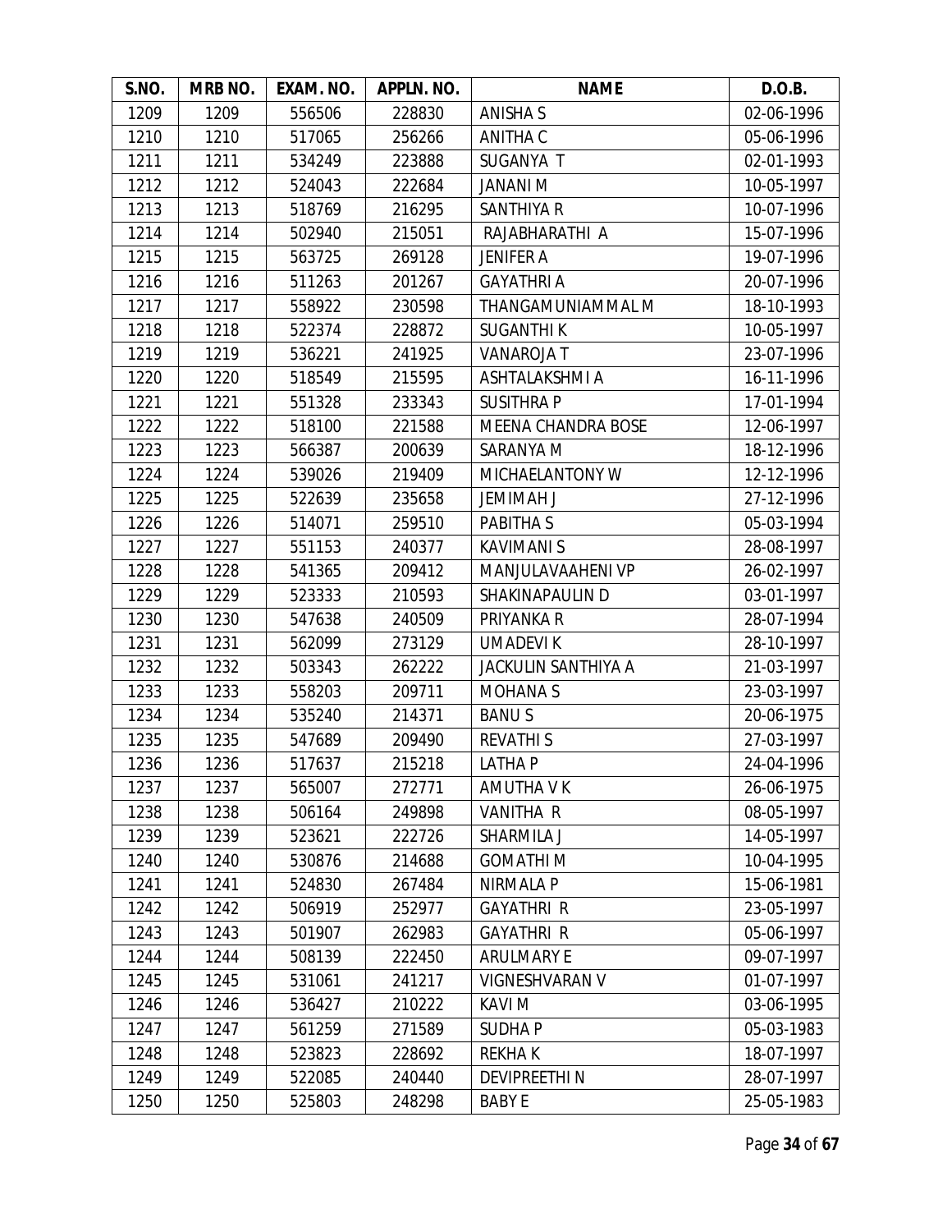| S.NO. | MRB NO. | EXAM. NO. | APPLN. NO. | NAME | D.O.B. |
|---|---|---|---|---|---|
| 1209 | 1209 | 556506 | 228830 | ANISHA S | 02-06-1996 |
| 1210 | 1210 | 517065 | 256266 | ANITHA C | 05-06-1996 |
| 1211 | 1211 | 534249 | 223888 | SUGANYA T | 02-01-1993 |
| 1212 | 1212 | 524043 | 222684 | JANANI M | 10-05-1997 |
| 1213 | 1213 | 518769 | 216295 | SANTHIYA R | 10-07-1996 |
| 1214 | 1214 | 502940 | 215051 | RAJABHARATHI A | 15-07-1996 |
| 1215 | 1215 | 563725 | 269128 | JENIFER A | 19-07-1996 |
| 1216 | 1216 | 511263 | 201267 | GAYATHRI A | 20-07-1996 |
| 1217 | 1217 | 558922 | 230598 | THANGAMUNIAMMAL M | 18-10-1993 |
| 1218 | 1218 | 522374 | 228872 | SUGANTHI K | 10-05-1997 |
| 1219 | 1219 | 536221 | 241925 | VANAROJA T | 23-07-1996 |
| 1220 | 1220 | 518549 | 215595 | ASHTALAKSHMI A | 16-11-1996 |
| 1221 | 1221 | 551328 | 233343 | SUSITHRA P | 17-01-1994 |
| 1222 | 1222 | 518100 | 221588 | MEENA CHANDRA BOSE | 12-06-1997 |
| 1223 | 1223 | 566387 | 200639 | SARANYA M | 18-12-1996 |
| 1224 | 1224 | 539026 | 219409 | MICHAELANTONY W | 12-12-1996 |
| 1225 | 1225 | 522639 | 235658 | JEMIMAH J | 27-12-1996 |
| 1226 | 1226 | 514071 | 259510 | PABITHA S | 05-03-1994 |
| 1227 | 1227 | 551153 | 240377 | KAVIMANI S | 28-08-1997 |
| 1228 | 1228 | 541365 | 209412 | MANJULAVAAHENI VP | 26-02-1997 |
| 1229 | 1229 | 523333 | 210593 | SHAKINAPAULIN D | 03-01-1997 |
| 1230 | 1230 | 547638 | 240509 | PRIYANKA R | 28-07-1994 |
| 1231 | 1231 | 562099 | 273129 | UMADEVI K | 28-10-1997 |
| 1232 | 1232 | 503343 | 262222 | JACKULIN SANTHIYA A | 21-03-1997 |
| 1233 | 1233 | 558203 | 209711 | MOHANA S | 23-03-1997 |
| 1234 | 1234 | 535240 | 214371 | BANU S | 20-06-1975 |
| 1235 | 1235 | 547689 | 209490 | REVATHI S | 27-03-1997 |
| 1236 | 1236 | 517637 | 215218 | LATHA P | 24-04-1996 |
| 1237 | 1237 | 565007 | 272771 | AMUTHA V K | 26-06-1975 |
| 1238 | 1238 | 506164 | 249898 | VANITHA R | 08-05-1997 |
| 1239 | 1239 | 523621 | 222726 | SHARMILA J | 14-05-1997 |
| 1240 | 1240 | 530876 | 214688 | GOMATHI M | 10-04-1995 |
| 1241 | 1241 | 524830 | 267484 | NIRMALA P | 15-06-1981 |
| 1242 | 1242 | 506919 | 252977 | GAYATHRI R | 23-05-1997 |
| 1243 | 1243 | 501907 | 262983 | GAYATHRI R | 05-06-1997 |
| 1244 | 1244 | 508139 | 222450 | ARULMARY E | 09-07-1997 |
| 1245 | 1245 | 531061 | 241217 | VIGNESHVARAN V | 01-07-1997 |
| 1246 | 1246 | 536427 | 210222 | KAVI M | 03-06-1995 |
| 1247 | 1247 | 561259 | 271589 | SUDHA P | 05-03-1983 |
| 1248 | 1248 | 523823 | 228692 | REKHA K | 18-07-1997 |
| 1249 | 1249 | 522085 | 240440 | DEVIPREETHI N | 28-07-1997 |
| 1250 | 1250 | 525803 | 248298 | BABY E | 25-05-1983 |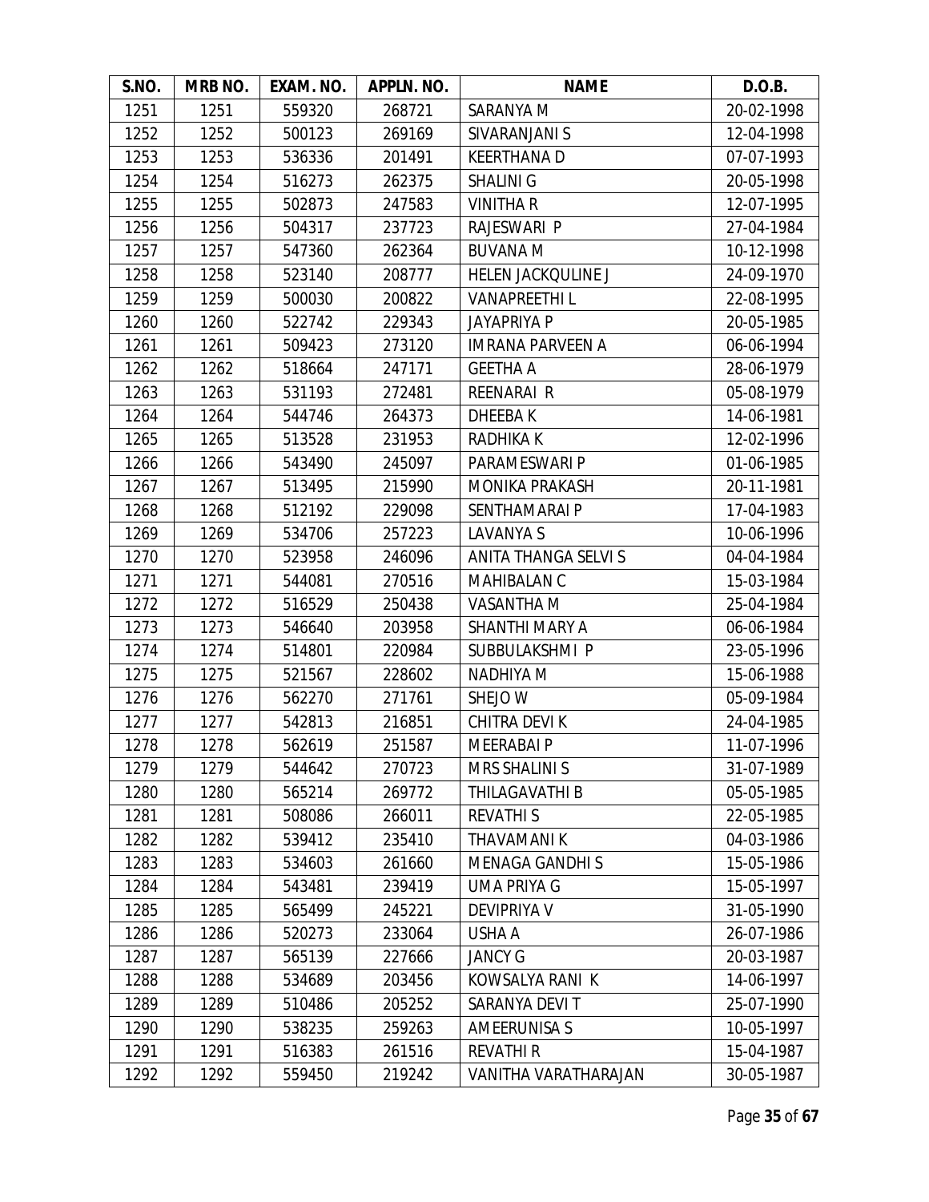| S.NO. | MRB NO. | EXAM. NO. | APPLN. NO. | NAME | D.O.B. |
|---|---|---|---|---|---|
| 1251 | 1251 | 559320 | 268721 | SARANYA M | 20-02-1998 |
| 1252 | 1252 | 500123 | 269169 | SIVARANJANI S | 12-04-1998 |
| 1253 | 1253 | 536336 | 201491 | KEERTHANA D | 07-07-1993 |
| 1254 | 1254 | 516273 | 262375 | SHALINI G | 20-05-1998 |
| 1255 | 1255 | 502873 | 247583 | VINITHA R | 12-07-1995 |
| 1256 | 1256 | 504317 | 237723 | RAJESWARI P | 27-04-1984 |
| 1257 | 1257 | 547360 | 262364 | BUVANA M | 10-12-1998 |
| 1258 | 1258 | 523140 | 208777 | HELEN JACKQULINE J | 24-09-1970 |
| 1259 | 1259 | 500030 | 200822 | VANAPREETHI L | 22-08-1995 |
| 1260 | 1260 | 522742 | 229343 | JAYAPRIYA P | 20-05-1985 |
| 1261 | 1261 | 509423 | 273120 | IMRANA PARVEEN A | 06-06-1994 |
| 1262 | 1262 | 518664 | 247171 | GEETHA A | 28-06-1979 |
| 1263 | 1263 | 531193 | 272481 | REENARAI R | 05-08-1979 |
| 1264 | 1264 | 544746 | 264373 | DHEEBA K | 14-06-1981 |
| 1265 | 1265 | 513528 | 231953 | RADHIKA K | 12-02-1996 |
| 1266 | 1266 | 543490 | 245097 | PARAMESWARI P | 01-06-1985 |
| 1267 | 1267 | 513495 | 215990 | MONIKA PRAKASH | 20-11-1981 |
| 1268 | 1268 | 512192 | 229098 | SENTHAMARAI P | 17-04-1983 |
| 1269 | 1269 | 534706 | 257223 | LAVANYA S | 10-06-1996 |
| 1270 | 1270 | 523958 | 246096 | ANITA THANGA SELVI S | 04-04-1984 |
| 1271 | 1271 | 544081 | 270516 | MAHIBALAN C | 15-03-1984 |
| 1272 | 1272 | 516529 | 250438 | VASANTHA M | 25-04-1984 |
| 1273 | 1273 | 546640 | 203958 | SHANTHI MARY A | 06-06-1984 |
| 1274 | 1274 | 514801 | 220984 | SUBBULAKSHMI P | 23-05-1996 |
| 1275 | 1275 | 521567 | 228602 | NADHIYA M | 15-06-1988 |
| 1276 | 1276 | 562270 | 271761 | SHEJO W | 05-09-1984 |
| 1277 | 1277 | 542813 | 216851 | CHITRA DEVI K | 24-04-1985 |
| 1278 | 1278 | 562619 | 251587 | MEERABAI P | 11-07-1996 |
| 1279 | 1279 | 544642 | 270723 | MRS SHALINI S | 31-07-1989 |
| 1280 | 1280 | 565214 | 269772 | THILAGAVATHI B | 05-05-1985 |
| 1281 | 1281 | 508086 | 266011 | REVATHI S | 22-05-1985 |
| 1282 | 1282 | 539412 | 235410 | THAVAMANI K | 04-03-1986 |
| 1283 | 1283 | 534603 | 261660 | MENAGA GANDHI S | 15-05-1986 |
| 1284 | 1284 | 543481 | 239419 | UMA PRIYA G | 15-05-1997 |
| 1285 | 1285 | 565499 | 245221 | DEVIPRIYA V | 31-05-1990 |
| 1286 | 1286 | 520273 | 233064 | USHA A | 26-07-1986 |
| 1287 | 1287 | 565139 | 227666 | JANCY G | 20-03-1987 |
| 1288 | 1288 | 534689 | 203456 | KOWSALYA RANI K | 14-06-1997 |
| 1289 | 1289 | 510486 | 205252 | SARANYA DEVI T | 25-07-1990 |
| 1290 | 1290 | 538235 | 259263 | AMEERUNISA S | 10-05-1997 |
| 1291 | 1291 | 516383 | 261516 | REVATHI R | 15-04-1987 |
| 1292 | 1292 | 559450 | 219242 | VANITHA VARATHARAJAN | 30-05-1987 |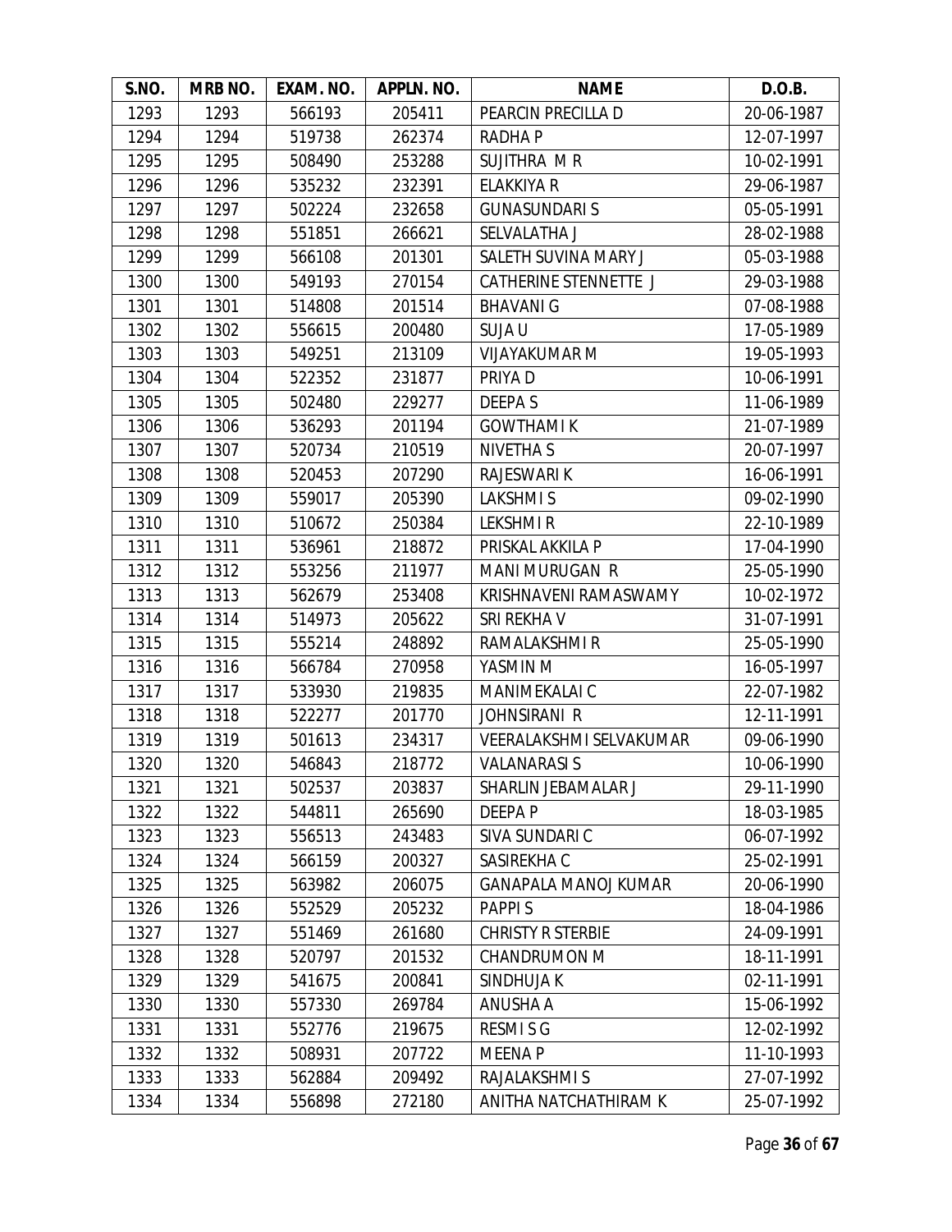| S.NO. | MRB NO. | EXAM. NO. | APPLN. NO. | NAME | D.O.B. |
| --- | --- | --- | --- | --- | --- |
| 1293 | 1293 | 566193 | 205411 | PEARCIN PRECILLA D | 20-06-1987 |
| 1294 | 1294 | 519738 | 262374 | RADHA P | 12-07-1997 |
| 1295 | 1295 | 508490 | 253288 | SUJITHRA M R | 10-02-1991 |
| 1296 | 1296 | 535232 | 232391 | ELAKKIYA R | 29-06-1987 |
| 1297 | 1297 | 502224 | 232658 | GUNASUNDARI S | 05-05-1991 |
| 1298 | 1298 | 551851 | 266621 | SELVALATHA J | 28-02-1988 |
| 1299 | 1299 | 566108 | 201301 | SALETH SUVINA MARY J | 05-03-1988 |
| 1300 | 1300 | 549193 | 270154 | CATHERINE STENNETTE J | 29-03-1988 |
| 1301 | 1301 | 514808 | 201514 | BHAVANI G | 07-08-1988 |
| 1302 | 1302 | 556615 | 200480 | SUJA U | 17-05-1989 |
| 1303 | 1303 | 549251 | 213109 | VIJAYAKUMAR M | 19-05-1993 |
| 1304 | 1304 | 522352 | 231877 | PRIYA D | 10-06-1991 |
| 1305 | 1305 | 502480 | 229277 | DEEPA S | 11-06-1989 |
| 1306 | 1306 | 536293 | 201194 | GOWTHAMI K | 21-07-1989 |
| 1307 | 1307 | 520734 | 210519 | NIVETHA S | 20-07-1997 |
| 1308 | 1308 | 520453 | 207290 | RAJESWARI K | 16-06-1991 |
| 1309 | 1309 | 559017 | 205390 | LAKSHMI S | 09-02-1990 |
| 1310 | 1310 | 510672 | 250384 | LEKSHMI R | 22-10-1989 |
| 1311 | 1311 | 536961 | 218872 | PRISKAL AKKILA P | 17-04-1990 |
| 1312 | 1312 | 553256 | 211977 | MANI MURUGAN R | 25-05-1990 |
| 1313 | 1313 | 562679 | 253408 | KRISHNAVENI RAMASWAMY | 10-02-1972 |
| 1314 | 1314 | 514973 | 205622 | SRI REKHA V | 31-07-1991 |
| 1315 | 1315 | 555214 | 248892 | RAMALAKSHMI R | 25-05-1990 |
| 1316 | 1316 | 566784 | 270958 | YASMIN M | 16-05-1997 |
| 1317 | 1317 | 533930 | 219835 | MANIMEKALAI C | 22-07-1982 |
| 1318 | 1318 | 522277 | 201770 | JOHNSIRANI R | 12-11-1991 |
| 1319 | 1319 | 501613 | 234317 | VEERALAKSHMI SELVAKUMAR | 09-06-1990 |
| 1320 | 1320 | 546843 | 218772 | VALANARASI S | 10-06-1990 |
| 1321 | 1321 | 502537 | 203837 | SHARLIN JEBAMALAR J | 29-11-1990 |
| 1322 | 1322 | 544811 | 265690 | DEEPA P | 18-03-1985 |
| 1323 | 1323 | 556513 | 243483 | SIVA SUNDARI C | 06-07-1992 |
| 1324 | 1324 | 566159 | 200327 | SASIREKHA C | 25-02-1991 |
| 1325 | 1325 | 563982 | 206075 | GANAPALA MANOJ KUMAR | 20-06-1990 |
| 1326 | 1326 | 552529 | 205232 | PAPPI S | 18-04-1986 |
| 1327 | 1327 | 551469 | 261680 | CHRISTY R STERBIE | 24-09-1991 |
| 1328 | 1328 | 520797 | 201532 | CHANDRUMON M | 18-11-1991 |
| 1329 | 1329 | 541675 | 200841 | SINDHUJA K | 02-11-1991 |
| 1330 | 1330 | 557330 | 269784 | ANUSHA A | 15-06-1992 |
| 1331 | 1331 | 552776 | 219675 | RESMI S G | 12-02-1992 |
| 1332 | 1332 | 508931 | 207722 | MEENA P | 11-10-1993 |
| 1333 | 1333 | 562884 | 209492 | RAJALAKSHMI S | 27-07-1992 |
| 1334 | 1334 | 556898 | 272180 | ANITHA NATCHATHIRAM K | 25-07-1992 |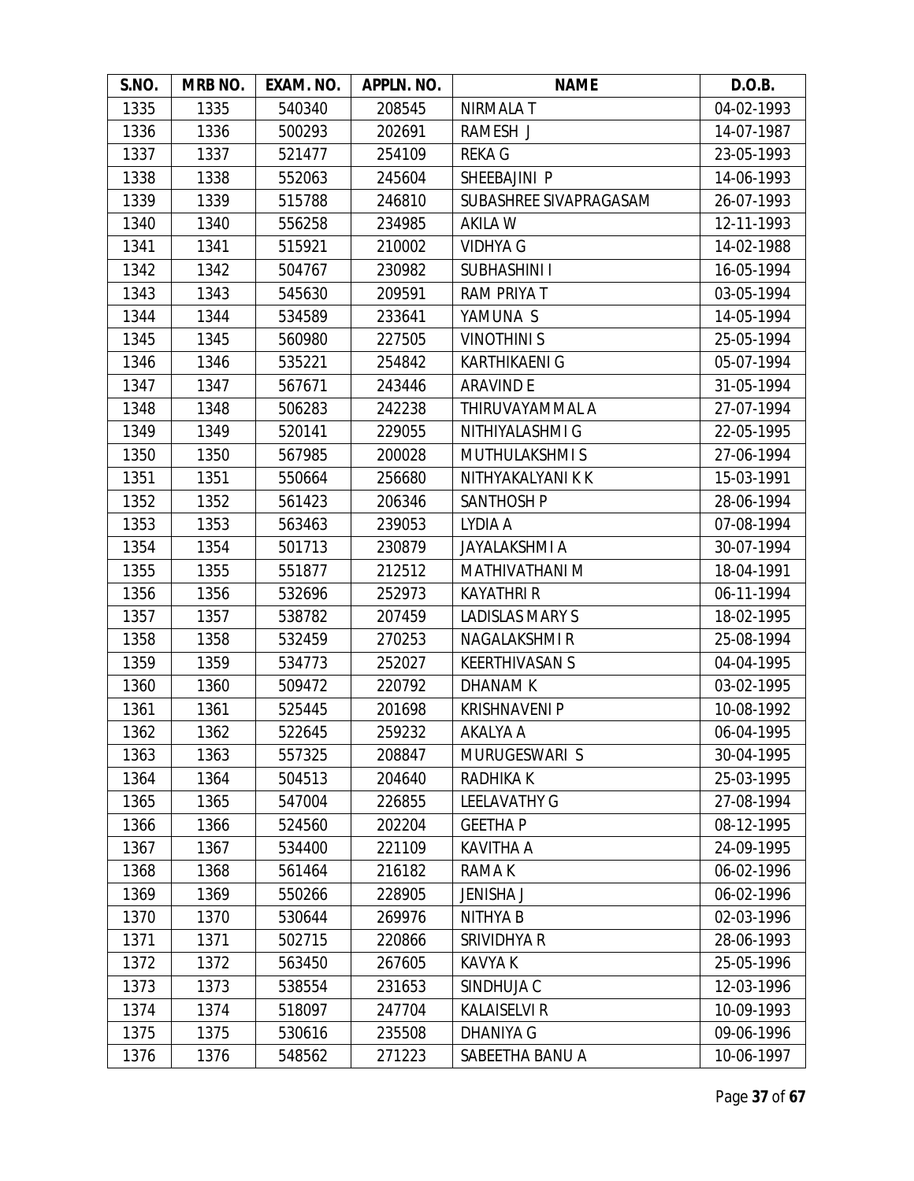| S.NO. | MRB NO. | EXAM. NO. | APPLN. NO. | NAME | D.O.B. |
|---|---|---|---|---|---|
| 1335 | 1335 | 540340 | 208545 | NIRMALA T | 04-02-1993 |
| 1336 | 1336 | 500293 | 202691 | RAMESH J | 14-07-1987 |
| 1337 | 1337 | 521477 | 254109 | REKA G | 23-05-1993 |
| 1338 | 1338 | 552063 | 245604 | SHEEBAJINI P | 14-06-1993 |
| 1339 | 1339 | 515788 | 246810 | SUBASHREE SIVAPRAGASAM | 26-07-1993 |
| 1340 | 1340 | 556258 | 234985 | AKILA W | 12-11-1993 |
| 1341 | 1341 | 515921 | 210002 | VIDHYA G | 14-02-1988 |
| 1342 | 1342 | 504767 | 230982 | SUBHASHINI I | 16-05-1994 |
| 1343 | 1343 | 545630 | 209591 | RAM PRIYA T | 03-05-1994 |
| 1344 | 1344 | 534589 | 233641 | YAMUNA S | 14-05-1994 |
| 1345 | 1345 | 560980 | 227505 | VINOTHINI S | 25-05-1994 |
| 1346 | 1346 | 535221 | 254842 | KARTHIKAENI G | 05-07-1994 |
| 1347 | 1347 | 567671 | 243446 | ARAVIND E | 31-05-1994 |
| 1348 | 1348 | 506283 | 242238 | THIRUVAYAMMAL A | 27-07-1994 |
| 1349 | 1349 | 520141 | 229055 | NITHIYALASHMI G | 22-05-1995 |
| 1350 | 1350 | 567985 | 200028 | MUTHULAKSHMI S | 27-06-1994 |
| 1351 | 1351 | 550664 | 256680 | NITHYAKALYANI K K | 15-03-1991 |
| 1352 | 1352 | 561423 | 206346 | SANTHOSH P | 28-06-1994 |
| 1353 | 1353 | 563463 | 239053 | LYDIA A | 07-08-1994 |
| 1354 | 1354 | 501713 | 230879 | JAYALAKSHMI A | 30-07-1994 |
| 1355 | 1355 | 551877 | 212512 | MATHIVATHANI M | 18-04-1991 |
| 1356 | 1356 | 532696 | 252973 | KAYATHRI R | 06-11-1994 |
| 1357 | 1357 | 538782 | 207459 | LADISLAS MARY S | 18-02-1995 |
| 1358 | 1358 | 532459 | 270253 | NAGALAKSHMI R | 25-08-1994 |
| 1359 | 1359 | 534773 | 252027 | KEERTHIVASAN S | 04-04-1995 |
| 1360 | 1360 | 509472 | 220792 | DHANAM K | 03-02-1995 |
| 1361 | 1361 | 525445 | 201698 | KRISHNAVENI P | 10-08-1992 |
| 1362 | 1362 | 522645 | 259232 | AKALYA A | 06-04-1995 |
| 1363 | 1363 | 557325 | 208847 | MURUGESWARI S | 30-04-1995 |
| 1364 | 1364 | 504513 | 204640 | RADHIKA K | 25-03-1995 |
| 1365 | 1365 | 547004 | 226855 | LEELAVATHY G | 27-08-1994 |
| 1366 | 1366 | 524560 | 202204 | GEETHA P | 08-12-1995 |
| 1367 | 1367 | 534400 | 221109 | KAVITHA A | 24-09-1995 |
| 1368 | 1368 | 561464 | 216182 | RAMA K | 06-02-1996 |
| 1369 | 1369 | 550266 | 228905 | JENISHA J | 06-02-1996 |
| 1370 | 1370 | 530644 | 269976 | NITHYA B | 02-03-1996 |
| 1371 | 1371 | 502715 | 220866 | SRIVIDHYA R | 28-06-1993 |
| 1372 | 1372 | 563450 | 267605 | KAVYA K | 25-05-1996 |
| 1373 | 1373 | 538554 | 231653 | SINDHUJA C | 12-03-1996 |
| 1374 | 1374 | 518097 | 247704 | KALAISELVI R | 10-09-1993 |
| 1375 | 1375 | 530616 | 235508 | DHANIYA G | 09-06-1996 |
| 1376 | 1376 | 548562 | 271223 | SABEETHA BANU A | 10-06-1997 |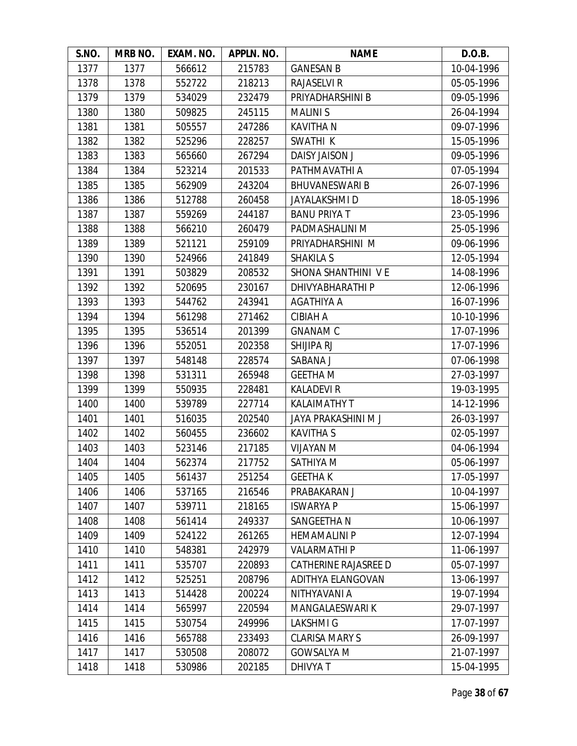| S.NO. | MRB NO. | EXAM. NO. | APPLN. NO. | NAME | D.O.B. |
|---|---|---|---|---|---|
| 1377 | 1377 | 566612 | 215783 | GANESAN B | 10-04-1996 |
| 1378 | 1378 | 552722 | 218213 | RAJASELVI R | 05-05-1996 |
| 1379 | 1379 | 534029 | 232479 | PRIYADHARSHINI B | 09-05-1996 |
| 1380 | 1380 | 509825 | 245115 | MALINI S | 26-04-1994 |
| 1381 | 1381 | 505557 | 247286 | KAVITHA N | 09-07-1996 |
| 1382 | 1382 | 525296 | 228257 | SWATHI K | 15-05-1996 |
| 1383 | 1383 | 565660 | 267294 | DAISY JAISON J | 09-05-1996 |
| 1384 | 1384 | 523214 | 201533 | PATHMAVATHI A | 07-05-1994 |
| 1385 | 1385 | 562909 | 243204 | BHUVANESWARI B | 26-07-1996 |
| 1386 | 1386 | 512788 | 260458 | JAYALAKSHMI D | 18-05-1996 |
| 1387 | 1387 | 559269 | 244187 | BANU PRIYA T | 23-05-1996 |
| 1388 | 1388 | 566210 | 260479 | PADMASHALINI M | 25-05-1996 |
| 1389 | 1389 | 521121 | 259109 | PRIYADHARSHINI M | 09-06-1996 |
| 1390 | 1390 | 524966 | 241849 | SHAKILA S | 12-05-1994 |
| 1391 | 1391 | 503829 | 208532 | SHONA SHANTHINI V E | 14-08-1996 |
| 1392 | 1392 | 520695 | 230167 | DHIVYABHARATHI P | 12-06-1996 |
| 1393 | 1393 | 544762 | 243941 | AGATHIYA A | 16-07-1996 |
| 1394 | 1394 | 561298 | 271462 | CIBIAH A | 10-10-1996 |
| 1395 | 1395 | 536514 | 201399 | GNANAM C | 17-07-1996 |
| 1396 | 1396 | 552051 | 202358 | SHIJIPA RJ | 17-07-1996 |
| 1397 | 1397 | 548148 | 228574 | SABANA J | 07-06-1998 |
| 1398 | 1398 | 531311 | 265948 | GEETHA M | 27-03-1997 |
| 1399 | 1399 | 550935 | 228481 | KALADEVI R | 19-03-1995 |
| 1400 | 1400 | 539789 | 227714 | KALAIMATHY T | 14-12-1996 |
| 1401 | 1401 | 516035 | 202540 | JAYA PRAKASHINI M J | 26-03-1997 |
| 1402 | 1402 | 560455 | 236602 | KAVITHA S | 02-05-1997 |
| 1403 | 1403 | 523146 | 217185 | VIJAYAN M | 04-06-1994 |
| 1404 | 1404 | 562374 | 217752 | SATHIYA M | 05-06-1997 |
| 1405 | 1405 | 561437 | 251254 | GEETHA K | 17-05-1997 |
| 1406 | 1406 | 537165 | 216546 | PRABAKARAN J | 10-04-1997 |
| 1407 | 1407 | 539711 | 218165 | ISWARYA P | 15-06-1997 |
| 1408 | 1408 | 561414 | 249337 | SANGEETHA N | 10-06-1997 |
| 1409 | 1409 | 524122 | 261265 | HEMAMALINI P | 12-07-1994 |
| 1410 | 1410 | 548381 | 242979 | VALARMATHI P | 11-06-1997 |
| 1411 | 1411 | 535707 | 220893 | CATHERINE RAJASREE D | 05-07-1997 |
| 1412 | 1412 | 525251 | 208796 | ADITHYA ELANGOVAN | 13-06-1997 |
| 1413 | 1413 | 514428 | 200224 | NITHYAVANI A | 19-07-1994 |
| 1414 | 1414 | 565997 | 220594 | MANGALAESWARI K | 29-07-1997 |
| 1415 | 1415 | 530754 | 249996 | LAKSHMI G | 17-07-1997 |
| 1416 | 1416 | 565788 | 233493 | CLARISA MARY S | 26-09-1997 |
| 1417 | 1417 | 530508 | 208072 | GOWSALYA M | 21-07-1997 |
| 1418 | 1418 | 530986 | 202185 | DHIVYA T | 15-04-1995 |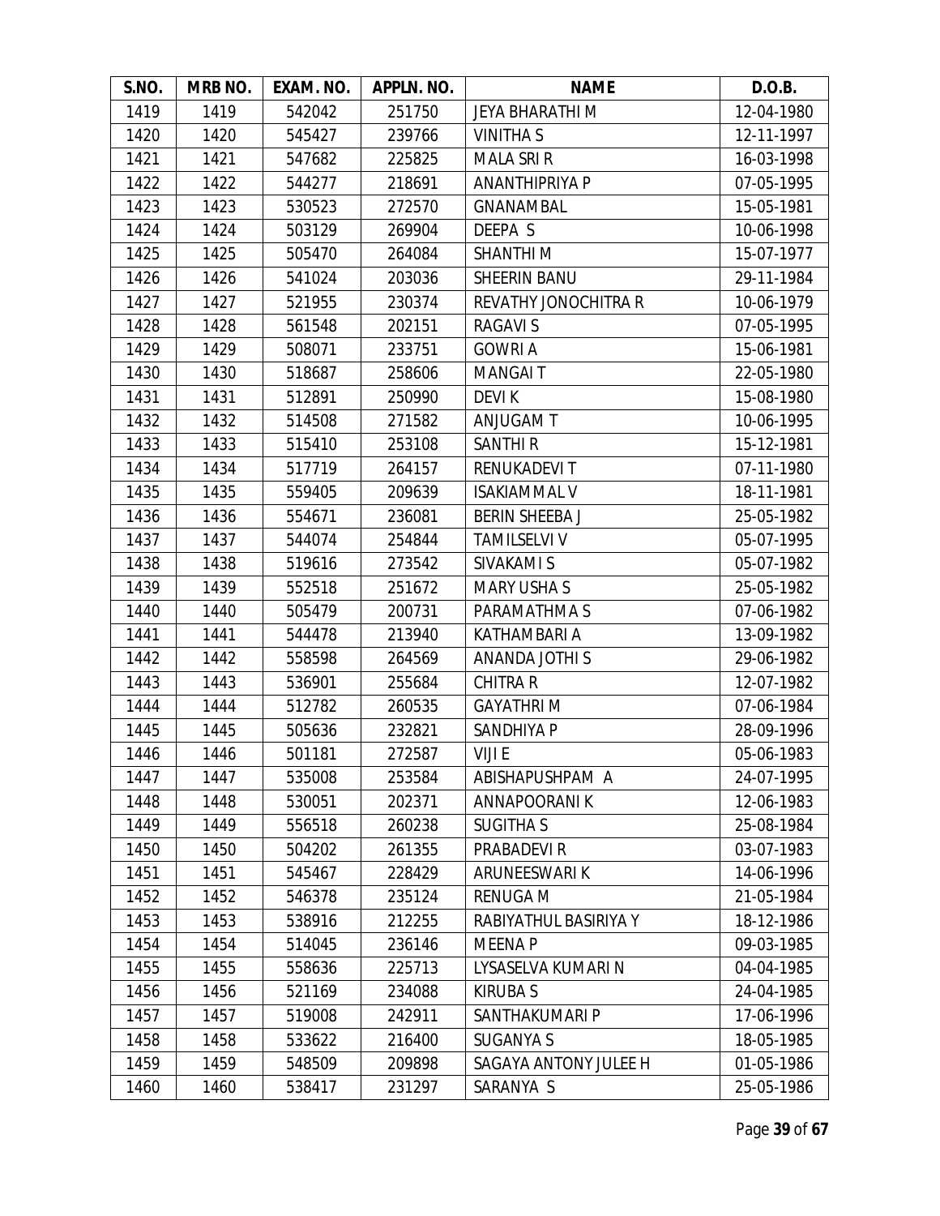| S.NO. | MRB NO. | EXAM. NO. | APPLN. NO. | NAME | D.O.B. |
|---|---|---|---|---|---|
| 1419 | 1419 | 542042 | 251750 | JEYA BHARATHI M | 12-04-1980 |
| 1420 | 1420 | 545427 | 239766 | VINITHA S | 12-11-1997 |
| 1421 | 1421 | 547682 | 225825 | MALA SRI R | 16-03-1998 |
| 1422 | 1422 | 544277 | 218691 | ANANTHIPRIYA P | 07-05-1995 |
| 1423 | 1423 | 530523 | 272570 | GNANAMBAL | 15-05-1981 |
| 1424 | 1424 | 503129 | 269904 | DEEPA S | 10-06-1998 |
| 1425 | 1425 | 505470 | 264084 | SHANTHI M | 15-07-1977 |
| 1426 | 1426 | 541024 | 203036 | SHEERIN BANU | 29-11-1984 |
| 1427 | 1427 | 521955 | 230374 | REVATHY JONOCHITRA R | 10-06-1979 |
| 1428 | 1428 | 561548 | 202151 | RAGAVI S | 07-05-1995 |
| 1429 | 1429 | 508071 | 233751 | GOWRI A | 15-06-1981 |
| 1430 | 1430 | 518687 | 258606 | MANGAI T | 22-05-1980 |
| 1431 | 1431 | 512891 | 250990 | DEVI K | 15-08-1980 |
| 1432 | 1432 | 514508 | 271582 | ANJUGAM T | 10-06-1995 |
| 1433 | 1433 | 515410 | 253108 | SANTHI R | 15-12-1981 |
| 1434 | 1434 | 517719 | 264157 | RENUKADEVI T | 07-11-1980 |
| 1435 | 1435 | 559405 | 209639 | ISAKIAMMAL V | 18-11-1981 |
| 1436 | 1436 | 554671 | 236081 | BERIN SHEEBA J | 25-05-1982 |
| 1437 | 1437 | 544074 | 254844 | TAMILSELVI V | 05-07-1995 |
| 1438 | 1438 | 519616 | 273542 | SIVAKAMI S | 05-07-1982 |
| 1439 | 1439 | 552518 | 251672 | MARY USHA S | 25-05-1982 |
| 1440 | 1440 | 505479 | 200731 | PARAMATHMA S | 07-06-1982 |
| 1441 | 1441 | 544478 | 213940 | KATHAMBARI A | 13-09-1982 |
| 1442 | 1442 | 558598 | 264569 | ANANDA JOTHI S | 29-06-1982 |
| 1443 | 1443 | 536901 | 255684 | CHITRA R | 12-07-1982 |
| 1444 | 1444 | 512782 | 260535 | GAYATHRI M | 07-06-1984 |
| 1445 | 1445 | 505636 | 232821 | SANDHIYA P | 28-09-1996 |
| 1446 | 1446 | 501181 | 272587 | VIJI E | 05-06-1983 |
| 1447 | 1447 | 535008 | 253584 | ABISHAPUSHPAM A | 24-07-1995 |
| 1448 | 1448 | 530051 | 202371 | ANNAPOORANI K | 12-06-1983 |
| 1449 | 1449 | 556518 | 260238 | SUGITHA S | 25-08-1984 |
| 1450 | 1450 | 504202 | 261355 | PRABADEVI R | 03-07-1983 |
| 1451 | 1451 | 545467 | 228429 | ARUNEESWARI K | 14-06-1996 |
| 1452 | 1452 | 546378 | 235124 | RENUGA M | 21-05-1984 |
| 1453 | 1453 | 538916 | 212255 | RABIYATHUL BASIRIYA Y | 18-12-1986 |
| 1454 | 1454 | 514045 | 236146 | MEENA P | 09-03-1985 |
| 1455 | 1455 | 558636 | 225713 | LYSASELVA KUMARI N | 04-04-1985 |
| 1456 | 1456 | 521169 | 234088 | KIRUBA S | 24-04-1985 |
| 1457 | 1457 | 519008 | 242911 | SANTHAKUMARI P | 17-06-1996 |
| 1458 | 1458 | 533622 | 216400 | SUGANYA S | 18-05-1985 |
| 1459 | 1459 | 548509 | 209898 | SAGAYA ANTONY JULEE H | 01-05-1986 |
| 1460 | 1460 | 538417 | 231297 | SARANYA S | 25-05-1986 |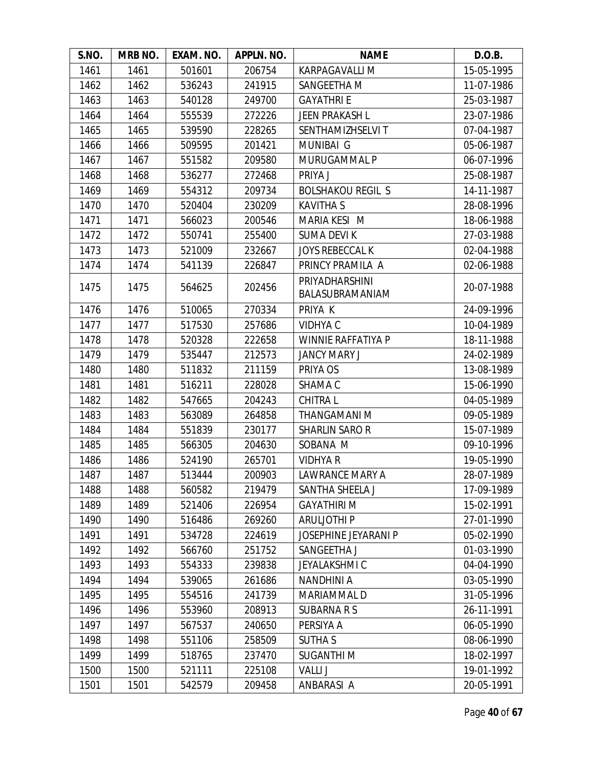| S.NO. | MRB NO. | EXAM. NO. | APPLN. NO. | NAME | D.O.B. |
|---|---|---|---|---|---|
| 1461 | 1461 | 501601 | 206754 | KARPAGAVALLI M | 15-05-1995 |
| 1462 | 1462 | 536243 | 241915 | SANGEETHA M | 11-07-1986 |
| 1463 | 1463 | 540128 | 249700 | GAYATHRI E | 25-03-1987 |
| 1464 | 1464 | 555539 | 272226 | JEEN PRAKASH L | 23-07-1986 |
| 1465 | 1465 | 539590 | 228265 | SENTHAMIZHSELVI T | 07-04-1987 |
| 1466 | 1466 | 509595 | 201421 | MUNIBAI G | 05-06-1987 |
| 1467 | 1467 | 551582 | 209580 | MURUGAMMAL P | 06-07-1996 |
| 1468 | 1468 | 536277 | 272468 | PRIYA J | 25-08-1987 |
| 1469 | 1469 | 554312 | 209734 | BOLSHAKOU REGIL S | 14-11-1987 |
| 1470 | 1470 | 520404 | 230209 | KAVITHA S | 28-08-1996 |
| 1471 | 1471 | 566023 | 200546 | MARIA KESI M | 18-06-1988 |
| 1472 | 1472 | 550741 | 255400 | SUMA DEVI K | 27-03-1988 |
| 1473 | 1473 | 521009 | 232667 | JOYS REBECCAL K | 02-04-1988 |
| 1474 | 1474 | 541139 | 226847 | PRINCY PRAMILA A | 02-06-1988 |
| 1475 | 1475 | 564625 | 202456 | PRIYADHARSHINI BALASUBRAMANIAM | 20-07-1988 |
| 1476 | 1476 | 510065 | 270334 | PRIYA K | 24-09-1996 |
| 1477 | 1477 | 517530 | 257686 | VIDHYA C | 10-04-1989 |
| 1478 | 1478 | 520328 | 222658 | WINNIE RAFFATIYA P | 18-11-1988 |
| 1479 | 1479 | 535447 | 212573 | JANCY MARY J | 24-02-1989 |
| 1480 | 1480 | 511832 | 211159 | PRIYA OS | 13-08-1989 |
| 1481 | 1481 | 516211 | 228028 | SHAMA C | 15-06-1990 |
| 1482 | 1482 | 547665 | 204243 | CHITRA L | 04-05-1989 |
| 1483 | 1483 | 563089 | 264858 | THANGAMANI M | 09-05-1989 |
| 1484 | 1484 | 551839 | 230177 | SHARLIN SARO R | 15-07-1989 |
| 1485 | 1485 | 566305 | 204630 | SOBANA M | 09-10-1996 |
| 1486 | 1486 | 524190 | 265701 | VIDHYA R | 19-05-1990 |
| 1487 | 1487 | 513444 | 200903 | LAWRANCE MARY A | 28-07-1989 |
| 1488 | 1488 | 560582 | 219479 | SANTHA SHEELA J | 17-09-1989 |
| 1489 | 1489 | 521406 | 226954 | GAYATHIRI M | 15-02-1991 |
| 1490 | 1490 | 516486 | 269260 | ARULJOTHI P | 27-01-1990 |
| 1491 | 1491 | 534728 | 224619 | JOSEPHINE JEYARANI P | 05-02-1990 |
| 1492 | 1492 | 566760 | 251752 | SANGEETHA J | 01-03-1990 |
| 1493 | 1493 | 554333 | 239838 | JEYALAKSHMI C | 04-04-1990 |
| 1494 | 1494 | 539065 | 261686 | NANDHINI A | 03-05-1990 |
| 1495 | 1495 | 554516 | 241739 | MARIAMMAL D | 31-05-1996 |
| 1496 | 1496 | 553960 | 208913 | SUBARNA R S | 26-11-1991 |
| 1497 | 1497 | 567537 | 240650 | PERSIYA A | 06-05-1990 |
| 1498 | 1498 | 551106 | 258509 | SUTHA S | 08-06-1990 |
| 1499 | 1499 | 518765 | 237470 | SUGANTHI M | 18-02-1997 |
| 1500 | 1500 | 521111 | 225108 | VALLI J | 19-01-1992 |
| 1501 | 1501 | 542579 | 209458 | ANBARASI A | 20-05-1991 |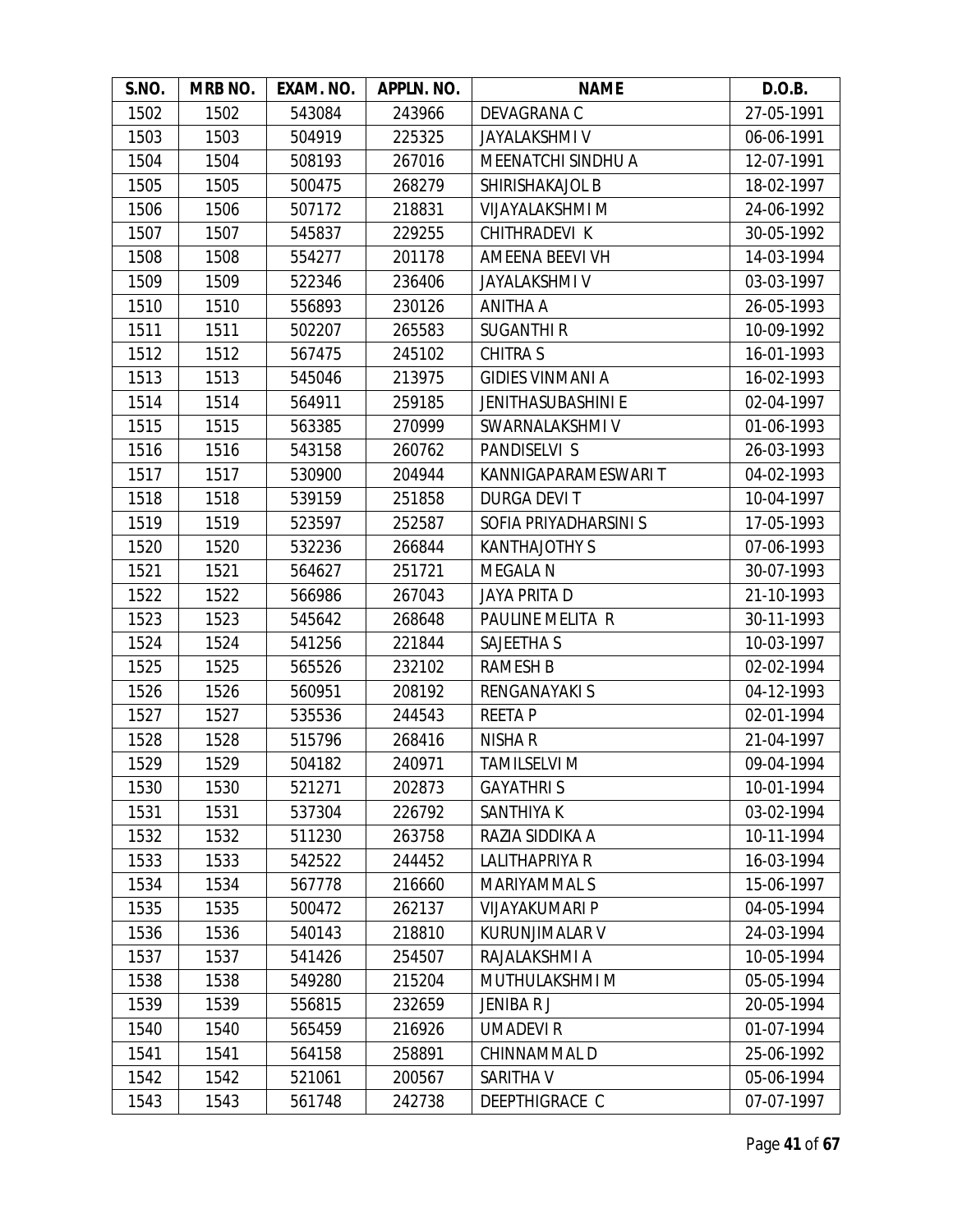| S.NO. | MRB NO. | EXAM. NO. | APPLN. NO. | NAME | D.O.B. |
|---|---|---|---|---|---|
| 1502 | 1502 | 543084 | 243966 | DEVAGRANA C | 27-05-1991 |
| 1503 | 1503 | 504919 | 225325 | JAYALAKSHMI V | 06-06-1991 |
| 1504 | 1504 | 508193 | 267016 | MEENATCHI SINDHU A | 12-07-1991 |
| 1505 | 1505 | 500475 | 268279 | SHIRISHAKAJOL B | 18-02-1997 |
| 1506 | 1506 | 507172 | 218831 | VIJAYALAKSHMI M | 24-06-1992 |
| 1507 | 1507 | 545837 | 229255 | CHITHRADEVI K | 30-05-1992 |
| 1508 | 1508 | 554277 | 201178 | AMEENA BEEVI VH | 14-03-1994 |
| 1509 | 1509 | 522346 | 236406 | JAYALAKSHMI V | 03-03-1997 |
| 1510 | 1510 | 556893 | 230126 | ANITHA A | 26-05-1993 |
| 1511 | 1511 | 502207 | 265583 | SUGANTHI R | 10-09-1992 |
| 1512 | 1512 | 567475 | 245102 | CHITRA S | 16-01-1993 |
| 1513 | 1513 | 545046 | 213975 | GIDIES VINMANI A | 16-02-1993 |
| 1514 | 1514 | 564911 | 259185 | JENITHASUBASHINI E | 02-04-1997 |
| 1515 | 1515 | 563385 | 270999 | SWARNALAKSHMI V | 01-06-1993 |
| 1516 | 1516 | 543158 | 260762 | PANDISELVI S | 26-03-1993 |
| 1517 | 1517 | 530900 | 204944 | KANNIGAPARAMESWARI T | 04-02-1993 |
| 1518 | 1518 | 539159 | 251858 | DURGA DEVI T | 10-04-1997 |
| 1519 | 1519 | 523597 | 252587 | SOFIA PRIYADHARSINI S | 17-05-1993 |
| 1520 | 1520 | 532236 | 266844 | KANTHAJOTHY S | 07-06-1993 |
| 1521 | 1521 | 564627 | 251721 | MEGALA N | 30-07-1993 |
| 1522 | 1522 | 566986 | 267043 | JAYA PRITA D | 21-10-1993 |
| 1523 | 1523 | 545642 | 268648 | PAULINE MELITA R | 30-11-1993 |
| 1524 | 1524 | 541256 | 221844 | SAJEETHA S | 10-03-1997 |
| 1525 | 1525 | 565526 | 232102 | RAMESH B | 02-02-1994 |
| 1526 | 1526 | 560951 | 208192 | RENGANAYAKI S | 04-12-1993 |
| 1527 | 1527 | 535536 | 244543 | REETA P | 02-01-1994 |
| 1528 | 1528 | 515796 | 268416 | NISHA R | 21-04-1997 |
| 1529 | 1529 | 504182 | 240971 | TAMILSELVI M | 09-04-1994 |
| 1530 | 1530 | 521271 | 202873 | GAYATHRI S | 10-01-1994 |
| 1531 | 1531 | 537304 | 226792 | SANTHIYA K | 03-02-1994 |
| 1532 | 1532 | 511230 | 263758 | RAZIA SIDDIKA A | 10-11-1994 |
| 1533 | 1533 | 542522 | 244452 | LALITHAPRIYA R | 16-03-1994 |
| 1534 | 1534 | 567778 | 216660 | MARIYAMMAL S | 15-06-1997 |
| 1535 | 1535 | 500472 | 262137 | VIJAYAKUMARI P | 04-05-1994 |
| 1536 | 1536 | 540143 | 218810 | KURUNJIMALAR V | 24-03-1994 |
| 1537 | 1537 | 541426 | 254507 | RAJALAKSHMI A | 10-05-1994 |
| 1538 | 1538 | 549280 | 215204 | MUTHULAKSHMI M | 05-05-1994 |
| 1539 | 1539 | 556815 | 232659 | JENIBA R J | 20-05-1994 |
| 1540 | 1540 | 565459 | 216926 | UMADEVI R | 01-07-1994 |
| 1541 | 1541 | 564158 | 258891 | CHINNAMMAL D | 25-06-1992 |
| 1542 | 1542 | 521061 | 200567 | SARITHA V | 05-06-1994 |
| 1543 | 1543 | 561748 | 242738 | DEEPTHIGRACE C | 07-07-1997 |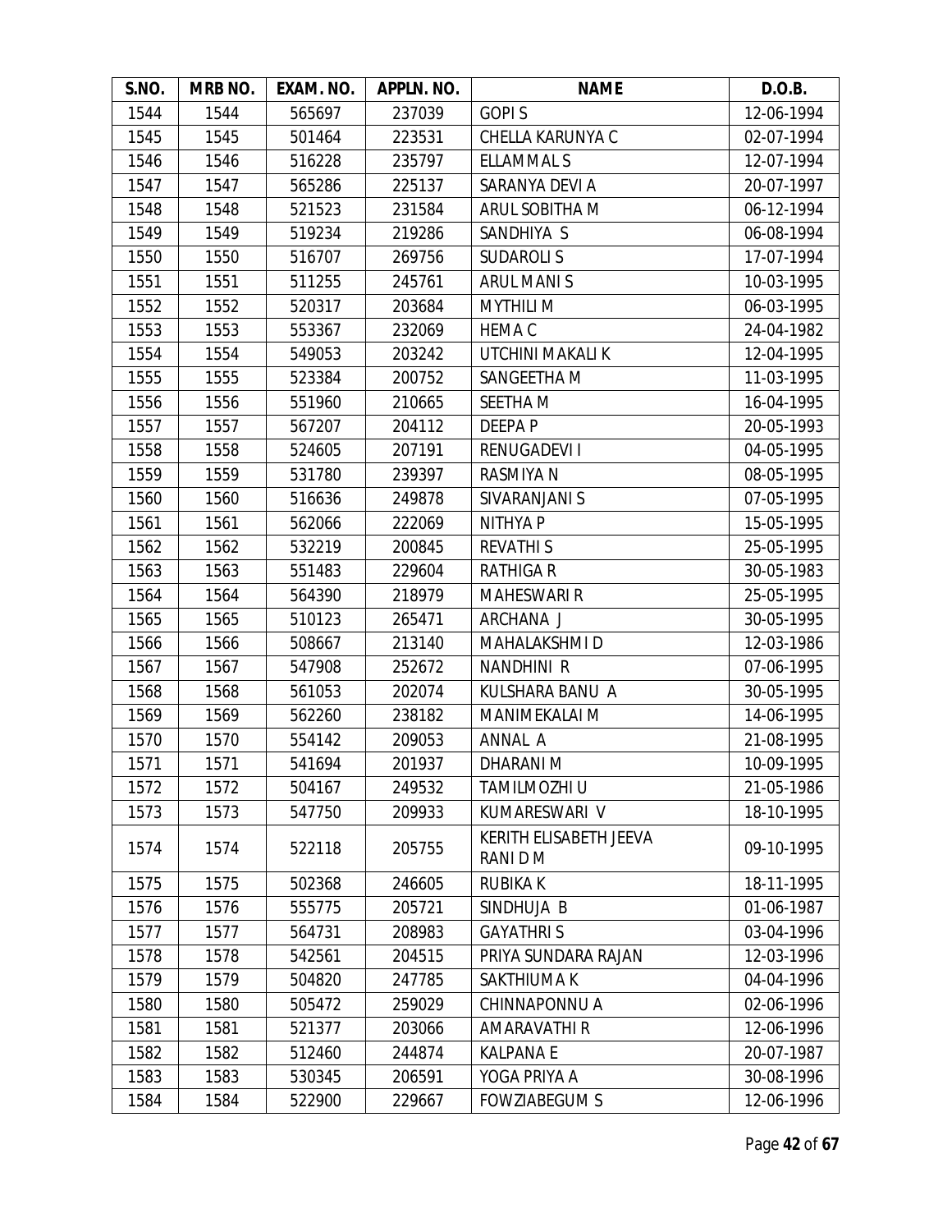| S.NO. | MRB NO. | EXAM. NO. | APPLN. NO. | NAME | D.O.B. |
|---|---|---|---|---|---|
| 1544 | 1544 | 565697 | 237039 | GOPI S | 12-06-1994 |
| 1545 | 1545 | 501464 | 223531 | CHELLA KARUNYA C | 02-07-1994 |
| 1546 | 1546 | 516228 | 235797 | ELLAMMAL S | 12-07-1994 |
| 1547 | 1547 | 565286 | 225137 | SARANYA DEVI A | 20-07-1997 |
| 1548 | 1548 | 521523 | 231584 | ARUL SOBITHA M | 06-12-1994 |
| 1549 | 1549 | 519234 | 219286 | SANDHIYA S | 06-08-1994 |
| 1550 | 1550 | 516707 | 269756 | SUDAROLI S | 17-07-1994 |
| 1551 | 1551 | 511255 | 245761 | ARUL MANI S | 10-03-1995 |
| 1552 | 1552 | 520317 | 203684 | MYTHILI M | 06-03-1995 |
| 1553 | 1553 | 553367 | 232069 | HEMA C | 24-04-1982 |
| 1554 | 1554 | 549053 | 203242 | UTCHINI MAKALI K | 12-04-1995 |
| 1555 | 1555 | 523384 | 200752 | SANGEETHA M | 11-03-1995 |
| 1556 | 1556 | 551960 | 210665 | SEETHA M | 16-04-1995 |
| 1557 | 1557 | 567207 | 204112 | DEEPA P | 20-05-1993 |
| 1558 | 1558 | 524605 | 207191 | RENUGADEVI I | 04-05-1995 |
| 1559 | 1559 | 531780 | 239397 | RASMIYA N | 08-05-1995 |
| 1560 | 1560 | 516636 | 249878 | SIVARANJANI S | 07-05-1995 |
| 1561 | 1561 | 562066 | 222069 | NITHYA P | 15-05-1995 |
| 1562 | 1562 | 532219 | 200845 | REVATHI S | 25-05-1995 |
| 1563 | 1563 | 551483 | 229604 | RATHIGA R | 30-05-1983 |
| 1564 | 1564 | 564390 | 218979 | MAHESWARI R | 25-05-1995 |
| 1565 | 1565 | 510123 | 265471 | ARCHANA J | 30-05-1995 |
| 1566 | 1566 | 508667 | 213140 | MAHALAKSHMI D | 12-03-1986 |
| 1567 | 1567 | 547908 | 252672 | NANDHINI R | 07-06-1995 |
| 1568 | 1568 | 561053 | 202074 | KULSHARA BANU A | 30-05-1995 |
| 1569 | 1569 | 562260 | 238182 | MANIMEKALAI M | 14-06-1995 |
| 1570 | 1570 | 554142 | 209053 | ANNAL A | 21-08-1995 |
| 1571 | 1571 | 541694 | 201937 | DHARANI M | 10-09-1995 |
| 1572 | 1572 | 504167 | 249532 | TAMILMOZHI U | 21-05-1986 |
| 1573 | 1573 | 547750 | 209933 | KUMARESWARI V | 18-10-1995 |
| 1574 | 1574 | 522118 | 205755 | KERITH ELISABETH JEEVA RANI D M | 09-10-1995 |
| 1575 | 1575 | 502368 | 246605 | RUBIKA K | 18-11-1995 |
| 1576 | 1576 | 555775 | 205721 | SINDHUJA B | 01-06-1987 |
| 1577 | 1577 | 564731 | 208983 | GAYATHRI S | 03-04-1996 |
| 1578 | 1578 | 542561 | 204515 | PRIYA SUNDARA RAJAN | 12-03-1996 |
| 1579 | 1579 | 504820 | 247785 | SAKTHIUMA K | 04-04-1996 |
| 1580 | 1580 | 505472 | 259029 | CHINNAPONNU A | 02-06-1996 |
| 1581 | 1581 | 521377 | 203066 | AMARAVATHI R | 12-06-1996 |
| 1582 | 1582 | 512460 | 244874 | KALPANA E | 20-07-1987 |
| 1583 | 1583 | 530345 | 206591 | YOGA PRIYA A | 30-08-1996 |
| 1584 | 1584 | 522900 | 229667 | FOWZIABEGUM S | 12-06-1996 |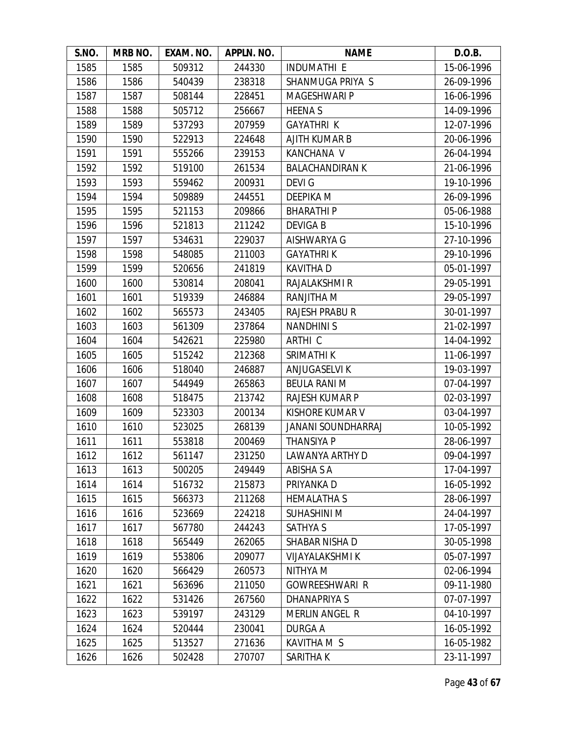| S.NO. | MRB NO. | EXAM. NO. | APPLN. NO. | NAME | D.O.B. |
|---|---|---|---|---|---|
| 1585 | 1585 | 509312 | 244330 | INDUMATHI E | 15-06-1996 |
| 1586 | 1586 | 540439 | 238318 | SHANMUGA PRIYA S | 26-09-1996 |
| 1587 | 1587 | 508144 | 228451 | MAGESHWARI P | 16-06-1996 |
| 1588 | 1588 | 505712 | 256667 | HEENA S | 14-09-1996 |
| 1589 | 1589 | 537293 | 207959 | GAYATHRI K | 12-07-1996 |
| 1590 | 1590 | 522913 | 224648 | AJITH KUMAR B | 20-06-1996 |
| 1591 | 1591 | 555266 | 239153 | KANCHANA V | 26-04-1994 |
| 1592 | 1592 | 519100 | 261534 | BALACHANDIRAN K | 21-06-1996 |
| 1593 | 1593 | 559462 | 200931 | DEVI G | 19-10-1996 |
| 1594 | 1594 | 509889 | 244551 | DEEPIKA M | 26-09-1996 |
| 1595 | 1595 | 521153 | 209866 | BHARATHI P | 05-06-1988 |
| 1596 | 1596 | 521813 | 211242 | DEVIGA B | 15-10-1996 |
| 1597 | 1597 | 534631 | 229037 | AISHWARYA G | 27-10-1996 |
| 1598 | 1598 | 548085 | 211003 | GAYATHRI K | 29-10-1996 |
| 1599 | 1599 | 520656 | 241819 | KAVITHA D | 05-01-1997 |
| 1600 | 1600 | 530814 | 208041 | RAJALAKSHMI R | 29-05-1991 |
| 1601 | 1601 | 519339 | 246884 | RANJITHA M | 29-05-1997 |
| 1602 | 1602 | 565573 | 243405 | RAJESH PRABU R | 30-01-1997 |
| 1603 | 1603 | 561309 | 237864 | NANDHINI S | 21-02-1997 |
| 1604 | 1604 | 542621 | 225980 | ARTHI C | 14-04-1992 |
| 1605 | 1605 | 515242 | 212368 | SRIMATHI K | 11-06-1997 |
| 1606 | 1606 | 518040 | 246887 | ANJUGASELVI K | 19-03-1997 |
| 1607 | 1607 | 544949 | 265863 | BEULA RANI M | 07-04-1997 |
| 1608 | 1608 | 518475 | 213742 | RAJESH KUMAR P | 02-03-1997 |
| 1609 | 1609 | 523303 | 200134 | KISHORE KUMAR V | 03-04-1997 |
| 1610 | 1610 | 523025 | 268139 | JANANI SOUNDHARRAJ | 10-05-1992 |
| 1611 | 1611 | 553818 | 200469 | THANSIYA P | 28-06-1997 |
| 1612 | 1612 | 561147 | 231250 | LAWANYA ARTHY D | 09-04-1997 |
| 1613 | 1613 | 500205 | 249449 | ABISHA S A | 17-04-1997 |
| 1614 | 1614 | 516732 | 215873 | PRIYANKA D | 16-05-1992 |
| 1615 | 1615 | 566373 | 211268 | HEMALATHA S | 28-06-1997 |
| 1616 | 1616 | 523669 | 224218 | SUHASHINI M | 24-04-1997 |
| 1617 | 1617 | 567780 | 244243 | SATHYA S | 17-05-1997 |
| 1618 | 1618 | 565449 | 262065 | SHABAR NISHA D | 30-05-1998 |
| 1619 | 1619 | 553806 | 209077 | VIJAYALAKSHMI K | 05-07-1997 |
| 1620 | 1620 | 566429 | 260573 | NITHYA M | 02-06-1994 |
| 1621 | 1621 | 563696 | 211050 | GOWREESHWARI R | 09-11-1980 |
| 1622 | 1622 | 531426 | 267560 | DHANAPRIYA S | 07-07-1997 |
| 1623 | 1623 | 539197 | 243129 | MERLIN ANGEL R | 04-10-1997 |
| 1624 | 1624 | 520444 | 230041 | DURGA A | 16-05-1992 |
| 1625 | 1625 | 513527 | 271636 | KAVITHA M S | 16-05-1982 |
| 1626 | 1626 | 502428 | 270707 | SARITHA K | 23-11-1997 |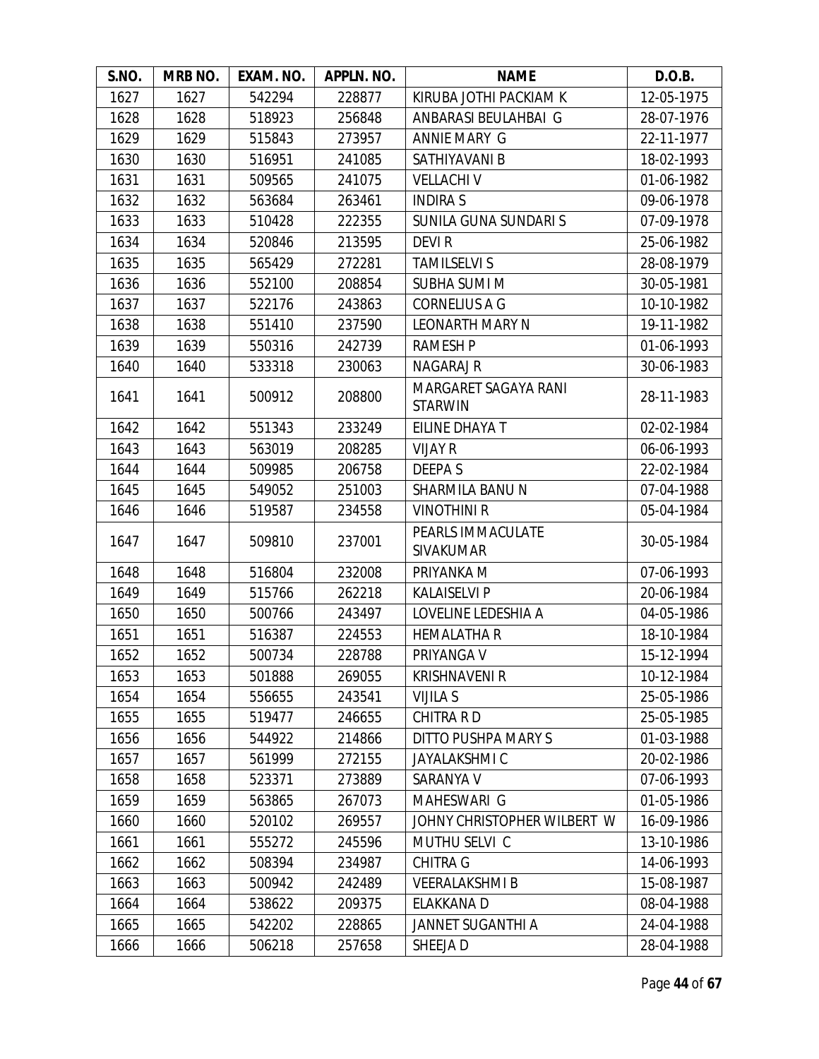| S.NO. | MRB NO. | EXAM. NO. | APPLN. NO. | NAME | D.O.B. |
|---|---|---|---|---|---|
| 1627 | 1627 | 542294 | 228877 | KIRUBA JOTHI PACKIAM K | 12-05-1975 |
| 1628 | 1628 | 518923 | 256848 | ANBARASI BEULAHBAI G | 28-07-1976 |
| 1629 | 1629 | 515843 | 273957 | ANNIE MARY G | 22-11-1977 |
| 1630 | 1630 | 516951 | 241085 | SATHIYAVANI B | 18-02-1993 |
| 1631 | 1631 | 509565 | 241075 | VELLACHI V | 01-06-1982 |
| 1632 | 1632 | 563684 | 263461 | INDIRA S | 09-06-1978 |
| 1633 | 1633 | 510428 | 222355 | SUNILA GUNA SUNDARI S | 07-09-1978 |
| 1634 | 1634 | 520846 | 213595 | DEVI R | 25-06-1982 |
| 1635 | 1635 | 565429 | 272281 | TAMILSELVI S | 28-08-1979 |
| 1636 | 1636 | 552100 | 208854 | SUBHA SUMI M | 30-05-1981 |
| 1637 | 1637 | 522176 | 243863 | CORNELIUS A G | 10-10-1982 |
| 1638 | 1638 | 551410 | 237590 | LEONARTH MARY N | 19-11-1982 |
| 1639 | 1639 | 550316 | 242739 | RAMESH P | 01-06-1993 |
| 1640 | 1640 | 533318 | 230063 | NAGARAJ R | 30-06-1983 |
| 1641 | 1641 | 500912 | 208800 | MARGARET SAGAYA RANI STARWIN | 28-11-1983 |
| 1642 | 1642 | 551343 | 233249 | EILINE DHAYA T | 02-02-1984 |
| 1643 | 1643 | 563019 | 208285 | VIJAY R | 06-06-1993 |
| 1644 | 1644 | 509985 | 206758 | DEEPA S | 22-02-1984 |
| 1645 | 1645 | 549052 | 251003 | SHARMILA BANU N | 07-04-1988 |
| 1646 | 1646 | 519587 | 234558 | VINOTHINI R | 05-04-1984 |
| 1647 | 1647 | 509810 | 237001 | PEARLS IMMACULATE SIVAKUMAR | 30-05-1984 |
| 1648 | 1648 | 516804 | 232008 | PRIYANKA M | 07-06-1993 |
| 1649 | 1649 | 515766 | 262218 | KALAISELVI P | 20-06-1984 |
| 1650 | 1650 | 500766 | 243497 | LOVELINE LEDESHIA A | 04-05-1986 |
| 1651 | 1651 | 516387 | 224553 | HEMALATHA R | 18-10-1984 |
| 1652 | 1652 | 500734 | 228788 | PRIYANGA V | 15-12-1994 |
| 1653 | 1653 | 501888 | 269055 | KRISHNAVENI R | 10-12-1984 |
| 1654 | 1654 | 556655 | 243541 | VIJILA S | 25-05-1986 |
| 1655 | 1655 | 519477 | 246655 | CHITRA R D | 25-05-1985 |
| 1656 | 1656 | 544922 | 214866 | DITTO PUSHPA MARY S | 01-03-1988 |
| 1657 | 1657 | 561999 | 272155 | JAYALAKSHMI C | 20-02-1986 |
| 1658 | 1658 | 523371 | 273889 | SARANYA V | 07-06-1993 |
| 1659 | 1659 | 563865 | 267073 | MAHESWARI G | 01-05-1986 |
| 1660 | 1660 | 520102 | 269557 | JOHNY CHRISTOPHER WILBERT W | 16-09-1986 |
| 1661 | 1661 | 555272 | 245596 | MUTHU SELVI C | 13-10-1986 |
| 1662 | 1662 | 508394 | 234987 | CHITRA G | 14-06-1993 |
| 1663 | 1663 | 500942 | 242489 | VEERALAKSHMI B | 15-08-1987 |
| 1664 | 1664 | 538622 | 209375 | ELAKKANA D | 08-04-1988 |
| 1665 | 1665 | 542202 | 228865 | JANNET SUGANTHI A | 24-04-1988 |
| 1666 | 1666 | 506218 | 257658 | SHEEJA D | 28-04-1988 |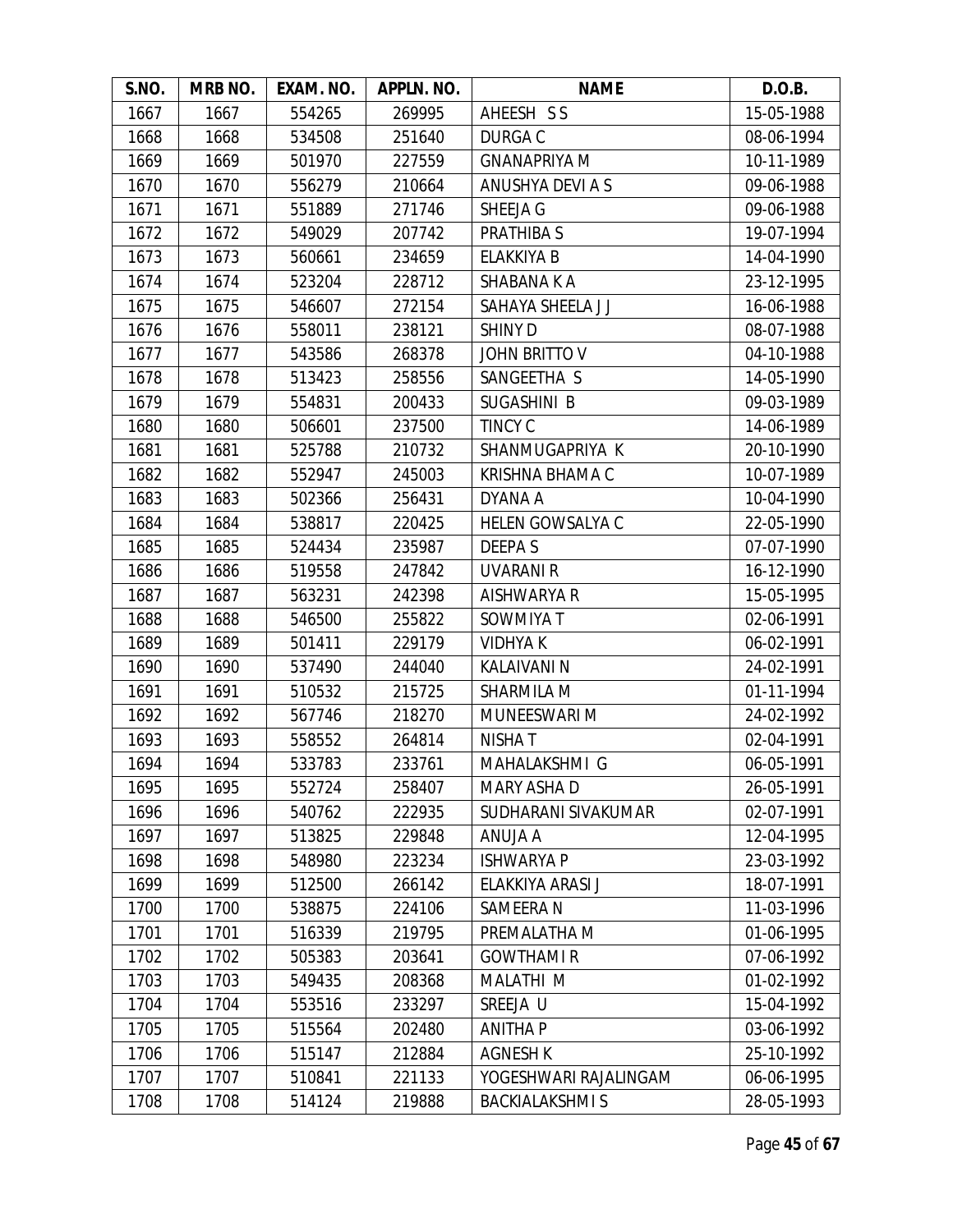| S.NO. | MRB NO. | EXAM. NO. | APPLN. NO. | NAME | D.O.B. |
|---|---|---|---|---|---|
| 1667 | 1667 | 554265 | 269995 | AHEESH S S | 15-05-1988 |
| 1668 | 1668 | 534508 | 251640 | DURGA C | 08-06-1994 |
| 1669 | 1669 | 501970 | 227559 | GNANAPRIYA M | 10-11-1989 |
| 1670 | 1670 | 556279 | 210664 | ANUSHYA DEVI A S | 09-06-1988 |
| 1671 | 1671 | 551889 | 271746 | SHEEJA G | 09-06-1988 |
| 1672 | 1672 | 549029 | 207742 | PRATHIBA S | 19-07-1994 |
| 1673 | 1673 | 560661 | 234659 | ELAKKIYA B | 14-04-1990 |
| 1674 | 1674 | 523204 | 228712 | SHABANA K A | 23-12-1995 |
| 1675 | 1675 | 546607 | 272154 | SAHAYA SHEELA J J | 16-06-1988 |
| 1676 | 1676 | 558011 | 238121 | SHINY D | 08-07-1988 |
| 1677 | 1677 | 543586 | 268378 | JOHN BRITTO V | 04-10-1988 |
| 1678 | 1678 | 513423 | 258556 | SANGEETHA S | 14-05-1990 |
| 1679 | 1679 | 554831 | 200433 | SUGASHINI B | 09-03-1989 |
| 1680 | 1680 | 506601 | 237500 | TINCY C | 14-06-1989 |
| 1681 | 1681 | 525788 | 210732 | SHANMUGAPRIYA K | 20-10-1990 |
| 1682 | 1682 | 552947 | 245003 | KRISHNA BHAMA C | 10-07-1989 |
| 1683 | 1683 | 502366 | 256431 | DYANA A | 10-04-1990 |
| 1684 | 1684 | 538817 | 220425 | HELEN GOWSALYA C | 22-05-1990 |
| 1685 | 1685 | 524434 | 235987 | DEEPA S | 07-07-1990 |
| 1686 | 1686 | 519558 | 247842 | UVARANI R | 16-12-1990 |
| 1687 | 1687 | 563231 | 242398 | AISHWARYA R | 15-05-1995 |
| 1688 | 1688 | 546500 | 255822 | SOWMIYA T | 02-06-1991 |
| 1689 | 1689 | 501411 | 229179 | VIDHYA K | 06-02-1991 |
| 1690 | 1690 | 537490 | 244040 | KALAIVANI N | 24-02-1991 |
| 1691 | 1691 | 510532 | 215725 | SHARMILA M | 01-11-1994 |
| 1692 | 1692 | 567746 | 218270 | MUNEESWARI M | 24-02-1992 |
| 1693 | 1693 | 558552 | 264814 | NISHA T | 02-04-1991 |
| 1694 | 1694 | 533783 | 233761 | MAHALAKSHMI G | 06-05-1991 |
| 1695 | 1695 | 552724 | 258407 | MARY ASHA D | 26-05-1991 |
| 1696 | 1696 | 540762 | 222935 | SUDHARANI SIVAKUMAR | 02-07-1991 |
| 1697 | 1697 | 513825 | 229848 | ANUJA A | 12-04-1995 |
| 1698 | 1698 | 548980 | 223234 | ISHWARYA P | 23-03-1992 |
| 1699 | 1699 | 512500 | 266142 | ELAKKIYA ARASI J | 18-07-1991 |
| 1700 | 1700 | 538875 | 224106 | SAMEERA N | 11-03-1996 |
| 1701 | 1701 | 516339 | 219795 | PREMALATHA M | 01-06-1995 |
| 1702 | 1702 | 505383 | 203641 | GOWTHAMI R | 07-06-1992 |
| 1703 | 1703 | 549435 | 208368 | MALATHI M | 01-02-1992 |
| 1704 | 1704 | 553516 | 233297 | SREEJA U | 15-04-1992 |
| 1705 | 1705 | 515564 | 202480 | ANITHA P | 03-06-1992 |
| 1706 | 1706 | 515147 | 212884 | AGNESH K | 25-10-1992 |
| 1707 | 1707 | 510841 | 221133 | YOGESHWARI RAJALINGAM | 06-06-1995 |
| 1708 | 1708 | 514124 | 219888 | BACKIALAKSHMI S | 28-05-1993 |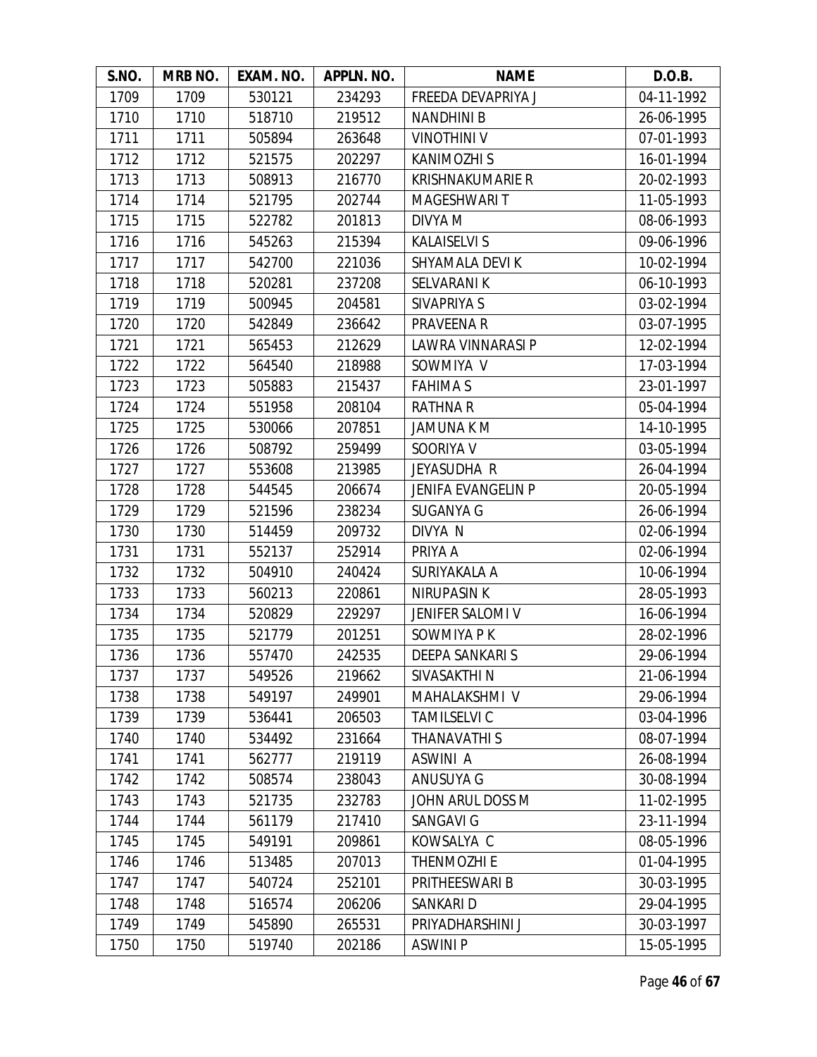| S.NO. | MRB NO. | EXAM. NO. | APPLN. NO. | NAME | D.O.B. |
|---|---|---|---|---|---|
| 1709 | 1709 | 530121 | 234293 | FREEDA DEVAPRIYA J | 04-11-1992 |
| 1710 | 1710 | 518710 | 219512 | NANDHINI B | 26-06-1995 |
| 1711 | 1711 | 505894 | 263648 | VINOTHINI V | 07-01-1993 |
| 1712 | 1712 | 521575 | 202297 | KANIMOZHI S | 16-01-1994 |
| 1713 | 1713 | 508913 | 216770 | KRISHNAKUMARIE R | 20-02-1993 |
| 1714 | 1714 | 521795 | 202744 | MAGESHWARI T | 11-05-1993 |
| 1715 | 1715 | 522782 | 201813 | DIVYA M | 08-06-1993 |
| 1716 | 1716 | 545263 | 215394 | KALAISELVI S | 09-06-1996 |
| 1717 | 1717 | 542700 | 221036 | SHYAMALA DEVI K | 10-02-1994 |
| 1718 | 1718 | 520281 | 237208 | SELVARANI K | 06-10-1993 |
| 1719 | 1719 | 500945 | 204581 | SIVAPRIYA S | 03-02-1994 |
| 1720 | 1720 | 542849 | 236642 | PRAVEENA R | 03-07-1995 |
| 1721 | 1721 | 565453 | 212629 | LAWRA VINNARASI P | 12-02-1994 |
| 1722 | 1722 | 564540 | 218988 | SOWMIYA V | 17-03-1994 |
| 1723 | 1723 | 505883 | 215437 | FAHIMA S | 23-01-1997 |
| 1724 | 1724 | 551958 | 208104 | RATHNA R | 05-04-1994 |
| 1725 | 1725 | 530066 | 207851 | JAMUNA K M | 14-10-1995 |
| 1726 | 1726 | 508792 | 259499 | SOORIYA V | 03-05-1994 |
| 1727 | 1727 | 553608 | 213985 | JEYASUDHA R | 26-04-1994 |
| 1728 | 1728 | 544545 | 206674 | JENIFA EVANGELIN P | 20-05-1994 |
| 1729 | 1729 | 521596 | 238234 | SUGANYA G | 26-06-1994 |
| 1730 | 1730 | 514459 | 209732 | DIVYA N | 02-06-1994 |
| 1731 | 1731 | 552137 | 252914 | PRIYA A | 02-06-1994 |
| 1732 | 1732 | 504910 | 240424 | SURIYAKALA A | 10-06-1994 |
| 1733 | 1733 | 560213 | 220861 | NIRUPASIN K | 28-05-1993 |
| 1734 | 1734 | 520829 | 229297 | JENIFER SALOMI V | 16-06-1994 |
| 1735 | 1735 | 521779 | 201251 | SOWMIYA P K | 28-02-1996 |
| 1736 | 1736 | 557470 | 242535 | DEEPA SANKARI S | 29-06-1994 |
| 1737 | 1737 | 549526 | 219662 | SIVASAKTHI N | 21-06-1994 |
| 1738 | 1738 | 549197 | 249901 | MAHALAKSHMI V | 29-06-1994 |
| 1739 | 1739 | 536441 | 206503 | TAMILSELVI C | 03-04-1996 |
| 1740 | 1740 | 534492 | 231664 | THANAVATHI S | 08-07-1994 |
| 1741 | 1741 | 562777 | 219119 | ASWINI A | 26-08-1994 |
| 1742 | 1742 | 508574 | 238043 | ANUSUYA G | 30-08-1994 |
| 1743 | 1743 | 521735 | 232783 | JOHN ARUL DOSS M | 11-02-1995 |
| 1744 | 1744 | 561179 | 217410 | SANGAVI G | 23-11-1994 |
| 1745 | 1745 | 549191 | 209861 | KOWSALYA C | 08-05-1996 |
| 1746 | 1746 | 513485 | 207013 | THENMOZHI E | 01-04-1995 |
| 1747 | 1747 | 540724 | 252101 | PRITHEESWARI B | 30-03-1995 |
| 1748 | 1748 | 516574 | 206206 | SANKARI D | 29-04-1995 |
| 1749 | 1749 | 545890 | 265531 | PRIYADHARSHINI J | 30-03-1997 |
| 1750 | 1750 | 519740 | 202186 | ASWINI P | 15-05-1995 |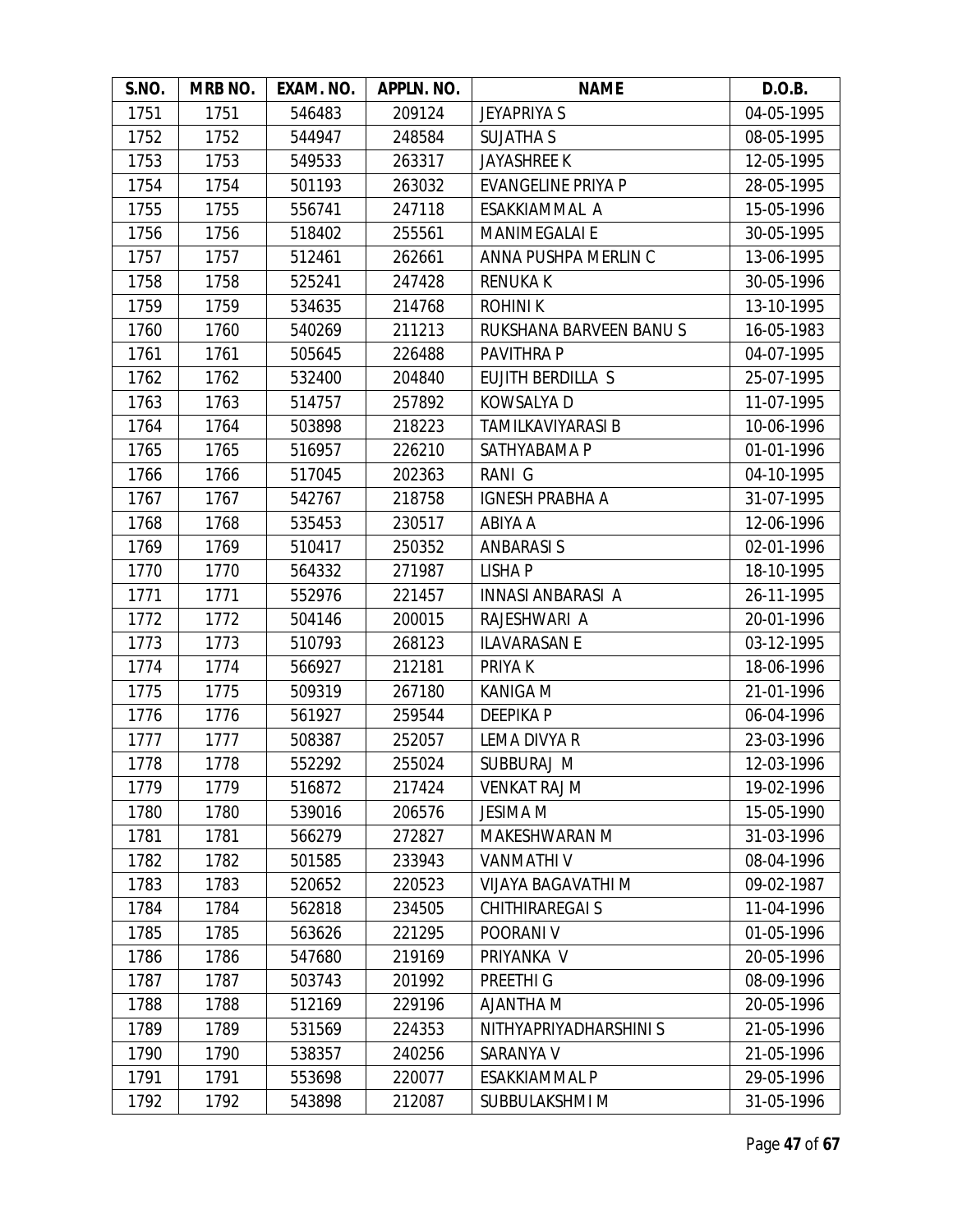| S.NO. | MRB NO. | EXAM. NO. | APPLN. NO. | NAME | D.O.B. |
|---|---|---|---|---|---|
| 1751 | 1751 | 546483 | 209124 | JEYAPRIYA S | 04-05-1995 |
| 1752 | 1752 | 544947 | 248584 | SUJATHA S | 08-05-1995 |
| 1753 | 1753 | 549533 | 263317 | JAYASHREE K | 12-05-1995 |
| 1754 | 1754 | 501193 | 263032 | EVANGELINE PRIYA P | 28-05-1995 |
| 1755 | 1755 | 556741 | 247118 | ESAKKIAMMAL A | 15-05-1996 |
| 1756 | 1756 | 518402 | 255561 | MANIMEGALAI E | 30-05-1995 |
| 1757 | 1757 | 512461 | 262661 | ANNA PUSHPA MERLIN C | 13-06-1995 |
| 1758 | 1758 | 525241 | 247428 | RENUKA K | 30-05-1996 |
| 1759 | 1759 | 534635 | 214768 | ROHINI K | 13-10-1995 |
| 1760 | 1760 | 540269 | 211213 | RUKSHANA BARVEEN BANU S | 16-05-1983 |
| 1761 | 1761 | 505645 | 226488 | PAVITHRA P | 04-07-1995 |
| 1762 | 1762 | 532400 | 204840 | EUJITH BERDILLA S | 25-07-1995 |
| 1763 | 1763 | 514757 | 257892 | KOWSALYA D | 11-07-1995 |
| 1764 | 1764 | 503898 | 218223 | TAMILKAVIYARASI B | 10-06-1996 |
| 1765 | 1765 | 516957 | 226210 | SATHYABAMA P | 01-01-1996 |
| 1766 | 1766 | 517045 | 202363 | RANI G | 04-10-1995 |
| 1767 | 1767 | 542767 | 218758 | IGNESH PRABHA A | 31-07-1995 |
| 1768 | 1768 | 535453 | 230517 | ABIYA A | 12-06-1996 |
| 1769 | 1769 | 510417 | 250352 | ANBARASI S | 02-01-1996 |
| 1770 | 1770 | 564332 | 271987 | LISHA P | 18-10-1995 |
| 1771 | 1771 | 552976 | 221457 | INNASI ANBARASI A | 26-11-1995 |
| 1772 | 1772 | 504146 | 200015 | RAJESHWARI A | 20-01-1996 |
| 1773 | 1773 | 510793 | 268123 | ILAVARASAN E | 03-12-1995 |
| 1774 | 1774 | 566927 | 212181 | PRIYA K | 18-06-1996 |
| 1775 | 1775 | 509319 | 267180 | KANIGA M | 21-01-1996 |
| 1776 | 1776 | 561927 | 259544 | DEEPIKA P | 06-04-1996 |
| 1777 | 1777 | 508387 | 252057 | LEMA DIVYA R | 23-03-1996 |
| 1778 | 1778 | 552292 | 255024 | SUBBURAJ M | 12-03-1996 |
| 1779 | 1779 | 516872 | 217424 | VENKAT RAJ M | 19-02-1996 |
| 1780 | 1780 | 539016 | 206576 | JESIMA M | 15-05-1990 |
| 1781 | 1781 | 566279 | 272827 | MAKESHWARAN M | 31-03-1996 |
| 1782 | 1782 | 501585 | 233943 | VANMATHI V | 08-04-1996 |
| 1783 | 1783 | 520652 | 220523 | VIJAYA BAGAVATHI M | 09-02-1987 |
| 1784 | 1784 | 562818 | 234505 | CHITHIRAREGAI S | 11-04-1996 |
| 1785 | 1785 | 563626 | 221295 | POORANI V | 01-05-1996 |
| 1786 | 1786 | 547680 | 219169 | PRIYANKA V | 20-05-1996 |
| 1787 | 1787 | 503743 | 201992 | PREETHI G | 08-09-1996 |
| 1788 | 1788 | 512169 | 229196 | AJANTHA M | 20-05-1996 |
| 1789 | 1789 | 531569 | 224353 | NITHYAPRIYADHARSHINI S | 21-05-1996 |
| 1790 | 1790 | 538357 | 240256 | SARANYA V | 21-05-1996 |
| 1791 | 1791 | 553698 | 220077 | ESAKKIAMMAL P | 29-05-1996 |
| 1792 | 1792 | 543898 | 212087 | SUBBULAKSHMI M | 31-05-1996 |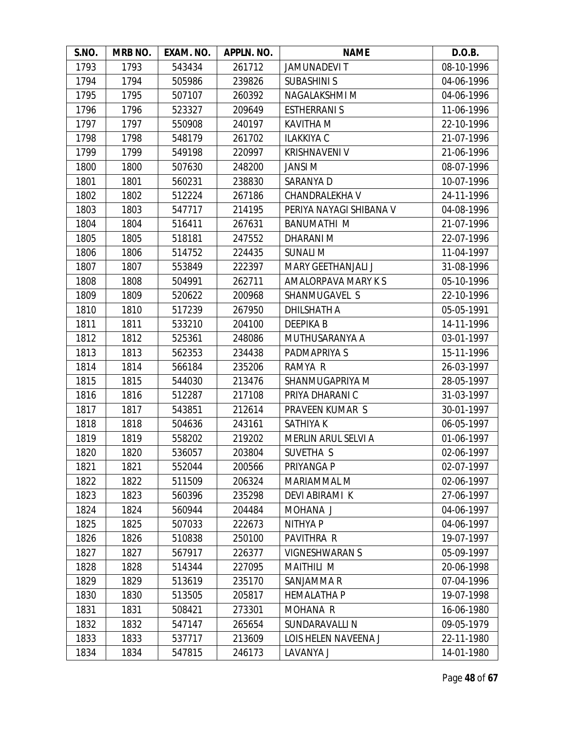| S.NO. | MRB NO. | EXAM. NO. | APPLN. NO. | NAME | D.O.B. |
|---|---|---|---|---|---|
| 1793 | 1793 | 543434 | 261712 | JAMUNADEVI T | 08-10-1996 |
| 1794 | 1794 | 505986 | 239826 | SUBASHINI S | 04-06-1996 |
| 1795 | 1795 | 507107 | 260392 | NAGALAKSHMI M | 04-06-1996 |
| 1796 | 1796 | 523327 | 209649 | ESTHERRANI S | 11-06-1996 |
| 1797 | 1797 | 550908 | 240197 | KAVITHA M | 22-10-1996 |
| 1798 | 1798 | 548179 | 261702 | ILAKKIYA C | 21-07-1996 |
| 1799 | 1799 | 549198 | 220997 | KRISHNAVENI V | 21-06-1996 |
| 1800 | 1800 | 507630 | 248200 | JANSI M | 08-07-1996 |
| 1801 | 1801 | 560231 | 238830 | SARANYA D | 10-07-1996 |
| 1802 | 1802 | 512224 | 267186 | CHANDRALEKHA V | 24-11-1996 |
| 1803 | 1803 | 547717 | 214195 | PERIYA NAYAGI SHIBANA V | 04-08-1996 |
| 1804 | 1804 | 516411 | 267631 | BANUMATHI M | 21-07-1996 |
| 1805 | 1805 | 518181 | 247552 | DHARANI M | 22-07-1996 |
| 1806 | 1806 | 514752 | 224435 | SUNALI M | 11-04-1997 |
| 1807 | 1807 | 553849 | 222397 | MARY GEETHANJALI J | 31-08-1996 |
| 1808 | 1808 | 504991 | 262711 | AMALORPAVA MARY K S | 05-10-1996 |
| 1809 | 1809 | 520622 | 200968 | SHANMUGAVEL S | 22-10-1996 |
| 1810 | 1810 | 517239 | 267950 | DHILSHATH A | 05-05-1991 |
| 1811 | 1811 | 533210 | 204100 | DEEPIKA B | 14-11-1996 |
| 1812 | 1812 | 525361 | 248086 | MUTHUSARANYA A | 03-01-1997 |
| 1813 | 1813 | 562353 | 234438 | PADMAPRIYA S | 15-11-1996 |
| 1814 | 1814 | 566184 | 235206 | RAMYA R | 26-03-1997 |
| 1815 | 1815 | 544030 | 213476 | SHANMUGAPRIYA M | 28-05-1997 |
| 1816 | 1816 | 512287 | 217108 | PRIYA DHARANI C | 31-03-1997 |
| 1817 | 1817 | 543851 | 212614 | PRAVEEN KUMAR S | 30-01-1997 |
| 1818 | 1818 | 504636 | 243161 | SATHIYA K | 06-05-1997 |
| 1819 | 1819 | 558202 | 219202 | MERLIN ARUL SELVI A | 01-06-1997 |
| 1820 | 1820 | 536057 | 203804 | SUVETHA S | 02-06-1997 |
| 1821 | 1821 | 552044 | 200566 | PRIYANGA P | 02-07-1997 |
| 1822 | 1822 | 511509 | 206324 | MARIAMMAL M | 02-06-1997 |
| 1823 | 1823 | 560396 | 235298 | DEVI ABIRAMI K | 27-06-1997 |
| 1824 | 1824 | 560944 | 204484 | MOHANA J | 04-06-1997 |
| 1825 | 1825 | 507033 | 222673 | NITHYA P | 04-06-1997 |
| 1826 | 1826 | 510838 | 250100 | PAVITHRA R | 19-07-1997 |
| 1827 | 1827 | 567917 | 226377 | VIGNESHWARAN S | 05-09-1997 |
| 1828 | 1828 | 514344 | 227095 | MAITHILI M | 20-06-1998 |
| 1829 | 1829 | 513619 | 235170 | SANJAMMA R | 07-04-1996 |
| 1830 | 1830 | 513505 | 205817 | HEMALATHA P | 19-07-1998 |
| 1831 | 1831 | 508421 | 273301 | MOHANA R | 16-06-1980 |
| 1832 | 1832 | 547147 | 265654 | SUNDARAVALLI N | 09-05-1979 |
| 1833 | 1833 | 537717 | 213609 | LOIS HELEN NAVEENA J | 22-11-1980 |
| 1834 | 1834 | 547815 | 246173 | LAVANYA J | 14-01-1980 |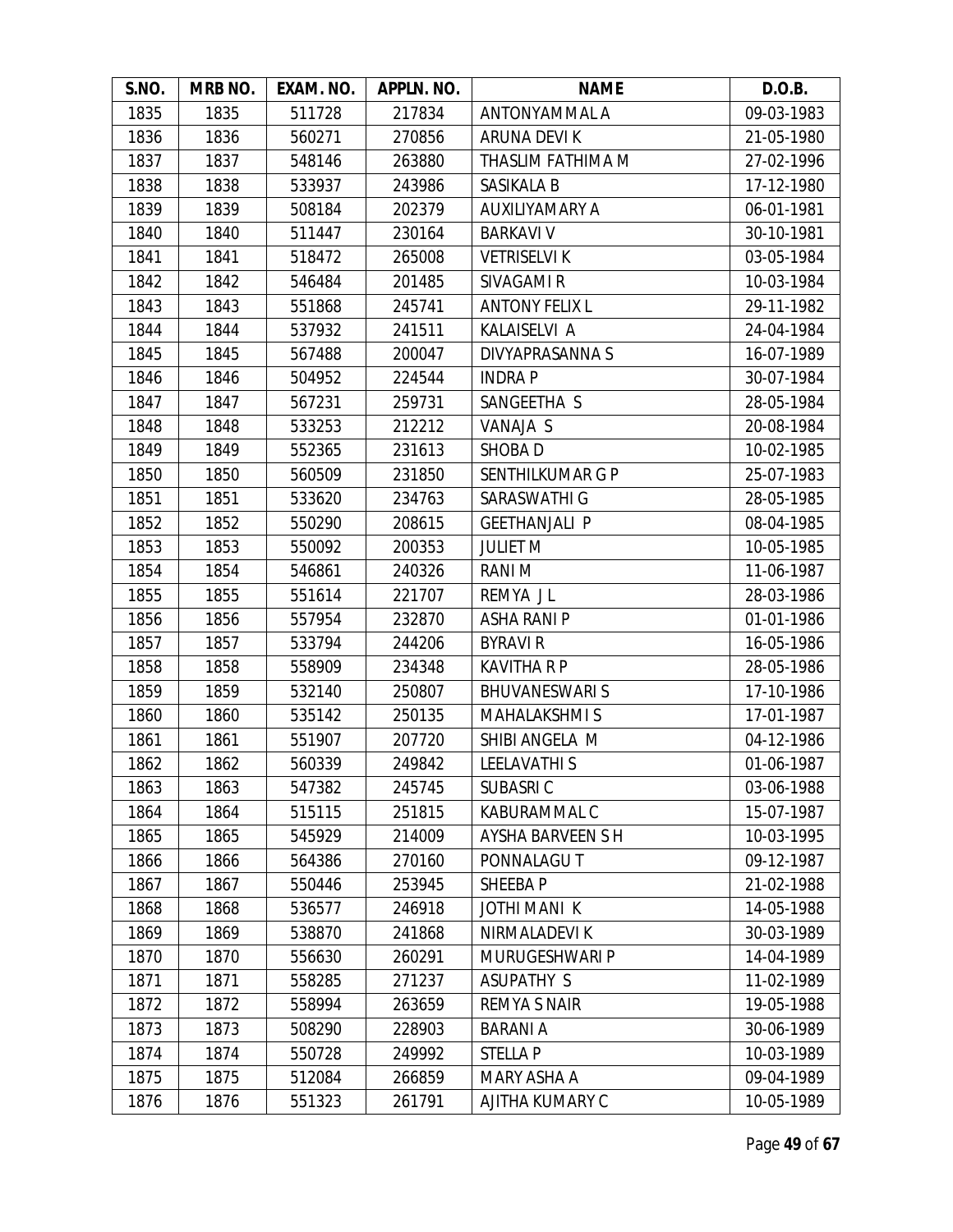| S.NO. | MRB NO. | EXAM. NO. | APPLN. NO. | NAME | D.O.B. |
|---|---|---|---|---|---|
| 1835 | 1835 | 511728 | 217834 | ANTONYAMMAL A | 09-03-1983 |
| 1836 | 1836 | 560271 | 270856 | ARUNA DEVI K | 21-05-1980 |
| 1837 | 1837 | 548146 | 263880 | THASLIM FATHIMA M | 27-02-1996 |
| 1838 | 1838 | 533937 | 243986 | SASIKALA B | 17-12-1980 |
| 1839 | 1839 | 508184 | 202379 | AUXILIYAMARY A | 06-01-1981 |
| 1840 | 1840 | 511447 | 230164 | BARKAVI V | 30-10-1981 |
| 1841 | 1841 | 518472 | 265008 | VETRISELVI K | 03-05-1984 |
| 1842 | 1842 | 546484 | 201485 | SIVAGAMI R | 10-03-1984 |
| 1843 | 1843 | 551868 | 245741 | ANTONY FELIX L | 29-11-1982 |
| 1844 | 1844 | 537932 | 241511 | KALAISELVI A | 24-04-1984 |
| 1845 | 1845 | 567488 | 200047 | DIVYAPRASANNA S | 16-07-1989 |
| 1846 | 1846 | 504952 | 224544 | INDRA P | 30-07-1984 |
| 1847 | 1847 | 567231 | 259731 | SANGEETHA S | 28-05-1984 |
| 1848 | 1848 | 533253 | 212212 | VANAJA S | 20-08-1984 |
| 1849 | 1849 | 552365 | 231613 | SHOBA D | 10-02-1985 |
| 1850 | 1850 | 560509 | 231850 | SENTHILKUMAR G P | 25-07-1983 |
| 1851 | 1851 | 533620 | 234763 | SARASWATHI G | 28-05-1985 |
| 1852 | 1852 | 550290 | 208615 | GEETHANJALI P | 08-04-1985 |
| 1853 | 1853 | 550092 | 200353 | JULIET M | 10-05-1985 |
| 1854 | 1854 | 546861 | 240326 | RANI M | 11-06-1987 |
| 1855 | 1855 | 551614 | 221707 | REMYA J L | 28-03-1986 |
| 1856 | 1856 | 557954 | 232870 | ASHA RANI P | 01-01-1986 |
| 1857 | 1857 | 533794 | 244206 | BYRAVI R | 16-05-1986 |
| 1858 | 1858 | 558909 | 234348 | KAVITHA R P | 28-05-1986 |
| 1859 | 1859 | 532140 | 250807 | BHUVANESWARI S | 17-10-1986 |
| 1860 | 1860 | 535142 | 250135 | MAHALAKSHMI S | 17-01-1987 |
| 1861 | 1861 | 551907 | 207720 | SHIBI ANGELA M | 04-12-1986 |
| 1862 | 1862 | 560339 | 249842 | LEELAVATHI S | 01-06-1987 |
| 1863 | 1863 | 547382 | 245745 | SUBASRI C | 03-06-1988 |
| 1864 | 1864 | 515115 | 251815 | KABURAMMAL C | 15-07-1987 |
| 1865 | 1865 | 545929 | 214009 | AYSHA BARVEEN S H | 10-03-1995 |
| 1866 | 1866 | 564386 | 270160 | PONNALAGU T | 09-12-1987 |
| 1867 | 1867 | 550446 | 253945 | SHEEBA P | 21-02-1988 |
| 1868 | 1868 | 536577 | 246918 | JOTHI MANI K | 14-05-1988 |
| 1869 | 1869 | 538870 | 241868 | NIRMALADEVI K | 30-03-1989 |
| 1870 | 1870 | 556630 | 260291 | MURUGESHWARI P | 14-04-1989 |
| 1871 | 1871 | 558285 | 271237 | ASUPATHY S | 11-02-1989 |
| 1872 | 1872 | 558994 | 263659 | REMYA S NAIR | 19-05-1988 |
| 1873 | 1873 | 508290 | 228903 | BARANI A | 30-06-1989 |
| 1874 | 1874 | 550728 | 249992 | STELLA P | 10-03-1989 |
| 1875 | 1875 | 512084 | 266859 | MARY ASHA A | 09-04-1989 |
| 1876 | 1876 | 551323 | 261791 | AJITHA KUMARY C | 10-05-1989 |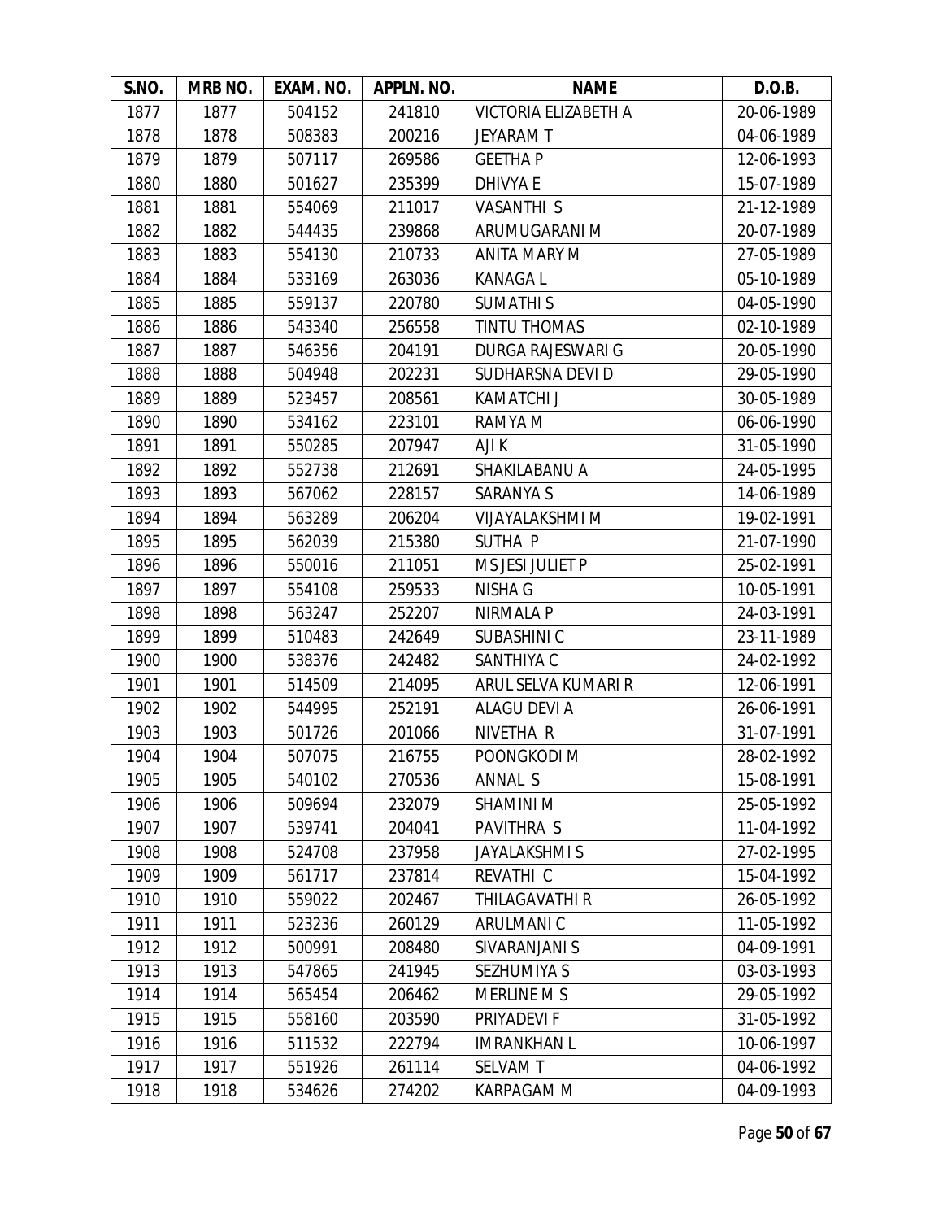| S.NO. | MRB NO. | EXAM. NO. | APPLN. NO. | NAME | D.O.B. |
|---|---|---|---|---|---|
| 1877 | 1877 | 504152 | 241810 | VICTORIA ELIZABETH A | 20-06-1989 |
| 1878 | 1878 | 508383 | 200216 | JEYARAM T | 04-06-1989 |
| 1879 | 1879 | 507117 | 269586 | GEETHA P | 12-06-1993 |
| 1880 | 1880 | 501627 | 235399 | DHIVYA E | 15-07-1989 |
| 1881 | 1881 | 554069 | 211017 | VASANTHI S | 21-12-1989 |
| 1882 | 1882 | 544435 | 239868 | ARUMUGARANI M | 20-07-1989 |
| 1883 | 1883 | 554130 | 210733 | ANITA MARY M | 27-05-1989 |
| 1884 | 1884 | 533169 | 263036 | KANAGA L | 05-10-1989 |
| 1885 | 1885 | 559137 | 220780 | SUMATHI S | 04-05-1990 |
| 1886 | 1886 | 543340 | 256558 | TINTU THOMAS | 02-10-1989 |
| 1887 | 1887 | 546356 | 204191 | DURGA RAJESWARI G | 20-05-1990 |
| 1888 | 1888 | 504948 | 202231 | SUDHARSNA DEVI D | 29-05-1990 |
| 1889 | 1889 | 523457 | 208561 | KAMATCHI J | 30-05-1989 |
| 1890 | 1890 | 534162 | 223101 | RAMYA M | 06-06-1990 |
| 1891 | 1891 | 550285 | 207947 | AJI K | 31-05-1990 |
| 1892 | 1892 | 552738 | 212691 | SHAKILABANU A | 24-05-1995 |
| 1893 | 1893 | 567062 | 228157 | SARANYA S | 14-06-1989 |
| 1894 | 1894 | 563289 | 206204 | VIJAYALAKSHMI M | 19-02-1991 |
| 1895 | 1895 | 562039 | 215380 | SUTHA P | 21-07-1990 |
| 1896 | 1896 | 550016 | 211051 | M S JESI JULIET P | 25-02-1991 |
| 1897 | 1897 | 554108 | 259533 | NISHA G | 10-05-1991 |
| 1898 | 1898 | 563247 | 252207 | NIRMALA P | 24-03-1991 |
| 1899 | 1899 | 510483 | 242649 | SUBASHINI C | 23-11-1989 |
| 1900 | 1900 | 538376 | 242482 | SANTHIYA C | 24-02-1992 |
| 1901 | 1901 | 514509 | 214095 | ARUL SELVA KUMARI R | 12-06-1991 |
| 1902 | 1902 | 544995 | 252191 | ALAGU DEVI A | 26-06-1991 |
| 1903 | 1903 | 501726 | 201066 | NIVETHA R | 31-07-1991 |
| 1904 | 1904 | 507075 | 216755 | POONGKODI M | 28-02-1992 |
| 1905 | 1905 | 540102 | 270536 | ANNAL S | 15-08-1991 |
| 1906 | 1906 | 509694 | 232079 | SHAMINI M | 25-05-1992 |
| 1907 | 1907 | 539741 | 204041 | PAVITHRA S | 11-04-1992 |
| 1908 | 1908 | 524708 | 237958 | JAYALAKSHMI S | 27-02-1995 |
| 1909 | 1909 | 561717 | 237814 | REVATHI C | 15-04-1992 |
| 1910 | 1910 | 559022 | 202467 | THILAGAVATHI R | 26-05-1992 |
| 1911 | 1911 | 523236 | 260129 | ARULMANI C | 11-05-1992 |
| 1912 | 1912 | 500991 | 208480 | SIVARANJANI S | 04-09-1991 |
| 1913 | 1913 | 547865 | 241945 | SEZHUMIYA S | 03-03-1993 |
| 1914 | 1914 | 565454 | 206462 | MERLINE M S | 29-05-1992 |
| 1915 | 1915 | 558160 | 203590 | PRIYADEVI F | 31-05-1992 |
| 1916 | 1916 | 511532 | 222794 | IMRANKHAN L | 10-06-1997 |
| 1917 | 1917 | 551926 | 261114 | SELVAM T | 04-06-1992 |
| 1918 | 1918 | 534626 | 274202 | KARPAGAM M | 04-09-1993 |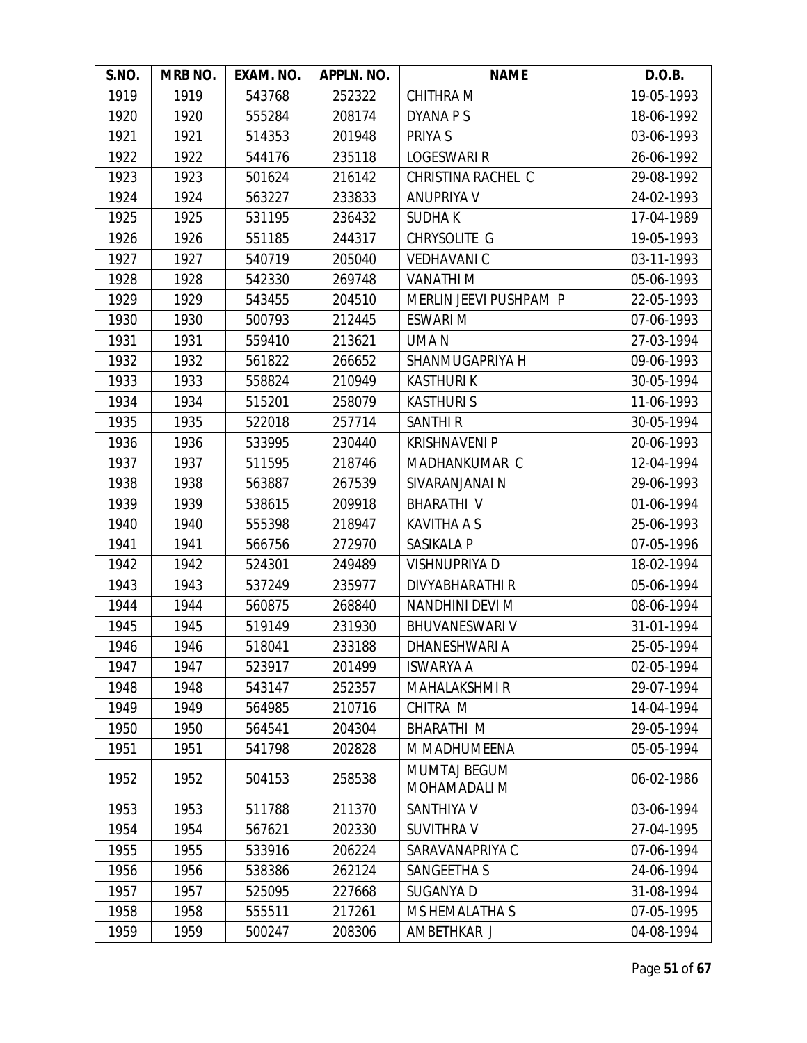| S.NO. | MRB NO. | EXAM. NO. | APPLN. NO. | NAME | D.O.B. |
|---|---|---|---|---|---|
| 1919 | 1919 | 543768 | 252322 | CHITHRA M | 19-05-1993 |
| 1920 | 1920 | 555284 | 208174 | DYANA P S | 18-06-1992 |
| 1921 | 1921 | 514353 | 201948 | PRIYA S | 03-06-1993 |
| 1922 | 1922 | 544176 | 235118 | LOGESWARI R | 26-06-1992 |
| 1923 | 1923 | 501624 | 216142 | CHRISTINA RACHEL C | 29-08-1992 |
| 1924 | 1924 | 563227 | 233833 | ANUPRIYA V | 24-02-1993 |
| 1925 | 1925 | 531195 | 236432 | SUDHA K | 17-04-1989 |
| 1926 | 1926 | 551185 | 244317 | CHRYSOLITE G | 19-05-1993 |
| 1927 | 1927 | 540719 | 205040 | VEDHAVANI C | 03-11-1993 |
| 1928 | 1928 | 542330 | 269748 | VANATHI M | 05-06-1993 |
| 1929 | 1929 | 543455 | 204510 | MERLIN JEEVI PUSHPAM P | 22-05-1993 |
| 1930 | 1930 | 500793 | 212445 | ESWARI M | 07-06-1993 |
| 1931 | 1931 | 559410 | 213621 | UMA N | 27-03-1994 |
| 1932 | 1932 | 561822 | 266652 | SHANMUGAPRIYA H | 09-06-1993 |
| 1933 | 1933 | 558824 | 210949 | KASTHURI K | 30-05-1994 |
| 1934 | 1934 | 515201 | 258079 | KASTHURI S | 11-06-1993 |
| 1935 | 1935 | 522018 | 257714 | SANTHI R | 30-05-1994 |
| 1936 | 1936 | 533995 | 230440 | KRISHNAVENI P | 20-06-1993 |
| 1937 | 1937 | 511595 | 218746 | MADHANKUMAR C | 12-04-1994 |
| 1938 | 1938 | 563887 | 267539 | SIVARANJANAI N | 29-06-1993 |
| 1939 | 1939 | 538615 | 209918 | BHARATHI V | 01-06-1994 |
| 1940 | 1940 | 555398 | 218947 | KAVITHA A S | 25-06-1993 |
| 1941 | 1941 | 566756 | 272970 | SASIKALA P | 07-05-1996 |
| 1942 | 1942 | 524301 | 249489 | VISHNUPRIYA D | 18-02-1994 |
| 1943 | 1943 | 537249 | 235977 | DIVYABHARATHI R | 05-06-1994 |
| 1944 | 1944 | 560875 | 268840 | NANDHINI DEVI M | 08-06-1994 |
| 1945 | 1945 | 519149 | 231930 | BHUVANESWARI V | 31-01-1994 |
| 1946 | 1946 | 518041 | 233188 | DHANESHWARI A | 25-05-1994 |
| 1947 | 1947 | 523917 | 201499 | ISWARYA A | 02-05-1994 |
| 1948 | 1948 | 543147 | 252357 | MAHALAKSHMI R | 29-07-1994 |
| 1949 | 1949 | 564985 | 210716 | CHITRA M | 14-04-1994 |
| 1950 | 1950 | 564541 | 204304 | BHARATHI M | 29-05-1994 |
| 1951 | 1951 | 541798 | 202828 | M MADHUMEENA | 05-05-1994 |
| 1952 | 1952 | 504153 | 258538 | MUMTAJ BEGUM MOHAMADALI M | 06-02-1986 |
| 1953 | 1953 | 511788 | 211370 | SANTHIYA V | 03-06-1994 |
| 1954 | 1954 | 567621 | 202330 | SUVITHRA V | 27-04-1995 |
| 1955 | 1955 | 533916 | 206224 | SARAVANAPRIYA C | 07-06-1994 |
| 1956 | 1956 | 538386 | 262124 | SANGEETHA S | 24-06-1994 |
| 1957 | 1957 | 525095 | 227668 | SUGANYA D | 31-08-1994 |
| 1958 | 1958 | 555511 | 217261 | MS HEMALATHA S | 07-05-1995 |
| 1959 | 1959 | 500247 | 208306 | AMBETHKAR J | 04-08-1994 |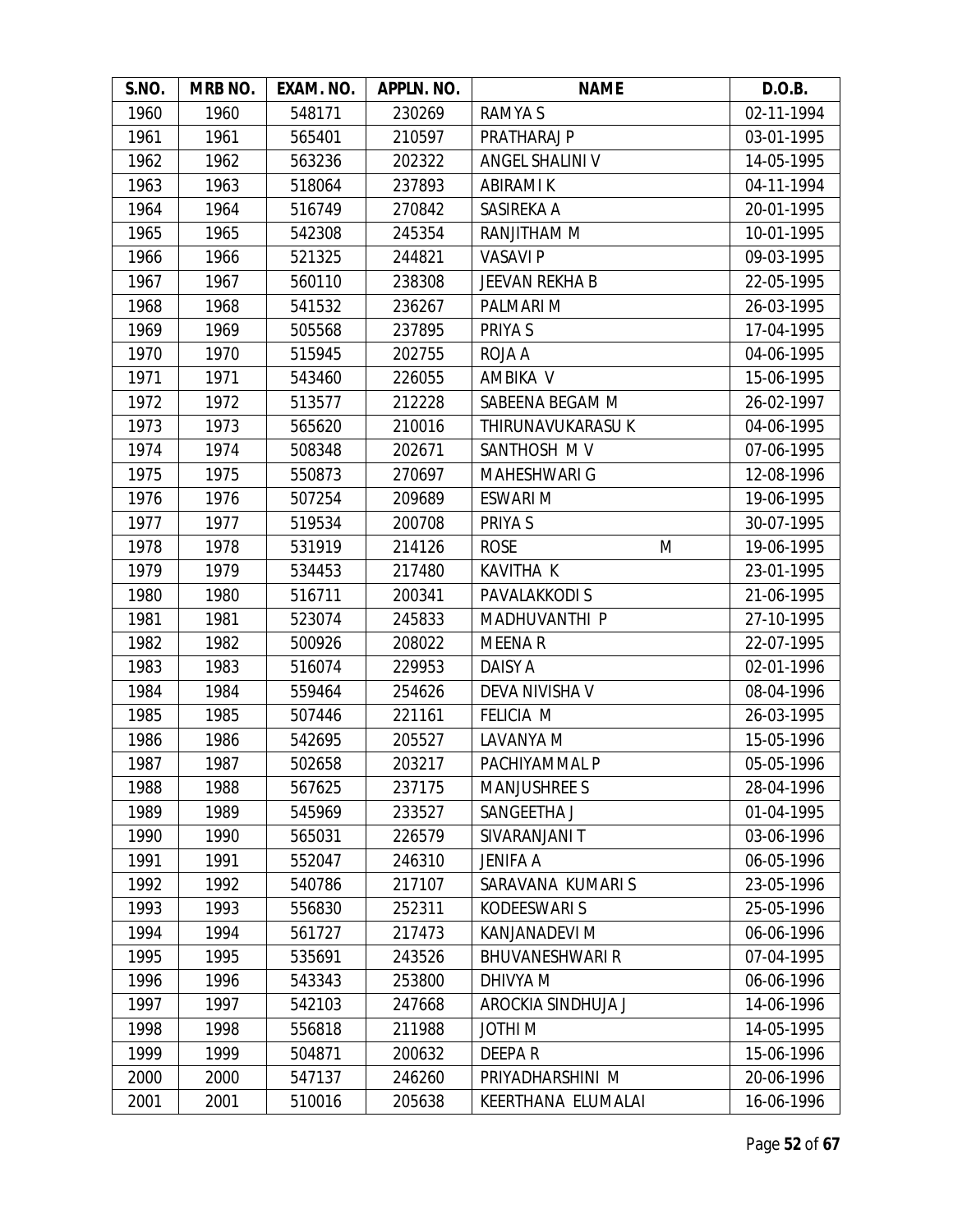| S.NO. | MRB NO. | EXAM. NO. | APPLN. NO. | NAME | D.O.B. |
|---|---|---|---|---|---|
| 1960 | 1960 | 548171 | 230269 | RAMYA S | 02-11-1994 |
| 1961 | 1961 | 565401 | 210597 | PRATHARAJ P | 03-01-1995 |
| 1962 | 1962 | 563236 | 202322 | ANGEL SHALINI V | 14-05-1995 |
| 1963 | 1963 | 518064 | 237893 | ABIRAMI K | 04-11-1994 |
| 1964 | 1964 | 516749 | 270842 | SASIREKA A | 20-01-1995 |
| 1965 | 1965 | 542308 | 245354 | RANJITHAM M | 10-01-1995 |
| 1966 | 1966 | 521325 | 244821 | VASAVI P | 09-03-1995 |
| 1967 | 1967 | 560110 | 238308 | JEEVAN REKHA B | 22-05-1995 |
| 1968 | 1968 | 541532 | 236267 | PALMARI M | 26-03-1995 |
| 1969 | 1969 | 505568 | 237895 | PRIYA S | 17-04-1995 |
| 1970 | 1970 | 515945 | 202755 | ROJA A | 04-06-1995 |
| 1971 | 1971 | 543460 | 226055 | AMBIKA V | 15-06-1995 |
| 1972 | 1972 | 513577 | 212228 | SABEENA BEGAM M | 26-02-1997 |
| 1973 | 1973 | 565620 | 210016 | THIRUNAVUKARASU K | 04-06-1995 |
| 1974 | 1974 | 508348 | 202671 | SANTHOSH M V | 07-06-1995 |
| 1975 | 1975 | 550873 | 270697 | MAHESHWARI G | 12-08-1996 |
| 1976 | 1976 | 507254 | 209689 | ESWARI M | 19-06-1995 |
| 1977 | 1977 | 519534 | 200708 | PRIYA S | 30-07-1995 |
| 1978 | 1978 | 531919 | 214126 | ROSE M | 19-06-1995 |
| 1979 | 1979 | 534453 | 217480 | KAVITHA K | 23-01-1995 |
| 1980 | 1980 | 516711 | 200341 | PAVALAKKODI S | 21-06-1995 |
| 1981 | 1981 | 523074 | 245833 | MADHUVANTHI P | 27-10-1995 |
| 1982 | 1982 | 500926 | 208022 | MEENA R | 22-07-1995 |
| 1983 | 1983 | 516074 | 229953 | DAISY A | 02-01-1996 |
| 1984 | 1984 | 559464 | 254626 | DEVA NIVISHA V | 08-04-1996 |
| 1985 | 1985 | 507446 | 221161 | FELICIA M | 26-03-1995 |
| 1986 | 1986 | 542695 | 205527 | LAVANYA M | 15-05-1996 |
| 1987 | 1987 | 502658 | 203217 | PACHIYAMMAL P | 05-05-1996 |
| 1988 | 1988 | 567625 | 237175 | MANJUSHREE S | 28-04-1996 |
| 1989 | 1989 | 545969 | 233527 | SANGEETHA J | 01-04-1995 |
| 1990 | 1990 | 565031 | 226579 | SIVARANJANI T | 03-06-1996 |
| 1991 | 1991 | 552047 | 246310 | JENIFA A | 06-05-1996 |
| 1992 | 1992 | 540786 | 217107 | SARAVANA KUMARI S | 23-05-1996 |
| 1993 | 1993 | 556830 | 252311 | KODEESWARI S | 25-05-1996 |
| 1994 | 1994 | 561727 | 217473 | KANJANADEVI M | 06-06-1996 |
| 1995 | 1995 | 535691 | 243526 | BHUVANESHWARI R | 07-04-1995 |
| 1996 | 1996 | 543343 | 253800 | DHIVYA M | 06-06-1996 |
| 1997 | 1997 | 542103 | 247668 | AROCKIA SINDHUJA J | 14-06-1996 |
| 1998 | 1998 | 556818 | 211988 | JOTHI M | 14-05-1995 |
| 1999 | 1999 | 504871 | 200632 | DEEPA R | 15-06-1996 |
| 2000 | 2000 | 547137 | 246260 | PRIYADHARSHINI M | 20-06-1996 |
| 2001 | 2001 | 510016 | 205638 | KEERTHANA ELUMALAI | 16-06-1996 |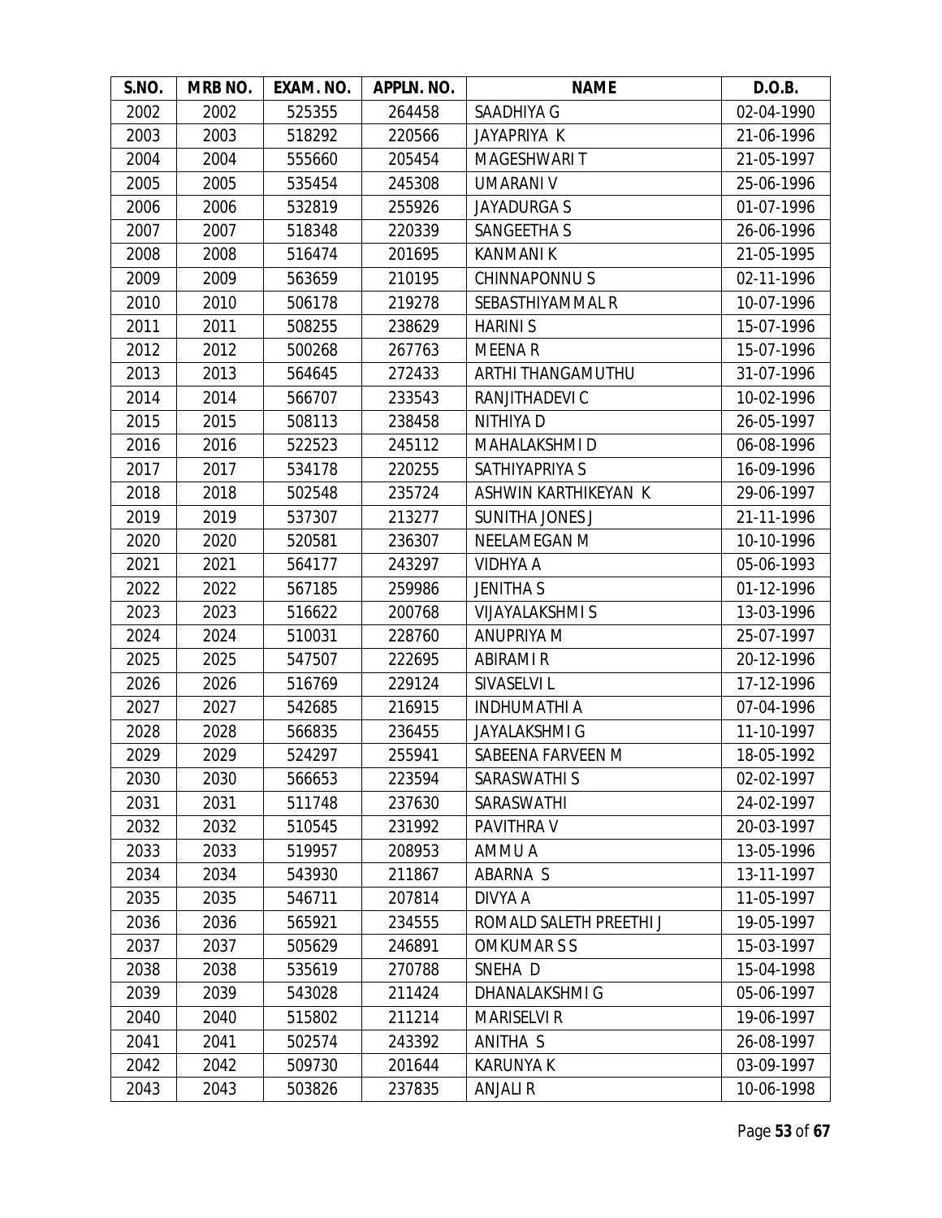| S.NO. | MRB NO. | EXAM. NO. | APPLN. NO. | NAME | D.O.B. |
|---|---|---|---|---|---|
| 2002 | 2002 | 525355 | 264458 | SAADHIYA G | 02-04-1990 |
| 2003 | 2003 | 518292 | 220566 | JAYAPRIYA K | 21-06-1996 |
| 2004 | 2004 | 555660 | 205454 | MAGESHWARI T | 21-05-1997 |
| 2005 | 2005 | 535454 | 245308 | UMARANI V | 25-06-1996 |
| 2006 | 2006 | 532819 | 255926 | JAYADURGA S | 01-07-1996 |
| 2007 | 2007 | 518348 | 220339 | SANGEETHA S | 26-06-1996 |
| 2008 | 2008 | 516474 | 201695 | KANMANI K | 21-05-1995 |
| 2009 | 2009 | 563659 | 210195 | CHINNAPONNU S | 02-11-1996 |
| 2010 | 2010 | 506178 | 219278 | SEBASTHIYAMMAL R | 10-07-1996 |
| 2011 | 2011 | 508255 | 238629 | HARINI S | 15-07-1996 |
| 2012 | 2012 | 500268 | 267763 | MEENA R | 15-07-1996 |
| 2013 | 2013 | 564645 | 272433 | ARTHI THANGAMUTHU | 31-07-1996 |
| 2014 | 2014 | 566707 | 233543 | RANJITHADEVI C | 10-02-1996 |
| 2015 | 2015 | 508113 | 238458 | NITHIYA D | 26-05-1997 |
| 2016 | 2016 | 522523 | 245112 | MAHALAKSHMI D | 06-08-1996 |
| 2017 | 2017 | 534178 | 220255 | SATHIYAPRIYA S | 16-09-1996 |
| 2018 | 2018 | 502548 | 235724 | ASHWIN KARTHIKEYAN K | 29-06-1997 |
| 2019 | 2019 | 537307 | 213277 | SUNITHA JONES J | 21-11-1996 |
| 2020 | 2020 | 520581 | 236307 | NEELAMEGAN M | 10-10-1996 |
| 2021 | 2021 | 564177 | 243297 | VIDHYA A | 05-06-1993 |
| 2022 | 2022 | 567185 | 259986 | JENITHA S | 01-12-1996 |
| 2023 | 2023 | 516622 | 200768 | VIJAYALAKSHMI S | 13-03-1996 |
| 2024 | 2024 | 510031 | 228760 | ANUPRIYA M | 25-07-1997 |
| 2025 | 2025 | 547507 | 222695 | ABIRAMI R | 20-12-1996 |
| 2026 | 2026 | 516769 | 229124 | SIVASELVI L | 17-12-1996 |
| 2027 | 2027 | 542685 | 216915 | INDHUMATHI A | 07-04-1996 |
| 2028 | 2028 | 566835 | 236455 | JAYALAKSHMI G | 11-10-1997 |
| 2029 | 2029 | 524297 | 255941 | SABEENA FARVEEN M | 18-05-1992 |
| 2030 | 2030 | 566653 | 223594 | SARASWATHI S | 02-02-1997 |
| 2031 | 2031 | 511748 | 237630 | SARASWATHI | 24-02-1997 |
| 2032 | 2032 | 510545 | 231992 | PAVITHRA V | 20-03-1997 |
| 2033 | 2033 | 519957 | 208953 | AMMU A | 13-05-1996 |
| 2034 | 2034 | 543930 | 211867 | ABARNA S | 13-11-1997 |
| 2035 | 2035 | 546711 | 207814 | DIVYA A | 11-05-1997 |
| 2036 | 2036 | 565921 | 234555 | ROMALD SALETH PREETHI J | 19-05-1997 |
| 2037 | 2037 | 505629 | 246891 | OMKUMAR S S | 15-03-1997 |
| 2038 | 2038 | 535619 | 270788 | SNEHA D | 15-04-1998 |
| 2039 | 2039 | 543028 | 211424 | DHANALAKSHMI G | 05-06-1997 |
| 2040 | 2040 | 515802 | 211214 | MARISELVI R | 19-06-1997 |
| 2041 | 2041 | 502574 | 243392 | ANITHA S | 26-08-1997 |
| 2042 | 2042 | 509730 | 201644 | KARUNYA K | 03-09-1997 |
| 2043 | 2043 | 503826 | 237835 | ANJALI R | 10-06-1998 |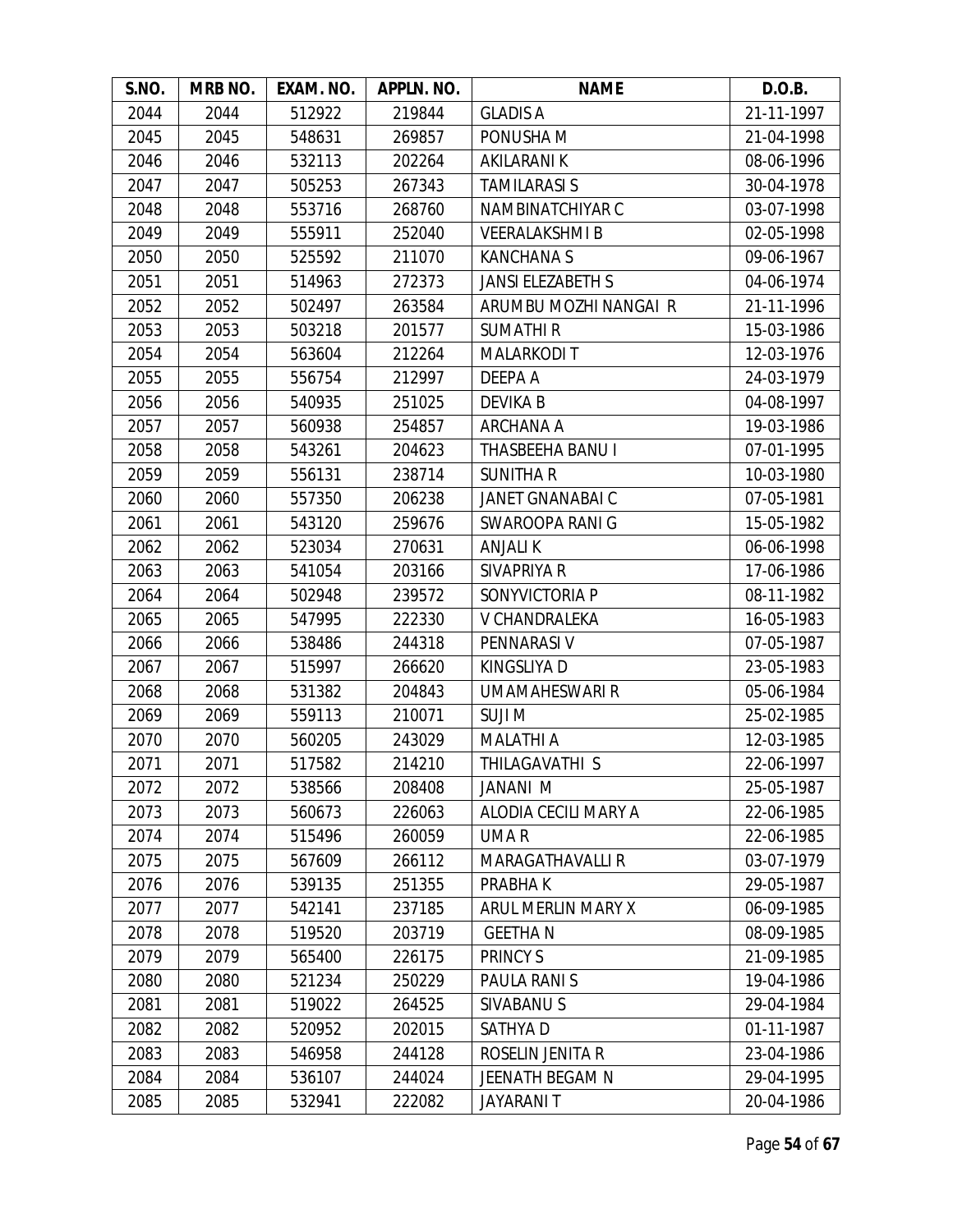| S.NO. | MRB NO. | EXAM. NO. | APPLN. NO. | NAME | D.O.B. |
|---|---|---|---|---|---|
| 2044 | 2044 | 512922 | 219844 | GLADIS A | 21-11-1997 |
| 2045 | 2045 | 548631 | 269857 | PONUSHA M | 21-04-1998 |
| 2046 | 2046 | 532113 | 202264 | AKILARANI K | 08-06-1996 |
| 2047 | 2047 | 505253 | 267343 | TAMILARASI S | 30-04-1978 |
| 2048 | 2048 | 553716 | 268760 | NAMBINATCHIYAR C | 03-07-1998 |
| 2049 | 2049 | 555911 | 252040 | VEERALAKSHMI B | 02-05-1998 |
| 2050 | 2050 | 525592 | 211070 | KANCHANA S | 09-06-1967 |
| 2051 | 2051 | 514963 | 272373 | JANSI ELEZABETH S | 04-06-1974 |
| 2052 | 2052 | 502497 | 263584 | ARUMBU MOZHI NANGAI R | 21-11-1996 |
| 2053 | 2053 | 503218 | 201577 | SUMATHI R | 15-03-1986 |
| 2054 | 2054 | 563604 | 212264 | MALARKODI T | 12-03-1976 |
| 2055 | 2055 | 556754 | 212997 | DEEPA A | 24-03-1979 |
| 2056 | 2056 | 540935 | 251025 | DEVIKA B | 04-08-1997 |
| 2057 | 2057 | 560938 | 254857 | ARCHANA A | 19-03-1986 |
| 2058 | 2058 | 543261 | 204623 | THASBEEHA BANU I | 07-01-1995 |
| 2059 | 2059 | 556131 | 238714 | SUNITHA R | 10-03-1980 |
| 2060 | 2060 | 557350 | 206238 | JANET GNANABAI C | 07-05-1981 |
| 2061 | 2061 | 543120 | 259676 | SWAROOPA RANI G | 15-05-1982 |
| 2062 | 2062 | 523034 | 270631 | ANJALI K | 06-06-1998 |
| 2063 | 2063 | 541054 | 203166 | SIVAPRIYA R | 17-06-1986 |
| 2064 | 2064 | 502948 | 239572 | SONYVICTORIA P | 08-11-1982 |
| 2065 | 2065 | 547995 | 222330 | V CHANDRALEKA | 16-05-1983 |
| 2066 | 2066 | 538486 | 244318 | PENNARASI V | 07-05-1987 |
| 2067 | 2067 | 515997 | 266620 | KINGSLIYA D | 23-05-1983 |
| 2068 | 2068 | 531382 | 204843 | UMAMAHESWARI R | 05-06-1984 |
| 2069 | 2069 | 559113 | 210071 | SUJI M | 25-02-1985 |
| 2070 | 2070 | 560205 | 243029 | MALATHI A | 12-03-1985 |
| 2071 | 2071 | 517582 | 214210 | THILAGAVATHI S | 22-06-1997 |
| 2072 | 2072 | 538566 | 208408 | JANANI M | 25-05-1987 |
| 2073 | 2073 | 560673 | 226063 | ALODIA CECILI MARY A | 22-06-1985 |
| 2074 | 2074 | 515496 | 260059 | UMA R | 22-06-1985 |
| 2075 | 2075 | 567609 | 266112 | MARAGATHAVALLI R | 03-07-1979 |
| 2076 | 2076 | 539135 | 251355 | PRABHA K | 29-05-1987 |
| 2077 | 2077 | 542141 | 237185 | ARUL MERLIN MARY X | 06-09-1985 |
| 2078 | 2078 | 519520 | 203719 | GEETHA N | 08-09-1985 |
| 2079 | 2079 | 565400 | 226175 | PRINCY S | 21-09-1985 |
| 2080 | 2080 | 521234 | 250229 | PAULA RANI S | 19-04-1986 |
| 2081 | 2081 | 519022 | 264525 | SIVABANU S | 29-04-1984 |
| 2082 | 2082 | 520952 | 202015 | SATHYA D | 01-11-1987 |
| 2083 | 2083 | 546958 | 244128 | ROSELIN JENITA R | 23-04-1986 |
| 2084 | 2084 | 536107 | 244024 | JEENATH BEGAM N | 29-04-1995 |
| 2085 | 2085 | 532941 | 222082 | JAYARANI T | 20-04-1986 |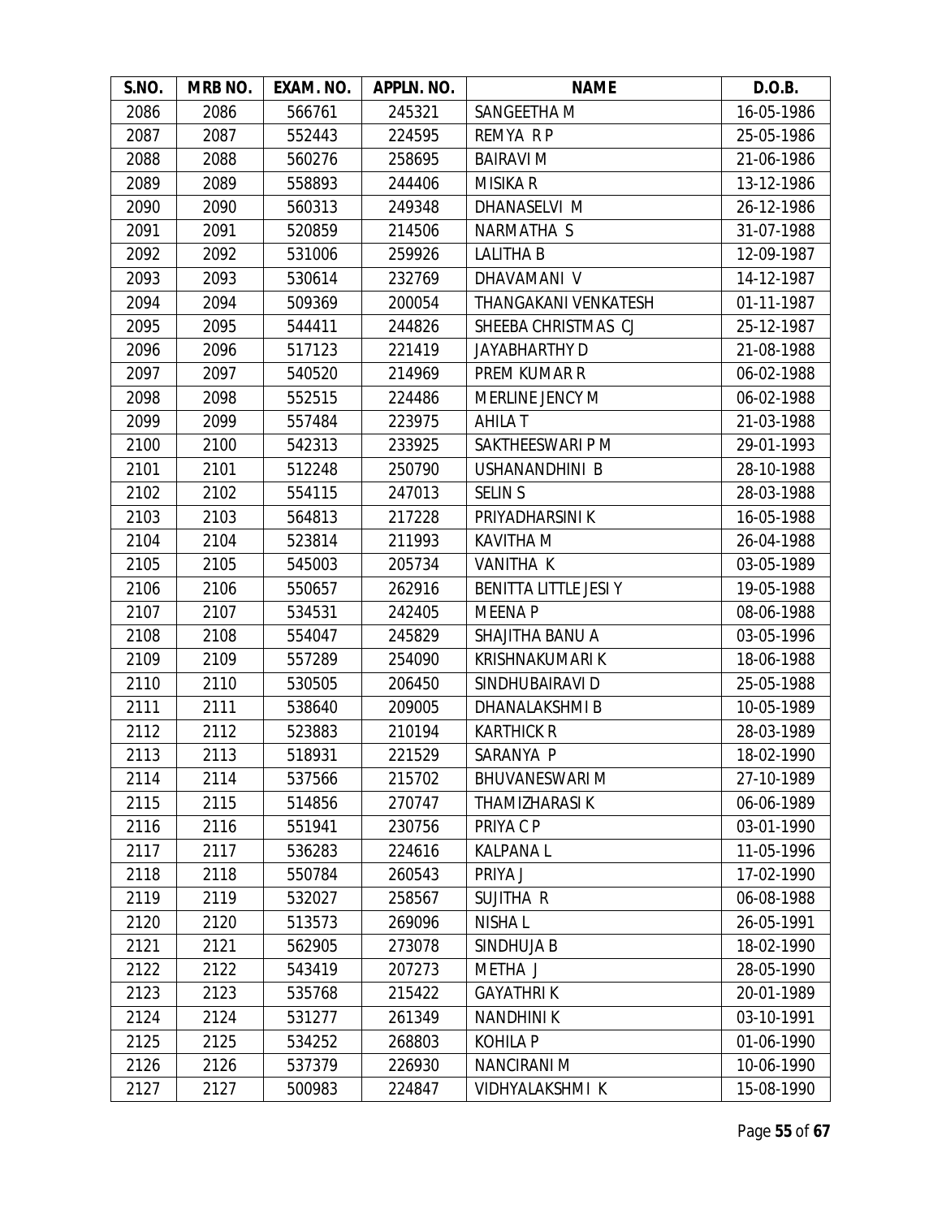| S.NO. | MRB NO. | EXAM. NO. | APPLN. NO. | NAME | D.O.B. |
|---|---|---|---|---|---|
| 2086 | 2086 | 566761 | 245321 | SANGEETHA M | 16-05-1986 |
| 2087 | 2087 | 552443 | 224595 | REMYA R P | 25-05-1986 |
| 2088 | 2088 | 560276 | 258695 | BAIRAVI M | 21-06-1986 |
| 2089 | 2089 | 558893 | 244406 | MISIKA R | 13-12-1986 |
| 2090 | 2090 | 560313 | 249348 | DHANASELVI M | 26-12-1986 |
| 2091 | 2091 | 520859 | 214506 | NARMATHA S | 31-07-1988 |
| 2092 | 2092 | 531006 | 259926 | LALITHA B | 12-09-1987 |
| 2093 | 2093 | 530614 | 232769 | DHAVAMANI V | 14-12-1987 |
| 2094 | 2094 | 509369 | 200054 | THANGAKANI VENKATESH | 01-11-1987 |
| 2095 | 2095 | 544411 | 244826 | SHEEBA CHRISTMAS CJ | 25-12-1987 |
| 2096 | 2096 | 517123 | 221419 | JAYABHARTHY D | 21-08-1988 |
| 2097 | 2097 | 540520 | 214969 | PREM KUMAR R | 06-02-1988 |
| 2098 | 2098 | 552515 | 224486 | MERLINE JENCY M | 06-02-1988 |
| 2099 | 2099 | 557484 | 223975 | AHILA T | 21-03-1988 |
| 2100 | 2100 | 542313 | 233925 | SAKTHEESWARI P M | 29-01-1993 |
| 2101 | 2101 | 512248 | 250790 | USHANANDHINI B | 28-10-1988 |
| 2102 | 2102 | 554115 | 247013 | SELIN S | 28-03-1988 |
| 2103 | 2103 | 564813 | 217228 | PRIYADHARSINI K | 16-05-1988 |
| 2104 | 2104 | 523814 | 211993 | KAVITHA M | 26-04-1988 |
| 2105 | 2105 | 545003 | 205734 | VANITHA K | 03-05-1989 |
| 2106 | 2106 | 550657 | 262916 | BENITTA LITTLE JESI Y | 19-05-1988 |
| 2107 | 2107 | 534531 | 242405 | MEENA P | 08-06-1988 |
| 2108 | 2108 | 554047 | 245829 | SHAJITHA BANU A | 03-05-1996 |
| 2109 | 2109 | 557289 | 254090 | KRISHNAKUMARI K | 18-06-1988 |
| 2110 | 2110 | 530505 | 206450 | SINDHUBAIRAVI D | 25-05-1988 |
| 2111 | 2111 | 538640 | 209005 | DHANALAKSHMI B | 10-05-1989 |
| 2112 | 2112 | 523883 | 210194 | KARTHICK R | 28-03-1989 |
| 2113 | 2113 | 518931 | 221529 | SARANYA P | 18-02-1990 |
| 2114 | 2114 | 537566 | 215702 | BHUVANESWARI M | 27-10-1989 |
| 2115 | 2115 | 514856 | 270747 | THAMIZHARASI K | 06-06-1989 |
| 2116 | 2116 | 551941 | 230756 | PRIYA C P | 03-01-1990 |
| 2117 | 2117 | 536283 | 224616 | KALPANA L | 11-05-1996 |
| 2118 | 2118 | 550784 | 260543 | PRIYA J | 17-02-1990 |
| 2119 | 2119 | 532027 | 258567 | SUJITHA R | 06-08-1988 |
| 2120 | 2120 | 513573 | 269096 | NISHA L | 26-05-1991 |
| 2121 | 2121 | 562905 | 273078 | SINDHUJA B | 18-02-1990 |
| 2122 | 2122 | 543419 | 207273 | METHA J | 28-05-1990 |
| 2123 | 2123 | 535768 | 215422 | GAYATHRI K | 20-01-1989 |
| 2124 | 2124 | 531277 | 261349 | NANDHINI K | 03-10-1991 |
| 2125 | 2125 | 534252 | 268803 | KOHILA P | 01-06-1990 |
| 2126 | 2126 | 537379 | 226930 | NANCIRANI M | 10-06-1990 |
| 2127 | 2127 | 500983 | 224847 | VIDHYALAKSHMI K | 15-08-1990 |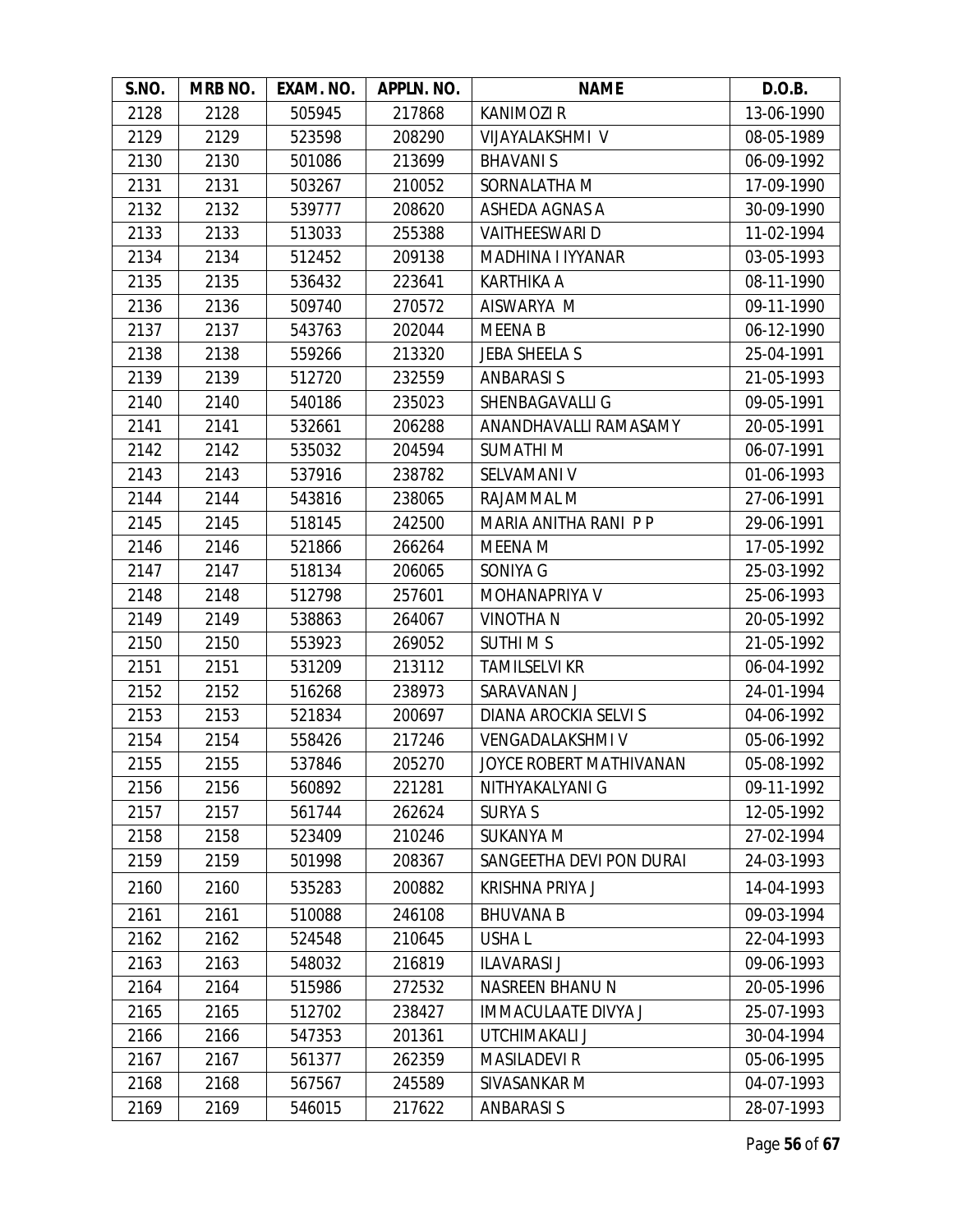| S.NO. | MRB NO. | EXAM. NO. | APPLN. NO. | NAME | D.O.B. |
|---|---|---|---|---|---|
| 2128 | 2128 | 505945 | 217868 | KANIMOZI R | 13-06-1990 |
| 2129 | 2129 | 523598 | 208290 | VIJAYALAKSHMI V | 08-05-1989 |
| 2130 | 2130 | 501086 | 213699 | BHAVANI S | 06-09-1992 |
| 2131 | 2131 | 503267 | 210052 | SORNALATHA M | 17-09-1990 |
| 2132 | 2132 | 539777 | 208620 | ASHEDA AGNAS A | 30-09-1990 |
| 2133 | 2133 | 513033 | 255388 | VAITHEESWARI D | 11-02-1994 |
| 2134 | 2134 | 512452 | 209138 | MADHINA I IYYANAR | 03-05-1993 |
| 2135 | 2135 | 536432 | 223641 | KARTHIKA A | 08-11-1990 |
| 2136 | 2136 | 509740 | 270572 | AISWARYA M | 09-11-1990 |
| 2137 | 2137 | 543763 | 202044 | MEENA B | 06-12-1990 |
| 2138 | 2138 | 559266 | 213320 | JEBA SHEELA S | 25-04-1991 |
| 2139 | 2139 | 512720 | 232559 | ANBARASI S | 21-05-1993 |
| 2140 | 2140 | 540186 | 235023 | SHENBAGAVALLI G | 09-05-1991 |
| 2141 | 2141 | 532661 | 206288 | ANANDHAVALLI RAMASAMY | 20-05-1991 |
| 2142 | 2142 | 535032 | 204594 | SUMATHI M | 06-07-1991 |
| 2143 | 2143 | 537916 | 238782 | SELVAMANI V | 01-06-1993 |
| 2144 | 2144 | 543816 | 238065 | RAJAMMAL M | 27-06-1991 |
| 2145 | 2145 | 518145 | 242500 | MARIA ANITHA RANI P P | 29-06-1991 |
| 2146 | 2146 | 521866 | 266264 | MEENA M | 17-05-1992 |
| 2147 | 2147 | 518134 | 206065 | SONIYA G | 25-03-1992 |
| 2148 | 2148 | 512798 | 257601 | MOHANAPRIYA V | 25-06-1993 |
| 2149 | 2149 | 538863 | 264067 | VINOTHA N | 20-05-1992 |
| 2150 | 2150 | 553923 | 269052 | SUTHI M S | 21-05-1992 |
| 2151 | 2151 | 531209 | 213112 | TAMILSELVI KR | 06-04-1992 |
| 2152 | 2152 | 516268 | 238973 | SARAVANAN J | 24-01-1994 |
| 2153 | 2153 | 521834 | 200697 | DIANA AROCKIA SELVI S | 04-06-1992 |
| 2154 | 2154 | 558426 | 217246 | VENGADALAKSHMI V | 05-06-1992 |
| 2155 | 2155 | 537846 | 205270 | JOYCE ROBERT MATHIVANAN | 05-08-1992 |
| 2156 | 2156 | 560892 | 221281 | NITHYAKALYANI G | 09-11-1992 |
| 2157 | 2157 | 561744 | 262624 | SURYA S | 12-05-1992 |
| 2158 | 2158 | 523409 | 210246 | SUKANYA M | 27-02-1994 |
| 2159 | 2159 | 501998 | 208367 | SANGEETHA DEVI PON DURAI | 24-03-1993 |
| 2160 | 2160 | 535283 | 200882 | KRISHNA PRIYA J | 14-04-1993 |
| 2161 | 2161 | 510088 | 246108 | BHUVANA B | 09-03-1994 |
| 2162 | 2162 | 524548 | 210645 | USHA L | 22-04-1993 |
| 2163 | 2163 | 548032 | 216819 | ILAVARASI J | 09-06-1993 |
| 2164 | 2164 | 515986 | 272532 | NASREEN BHANU N | 20-05-1996 |
| 2165 | 2165 | 512702 | 238427 | IMMACULAATE DIVYA J | 25-07-1993 |
| 2166 | 2166 | 547353 | 201361 | UTCHIMAKALI J | 30-04-1994 |
| 2167 | 2167 | 561377 | 262359 | MASILADEVI R | 05-06-1995 |
| 2168 | 2168 | 567567 | 245589 | SIVASANKAR M | 04-07-1993 |
| 2169 | 2169 | 546015 | 217622 | ANBARASI S | 28-07-1993 |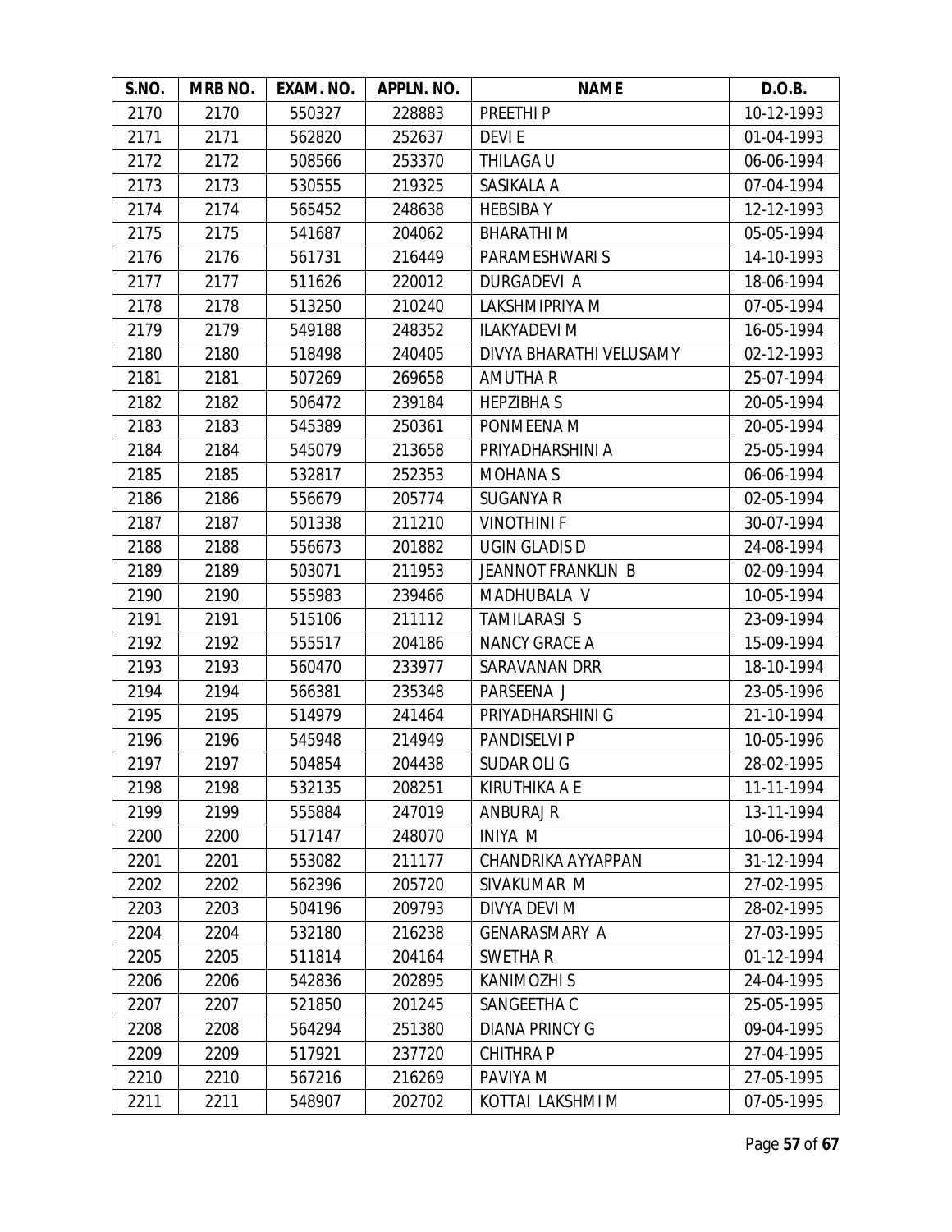| S.NO. | MRB NO. | EXAM. NO. | APPLN. NO. | NAME | D.O.B. |
|---|---|---|---|---|---|
| 2170 | 2170 | 550327 | 228883 | PREETHI P | 10-12-1993 |
| 2171 | 2171 | 562820 | 252637 | DEVI E | 01-04-1993 |
| 2172 | 2172 | 508566 | 253370 | THILAGA U | 06-06-1994 |
| 2173 | 2173 | 530555 | 219325 | SASIKALA A | 07-04-1994 |
| 2174 | 2174 | 565452 | 248638 | HEBSIBA Y | 12-12-1993 |
| 2175 | 2175 | 541687 | 204062 | BHARATHI M | 05-05-1994 |
| 2176 | 2176 | 561731 | 216449 | PARAMESHWARI S | 14-10-1993 |
| 2177 | 2177 | 511626 | 220012 | DURGADEVI A | 18-06-1994 |
| 2178 | 2178 | 513250 | 210240 | LAKSHMIPRIYA M | 07-05-1994 |
| 2179 | 2179 | 549188 | 248352 | ILAKYADEVI M | 16-05-1994 |
| 2180 | 2180 | 518498 | 240405 | DIVYA BHARATHI VELUSAMY | 02-12-1993 |
| 2181 | 2181 | 507269 | 269658 | AMUTHA R | 25-07-1994 |
| 2182 | 2182 | 506472 | 239184 | HEPZIBHA S | 20-05-1994 |
| 2183 | 2183 | 545389 | 250361 | PONMEENA M | 20-05-1994 |
| 2184 | 2184 | 545079 | 213658 | PRIYADHARSHINI A | 25-05-1994 |
| 2185 | 2185 | 532817 | 252353 | MOHANA S | 06-06-1994 |
| 2186 | 2186 | 556679 | 205774 | SUGANYA R | 02-05-1994 |
| 2187 | 2187 | 501338 | 211210 | VINOTHINI F | 30-07-1994 |
| 2188 | 2188 | 556673 | 201882 | UGIN GLADIS D | 24-08-1994 |
| 2189 | 2189 | 503071 | 211953 | JEANNOT FRANKLIN B | 02-09-1994 |
| 2190 | 2190 | 555983 | 239466 | MADHUBALA V | 10-05-1994 |
| 2191 | 2191 | 515106 | 211112 | TAMILARASI S | 23-09-1994 |
| 2192 | 2192 | 555517 | 204186 | NANCY GRACE A | 15-09-1994 |
| 2193 | 2193 | 560470 | 233977 | SARAVANAN DRR | 18-10-1994 |
| 2194 | 2194 | 566381 | 235348 | PARSEENA J | 23-05-1996 |
| 2195 | 2195 | 514979 | 241464 | PRIYADHARSHINI G | 21-10-1994 |
| 2196 | 2196 | 545948 | 214949 | PANDISELVI P | 10-05-1996 |
| 2197 | 2197 | 504854 | 204438 | SUDAR OLI G | 28-02-1995 |
| 2198 | 2198 | 532135 | 208251 | KIRUTHIKA A E | 11-11-1994 |
| 2199 | 2199 | 555884 | 247019 | ANBURAJ R | 13-11-1994 |
| 2200 | 2200 | 517147 | 248070 | INIYA M | 10-06-1994 |
| 2201 | 2201 | 553082 | 211177 | CHANDRIKA AYYAPPAN | 31-12-1994 |
| 2202 | 2202 | 562396 | 205720 | SIVAKUMAR M | 27-02-1995 |
| 2203 | 2203 | 504196 | 209793 | DIVYA DEVI M | 28-02-1995 |
| 2204 | 2204 | 532180 | 216238 | GENARASMARY A | 27-03-1995 |
| 2205 | 2205 | 511814 | 204164 | SWETHA R | 01-12-1994 |
| 2206 | 2206 | 542836 | 202895 | KANIMOZHI S | 24-04-1995 |
| 2207 | 2207 | 521850 | 201245 | SANGEETHA C | 25-05-1995 |
| 2208 | 2208 | 564294 | 251380 | DIANA PRINCY G | 09-04-1995 |
| 2209 | 2209 | 517921 | 237720 | CHITHRA P | 27-04-1995 |
| 2210 | 2210 | 567216 | 216269 | PAVIYA M | 27-05-1995 |
| 2211 | 2211 | 548907 | 202702 | KOTTAI LAKSHMI M | 07-05-1995 |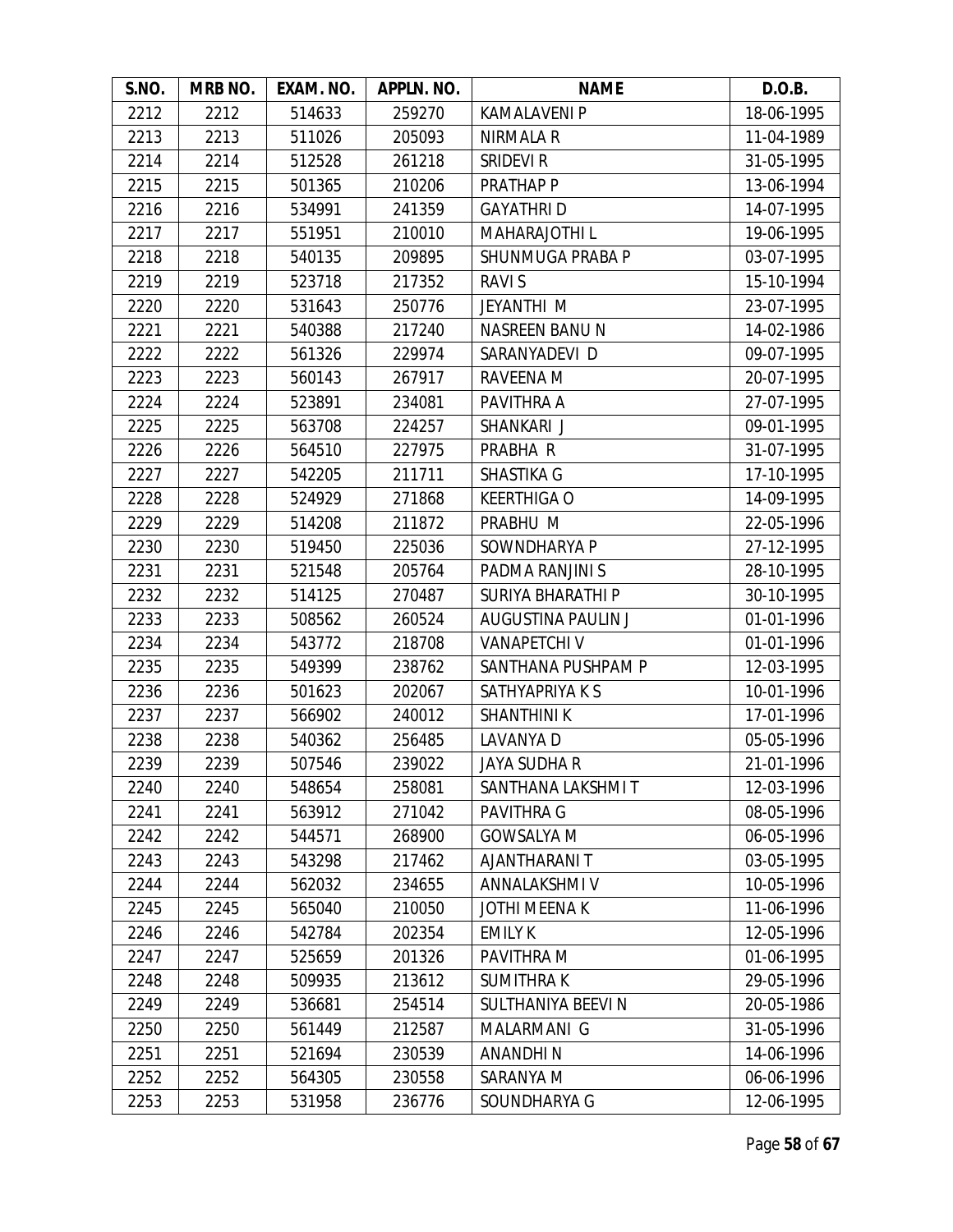| S.NO. | MRB NO. | EXAM. NO. | APPLN. NO. | NAME | D.O.B. |
|---|---|---|---|---|---|
| 2212 | 2212 | 514633 | 259270 | KAMALAVENI P | 18-06-1995 |
| 2213 | 2213 | 511026 | 205093 | NIRMALA R | 11-04-1989 |
| 2214 | 2214 | 512528 | 261218 | SRIDEVI R | 31-05-1995 |
| 2215 | 2215 | 501365 | 210206 | PRATHAP P | 13-06-1994 |
| 2216 | 2216 | 534991 | 241359 | GAYATHRI D | 14-07-1995 |
| 2217 | 2217 | 551951 | 210010 | MAHARAJOTHI L | 19-06-1995 |
| 2218 | 2218 | 540135 | 209895 | SHUNMUGA PRABA P | 03-07-1995 |
| 2219 | 2219 | 523718 | 217352 | RAVI S | 15-10-1994 |
| 2220 | 2220 | 531643 | 250776 | JEYANTHI M | 23-07-1995 |
| 2221 | 2221 | 540388 | 217240 | NASREEN BANU N | 14-02-1986 |
| 2222 | 2222 | 561326 | 229974 | SARANYADEVI D | 09-07-1995 |
| 2223 | 2223 | 560143 | 267917 | RAVEENA M | 20-07-1995 |
| 2224 | 2224 | 523891 | 234081 | PAVITHRA A | 27-07-1995 |
| 2225 | 2225 | 563708 | 224257 | SHANKARI J | 09-01-1995 |
| 2226 | 2226 | 564510 | 227975 | PRABHA R | 31-07-1995 |
| 2227 | 2227 | 542205 | 211711 | SHASTIKA G | 17-10-1995 |
| 2228 | 2228 | 524929 | 271868 | KEERTHIGA O | 14-09-1995 |
| 2229 | 2229 | 514208 | 211872 | PRABHU M | 22-05-1996 |
| 2230 | 2230 | 519450 | 225036 | SOWNDHARYA P | 27-12-1995 |
| 2231 | 2231 | 521548 | 205764 | PADMA RANJINI S | 28-10-1995 |
| 2232 | 2232 | 514125 | 270487 | SURIYA BHARATHI P | 30-10-1995 |
| 2233 | 2233 | 508562 | 260524 | AUGUSTINA PAULIN J | 01-01-1996 |
| 2234 | 2234 | 543772 | 218708 | VANAPETCHI V | 01-01-1996 |
| 2235 | 2235 | 549399 | 238762 | SANTHANA PUSHPAM P | 12-03-1995 |
| 2236 | 2236 | 501623 | 202067 | SATHYAPRIYA K S | 10-01-1996 |
| 2237 | 2237 | 566902 | 240012 | SHANTHINI K | 17-01-1996 |
| 2238 | 2238 | 540362 | 256485 | LAVANYA D | 05-05-1996 |
| 2239 | 2239 | 507546 | 239022 | JAYA SUDHA R | 21-01-1996 |
| 2240 | 2240 | 548654 | 258081 | SANTHANA LAKSHMI T | 12-03-1996 |
| 2241 | 2241 | 563912 | 271042 | PAVITHRA G | 08-05-1996 |
| 2242 | 2242 | 544571 | 268900 | GOWSALYA M | 06-05-1996 |
| 2243 | 2243 | 543298 | 217462 | AJANTHARANI T | 03-05-1995 |
| 2244 | 2244 | 562032 | 234655 | ANNALAKSHMI V | 10-05-1996 |
| 2245 | 2245 | 565040 | 210050 | JOTHI MEENA K | 11-06-1996 |
| 2246 | 2246 | 542784 | 202354 | EMILY K | 12-05-1996 |
| 2247 | 2247 | 525659 | 201326 | PAVITHRA M | 01-06-1995 |
| 2248 | 2248 | 509935 | 213612 | SUMITHRA K | 29-05-1996 |
| 2249 | 2249 | 536681 | 254514 | SULTHANIYA BEEVI N | 20-05-1986 |
| 2250 | 2250 | 561449 | 212587 | MALARMANI G | 31-05-1996 |
| 2251 | 2251 | 521694 | 230539 | ANANDHI N | 14-06-1996 |
| 2252 | 2252 | 564305 | 230558 | SARANYA M | 06-06-1996 |
| 2253 | 2253 | 531958 | 236776 | SOUNDHARYA G | 12-06-1995 |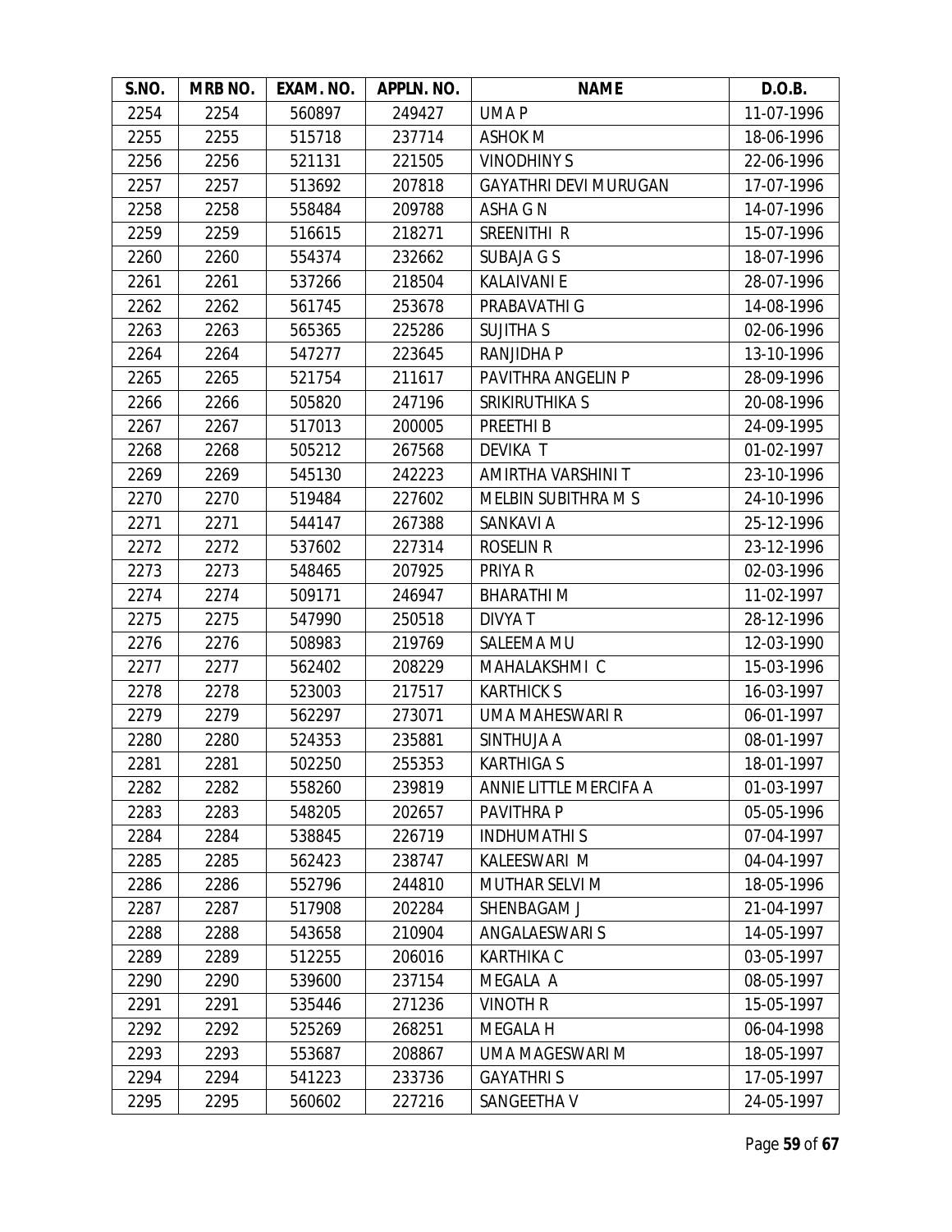| S.NO. | MRB NO. | EXAM. NO. | APPLN. NO. | NAME | D.O.B. |
|---|---|---|---|---|---|
| 2254 | 2254 | 560897 | 249427 | UMA P | 11-07-1996 |
| 2255 | 2255 | 515718 | 237714 | ASHOK M | 18-06-1996 |
| 2256 | 2256 | 521131 | 221505 | VINODHINY S | 22-06-1996 |
| 2257 | 2257 | 513692 | 207818 | GAYATHRI DEVI MURUGAN | 17-07-1996 |
| 2258 | 2258 | 558484 | 209788 | ASHA G N | 14-07-1996 |
| 2259 | 2259 | 516615 | 218271 | SREENITHI R | 15-07-1996 |
| 2260 | 2260 | 554374 | 232662 | SUBAJA G S | 18-07-1996 |
| 2261 | 2261 | 537266 | 218504 | KALAIVANI E | 28-07-1996 |
| 2262 | 2262 | 561745 | 253678 | PRABAVATHI G | 14-08-1996 |
| 2263 | 2263 | 565365 | 225286 | SUJITHA S | 02-06-1996 |
| 2264 | 2264 | 547277 | 223645 | RANJIDHA P | 13-10-1996 |
| 2265 | 2265 | 521754 | 211617 | PAVITHRA ANGELIN P | 28-09-1996 |
| 2266 | 2266 | 505820 | 247196 | SRIKIRUTHIKA S | 20-08-1996 |
| 2267 | 2267 | 517013 | 200005 | PREETHI B | 24-09-1995 |
| 2268 | 2268 | 505212 | 267568 | DEVIKA T | 01-02-1997 |
| 2269 | 2269 | 545130 | 242223 | AMIRTHA VARSHINI T | 23-10-1996 |
| 2270 | 2270 | 519484 | 227602 | MELBIN SUBITHRA M S | 24-10-1996 |
| 2271 | 2271 | 544147 | 267388 | SANKAVI A | 25-12-1996 |
| 2272 | 2272 | 537602 | 227314 | ROSELIN R | 23-12-1996 |
| 2273 | 2273 | 548465 | 207925 | PRIYA R | 02-03-1996 |
| 2274 | 2274 | 509171 | 246947 | BHARATHI M | 11-02-1997 |
| 2275 | 2275 | 547990 | 250518 | DIVYA T | 28-12-1996 |
| 2276 | 2276 | 508983 | 219769 | SALEEMA MU | 12-03-1990 |
| 2277 | 2277 | 562402 | 208229 | MAHALAKSHMI C | 15-03-1996 |
| 2278 | 2278 | 523003 | 217517 | KARTHICK S | 16-03-1997 |
| 2279 | 2279 | 562297 | 273071 | UMA MAHESWARI R | 06-01-1997 |
| 2280 | 2280 | 524353 | 235881 | SINTHUJA A | 08-01-1997 |
| 2281 | 2281 | 502250 | 255353 | KARTHIGA S | 18-01-1997 |
| 2282 | 2282 | 558260 | 239819 | ANNIE LITTLE MERCIFA A | 01-03-1997 |
| 2283 | 2283 | 548205 | 202657 | PAVITHRA P | 05-05-1996 |
| 2284 | 2284 | 538845 | 226719 | INDHUMATHI S | 07-04-1997 |
| 2285 | 2285 | 562423 | 238747 | KALEESWARI M | 04-04-1997 |
| 2286 | 2286 | 552796 | 244810 | MUTHAR SELVI M | 18-05-1996 |
| 2287 | 2287 | 517908 | 202284 | SHENBAGAM J | 21-04-1997 |
| 2288 | 2288 | 543658 | 210904 | ANGALAESWARI S | 14-05-1997 |
| 2289 | 2289 | 512255 | 206016 | KARTHIKA C | 03-05-1997 |
| 2290 | 2290 | 539600 | 237154 | MEGALA A | 08-05-1997 |
| 2291 | 2291 | 535446 | 271236 | VINOTH R | 15-05-1997 |
| 2292 | 2292 | 525269 | 268251 | MEGALA H | 06-04-1998 |
| 2293 | 2293 | 553687 | 208867 | UMA MAGESWARI M | 18-05-1997 |
| 2294 | 2294 | 541223 | 233736 | GAYATHRI S | 17-05-1997 |
| 2295 | 2295 | 560602 | 227216 | SANGEETHA V | 24-05-1997 |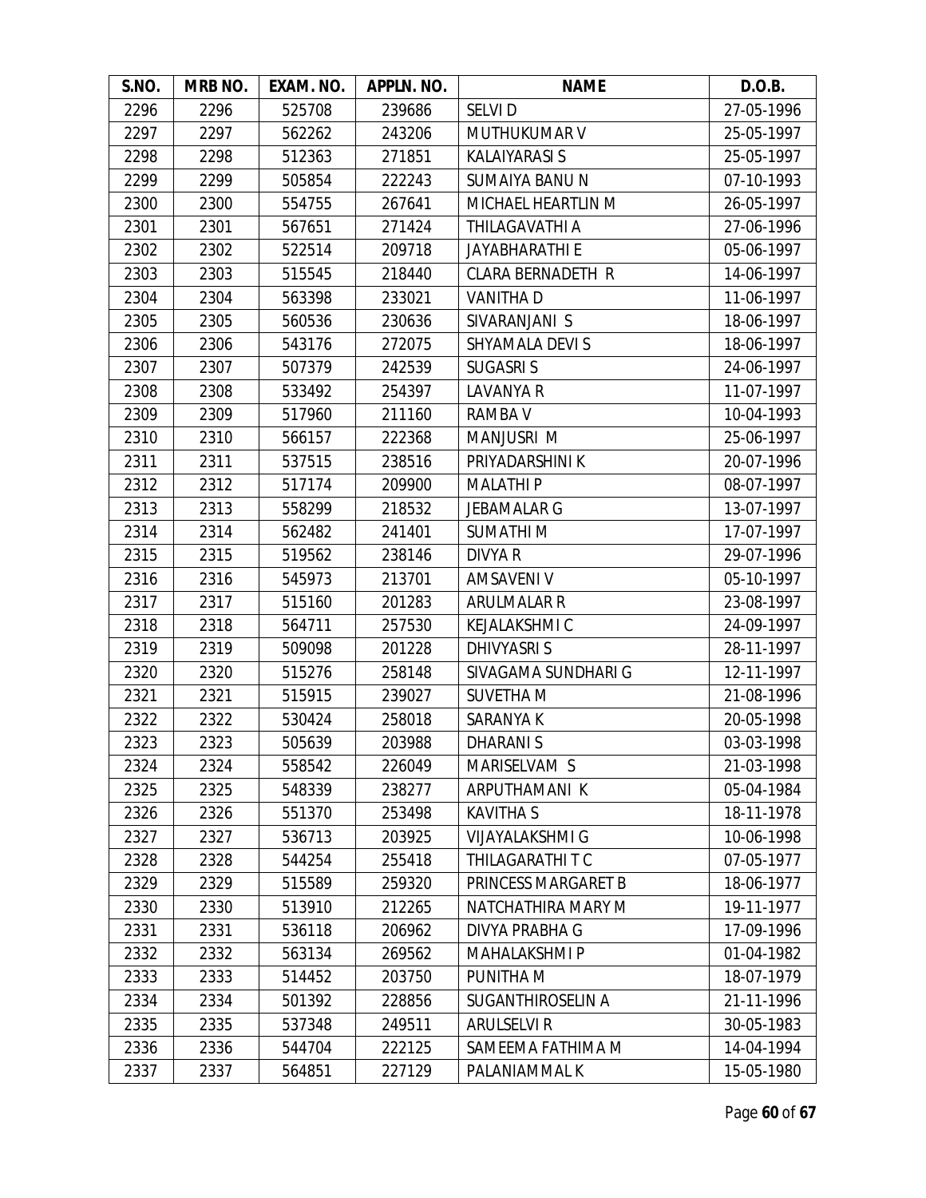| S.NO. | MRB NO. | EXAM. NO. | APPLN. NO. | NAME | D.O.B. |
|---|---|---|---|---|---|
| 2296 | 2296 | 525708 | 239686 | SELVI D | 27-05-1996 |
| 2297 | 2297 | 562262 | 243206 | MUTHUKUMAR V | 25-05-1997 |
| 2298 | 2298 | 512363 | 271851 | KALAIYARASI S | 25-05-1997 |
| 2299 | 2299 | 505854 | 222243 | SUMAIYA BANU N | 07-10-1993 |
| 2300 | 2300 | 554755 | 267641 | MICHAEL HEARTLIN M | 26-05-1997 |
| 2301 | 2301 | 567651 | 271424 | THILAGAVATHI A | 27-06-1996 |
| 2302 | 2302 | 522514 | 209718 | JAYABHARATHI E | 05-06-1997 |
| 2303 | 2303 | 515545 | 218440 | CLARA BERNADETH R | 14-06-1997 |
| 2304 | 2304 | 563398 | 233021 | VANITHA D | 11-06-1997 |
| 2305 | 2305 | 560536 | 230636 | SIVARANJANI S | 18-06-1997 |
| 2306 | 2306 | 543176 | 272075 | SHYAMALA DEVI S | 18-06-1997 |
| 2307 | 2307 | 507379 | 242539 | SUGASRI S | 24-06-1997 |
| 2308 | 2308 | 533492 | 254397 | LAVANYA R | 11-07-1997 |
| 2309 | 2309 | 517960 | 211160 | RAMBA V | 10-04-1993 |
| 2310 | 2310 | 566157 | 222368 | MANJUSRI M | 25-06-1997 |
| 2311 | 2311 | 537515 | 238516 | PRIYADARSHINI K | 20-07-1996 |
| 2312 | 2312 | 517174 | 209900 | MALATHI P | 08-07-1997 |
| 2313 | 2313 | 558299 | 218532 | JEBAMALAR G | 13-07-1997 |
| 2314 | 2314 | 562482 | 241401 | SUMATHI M | 17-07-1997 |
| 2315 | 2315 | 519562 | 238146 | DIVYA R | 29-07-1996 |
| 2316 | 2316 | 545973 | 213701 | AMSAVENI V | 05-10-1997 |
| 2317 | 2317 | 515160 | 201283 | ARULMALAR R | 23-08-1997 |
| 2318 | 2318 | 564711 | 257530 | KEJALAKSHMI C | 24-09-1997 |
| 2319 | 2319 | 509098 | 201228 | DHIVYASRI S | 28-11-1997 |
| 2320 | 2320 | 515276 | 258148 | SIVAGAMA SUNDHARI G | 12-11-1997 |
| 2321 | 2321 | 515915 | 239027 | SUVETHA M | 21-08-1996 |
| 2322 | 2322 | 530424 | 258018 | SARANYA K | 20-05-1998 |
| 2323 | 2323 | 505639 | 203988 | DHARANI S | 03-03-1998 |
| 2324 | 2324 | 558542 | 226049 | MARISELVAM S | 21-03-1998 |
| 2325 | 2325 | 548339 | 238277 | ARPUTHAMANI K | 05-04-1984 |
| 2326 | 2326 | 551370 | 253498 | KAVITHA S | 18-11-1978 |
| 2327 | 2327 | 536713 | 203925 | VIJAYALAKSHMI G | 10-06-1998 |
| 2328 | 2328 | 544254 | 255418 | THILAGARATHI T C | 07-05-1977 |
| 2329 | 2329 | 515589 | 259320 | PRINCESS MARGARET B | 18-06-1977 |
| 2330 | 2330 | 513910 | 212265 | NATCHATHIRA MARY M | 19-11-1977 |
| 2331 | 2331 | 536118 | 206962 | DIVYA PRABHA G | 17-09-1996 |
| 2332 | 2332 | 563134 | 269562 | MAHALAKSHMI P | 01-04-1982 |
| 2333 | 2333 | 514452 | 203750 | PUNITHA M | 18-07-1979 |
| 2334 | 2334 | 501392 | 228856 | SUGANTHIROSELIN A | 21-11-1996 |
| 2335 | 2335 | 537348 | 249511 | ARULSELVI R | 30-05-1983 |
| 2336 | 2336 | 544704 | 222125 | SAMEEMA FATHIMA M | 14-04-1994 |
| 2337 | 2337 | 564851 | 227129 | PALANIAMMAL K | 15-05-1980 |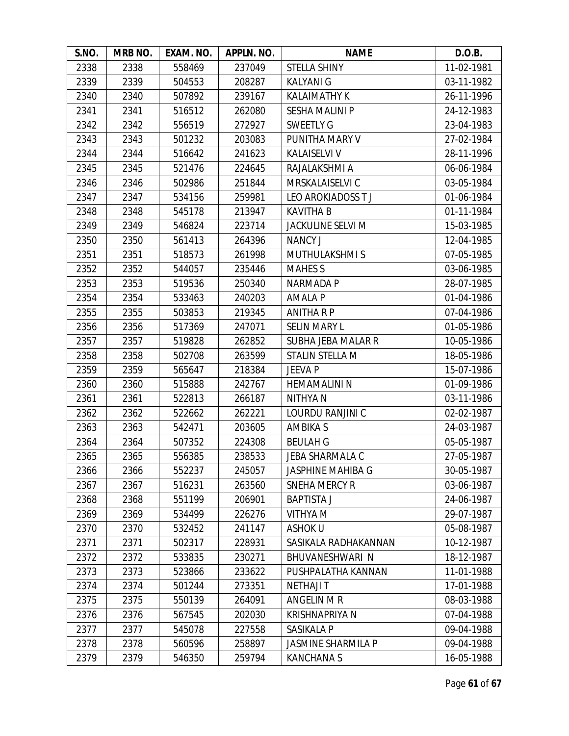| S.NO. | MRB NO. | EXAM. NO. | APPLN. NO. | NAME | D.O.B. |
|---|---|---|---|---|---|
| 2338 | 2338 | 558469 | 237049 | STELLA SHINY | 11-02-1981 |
| 2339 | 2339 | 504553 | 208287 | KALYANI G | 03-11-1982 |
| 2340 | 2340 | 507892 | 239167 | KALAIMATHY K | 26-11-1996 |
| 2341 | 2341 | 516512 | 262080 | SESHA MALINI P | 24-12-1983 |
| 2342 | 2342 | 556519 | 272927 | SWEETLY G | 23-04-1983 |
| 2343 | 2343 | 501232 | 203083 | PUNITHA MARY V | 27-02-1984 |
| 2344 | 2344 | 516642 | 241623 | KALAISELVI V | 28-11-1996 |
| 2345 | 2345 | 521476 | 224645 | RAJALAKSHMI A | 06-06-1984 |
| 2346 | 2346 | 502986 | 251844 | MRSKALAISELVI C | 03-05-1984 |
| 2347 | 2347 | 534156 | 259981 | LEO AROKIADOSS T J | 01-06-1984 |
| 2348 | 2348 | 545178 | 213947 | KAVITHA B | 01-11-1984 |
| 2349 | 2349 | 546824 | 223714 | JACKULINE SELVI M | 15-03-1985 |
| 2350 | 2350 | 561413 | 264396 | NANCY J | 12-04-1985 |
| 2351 | 2351 | 518573 | 261998 | MUTHULAKSHMI S | 07-05-1985 |
| 2352 | 2352 | 544057 | 235446 | MAHES S | 03-06-1985 |
| 2353 | 2353 | 519536 | 250340 | NARMADA P | 28-07-1985 |
| 2354 | 2354 | 533463 | 240203 | AMALA P | 01-04-1986 |
| 2355 | 2355 | 503853 | 219345 | ANITHA R P | 07-04-1986 |
| 2356 | 2356 | 517369 | 247071 | SELIN MARY L | 01-05-1986 |
| 2357 | 2357 | 519828 | 262852 | SUBHA JEBA MALAR R | 10-05-1986 |
| 2358 | 2358 | 502708 | 263599 | STALIN STELLA M | 18-05-1986 |
| 2359 | 2359 | 565647 | 218384 | JEEVA P | 15-07-1986 |
| 2360 | 2360 | 515888 | 242767 | HEMAMALINI N | 01-09-1986 |
| 2361 | 2361 | 522813 | 266187 | NITHYA N | 03-11-1986 |
| 2362 | 2362 | 522662 | 262221 | LOURDU RANJINI C | 02-02-1987 |
| 2363 | 2363 | 542471 | 203605 | AMBIKA S | 24-03-1987 |
| 2364 | 2364 | 507352 | 224308 | BEULAH G | 05-05-1987 |
| 2365 | 2365 | 556385 | 238533 | JEBA SHARMALA C | 27-05-1987 |
| 2366 | 2366 | 552237 | 245057 | JASPHINE MAHIBA G | 30-05-1987 |
| 2367 | 2367 | 516231 | 263560 | SNEHA MERCY R | 03-06-1987 |
| 2368 | 2368 | 551199 | 206901 | BAPTISTA J | 24-06-1987 |
| 2369 | 2369 | 534499 | 226276 | VITHYA M | 29-07-1987 |
| 2370 | 2370 | 532452 | 241147 | ASHOK U | 05-08-1987 |
| 2371 | 2371 | 502317 | 228931 | SASIKALA RADHAKANNAN | 10-12-1987 |
| 2372 | 2372 | 533835 | 230271 | BHUVANESHWARI N | 18-12-1987 |
| 2373 | 2373 | 523866 | 233622 | PUSHPALATHA KANNAN | 11-01-1988 |
| 2374 | 2374 | 501244 | 273351 | NETHAJI T | 17-01-1988 |
| 2375 | 2375 | 550139 | 264091 | ANGELIN M R | 08-03-1988 |
| 2376 | 2376 | 567545 | 202030 | KRISHNAPRIYA N | 07-04-1988 |
| 2377 | 2377 | 545078 | 227558 | SASIKALA P | 09-04-1988 |
| 2378 | 2378 | 560596 | 258897 | JASMINE SHARMILA P | 09-04-1988 |
| 2379 | 2379 | 546350 | 259794 | KANCHANA S | 16-05-1988 |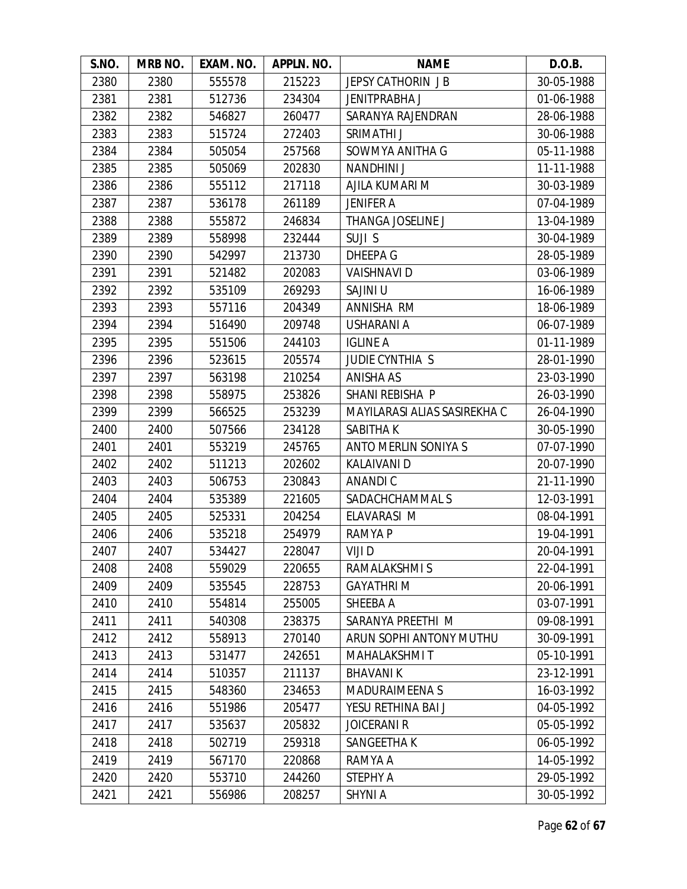| S.NO. | MRB NO. | EXAM. NO. | APPLN. NO. | NAME | D.O.B. |
|---|---|---|---|---|---|
| 2380 | 2380 | 555578 | 215223 | JEPSY CATHORIN J B | 30-05-1988 |
| 2381 | 2381 | 512736 | 234304 | JENITPRABHA J | 01-06-1988 |
| 2382 | 2382 | 546827 | 260477 | SARANYA RAJENDRAN | 28-06-1988 |
| 2383 | 2383 | 515724 | 272403 | SRIMATHI J | 30-06-1988 |
| 2384 | 2384 | 505054 | 257568 | SOWMYA ANITHA G | 05-11-1988 |
| 2385 | 2385 | 505069 | 202830 | NANDHINI J | 11-11-1988 |
| 2386 | 2386 | 555112 | 217118 | AJILA KUMARI M | 30-03-1989 |
| 2387 | 2387 | 536178 | 261189 | JENIFER A | 07-04-1989 |
| 2388 | 2388 | 555872 | 246834 | THANGA JOSELINE J | 13-04-1989 |
| 2389 | 2389 | 558998 | 232444 | SUJI S | 30-04-1989 |
| 2390 | 2390 | 542997 | 213730 | DHEEPA G | 28-05-1989 |
| 2391 | 2391 | 521482 | 202083 | VAISHNAVI D | 03-06-1989 |
| 2392 | 2392 | 535109 | 269293 | SAJINI U | 16-06-1989 |
| 2393 | 2393 | 557116 | 204349 | ANNISHA RM | 18-06-1989 |
| 2394 | 2394 | 516490 | 209748 | USHARANI A | 06-07-1989 |
| 2395 | 2395 | 551506 | 244103 | IGLINE A | 01-11-1989 |
| 2396 | 2396 | 523615 | 205574 | JUDIE CYNTHIA S | 28-01-1990 |
| 2397 | 2397 | 563198 | 210254 | ANISHA AS | 23-03-1990 |
| 2398 | 2398 | 558975 | 253826 | SHANI REBISHA P | 26-03-1990 |
| 2399 | 2399 | 566525 | 253239 | MAYILARASI ALIAS SASIREKHA C | 26-04-1990 |
| 2400 | 2400 | 507566 | 234128 | SABITHA K | 30-05-1990 |
| 2401 | 2401 | 553219 | 245765 | ANTO MERLIN SONIYA S | 07-07-1990 |
| 2402 | 2402 | 511213 | 202602 | KALAIVANI D | 20-07-1990 |
| 2403 | 2403 | 506753 | 230843 | ANANDI C | 21-11-1990 |
| 2404 | 2404 | 535389 | 221605 | SADACHCHAMMAL S | 12-03-1991 |
| 2405 | 2405 | 525331 | 204254 | ELAVARASI M | 08-04-1991 |
| 2406 | 2406 | 535218 | 254979 | RAMYA P | 19-04-1991 |
| 2407 | 2407 | 534427 | 228047 | VIJI D | 20-04-1991 |
| 2408 | 2408 | 559029 | 220655 | RAMALAKSHMI S | 22-04-1991 |
| 2409 | 2409 | 535545 | 228753 | GAYATHRI M | 20-06-1991 |
| 2410 | 2410 | 554814 | 255005 | SHEEBA A | 03-07-1991 |
| 2411 | 2411 | 540308 | 238375 | SARANYA PREETHI M | 09-08-1991 |
| 2412 | 2412 | 558913 | 270140 | ARUN SOPHI ANTONY MUTHU | 30-09-1991 |
| 2413 | 2413 | 531477 | 242651 | MAHALAKSHMI T | 05-10-1991 |
| 2414 | 2414 | 510357 | 211137 | BHAVANI K | 23-12-1991 |
| 2415 | 2415 | 548360 | 234653 | MADURAIMEENA S | 16-03-1992 |
| 2416 | 2416 | 551986 | 205477 | YESU RETHINA BAI J | 04-05-1992 |
| 2417 | 2417 | 535637 | 205832 | JOICERANI R | 05-05-1992 |
| 2418 | 2418 | 502719 | 259318 | SANGEETHA K | 06-05-1992 |
| 2419 | 2419 | 567170 | 220868 | RAMYA A | 14-05-1992 |
| 2420 | 2420 | 553710 | 244260 | STEPHY A | 29-05-1992 |
| 2421 | 2421 | 556986 | 208257 | SHYNI A | 30-05-1992 |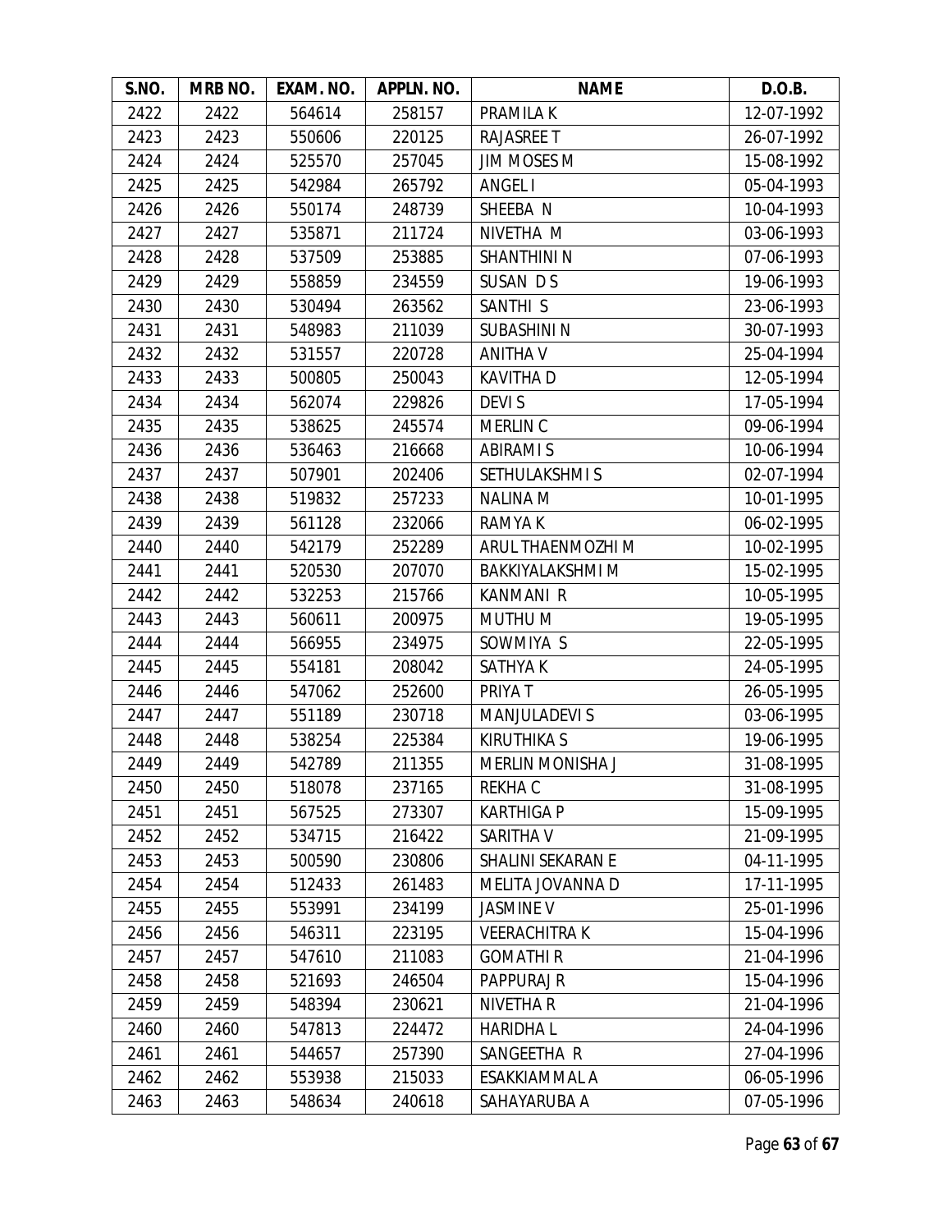| S.NO. | MRB NO. | EXAM. NO. | APPLN. NO. | NAME | D.O.B. |
|---|---|---|---|---|---|
| 2422 | 2422 | 564614 | 258157 | PRAMILA K | 12-07-1992 |
| 2423 | 2423 | 550606 | 220125 | RAJASREE T | 26-07-1992 |
| 2424 | 2424 | 525570 | 257045 | JIM MOSES M | 15-08-1992 |
| 2425 | 2425 | 542984 | 265792 | ANGEL I | 05-04-1993 |
| 2426 | 2426 | 550174 | 248739 | SHEEBA N | 10-04-1993 |
| 2427 | 2427 | 535871 | 211724 | NIVETHA M | 03-06-1993 |
| 2428 | 2428 | 537509 | 253885 | SHANTHINI N | 07-06-1993 |
| 2429 | 2429 | 558859 | 234559 | SUSAN D S | 19-06-1993 |
| 2430 | 2430 | 530494 | 263562 | SANTHI S | 23-06-1993 |
| 2431 | 2431 | 548983 | 211039 | SUBASHINI N | 30-07-1993 |
| 2432 | 2432 | 531557 | 220728 | ANITHA V | 25-04-1994 |
| 2433 | 2433 | 500805 | 250043 | KAVITHA D | 12-05-1994 |
| 2434 | 2434 | 562074 | 229826 | DEVI S | 17-05-1994 |
| 2435 | 2435 | 538625 | 245574 | MERLIN C | 09-06-1994 |
| 2436 | 2436 | 536463 | 216668 | ABIRAMI S | 10-06-1994 |
| 2437 | 2437 | 507901 | 202406 | SETHULAKSHMI S | 02-07-1994 |
| 2438 | 2438 | 519832 | 257233 | NALINA M | 10-01-1995 |
| 2439 | 2439 | 561128 | 232066 | RAMYA K | 06-02-1995 |
| 2440 | 2440 | 542179 | 252289 | ARUL THAENMOZHI M | 10-02-1995 |
| 2441 | 2441 | 520530 | 207070 | BAKKIYALAKSHMI M | 15-02-1995 |
| 2442 | 2442 | 532253 | 215766 | KANMANI R | 10-05-1995 |
| 2443 | 2443 | 560611 | 200975 | MUTHU M | 19-05-1995 |
| 2444 | 2444 | 566955 | 234975 | SOWMIYA S | 22-05-1995 |
| 2445 | 2445 | 554181 | 208042 | SATHYA K | 24-05-1995 |
| 2446 | 2446 | 547062 | 252600 | PRIYA T | 26-05-1995 |
| 2447 | 2447 | 551189 | 230718 | MANJULADEVI S | 03-06-1995 |
| 2448 | 2448 | 538254 | 225384 | KIRUTHIKA S | 19-06-1995 |
| 2449 | 2449 | 542789 | 211355 | MERLIN MONISHA J | 31-08-1995 |
| 2450 | 2450 | 518078 | 237165 | REKHA C | 31-08-1995 |
| 2451 | 2451 | 567525 | 273307 | KARTHIGA P | 15-09-1995 |
| 2452 | 2452 | 534715 | 216422 | SARITHA V | 21-09-1995 |
| 2453 | 2453 | 500590 | 230806 | SHALINI SEKARAN E | 04-11-1995 |
| 2454 | 2454 | 512433 | 261483 | MELITA JOVANNA D | 17-11-1995 |
| 2455 | 2455 | 553991 | 234199 | JASMINE V | 25-01-1996 |
| 2456 | 2456 | 546311 | 223195 | VEERACHITRA K | 15-04-1996 |
| 2457 | 2457 | 547610 | 211083 | GOMATHI R | 21-04-1996 |
| 2458 | 2458 | 521693 | 246504 | PAPPURAJ R | 15-04-1996 |
| 2459 | 2459 | 548394 | 230621 | NIVETHA R | 21-04-1996 |
| 2460 | 2460 | 547813 | 224472 | HARIDHA L | 24-04-1996 |
| 2461 | 2461 | 544657 | 257390 | SANGEETHA R | 27-04-1996 |
| 2462 | 2462 | 553938 | 215033 | ESAKKIAMMAL A | 06-05-1996 |
| 2463 | 2463 | 548634 | 240618 | SAHAYARUBA A | 07-05-1996 |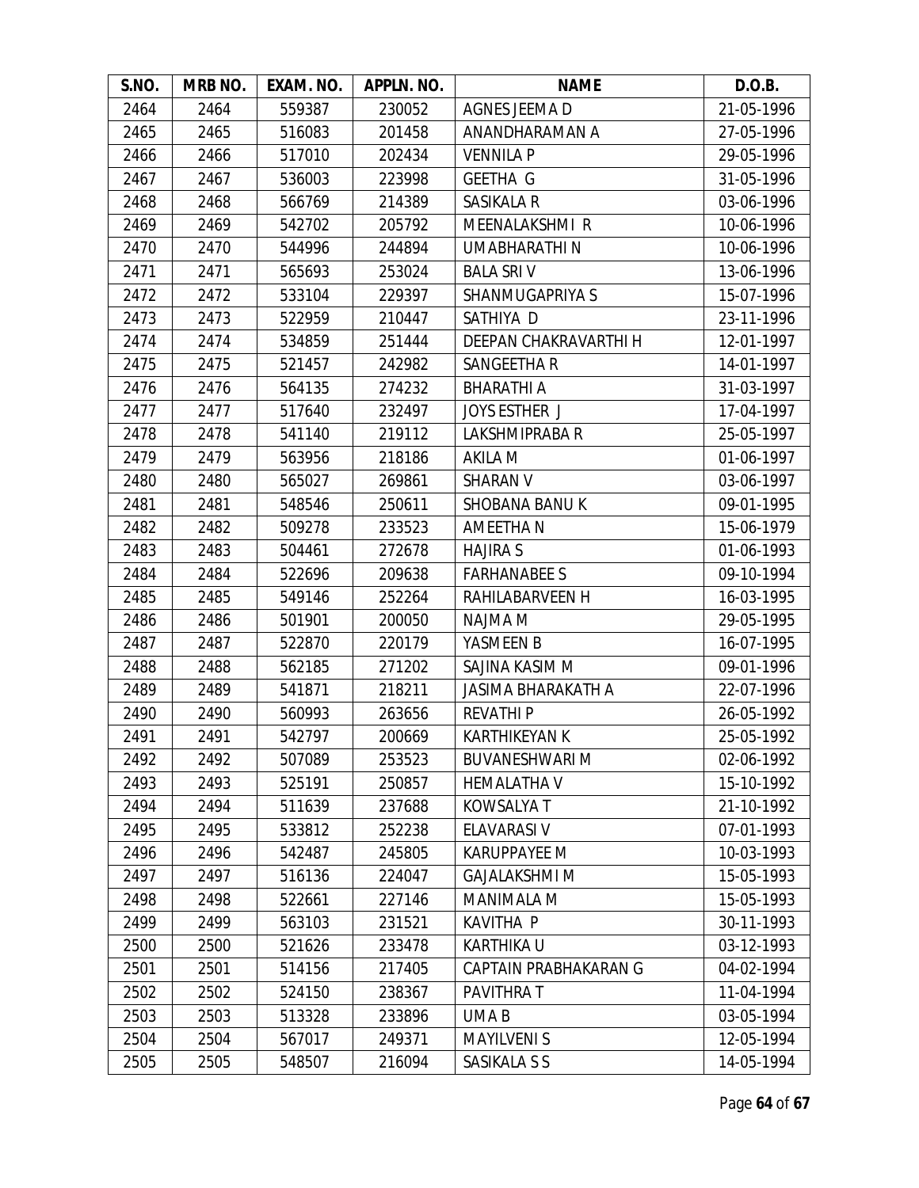| S.NO. | MRB NO. | EXAM. NO. | APPLN. NO. | NAME | D.O.B. |
|---|---|---|---|---|---|
| 2464 | 2464 | 559387 | 230052 | AGNES JEEMA D | 21-05-1996 |
| 2465 | 2465 | 516083 | 201458 | ANANDHARAMAN A | 27-05-1996 |
| 2466 | 2466 | 517010 | 202434 | VENNILA P | 29-05-1996 |
| 2467 | 2467 | 536003 | 223998 | GEETHA G | 31-05-1996 |
| 2468 | 2468 | 566769 | 214389 | SASIKALA R | 03-06-1996 |
| 2469 | 2469 | 542702 | 205792 | MEENALAKSHMI R | 10-06-1996 |
| 2470 | 2470 | 544996 | 244894 | UMABHARATHI N | 10-06-1996 |
| 2471 | 2471 | 565693 | 253024 | BALA SRI V | 13-06-1996 |
| 2472 | 2472 | 533104 | 229397 | SHANMUGAPRIYA S | 15-07-1996 |
| 2473 | 2473 | 522959 | 210447 | SATHIYA D | 23-11-1996 |
| 2474 | 2474 | 534859 | 251444 | DEEPAN CHAKRAVARTHI H | 12-01-1997 |
| 2475 | 2475 | 521457 | 242982 | SANGEETHA R | 14-01-1997 |
| 2476 | 2476 | 564135 | 274232 | BHARATHI A | 31-03-1997 |
| 2477 | 2477 | 517640 | 232497 | JOYS ESTHER J | 17-04-1997 |
| 2478 | 2478 | 541140 | 219112 | LAKSHMIPRABA R | 25-05-1997 |
| 2479 | 2479 | 563956 | 218186 | AKILA M | 01-06-1997 |
| 2480 | 2480 | 565027 | 269861 | SHARAN V | 03-06-1997 |
| 2481 | 2481 | 548546 | 250611 | SHOBANA BANU K | 09-01-1995 |
| 2482 | 2482 | 509278 | 233523 | AMEETHA N | 15-06-1979 |
| 2483 | 2483 | 504461 | 272678 | HAJIRA S | 01-06-1993 |
| 2484 | 2484 | 522696 | 209638 | FARHANABEE S | 09-10-1994 |
| 2485 | 2485 | 549146 | 252264 | RAHILABARVEEN H | 16-03-1995 |
| 2486 | 2486 | 501901 | 200050 | NAJMA M | 29-05-1995 |
| 2487 | 2487 | 522870 | 220179 | YASMEEN B | 16-07-1995 |
| 2488 | 2488 | 562185 | 271202 | SAJINA KASIM M | 09-01-1996 |
| 2489 | 2489 | 541871 | 218211 | JASIMA BHARAKATH A | 22-07-1996 |
| 2490 | 2490 | 560993 | 263656 | REVATHI P | 26-05-1992 |
| 2491 | 2491 | 542797 | 200669 | KARTHIKEYAN K | 25-05-1992 |
| 2492 | 2492 | 507089 | 253523 | BUVANESHWARI M | 02-06-1992 |
| 2493 | 2493 | 525191 | 250857 | HEMALATHA V | 15-10-1992 |
| 2494 | 2494 | 511639 | 237688 | KOWSALYA T | 21-10-1992 |
| 2495 | 2495 | 533812 | 252238 | ELAVARASI V | 07-01-1993 |
| 2496 | 2496 | 542487 | 245805 | KARUPPAYEE M | 10-03-1993 |
| 2497 | 2497 | 516136 | 224047 | GAJALAKSHMI M | 15-05-1993 |
| 2498 | 2498 | 522661 | 227146 | MANIMALA M | 15-05-1993 |
| 2499 | 2499 | 563103 | 231521 | KAVITHA P | 30-11-1993 |
| 2500 | 2500 | 521626 | 233478 | KARTHIKA U | 03-12-1993 |
| 2501 | 2501 | 514156 | 217405 | CAPTAIN PRABHAKARAN G | 04-02-1994 |
| 2502 | 2502 | 524150 | 238367 | PAVITHRA T | 11-04-1994 |
| 2503 | 2503 | 513328 | 233896 | UMA B | 03-05-1994 |
| 2504 | 2504 | 567017 | 249371 | MAYILVENI S | 12-05-1994 |
| 2505 | 2505 | 548507 | 216094 | SASIKALA S S | 14-05-1994 |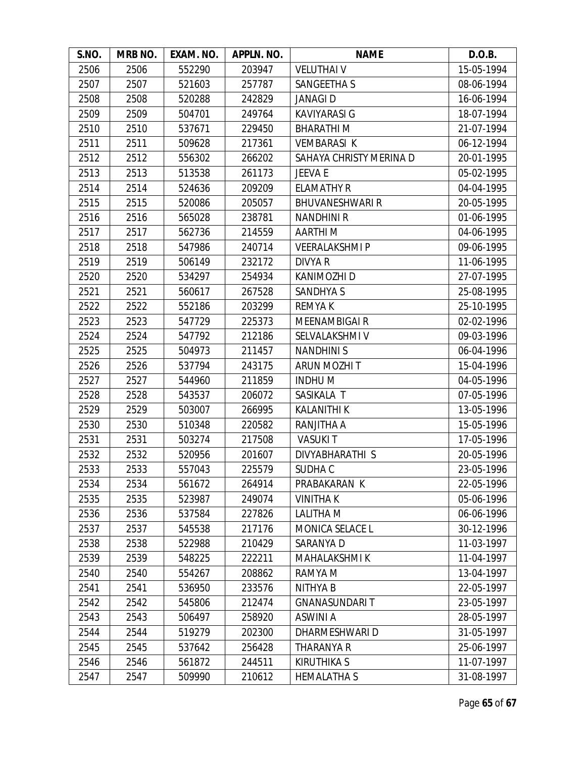| S.NO. | MRB NO. | EXAM. NO. | APPLN. NO. | NAME | D.O.B. |
|---|---|---|---|---|---|
| 2506 | 2506 | 552290 | 203947 | VELUTHAI V | 15-05-1994 |
| 2507 | 2507 | 521603 | 257787 | SANGEETHA S | 08-06-1994 |
| 2508 | 2508 | 520288 | 242829 | JANAGI D | 16-06-1994 |
| 2509 | 2509 | 504701 | 249764 | KAVIYARASI G | 18-07-1994 |
| 2510 | 2510 | 537671 | 229450 | BHARATHI M | 21-07-1994 |
| 2511 | 2511 | 509628 | 217361 | VEMBARASI K | 06-12-1994 |
| 2512 | 2512 | 556302 | 266202 | SAHAYA CHRISTY MERINA D | 20-01-1995 |
| 2513 | 2513 | 513538 | 261173 | JEEVA E | 05-02-1995 |
| 2514 | 2514 | 524636 | 209209 | ELAMATHY R | 04-04-1995 |
| 2515 | 2515 | 520086 | 205057 | BHUVANESHWARI R | 20-05-1995 |
| 2516 | 2516 | 565028 | 238781 | NANDHINI R | 01-06-1995 |
| 2517 | 2517 | 562736 | 214559 | AARTHI M | 04-06-1995 |
| 2518 | 2518 | 547986 | 240714 | VEERALAKSHMI P | 09-06-1995 |
| 2519 | 2519 | 506149 | 232172 | DIVYA R | 11-06-1995 |
| 2520 | 2520 | 534297 | 254934 | KANIMOZHI D | 27-07-1995 |
| 2521 | 2521 | 560617 | 267528 | SANDHYA S | 25-08-1995 |
| 2522 | 2522 | 552186 | 203299 | REMYA K | 25-10-1995 |
| 2523 | 2523 | 547729 | 225373 | MEENAMBIGAI R | 02-02-1996 |
| 2524 | 2524 | 547792 | 212186 | SELVALAKSHMI V | 09-03-1996 |
| 2525 | 2525 | 504973 | 211457 | NANDHINI S | 06-04-1996 |
| 2526 | 2526 | 537794 | 243175 | ARUN MOZHI T | 15-04-1996 |
| 2527 | 2527 | 544960 | 211859 | INDHU M | 04-05-1996 |
| 2528 | 2528 | 543537 | 206072 | SASIKALA T | 07-05-1996 |
| 2529 | 2529 | 503007 | 266995 | KALANITHI K | 13-05-1996 |
| 2530 | 2530 | 510348 | 220582 | RANJITHA A | 15-05-1996 |
| 2531 | 2531 | 503274 | 217508 | VASUKI T | 17-05-1996 |
| 2532 | 2532 | 520956 | 201607 | DIVYABHARATHI S | 20-05-1996 |
| 2533 | 2533 | 557043 | 225579 | SUDHA C | 23-05-1996 |
| 2534 | 2534 | 561672 | 264914 | PRABAKARAN K | 22-05-1996 |
| 2535 | 2535 | 523987 | 249074 | VINITHA K | 05-06-1996 |
| 2536 | 2536 | 537584 | 227826 | LALITHA M | 06-06-1996 |
| 2537 | 2537 | 545538 | 217176 | MONICA SELACE L | 30-12-1996 |
| 2538 | 2538 | 522988 | 210429 | SARANYA D | 11-03-1997 |
| 2539 | 2539 | 548225 | 222211 | MAHALAKSHMI K | 11-04-1997 |
| 2540 | 2540 | 554267 | 208862 | RAMYA M | 13-04-1997 |
| 2541 | 2541 | 536950 | 233576 | NITHYA B | 22-05-1997 |
| 2542 | 2542 | 545806 | 212474 | GNANASUNDARI T | 23-05-1997 |
| 2543 | 2543 | 506497 | 258920 | ASWINI A | 28-05-1997 |
| 2544 | 2544 | 519279 | 202300 | DHARMESHWARI D | 31-05-1997 |
| 2545 | 2545 | 537642 | 256428 | THARANYA R | 25-06-1997 |
| 2546 | 2546 | 561872 | 244511 | KIRUTHIKA S | 11-07-1997 |
| 2547 | 2547 | 509990 | 210612 | HEMALATHA S | 31-08-1997 |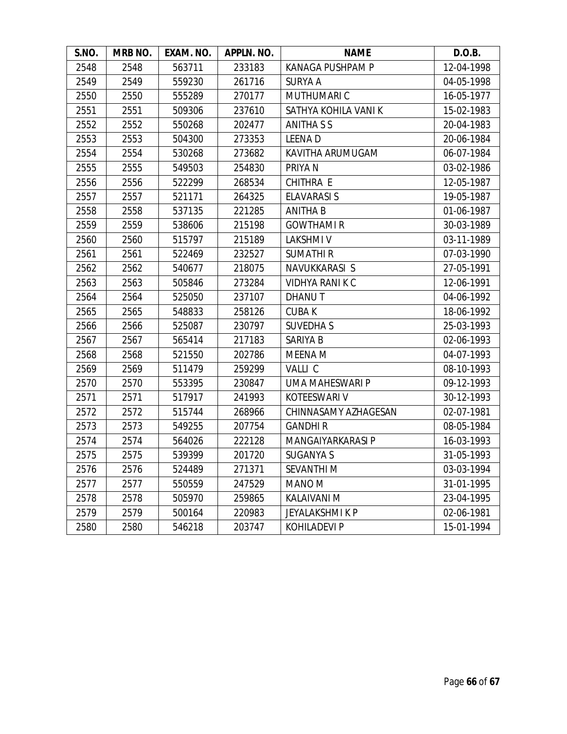| S.NO. | MRB NO. | EXAM. NO. | APPLN. NO. | NAME | D.O.B. |
|---|---|---|---|---|---|
| 2548 | 2548 | 563711 | 233183 | KANAGA PUSHPAM P | 12-04-1998 |
| 2549 | 2549 | 559230 | 261716 | SURYA A | 04-05-1998 |
| 2550 | 2550 | 555289 | 270177 | MUTHUMARI C | 16-05-1977 |
| 2551 | 2551 | 509306 | 237610 | SATHYA KOHILA VANI K | 15-02-1983 |
| 2552 | 2552 | 550268 | 202477 | ANITHA S S | 20-04-1983 |
| 2553 | 2553 | 504300 | 273353 | LEENA D | 20-06-1984 |
| 2554 | 2554 | 530268 | 273682 | KAVITHA ARUMUGAM | 06-07-1984 |
| 2555 | 2555 | 549503 | 254830 | PRIYA N | 03-02-1986 |
| 2556 | 2556 | 522299 | 268534 | CHITHRA E | 12-05-1987 |
| 2557 | 2557 | 521171 | 264325 | ELAVARASI S | 19-05-1987 |
| 2558 | 2558 | 537135 | 221285 | ANITHA B | 01-06-1987 |
| 2559 | 2559 | 538606 | 215198 | GOWTHAMI R | 30-03-1989 |
| 2560 | 2560 | 515797 | 215189 | LAKSHMI V | 03-11-1989 |
| 2561 | 2561 | 522469 | 232527 | SUMATHI R | 07-03-1990 |
| 2562 | 2562 | 540677 | 218075 | NAVUKKARASI S | 27-05-1991 |
| 2563 | 2563 | 505846 | 273284 | VIDHYA RANI K C | 12-06-1991 |
| 2564 | 2564 | 525050 | 237107 | DHANU T | 04-06-1992 |
| 2565 | 2565 | 548833 | 258126 | CUBA K | 18-06-1992 |
| 2566 | 2566 | 525087 | 230797 | SUVEDHA S | 25-03-1993 |
| 2567 | 2567 | 565414 | 217183 | SARIYA B | 02-06-1993 |
| 2568 | 2568 | 521550 | 202786 | MEENA M | 04-07-1993 |
| 2569 | 2569 | 511479 | 259299 | VALLI C | 08-10-1993 |
| 2570 | 2570 | 553395 | 230847 | UMA MAHESWARI P | 09-12-1993 |
| 2571 | 2571 | 517917 | 241993 | KOTEESWARI V | 30-12-1993 |
| 2572 | 2572 | 515744 | 268966 | CHINNASAMY AZHAGESAN | 02-07-1981 |
| 2573 | 2573 | 549255 | 207754 | GANDHI R | 08-05-1984 |
| 2574 | 2574 | 564026 | 222128 | MANGAIYARKARASI P | 16-03-1993 |
| 2575 | 2575 | 539399 | 201720 | SUGANYA S | 31-05-1993 |
| 2576 | 2576 | 524489 | 271371 | SEVANTHI M | 03-03-1994 |
| 2577 | 2577 | 550559 | 247529 | MANO M | 31-01-1995 |
| 2578 | 2578 | 505970 | 259865 | KALAIVANI M | 23-04-1995 |
| 2579 | 2579 | 500164 | 220983 | JEYALAKSHMI K P | 02-06-1981 |
| 2580 | 2580 | 546218 | 203747 | KOHILADEVI P | 15-01-1994 |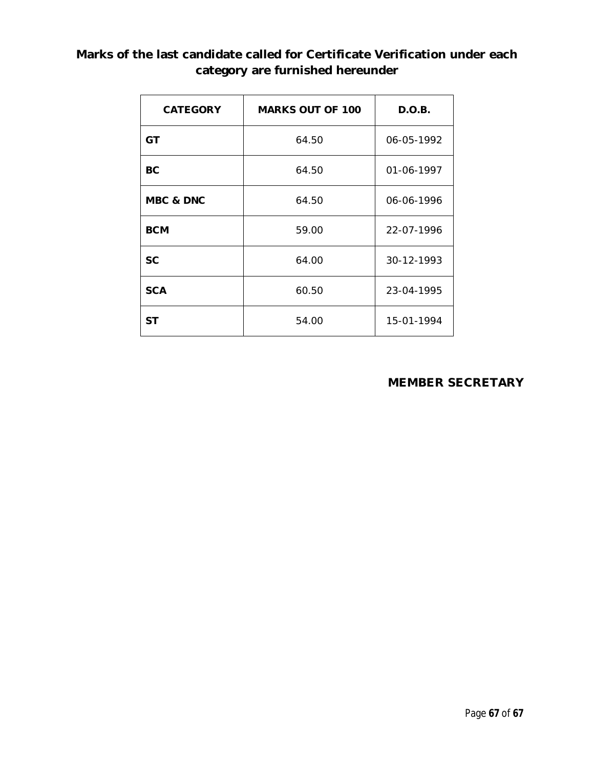**Marks of the last candidate called for Certificate Verification under each category are furnished hereunder**

| CATEGORY | MARKS OUT OF 100 | D.O.B. |
|---|---|---|
| **GT** | 64.50 | 06-05-1992 |
| **BC** | 64.50 | 01-06-1997 |
| **MBC & DNC** | 64.50 | 06-06-1996 |
| **BCM** | 59.00 | 22-07-1996 |
| **SC** | 64.00 | 30-12-1993 |
| **SCA** | 60.50 | 23-04-1995 |
| **ST** | 54.00 | 15-01-1994 |

**MEMBER SECRETARY**